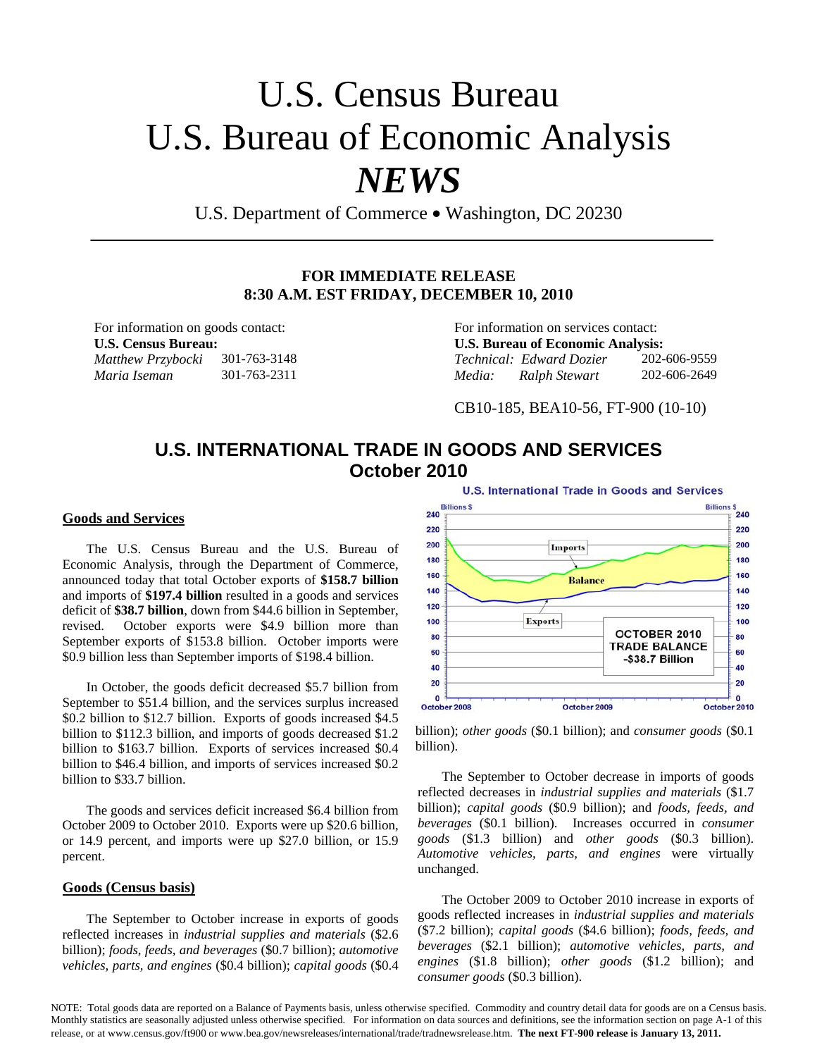# U.S. Census Bureau
# U.S. Bureau of Economic Analysis
# *NEWS*

U.S. Department of Commerce • Washington, DC 20230

**FOR IMMEDIATE RELEASE**
**8:30 A.M. EST FRIDAY, DECEMBER 10, 2010**

For information on goods contact:
**U.S. Census Bureau:**
*Matthew Przybocki* 301-763-3148
*Maria Iseman* 301-763-2311

For information on services contact:
**U.S. Bureau of Economic Analysis:**
*Technical: Edward Dozier* 202-606-9559
*Media: Ralph Stewart* 202-606-2649

CB10-185, BEA10-56, FT-900 (10-10)

## U.S. INTERNATIONAL TRADE IN GOODS AND SERVICES
## October 2010

### Goods and Services

The U.S. Census Bureau and the U.S. Bureau of Economic Analysis, through the Department of Commerce, announced today that total October exports of **$158.7 billion** and imports of **$197.4 billion** resulted in a goods and services deficit of **$38.7 billion**, down from $44.6 billion in September, revised. October exports were $4.9 billion more than September exports of $153.8 billion. October imports were $0.9 billion less than September imports of $198.4 billion.

In October, the goods deficit decreased $5.7 billion from September to $51.4 billion, and the services surplus increased $0.2 billion to $12.7 billion. Exports of goods increased $4.5 billion to $112.3 billion, and imports of goods decreased $1.2 billion to $163.7 billion. Exports of services increased $0.4 billion to $46.4 billion, and imports of services increased $0.2 billion to $33.7 billion.

The goods and services deficit increased $6.4 billion from October 2009 to October 2010. Exports were up $20.6 billion, or 14.9 percent, and imports were up $27.0 billion, or 15.9 percent.

### Goods (Census basis)

The September to October increase in exports of goods reflected increases in *industrial supplies and materials* ($2.6 billion); *foods, feeds, and beverages* ($0.7 billion); *automotive vehicles, parts, and engines* ($0.4 billion); *capital goods* ($0.4 billion); *other goods* ($0.1 billion); and *consumer goods* ($0.1 billion).

The September to October decrease in imports of goods reflected decreases in *industrial supplies and materials* ($1.7 billion); *capital goods* ($0.9 billion); and *foods, feeds, and beverages* ($0.1 billion). Increases occurred in *consumer goods* ($1.3 billion) and *other goods* ($0.3 billion). *Automotive vehicles, parts, and engines* were virtually unchanged.

The October 2009 to October 2010 increase in exports of goods reflected increases in *industrial supplies and materials* ($7.2 billion); *capital goods* ($4.6 billion); *foods, feeds, and beverages* ($2.1 billion); *automotive vehicles, parts, and engines* ($1.8 billion); *other goods* ($1.2 billion); and *consumer goods* ($0.3 billion).

NOTE: Total goods data are reported on a Balance of Payments basis, unless otherwise specified. Commodity and country detail data for goods are on a Census basis. Monthly statistics are seasonally adjusted unless otherwise specified. For information on data sources and definitions, see the information section on page A-1 of this release, or at www.census.gov/ft900 or www.bea.gov/newsreleases/international/trade/tradnewsrelease.htm. **The next FT-900 release is January 13, 2011.**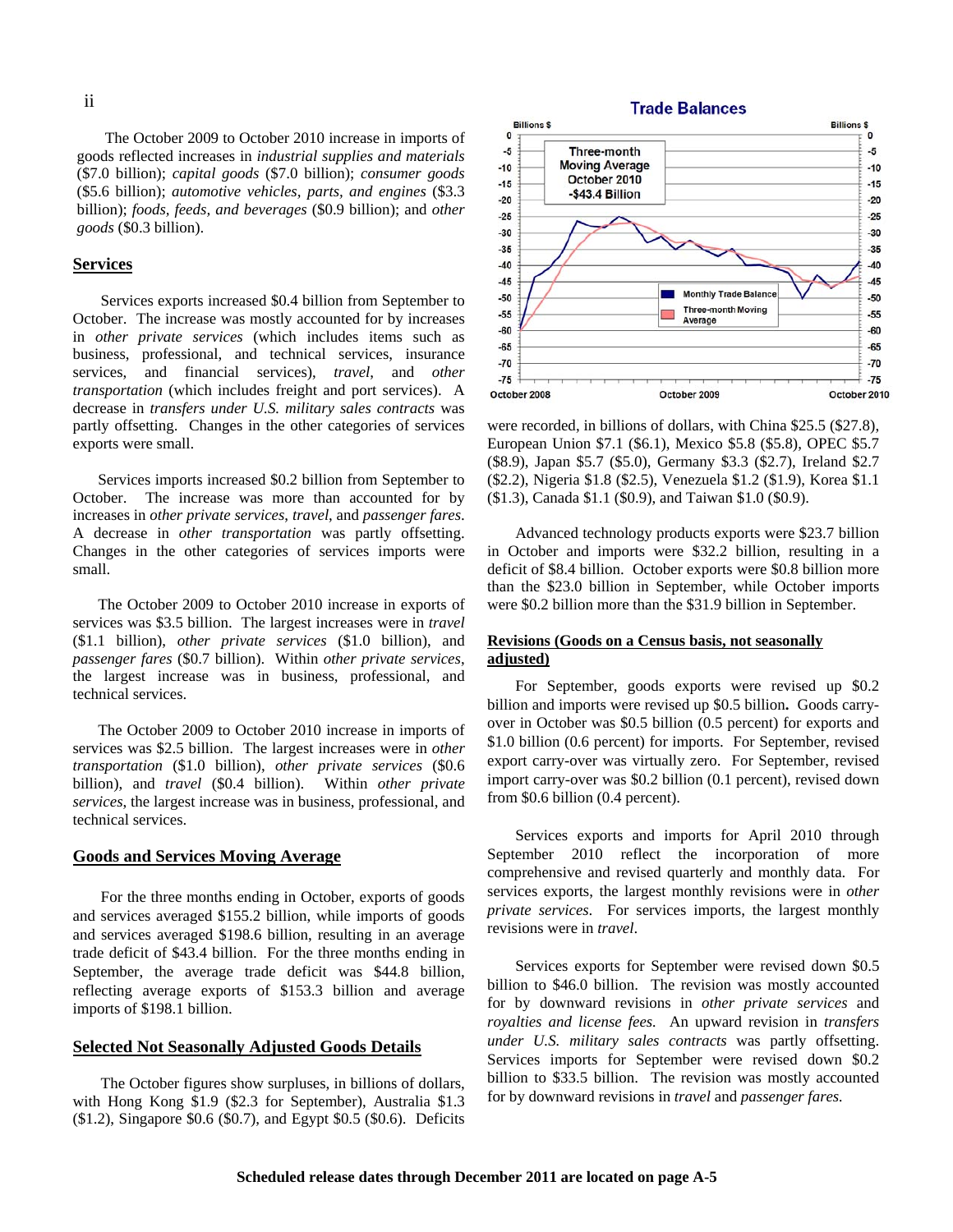The October 2009 to October 2010 increase in imports of goods reflected increases in *industrial supplies and materials* ($7.0 billion); *capital goods* ($7.0 billion); *consumer goods* ($5.6 billion); *automotive vehicles, parts, and engines* ($3.3 billion); *foods, feeds, and beverages* ($0.9 billion); and *other goods* ($0.3 billion).

## Services

Services exports increased $0.4 billion from September to October. The increase was mostly accounted for by increases in *other private services* (which includes items such as business, professional, and technical services, insurance services, and financial services), *travel*, and *other transportation* (which includes freight and port services). A decrease in *transfers under U.S. military sales contracts* was partly offsetting. Changes in the other categories of services exports were small.

Services imports increased $0.2 billion from September to October. The increase was more than accounted for by increases in *other private services*, *travel*, and *passenger fares*. A decrease in *other transportation* was partly offsetting. Changes in the other categories of services imports were small.

The October 2009 to October 2010 increase in exports of services was $3.5 billion. The largest increases were in *travel* ($1.1 billion), *other private services* ($1.0 billion), and *passenger fares* ($0.7 billion). Within *other private services*, the largest increase was in business, professional, and technical services.

The October 2009 to October 2010 increase in imports of services was $2.5 billion. The largest increases were in *other transportation* ($1.0 billion), *other private services* ($0.6 billion), and *travel* ($0.4 billion). Within *other private services*, the largest increase was in business, professional, and technical services.

## Goods and Services Moving Average

For the three months ending in October, exports of goods and services averaged $155.2 billion, while imports of goods and services averaged $198.6 billion, resulting in an average trade deficit of $43.4 billion. For the three months ending in September, the average trade deficit was $44.8 billion, reflecting average exports of $153.3 billion and average imports of $198.1 billion.

## Selected Not Seasonally Adjusted Goods Details

The October figures show surpluses, in billions of dollars, with Hong Kong $1.9 ($2.3 for September), Australia $1.3 ($1.2), Singapore $0.6 ($0.7), and Egypt $0.5 ($0.6). Deficits were recorded, in billions of dollars, with China $25.5 ($27.8), European Union $7.1 ($6.1), Mexico $5.8 ($5.8), OPEC $5.7 ($8.9), Japan $5.7 ($5.0), Germany $3.3 ($2.7), Ireland $2.7 ($2.2), Nigeria $1.8 ($2.5), Venezuela $1.2 ($1.9), Korea $1.1 ($1.3), Canada $1.1 ($0.9), and Taiwan $1.0 ($0.9).

Advanced technology products exports were $23.7 billion in October and imports were $32.2 billion, resulting in a deficit of $8.4 billion. October exports were $0.8 billion more than the $23.0 billion in September, while October imports were $0.2 billion more than the $31.9 billion in September.

## Revisions (Goods on a Census basis, not seasonally adjusted)

For September, goods exports were revised up $0.2 billion and imports were revised up $0.5 billion**.** Goods carry-over in October was $0.5 billion (0.5 percent) for exports and $1.0 billion (0.6 percent) for imports. For September, revised export carry-over was virtually zero. For September, revised import carry-over was $0.2 billion (0.1 percent), revised down from $0.6 billion (0.4 percent).

Services exports and imports for April 2010 through September 2010 reflect the incorporation of more comprehensive and revised quarterly and monthly data. For services exports, the largest monthly revisions were in *other private services*. For services imports, the largest monthly revisions were in *travel*.

Services exports for September were revised down $0.5 billion to $46.0 billion. The revision was mostly accounted for by downward revisions in *other private services* and *royalties and license fees.* An upward revision in *transfers under U.S. military sales contracts* was partly offsetting. Services imports for September were revised down $0.2 billion to $33.5 billion. The revision was mostly accounted for by downward revisions in *travel* and *passenger fares.*

**Scheduled release dates through December 2011 are located on page A-5**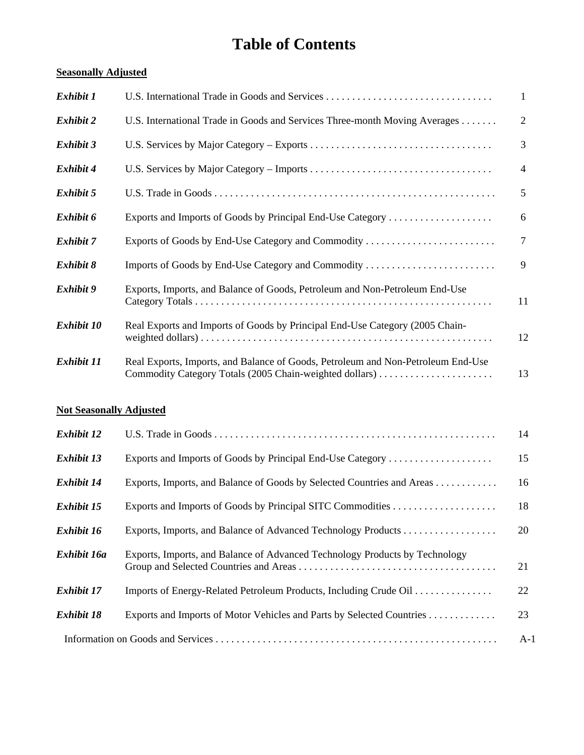# Table of Contents

**Seasonally Adjusted**

| | | |
|---|---|---|
| ***Exhibit 1*** | U.S. International Trade in Goods and Services | 1 |
| ***Exhibit 2*** | U.S. International Trade in Goods and Services Three-month Moving Averages | 2 |
| ***Exhibit 3*** | U.S. Services by Major Category – Exports | 3 |
| ***Exhibit 4*** | U.S. Services by Major Category – Imports | 4 |
| ***Exhibit 5*** | U.S. Trade in Goods | 5 |
| ***Exhibit 6*** | Exports and Imports of Goods by Principal End-Use Category | 6 |
| ***Exhibit 7*** | Exports of Goods by End-Use Category and Commodity | 7 |
| ***Exhibit 8*** | Imports of Goods by End-Use Category and Commodity | 9 |
| ***Exhibit 9*** | Exports, Imports, and Balance of Goods, Petroleum and Non-Petroleum End-Use Category Totals | 11 |
| ***Exhibit 10*** | Real Exports and Imports of Goods by Principal End-Use Category (2005 Chain-weighted dollars) | 12 |
| ***Exhibit 11*** | Real Exports, Imports, and Balance of Goods, Petroleum and Non-Petroleum End-Use Commodity Category Totals (2005 Chain-weighted dollars) | 13 |

**Not Seasonally Adjusted**

| | | |
|---|---|---|
| ***Exhibit 12*** | U.S. Trade in Goods | 14 |
| ***Exhibit 13*** | Exports and Imports of Goods by Principal End-Use Category | 15 |
| ***Exhibit 14*** | Exports, Imports, and Balance of Goods by Selected Countries and Areas | 16 |
| ***Exhibit 15*** | Exports and Imports of Goods by Principal SITC Commodities | 18 |
| ***Exhibit 16*** | Exports, Imports, and Balance of Advanced Technology Products | 20 |
| ***Exhibit 16a*** | Exports, Imports, and Balance of Advanced Technology Products by Technology Group and Selected Countries and Areas | 21 |
| ***Exhibit 17*** | Imports of Energy-Related Petroleum Products, Including Crude Oil | 22 |
| ***Exhibit 18*** | Exports and Imports of Motor Vehicles and Parts by Selected Countries | 23 |
| | Information on Goods and Services | A-1 |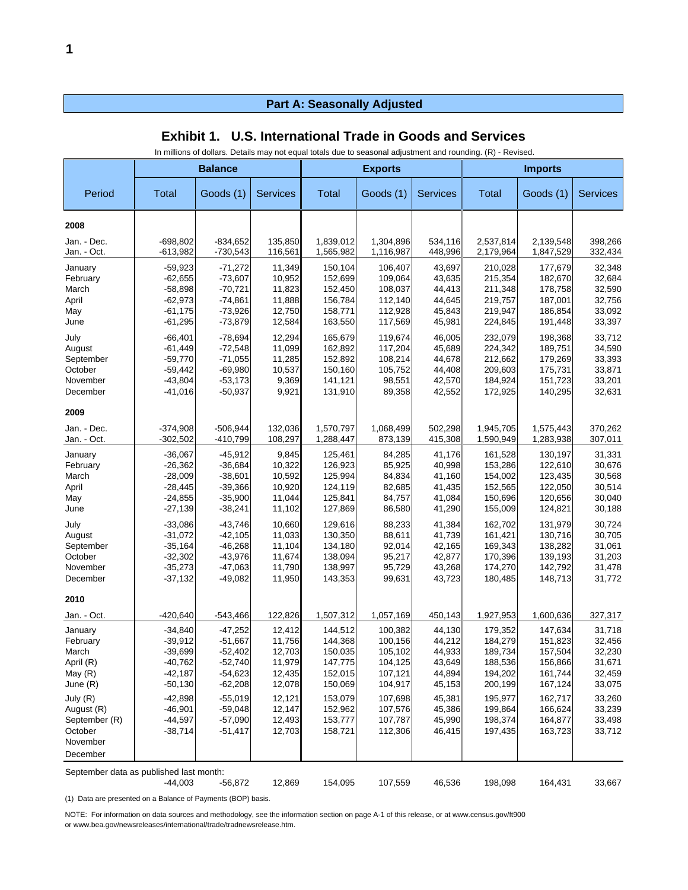## Part A: Seasonally Adjusted

### Exhibit 1. U.S. International Trade in Goods and Services

In millions of dollars. Details may not equal totals due to seasonal adjustment and rounding. (R) - Revised.

| Period | Balance | | | Exports | | | Imports | | |
|---|---|---|---|---|---|---|---|---|---|
| | Total | Goods (1) | Services | Total | Goods (1) | Services | Total | Goods (1) | Services |
| **2008** | | | | | | | | | |
| Jan. - Dec. | -698,802 | -834,652 | 135,850 | 1,839,012 | 1,304,896 | 534,116 | 2,537,814 | 2,139,548 | 398,266 |
| Jan. - Oct. | -613,982 | -730,543 | 116,561 | 1,565,982 | 1,116,987 | 448,996 | 2,179,964 | 1,847,529 | 332,434 |
| January | -59,923 | -71,272 | 11,349 | 150,104 | 106,407 | 43,697 | 210,028 | 177,679 | 32,348 |
| February | -62,655 | -73,607 | 10,952 | 152,699 | 109,064 | 43,635 | 215,354 | 182,670 | 32,684 |
| March | -58,898 | -70,721 | 11,823 | 152,450 | 108,037 | 44,413 | 211,348 | 178,758 | 32,590 |
| April | -62,973 | -74,861 | 11,888 | 156,784 | 112,140 | 44,645 | 219,757 | 187,001 | 32,756 |
| May | -61,175 | -73,926 | 12,750 | 158,771 | 112,928 | 45,843 | 219,947 | 186,854 | 33,092 |
| June | -61,295 | -73,879 | 12,584 | 163,550 | 117,569 | 45,981 | 224,845 | 191,448 | 33,397 |
| July | -66,401 | -78,694 | 12,294 | 165,679 | 119,674 | 46,005 | 232,079 | 198,368 | 33,712 |
| August | -61,449 | -72,548 | 11,099 | 162,892 | 117,204 | 45,689 | 224,342 | 189,751 | 34,590 |
| September | -59,770 | -71,055 | 11,285 | 152,892 | 108,214 | 44,678 | 212,662 | 179,269 | 33,393 |
| October | -59,442 | -69,980 | 10,537 | 150,160 | 105,752 | 44,408 | 209,603 | 175,731 | 33,871 |
| November | -43,804 | -53,173 | 9,369 | 141,121 | 98,551 | 42,570 | 184,924 | 151,723 | 33,201 |
| December | -41,016 | -50,937 | 9,921 | 131,910 | 89,358 | 42,552 | 172,925 | 140,295 | 32,631 |
| **2009** | | | | | | | | | |
| Jan. - Dec. | -374,908 | -506,944 | 132,036 | 1,570,797 | 1,068,499 | 502,298 | 1,945,705 | 1,575,443 | 370,262 |
| Jan. - Oct. | -302,502 | -410,799 | 108,297 | 1,288,447 | 873,139 | 415,308 | 1,590,949 | 1,283,938 | 307,011 |
| January | -36,067 | -45,912 | 9,845 | 125,461 | 84,285 | 41,176 | 161,528 | 130,197 | 31,331 |
| February | -26,362 | -36,684 | 10,322 | 126,923 | 85,925 | 40,998 | 153,286 | 122,610 | 30,676 |
| March | -28,009 | -38,601 | 10,592 | 125,994 | 84,834 | 41,160 | 154,002 | 123,435 | 30,568 |
| April | -28,445 | -39,366 | 10,920 | 124,119 | 82,685 | 41,435 | 152,565 | 122,050 | 30,514 |
| May | -24,855 | -35,900 | 11,044 | 125,841 | 84,757 | 41,084 | 150,696 | 120,656 | 30,040 |
| June | -27,139 | -38,241 | 11,102 | 127,869 | 86,580 | 41,290 | 155,009 | 124,821 | 30,188 |
| July | -33,086 | -43,746 | 10,660 | 129,616 | 88,233 | 41,384 | 162,702 | 131,979 | 30,724 |
| August | -31,072 | -42,105 | 11,033 | 130,350 | 88,611 | 41,739 | 161,421 | 130,716 | 30,705 |
| September | -35,164 | -46,268 | 11,104 | 134,180 | 92,014 | 42,165 | 169,343 | 138,282 | 31,061 |
| October | -32,302 | -43,976 | 11,674 | 138,094 | 95,217 | 42,877 | 170,396 | 139,193 | 31,203 |
| November | -35,273 | -47,063 | 11,790 | 138,997 | 95,729 | 43,268 | 174,270 | 142,792 | 31,478 |
| December | -37,132 | -49,082 | 11,950 | 143,353 | 99,631 | 43,723 | 180,485 | 148,713 | 31,772 |
| **2010** | | | | | | | | | |
| Jan. - Oct. | -420,640 | -543,466 | 122,826 | 1,507,312 | 1,057,169 | 450,143 | 1,927,953 | 1,600,636 | 327,317 |
| January | -34,840 | -47,252 | 12,412 | 144,512 | 100,382 | 44,130 | 179,352 | 147,634 | 31,718 |
| February | -39,912 | -51,667 | 11,756 | 144,368 | 100,156 | 44,212 | 184,279 | 151,823 | 32,456 |
| March | -39,699 | -52,402 | 12,703 | 150,035 | 105,102 | 44,933 | 189,734 | 157,504 | 32,230 |
| April (R) | -40,762 | -52,740 | 11,979 | 147,775 | 104,125 | 43,649 | 188,536 | 156,866 | 31,671 |
| May (R) | -42,187 | -54,623 | 12,435 | 152,015 | 107,121 | 44,894 | 194,202 | 161,744 | 32,459 |
| June (R) | -50,130 | -62,208 | 12,078 | 150,069 | 104,917 | 45,153 | 200,199 | 167,124 | 33,075 |
| July (R) | -42,898 | -55,019 | 12,121 | 153,079 | 107,698 | 45,381 | 195,977 | 162,717 | 33,260 |
| August (R) | -46,901 | -59,048 | 12,147 | 152,962 | 107,576 | 45,386 | 199,864 | 166,624 | 33,239 |
| September (R) | -44,597 | -57,090 | 12,493 | 153,777 | 107,787 | 45,990 | 198,374 | 164,877 | 33,498 |
| October | -38,714 | -51,417 | 12,703 | 158,721 | 112,306 | 46,415 | 197,435 | 163,723 | 33,712 |
| November | | | | | | | | | |
| December | | | | | | | | | |
| September data as published last month: | -44,003 | -56,872 | 12,869 | 154,095 | 107,559 | 46,536 | 198,098 | 164,431 | 33,667 |

(1) Data are presented on a Balance of Payments (BOP) basis.

NOTE: For information on data sources and methodology, see the information section on page A-1 of this release, or at www.census.gov/ft900 or www.bea.gov/newsreleases/international/trade/tradnewsrelease.htm.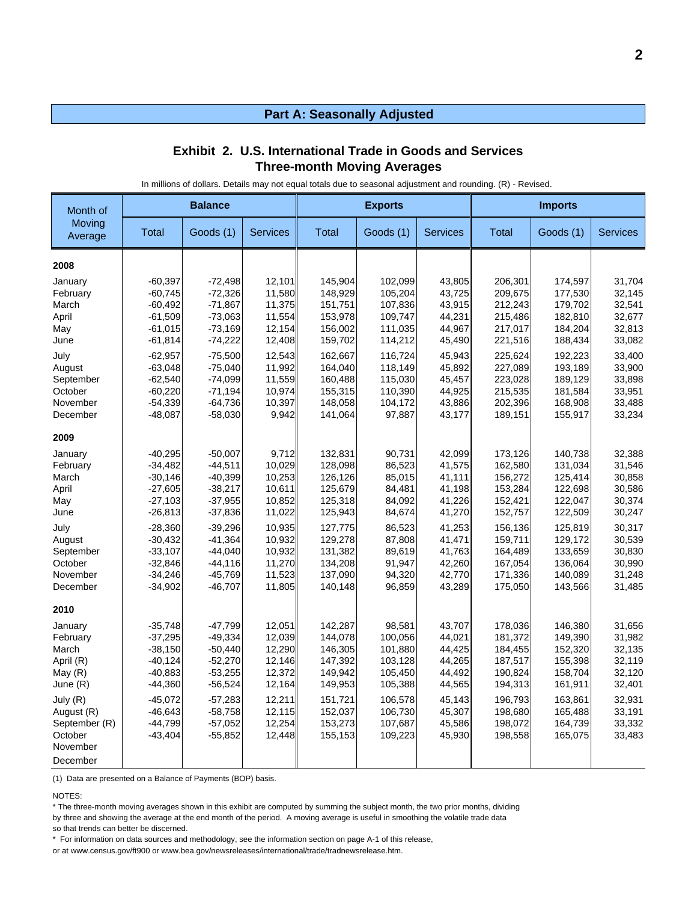## Part A: Seasonally Adjusted

### Exhibit 2. U.S. International Trade in Goods and Services
### Three-month Moving Averages

In millions of dollars. Details may not equal totals due to seasonal adjustment and rounding. (R) - Revised.

| Month of Moving Average | Balance | | | Exports | | | Imports | | |
|---|---|---|---|---|---|---|---|---|---|
| | Total | Goods (1) | Services | Total | Goods (1) | Services | Total | Goods (1) | Services |
| **2008** | | | | | | | | | |
| January | -60,397 | -72,498 | 12,101 | 145,904 | 102,099 | 43,805 | 206,301 | 174,597 | 31,704 |
| February | -60,745 | -72,326 | 11,580 | 148,929 | 105,204 | 43,725 | 209,675 | 177,530 | 32,145 |
| March | -60,492 | -71,867 | 11,375 | 151,751 | 107,836 | 43,915 | 212,243 | 179,702 | 32,541 |
| April | -61,509 | -73,063 | 11,554 | 153,978 | 109,747 | 44,231 | 215,486 | 182,810 | 32,677 |
| May | -61,015 | -73,169 | 12,154 | 156,002 | 111,035 | 44,967 | 217,017 | 184,204 | 32,813 |
| June | -61,814 | -74,222 | 12,408 | 159,702 | 114,212 | 45,490 | 221,516 | 188,434 | 33,082 |
| July | -62,957 | -75,500 | 12,543 | 162,667 | 116,724 | 45,943 | 225,624 | 192,223 | 33,400 |
| August | -63,048 | -75,040 | 11,992 | 164,040 | 118,149 | 45,892 | 227,089 | 193,189 | 33,900 |
| September | -62,540 | -74,099 | 11,559 | 160,488 | 115,030 | 45,457 | 223,028 | 189,129 | 33,898 |
| October | -60,220 | -71,194 | 10,974 | 155,315 | 110,390 | 44,925 | 215,535 | 181,584 | 33,951 |
| November | -54,339 | -64,736 | 10,397 | 148,058 | 104,172 | 43,886 | 202,396 | 168,908 | 33,488 |
| December | -48,087 | -58,030 | 9,942 | 141,064 | 97,887 | 43,177 | 189,151 | 155,917 | 33,234 |
| **2009** | | | | | | | | | |
| January | -40,295 | -50,007 | 9,712 | 132,831 | 90,731 | 42,099 | 173,126 | 140,738 | 32,388 |
| February | -34,482 | -44,511 | 10,029 | 128,098 | 86,523 | 41,575 | 162,580 | 131,034 | 31,546 |
| March | -30,146 | -40,399 | 10,253 | 126,126 | 85,015 | 41,111 | 156,272 | 125,414 | 30,858 |
| April | -27,605 | -38,217 | 10,611 | 125,679 | 84,481 | 41,198 | 153,284 | 122,698 | 30,586 |
| May | -27,103 | -37,955 | 10,852 | 125,318 | 84,092 | 41,226 | 152,421 | 122,047 | 30,374 |
| June | -26,813 | -37,836 | 11,022 | 125,943 | 84,674 | 41,270 | 152,757 | 122,509 | 30,247 |
| July | -28,360 | -39,296 | 10,935 | 127,775 | 86,523 | 41,253 | 156,136 | 125,819 | 30,317 |
| August | -30,432 | -41,364 | 10,932 | 129,278 | 87,808 | 41,471 | 159,711 | 129,172 | 30,539 |
| September | -33,107 | -44,040 | 10,932 | 131,382 | 89,619 | 41,763 | 164,489 | 133,659 | 30,830 |
| October | -32,846 | -44,116 | 11,270 | 134,208 | 91,947 | 42,260 | 167,054 | 136,064 | 30,990 |
| November | -34,246 | -45,769 | 11,523 | 137,090 | 94,320 | 42,770 | 171,336 | 140,089 | 31,248 |
| December | -34,902 | -46,707 | 11,805 | 140,148 | 96,859 | 43,289 | 175,050 | 143,566 | 31,485 |
| **2010** | | | | | | | | | |
| January | -35,748 | -47,799 | 12,051 | 142,287 | 98,581 | 43,707 | 178,036 | 146,380 | 31,656 |
| February | -37,295 | -49,334 | 12,039 | 144,078 | 100,056 | 44,021 | 181,372 | 149,390 | 31,982 |
| March | -38,150 | -50,440 | 12,290 | 146,305 | 101,880 | 44,425 | 184,455 | 152,320 | 32,135 |
| April (R) | -40,124 | -52,270 | 12,146 | 147,392 | 103,128 | 44,265 | 187,517 | 155,398 | 32,119 |
| May (R) | -40,883 | -53,255 | 12,372 | 149,942 | 105,450 | 44,492 | 190,824 | 158,704 | 32,120 |
| June (R) | -44,360 | -56,524 | 12,164 | 149,953 | 105,388 | 44,565 | 194,313 | 161,911 | 32,401 |
| July (R) | -45,072 | -57,283 | 12,211 | 151,721 | 106,578 | 45,143 | 196,793 | 163,861 | 32,931 |
| August (R) | -46,643 | -58,758 | 12,115 | 152,037 | 106,730 | 45,307 | 198,680 | 165,488 | 33,191 |
| September (R) | -44,799 | -57,052 | 12,254 | 153,273 | 107,687 | 45,586 | 198,072 | 164,739 | 33,332 |
| October | -43,404 | -55,852 | 12,448 | 155,153 | 109,223 | 45,930 | 198,558 | 165,075 | 33,483 |
| November | | | | | | | | | |
| December | | | | | | | | | |

(1) Data are presented on a Balance of Payments (BOP) basis.

NOTES:

* The three-month moving averages shown in this exhibit are computed by summing the subject month, the two prior months, dividing by three and showing the average at the end month of the period. A moving average is useful in smoothing the volatile trade data so that trends can better be discerned.
* For information on data sources and methodology, see the information section on page A-1 of this release, or at www.census.gov/ft900 or www.bea.gov/newsreleases/international/trade/tradnewsrelease.htm.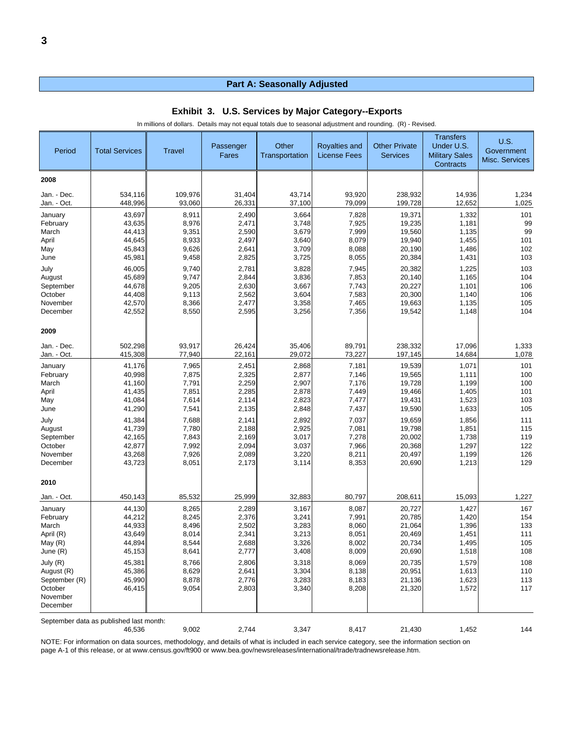## Part A: Seasonally Adjusted

### Exhibit 3. U.S. Services by Major Category--Exports

In millions of dollars. Details may not equal totals due to seasonal adjustment and rounding. (R) - Revised.

| Period | Total Services | Travel | Passenger Fares | Other Transportation | Royalties and License Fees | Other Private Services | Transfers Under U.S. Military Sales Contracts | U.S. Government Misc. Services |
|---|---|---|---|---|---|---|---|---|
| **2008** | | | | | | | | |
| Jan. - Dec. | 534,116 | 109,976 | 31,404 | 43,714 | 93,920 | 238,932 | 14,936 | 1,234 |
| Jan. - Oct. | 448,996 | 93,060 | 26,331 | 37,100 | 79,099 | 199,728 | 12,652 | 1,025 |
| January | 43,697 | 8,911 | 2,490 | 3,664 | 7,828 | 19,371 | 1,332 | 101 |
| February | 43,635 | 8,976 | 2,471 | 3,748 | 7,925 | 19,235 | 1,181 | 99 |
| March | 44,413 | 9,351 | 2,590 | 3,679 | 7,999 | 19,560 | 1,135 | 99 |
| April | 44,645 | 8,933 | 2,497 | 3,640 | 8,079 | 19,940 | 1,455 | 101 |
| May | 45,843 | 9,626 | 2,641 | 3,709 | 8,088 | 20,190 | 1,486 | 102 |
| June | 45,981 | 9,458 | 2,825 | 3,725 | 8,055 | 20,384 | 1,431 | 103 |
| July | 46,005 | 9,740 | 2,781 | 3,828 | 7,945 | 20,382 | 1,225 | 103 |
| August | 45,689 | 9,747 | 2,844 | 3,836 | 7,853 | 20,140 | 1,165 | 104 |
| September | 44,678 | 9,205 | 2,630 | 3,667 | 7,743 | 20,227 | 1,101 | 106 |
| October | 44,408 | 9,113 | 2,562 | 3,604 | 7,583 | 20,300 | 1,140 | 106 |
| November | 42,570 | 8,366 | 2,477 | 3,358 | 7,465 | 19,663 | 1,135 | 105 |
| December | 42,552 | 8,550 | 2,595 | 3,256 | 7,356 | 19,542 | 1,148 | 104 |
| **2009** | | | | | | | | |
| Jan. - Dec. | 502,298 | 93,917 | 26,424 | 35,406 | 89,791 | 238,332 | 17,096 | 1,333 |
| Jan. - Oct. | 415,308 | 77,940 | 22,161 | 29,072 | 73,227 | 197,145 | 14,684 | 1,078 |
| January | 41,176 | 7,965 | 2,451 | 2,868 | 7,181 | 19,539 | 1,071 | 101 |
| February | 40,998 | 7,875 | 2,325 | 2,877 | 7,146 | 19,565 | 1,111 | 100 |
| March | 41,160 | 7,791 | 2,259 | 2,907 | 7,176 | 19,728 | 1,199 | 100 |
| April | 41,435 | 7,851 | 2,285 | 2,878 | 7,449 | 19,466 | 1,405 | 101 |
| May | 41,084 | 7,614 | 2,114 | 2,823 | 7,477 | 19,431 | 1,523 | 103 |
| June | 41,290 | 7,541 | 2,135 | 2,848 | 7,437 | 19,590 | 1,633 | 105 |
| July | 41,384 | 7,688 | 2,141 | 2,892 | 7,037 | 19,659 | 1,856 | 111 |
| August | 41,739 | 7,780 | 2,188 | 2,925 | 7,081 | 19,798 | 1,851 | 115 |
| September | 42,165 | 7,843 | 2,169 | 3,017 | 7,278 | 20,002 | 1,738 | 119 |
| October | 42,877 | 7,992 | 2,094 | 3,037 | 7,966 | 20,368 | 1,297 | 122 |
| November | 43,268 | 7,926 | 2,089 | 3,220 | 8,211 | 20,497 | 1,199 | 126 |
| December | 43,723 | 8,051 | 2,173 | 3,114 | 8,353 | 20,690 | 1,213 | 129 |
| **2010** | | | | | | | | |
| Jan. - Oct. | 450,143 | 85,532 | 25,999 | 32,883 | 80,797 | 208,611 | 15,093 | 1,227 |
| January | 44,130 | 8,265 | 2,289 | 3,167 | 8,087 | 20,727 | 1,427 | 167 |
| February | 44,212 | 8,245 | 2,376 | 3,241 | 7,991 | 20,785 | 1,420 | 154 |
| March | 44,933 | 8,496 | 2,502 | 3,283 | 8,060 | 21,064 | 1,396 | 133 |
| April (R) | 43,649 | 8,014 | 2,341 | 3,213 | 8,051 | 20,469 | 1,451 | 111 |
| May (R) | 44,894 | 8,544 | 2,688 | 3,326 | 8,002 | 20,734 | 1,495 | 105 |
| June (R) | 45,153 | 8,641 | 2,777 | 3,408 | 8,009 | 20,690 | 1,518 | 108 |
| July (R) | 45,381 | 8,766 | 2,806 | 3,318 | 8,069 | 20,735 | 1,579 | 108 |
| August (R) | 45,386 | 8,629 | 2,641 | 3,304 | 8,138 | 20,951 | 1,613 | 110 |
| September (R) | 45,990 | 8,878 | 2,776 | 3,283 | 8,183 | 21,136 | 1,623 | 113 |
| October | 46,415 | 9,054 | 2,803 | 3,340 | 8,208 | 21,320 | 1,572 | 117 |
| November | | | | | | | | |
| December | | | | | | | | |
| September data as published last month: | 46,536 | 9,002 | 2,744 | 3,347 | 8,417 | 21,430 | 1,452 | 144 |

NOTE: For information on data sources, methodology, and details of what is included in each service category, see the information section on page A-1 of this release, or at www.census.gov/ft900 or www.bea.gov/newsreleases/international/trade/tradnewsrelease.htm.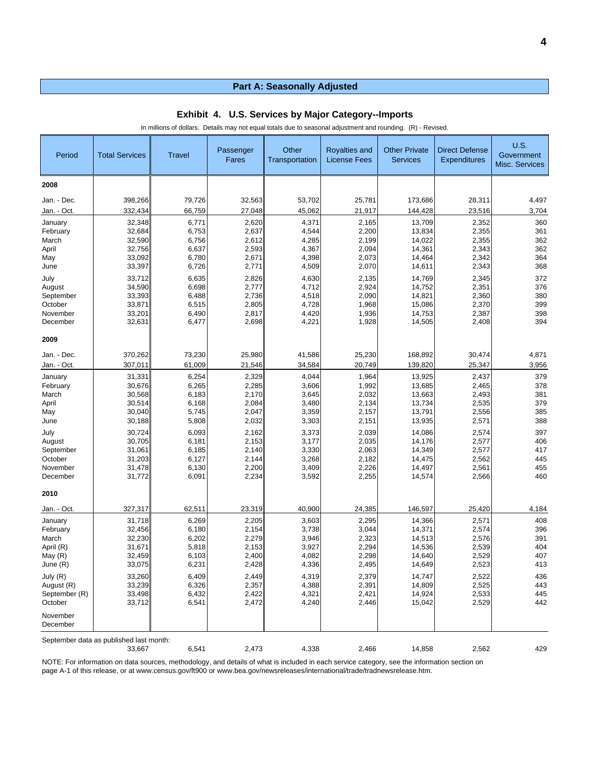## Part A: Seasonally Adjusted

### Exhibit 4. U.S. Services by Major Category--Imports

In millions of dollars. Details may not equal totals due to seasonal adjustment and rounding. (R) - Revised.

| Period | Total Services | Travel | Passenger Fares | Other Transportation | Royalties and License Fees | Other Private Services | Direct Defense Expenditures | U.S. Government Misc. Services |
|---|---|---|---|---|---|---|---|---|
| **2008** | | | | | | | | |
| Jan. - Dec. | 398,266 | 79,726 | 32,563 | 53,702 | 25,781 | 173,686 | 28,311 | 4,497 |
| Jan. - Oct. | 332,434 | 66,759 | 27,048 | 45,062 | 21,917 | 144,428 | 23,516 | 3,704 |
| January | 32,348 | 6,771 | 2,620 | 4,371 | 2,165 | 13,709 | 2,352 | 360 |
| February | 32,684 | 6,753 | 2,637 | 4,544 | 2,200 | 13,834 | 2,355 | 361 |
| March | 32,590 | 6,756 | 2,612 | 4,285 | 2,199 | 14,022 | 2,355 | 362 |
| April | 32,756 | 6,637 | 2,593 | 4,367 | 2,094 | 14,361 | 2,343 | 362 |
| May | 33,092 | 6,780 | 2,671 | 4,398 | 2,073 | 14,464 | 2,342 | 364 |
| June | 33,397 | 6,726 | 2,771 | 4,509 | 2,070 | 14,611 | 2,343 | 368 |
| July | 33,712 | 6,635 | 2,826 | 4,630 | 2,135 | 14,769 | 2,345 | 372 |
| August | 34,590 | 6,698 | 2,777 | 4,712 | 2,924 | 14,752 | 2,351 | 376 |
| September | 33,393 | 6,488 | 2,736 | 4,518 | 2,090 | 14,821 | 2,360 | 380 |
| October | 33,871 | 6,515 | 2,805 | 4,728 | 1,968 | 15,086 | 2,370 | 399 |
| November | 33,201 | 6,490 | 2,817 | 4,420 | 1,936 | 14,753 | 2,387 | 398 |
| December | 32,631 | 6,477 | 2,698 | 4,221 | 1,928 | 14,505 | 2,408 | 394 |
| **2009** | | | | | | | | |
| Jan. - Dec. | 370,262 | 73,230 | 25,980 | 41,586 | 25,230 | 168,892 | 30,474 | 4,871 |
| Jan. - Oct. | 307,011 | 61,009 | 21,546 | 34,584 | 20,749 | 139,820 | 25,347 | 3,956 |
| January | 31,331 | 6,254 | 2,329 | 4,044 | 1,964 | 13,925 | 2,437 | 379 |
| February | 30,676 | 6,265 | 2,285 | 3,606 | 1,992 | 13,685 | 2,465 | 378 |
| March | 30,568 | 6,183 | 2,170 | 3,645 | 2,032 | 13,663 | 2,493 | 381 |
| April | 30,514 | 6,168 | 2,084 | 3,480 | 2,134 | 13,734 | 2,535 | 379 |
| May | 30,040 | 5,745 | 2,047 | 3,359 | 2,157 | 13,791 | 2,556 | 385 |
| June | 30,188 | 5,808 | 2,032 | 3,303 | 2,151 | 13,935 | 2,571 | 388 |
| July | 30,724 | 6,093 | 2,162 | 3,373 | 2,039 | 14,086 | 2,574 | 397 |
| August | 30,705 | 6,181 | 2,153 | 3,177 | 2,035 | 14,176 | 2,577 | 406 |
| September | 31,061 | 6,185 | 2,140 | 3,330 | 2,063 | 14,349 | 2,577 | 417 |
| October | 31,203 | 6,127 | 2,144 | 3,268 | 2,182 | 14,475 | 2,562 | 445 |
| November | 31,478 | 6,130 | 2,200 | 3,409 | 2,226 | 14,497 | 2,561 | 455 |
| December | 31,772 | 6,091 | 2,234 | 3,592 | 2,255 | 14,574 | 2,566 | 460 |
| **2010** | | | | | | | | |
| Jan. - Oct. | 327,317 | 62,511 | 23,319 | 40,900 | 24,385 | 146,597 | 25,420 | 4,184 |
| January | 31,718 | 6,269 | 2,205 | 3,603 | 2,295 | 14,366 | 2,571 | 408 |
| February | 32,456 | 6,180 | 2,154 | 3,738 | 3,044 | 14,371 | 2,574 | 396 |
| March | 32,230 | 6,202 | 2,279 | 3,946 | 2,323 | 14,513 | 2,576 | 391 |
| April (R) | 31,671 | 5,818 | 2,153 | 3,927 | 2,294 | 14,536 | 2,539 | 404 |
| May (R) | 32,459 | 6,103 | 2,400 | 4,082 | 2,298 | 14,640 | 2,529 | 407 |
| June (R) | 33,075 | 6,231 | 2,428 | 4,336 | 2,495 | 14,649 | 2,523 | 413 |
| July (R) | 33,260 | 6,409 | 2,449 | 4,319 | 2,379 | 14,747 | 2,522 | 436 |
| August (R) | 33,239 | 6,326 | 2,357 | 4,388 | 2,391 | 14,809 | 2,525 | 443 |
| September (R) | 33,498 | 6,432 | 2,422 | 4,321 | 2,421 | 14,924 | 2,533 | 445 |
| October | 33,712 | 6,541 | 2,472 | 4,240 | 2,446 | 15,042 | 2,529 | 442 |
| November | | | | | | | | |
| December | | | | | | | | |
| September data as published last month: | 33,667 | 6,541 | 2,473 | 4,338 | 2,466 | 14,858 | 2,562 | 429 |

NOTE: For information on data sources, methodology, and details of what is included in each service category, see the information section on page A-1 of this release, or at www.census.gov/ft900 or www.bea.gov/newsreleases/international/trade/tradnewsrelease.htm.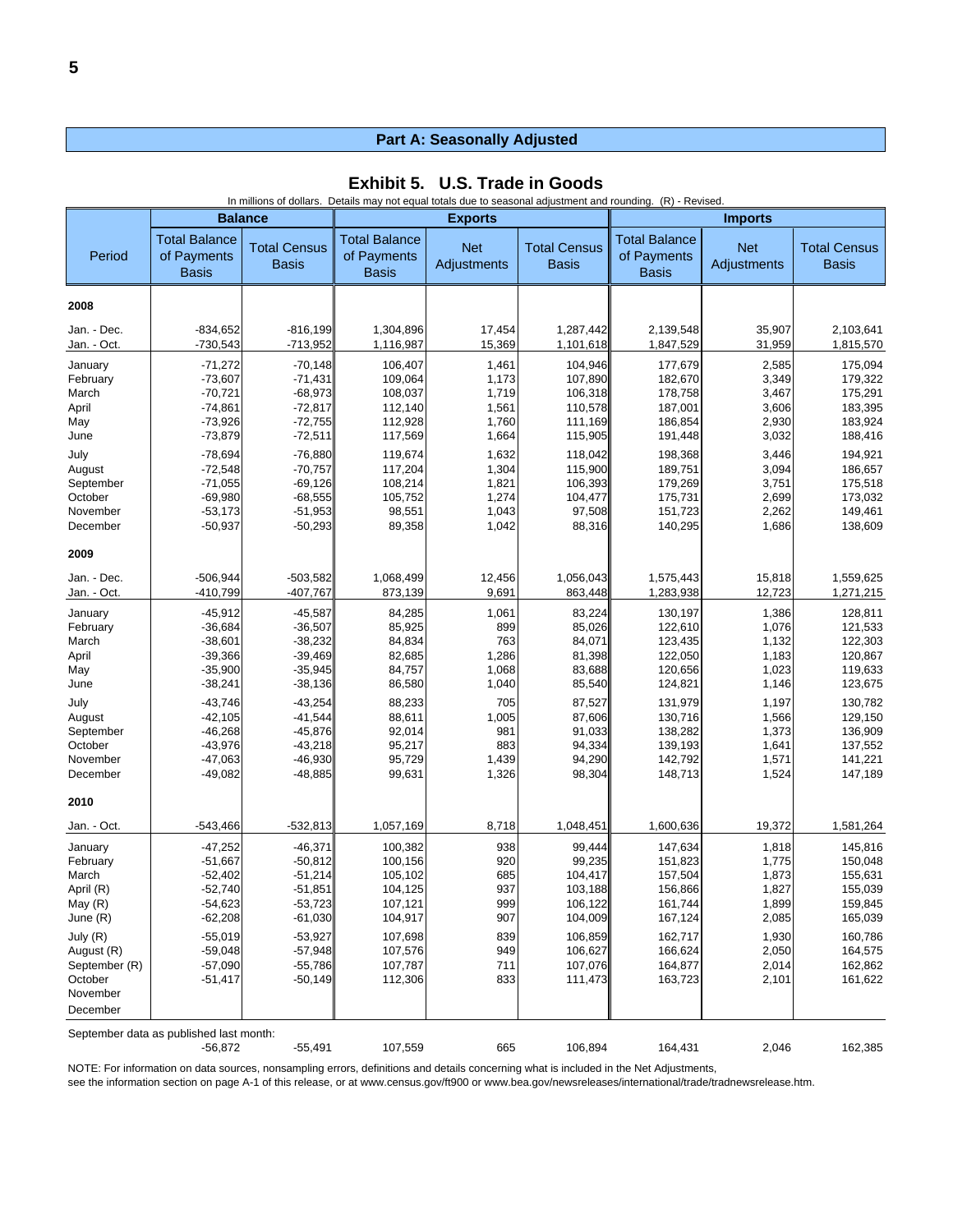## Part A: Seasonally Adjusted

### Exhibit 5. U.S. Trade in Goods

In millions of dollars. Details may not equal totals due to seasonal adjustment and rounding. (R) - Revised.

| Period | Balance | | Exports | | | Imports | | |
|---|---|---|---|---|---|---|---|---|
| | Total Balance of Payments Basis | Total Census Basis | Total Balance of Payments Basis | Net Adjustments | Total Census Basis | Total Balance of Payments Basis | Net Adjustments | Total Census Basis |
| **2008** | | | | | | | | |
| Jan. - Dec. | -834,652 | -816,199 | 1,304,896 | 17,454 | 1,287,442 | 2,139,548 | 35,907 | 2,103,641 |
| Jan. - Oct. | -730,543 | -713,952 | 1,116,987 | 15,369 | 1,101,618 | 1,847,529 | 31,959 | 1,815,570 |
| January | -71,272 | -70,148 | 106,407 | 1,461 | 104,946 | 177,679 | 2,585 | 175,094 |
| February | -73,607 | -71,431 | 109,064 | 1,173 | 107,890 | 182,670 | 3,349 | 179,322 |
| March | -70,721 | -68,973 | 108,037 | 1,719 | 106,318 | 178,758 | 3,467 | 175,291 |
| April | -74,861 | -72,817 | 112,140 | 1,561 | 110,578 | 187,001 | 3,606 | 183,395 |
| May | -73,926 | -72,755 | 112,928 | 1,760 | 111,169 | 186,854 | 2,930 | 183,924 |
| June | -73,879 | -72,511 | 117,569 | 1,664 | 115,905 | 191,448 | 3,032 | 188,416 |
| July | -78,694 | -76,880 | 119,674 | 1,632 | 118,042 | 198,368 | 3,446 | 194,921 |
| August | -72,548 | -70,757 | 117,204 | 1,304 | 115,900 | 189,751 | 3,094 | 186,657 |
| September | -71,055 | -69,126 | 108,214 | 1,821 | 106,393 | 179,269 | 3,751 | 175,518 |
| October | -69,980 | -68,555 | 105,752 | 1,274 | 104,477 | 175,731 | 2,699 | 173,032 |
| November | -53,173 | -51,953 | 98,551 | 1,043 | 97,508 | 151,723 | 2,262 | 149,461 |
| December | -50,937 | -50,293 | 89,358 | 1,042 | 88,316 | 140,295 | 1,686 | 138,609 |
| **2009** | | | | | | | | |
| Jan. - Dec. | -506,944 | -503,582 | 1,068,499 | 12,456 | 1,056,043 | 1,575,443 | 15,818 | 1,559,625 |
| Jan. - Oct. | -410,799 | -407,767 | 873,139 | 9,691 | 863,448 | 1,283,938 | 12,723 | 1,271,215 |
| January | -45,912 | -45,587 | 84,285 | 1,061 | 83,224 | 130,197 | 1,386 | 128,811 |
| February | -36,684 | -36,507 | 85,925 | 899 | 85,026 | 122,610 | 1,076 | 121,533 |
| March | -38,601 | -38,232 | 84,834 | 763 | 84,071 | 123,435 | 1,132 | 122,303 |
| April | -39,366 | -39,469 | 82,685 | 1,286 | 81,398 | 122,050 | 1,183 | 120,867 |
| May | -35,900 | -35,945 | 84,757 | 1,068 | 83,688 | 120,656 | 1,023 | 119,633 |
| June | -38,241 | -38,136 | 86,580 | 1,040 | 85,540 | 124,821 | 1,146 | 123,675 |
| July | -43,746 | -43,254 | 88,233 | 705 | 87,527 | 131,979 | 1,197 | 130,782 |
| August | -42,105 | -41,544 | 88,611 | 1,005 | 87,606 | 130,716 | 1,566 | 129,150 |
| September | -46,268 | -45,876 | 92,014 | 981 | 91,033 | 138,282 | 1,373 | 136,909 |
| October | -43,976 | -43,218 | 95,217 | 883 | 94,334 | 139,193 | 1,641 | 137,552 |
| November | -47,063 | -46,930 | 95,729 | 1,439 | 94,290 | 142,792 | 1,571 | 141,221 |
| December | -49,082 | -48,885 | 99,631 | 1,326 | 98,304 | 148,713 | 1,524 | 147,189 |
| **2010** | | | | | | | | |
| Jan. - Oct. | -543,466 | -532,813 | 1,057,169 | 8,718 | 1,048,451 | 1,600,636 | 19,372 | 1,581,264 |
| January | -47,252 | -46,371 | 100,382 | 938 | 99,444 | 147,634 | 1,818 | 145,816 |
| February | -51,667 | -50,812 | 100,156 | 920 | 99,235 | 151,823 | 1,775 | 150,048 |
| March | -52,402 | -51,214 | 105,102 | 685 | 104,417 | 157,504 | 1,873 | 155,631 |
| April (R) | -52,740 | -51,851 | 104,125 | 937 | 103,188 | 156,866 | 1,827 | 155,039 |
| May (R) | -54,623 | -53,723 | 107,121 | 999 | 106,122 | 161,744 | 1,899 | 159,845 |
| June (R) | -62,208 | -61,030 | 104,917 | 907 | 104,009 | 167,124 | 2,085 | 165,039 |
| July (R) | -55,019 | -53,927 | 107,698 | 839 | 106,859 | 162,717 | 1,930 | 160,786 |
| August (R) | -59,048 | -57,948 | 107,576 | 949 | 106,627 | 166,624 | 2,050 | 164,575 |
| September (R) | -57,090 | -55,786 | 107,787 | 711 | 107,076 | 164,877 | 2,014 | 162,862 |
| October | -51,417 | -50,149 | 112,306 | 833 | 111,473 | 163,723 | 2,101 | 161,622 |
| November | | | | | | | | |
| December | | | | | | | | |
| September data as published last month: | -56,872 | -55,491 | 107,559 | 665 | 106,894 | 164,431 | 2,046 | 162,385 |

NOTE: For information on data sources, nonsampling errors, definitions and details concerning what is included in the Net Adjustments, see the information section on page A-1 of this release, or at www.census.gov/ft900 or www.bea.gov/newsreleases/international/trade/tradnewsrelease.htm.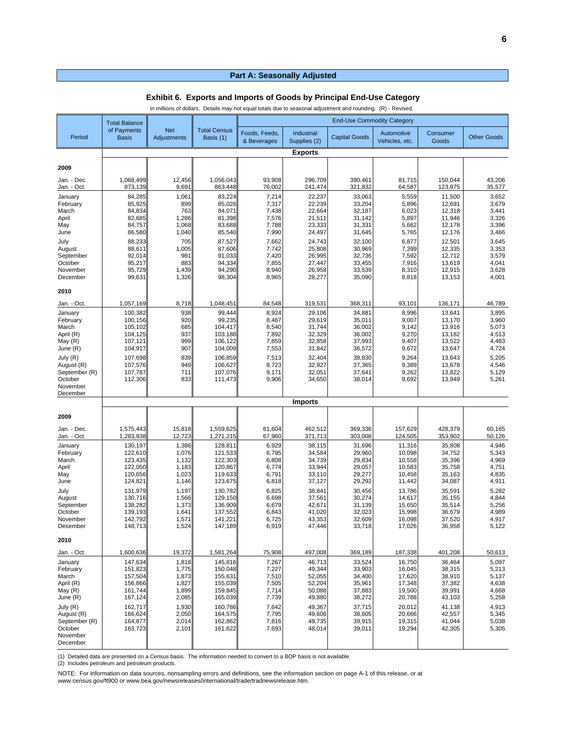## Part A: Seasonally Adjusted

### Exhibit 6. Exports and Imports of Goods by Principal End-Use Category

In millions of dollars. Details may not equal totals due to seasonal adjustment and rounding. (R) - Revised.

| Period | Total Balance of Payments Basis | Net Adjustments | Total Census Basis (1) | End-Use Commodity Category | | | | | |
|---|---|---|---|---|---|---|---|---|---|
| | | | | Foods, Feeds, & Beverages | Industrial Supplies (2) | Capital Goods | Automotive Vehicles, etc. | Consumer Goods | Other Goods |
| **Exports** | | | | | | | | | |
| **2009** | | | | | | | | | |
| Jan. - Dec. | 1,068,499 | 12,456 | 1,056,043 | 93,908 | 296,709 | 390,461 | 81,715 | 150,044 | 43,206 |
| Jan. - Oct. | 873,139 | 9,691 | 863,448 | 76,002 | 241,474 | 321,832 | 64,587 | 123,975 | 35,577 |
| January | 84,285 | 1,061 | 83,224 | 7,214 | 22,237 | 33,063 | 5,559 | 11,500 | 3,652 |
| February | 85,925 | 899 | 85,026 | 7,317 | 22,239 | 33,204 | 5,896 | 12,691 | 3,679 |
| March | 84,834 | 763 | 84,071 | 7,438 | 22,664 | 32,187 | 6,023 | 12,318 | 3,441 |
| April | 82,685 | 1,286 | 81,398 | 7,576 | 21,511 | 31,142 | 5,897 | 11,946 | 3,326 |
| May | 84,757 | 1,068 | 83,688 | 7,788 | 23,333 | 31,331 | 5,662 | 12,178 | 3,396 |
| June | 86,580 | 1,040 | 85,540 | 7,990 | 24,497 | 31,645 | 5,765 | 12,176 | 3,466 |
| July | 88,233 | 705 | 87,527 | 7,662 | 24,743 | 32,100 | 6,877 | 12,501 | 3,645 |
| August | 88,611 | 1,005 | 87,606 | 7,742 | 25,808 | 30,969 | 7,399 | 12,335 | 3,353 |
| September | 92,014 | 981 | 91,033 | 7,420 | 26,995 | 32,736 | 7,592 | 12,712 | 3,579 |
| October | 95,217 | 883 | 94,334 | 7,855 | 27,447 | 33,455 | 7,916 | 13,619 | 4,041 |
| November | 95,729 | 1,439 | 94,290 | 8,940 | 26,958 | 33,539 | 8,310 | 12,915 | 3,628 |
| December | 99,631 | 1,326 | 98,304 | 8,965 | 28,277 | 35,090 | 8,818 | 13,153 | 4,001 |
| **2010** | | | | | | | | | |
| Jan. - Oct. | 1,057,169 | 8,718 | 1,048,451 | 84,548 | 319,531 | 368,311 | 93,101 | 136,171 | 46,789 |
| January | 100,382 | 938 | 99,444 | 8,924 | 29,106 | 34,881 | 8,996 | 13,641 | 3,895 |
| February | 100,156 | 920 | 99,235 | 8,467 | 29,619 | 35,011 | 9,007 | 13,170 | 3,960 |
| March | 105,102 | 685 | 104,417 | 8,540 | 31,744 | 36,002 | 9,142 | 13,916 | 5,073 |
| April (R) | 104,125 | 937 | 103,188 | 7,892 | 32,329 | 36,002 | 9,270 | 13,182 | 4,513 |
| May (R) | 107,121 | 999 | 106,122 | 7,859 | 32,858 | 37,993 | 9,407 | 13,522 | 4,483 |
| June (R) | 104,917 | 907 | 104,009 | 7,553 | 31,842 | 36,572 | 9,672 | 13,647 | 4,724 |
| July (R) | 107,698 | 839 | 106,859 | 7,513 | 32,404 | 38,830 | 9,264 | 13,643 | 5,205 |
| August (R) | 107,576 | 949 | 106,627 | 8,723 | 32,927 | 37,365 | 9,389 | 13,678 | 4,546 |
| September (R) | 107,787 | 711 | 107,076 | 9,171 | 32,051 | 37,641 | 9,262 | 13,822 | 5,129 |
| October | 112,306 | 833 | 111,473 | 9,906 | 34,650 | 38,014 | 9,692 | 13,949 | 5,261 |
| November | | | | | | | | | |
| December | | | | | | | | | |
| **Imports** | | | | | | | | | |
| **2009** | | | | | | | | | |
| Jan. - Dec. | 1,575,443 | 15,818 | 1,559,625 | 81,604 | 462,512 | 369,336 | 157,629 | 428,379 | 60,165 |
| Jan. - Oct. | 1,283,938 | 12,723 | 1,271,215 | 67,960 | 371,713 | 303,008 | 124,505 | 353,902 | 50,126 |
| January | 130,197 | 1,386 | 128,811 | 6,929 | 38,115 | 31,696 | 11,316 | 35,808 | 4,946 |
| February | 122,610 | 1,076 | 121,533 | 6,795 | 34,584 | 29,960 | 10,098 | 34,752 | 5,343 |
| March | 123,435 | 1,132 | 122,303 | 6,808 | 34,739 | 29,834 | 10,558 | 35,396 | 4,969 |
| April | 122,050 | 1,183 | 120,867 | 6,774 | 33,944 | 29,057 | 10,583 | 35,758 | 4,751 |
| May | 120,656 | 1,023 | 119,633 | 6,791 | 33,110 | 29,277 | 10,458 | 35,163 | 4,835 |
| June | 124,821 | 1,146 | 123,675 | 6,818 | 37,127 | 29,292 | 11,442 | 34,087 | 4,911 |
| July | 131,979 | 1,197 | 130,782 | 6,825 | 38,841 | 30,456 | 13,786 | 35,591 | 5,282 |
| August | 130,716 | 1,566 | 129,150 | 6,698 | 37,561 | 30,274 | 14,617 | 35,155 | 4,844 |
| September | 138,282 | 1,373 | 136,909 | 6,679 | 42,671 | 31,139 | 15,650 | 35,514 | 5,256 |
| October | 139,193 | 1,641 | 137,552 | 6,843 | 41,020 | 32,023 | 15,998 | 36,679 | 4,989 |
| November | 142,792 | 1,571 | 141,221 | 6,725 | 43,353 | 32,609 | 16,098 | 37,520 | 4,917 |
| December | 148,713 | 1,524 | 147,189 | 6,919 | 47,446 | 33,718 | 17,026 | 36,958 | 5,122 |
| **2010** | | | | | | | | | |
| Jan. - Oct. | 1,600,636 | 19,372 | 1,581,264 | 75,908 | 497,008 | 369,189 | 187,338 | 401,208 | 50,613 |
| January | 147,634 | 1,818 | 145,816 | 7,267 | 46,713 | 33,524 | 16,750 | 36,464 | 5,097 |
| February | 151,823 | 1,775 | 150,048 | 7,227 | 49,344 | 33,903 | 16,045 | 38,315 | 5,213 |
| March | 157,504 | 1,873 | 155,631 | 7,510 | 52,055 | 34,400 | 17,620 | 38,910 | 5,137 |
| April (R) | 156,866 | 1,827 | 155,039 | 7,505 | 52,204 | 35,961 | 17,348 | 37,382 | 4,638 |
| May (R) | 161,744 | 1,899 | 159,845 | 7,714 | 50,088 | 37,883 | 19,500 | 39,991 | 4,668 |
| June (R) | 167,124 | 2,085 | 165,039 | 7,739 | 49,880 | 38,272 | 20,788 | 43,103 | 5,258 |
| July (R) | 162,717 | 1,930 | 160,786 | 7,642 | 49,367 | 37,715 | 20,012 | 41,138 | 4,913 |
| August (R) | 166,624 | 2,050 | 164,575 | 7,795 | 49,606 | 38,605 | 20,666 | 42,557 | 5,345 |
| September (R) | 164,877 | 2,014 | 162,862 | 7,816 | 49,735 | 39,915 | 19,315 | 41,044 | 5,038 |
| October | 163,723 | 2,101 | 161,622 | 7,693 | 48,014 | 39,011 | 19,294 | 42,305 | 5,305 |
| November | | | | | | | | | |
| December | | | | | | | | | |

(1) Detailed data are presented on a Census basis. The information needed to convert to a BOP basis is not available.
(2) Includes petroleum and petroleum products.

NOTE: For information on data sources, nonsampling errors and definitions, see the information section on page A-1 of this release, or at www.census.gov/ft900 or www.bea.gov/newsreleases/international/trade/tradnewsrelease.htm.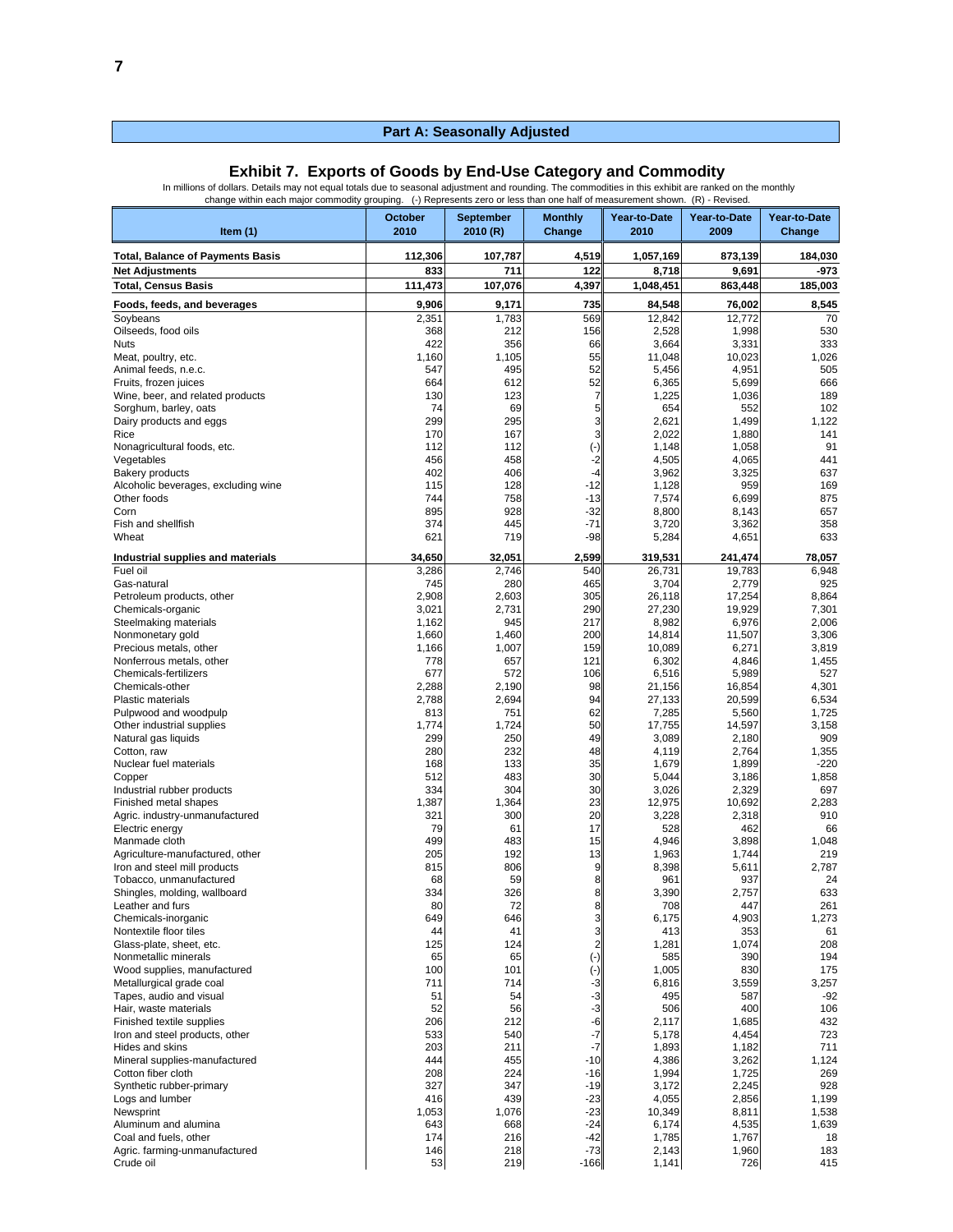## Part A: Seasonally Adjusted

### Exhibit 7. Exports of Goods by End-Use Category and Commodity

In millions of dollars. Details may not equal totals due to seasonal adjustment and rounding. The commodities in this exhibit are ranked on the monthly change within each major commodity grouping. (-) Represents zero or less than one half of measurement shown. (R) - Revised.

| Item (1) | October 2010 | September 2010 (R) | Monthly Change | Year-to-Date 2010 | Year-to-Date 2009 | Year-to-Date Change |
|---|---|---|---|---|---|---|
| **Total, Balance of Payments Basis** | **112,306** | **107,787** | **4,519** | **1,057,169** | **873,139** | **184,030** |
| **Net Adjustments** | **833** | **711** | **122** | **8,718** | **9,691** | **-973** |
| **Total, Census Basis** | **111,473** | **107,076** | **4,397** | **1,048,451** | **863,448** | **185,003** |
| **Foods, feeds, and beverages** | **9,906** | **9,171** | **735** | **84,548** | **76,002** | **8,545** |
| Soybeans | 2,351 | 1,783 | 569 | 12,842 | 12,772 | 70 |
| Oilseeds, food oils | 368 | 212 | 156 | 2,528 | 1,998 | 530 |
| Nuts | 422 | 356 | 66 | 3,664 | 3,331 | 333 |
| Meat, poultry, etc. | 1,160 | 1,105 | 55 | 11,048 | 10,023 | 1,026 |
| Animal feeds, n.e.c. | 547 | 495 | 52 | 5,456 | 4,951 | 505 |
| Fruits, frozen juices | 664 | 612 | 52 | 6,365 | 5,699 | 666 |
| Wine, beer, and related products | 130 | 123 | 7 | 1,225 | 1,036 | 189 |
| Sorghum, barley, oats | 74 | 69 | 5 | 654 | 552 | 102 |
| Dairy products and eggs | 299 | 295 | 3 | 2,621 | 1,499 | 1,122 |
| Rice | 170 | 167 | 3 | 2,022 | 1,880 | 141 |
| Nonagricultural foods, etc. | 112 | 112 | (-) | 1,148 | 1,058 | 91 |
| Vegetables | 456 | 458 | -2 | 4,505 | 4,065 | 441 |
| Bakery products | 402 | 406 | -4 | 3,962 | 3,325 | 637 |
| Alcoholic beverages, excluding wine | 115 | 128 | -12 | 1,128 | 959 | 169 |
| Other foods | 744 | 758 | -13 | 7,574 | 6,699 | 875 |
| Corn | 895 | 928 | -32 | 8,800 | 8,143 | 657 |
| Fish and shellfish | 374 | 445 | -71 | 3,720 | 3,362 | 358 |
| Wheat | 621 | 719 | -98 | 5,284 | 4,651 | 633 |
| **Industrial supplies and materials** | **34,650** | **32,051** | **2,599** | **319,531** | **241,474** | **78,057** |
| Fuel oil | 3,286 | 2,746 | 540 | 26,731 | 19,783 | 6,948 |
| Gas-natural | 745 | 280 | 465 | 3,704 | 2,779 | 925 |
| Petroleum products, other | 2,908 | 2,603 | 305 | 26,118 | 17,254 | 8,864 |
| Chemicals-organic | 3,021 | 2,731 | 290 | 27,230 | 19,929 | 7,301 |
| Steelmaking materials | 1,162 | 945 | 217 | 8,982 | 6,976 | 2,006 |
| Nonmonetary gold | 1,660 | 1,460 | 200 | 14,814 | 11,507 | 3,306 |
| Precious metals, other | 1,166 | 1,007 | 159 | 10,089 | 6,271 | 3,819 |
| Nonferrous metals, other | 778 | 657 | 121 | 6,302 | 4,846 | 1,455 |
| Chemicals-fertilizers | 677 | 572 | 106 | 6,516 | 5,989 | 527 |
| Chemicals-other | 2,288 | 2,190 | 98 | 21,156 | 16,854 | 4,301 |
| Plastic materials | 2,788 | 2,694 | 94 | 27,133 | 20,599 | 6,534 |
| Pulpwood and woodpulp | 813 | 751 | 62 | 7,285 | 5,560 | 1,725 |
| Other industrial supplies | 1,774 | 1,724 | 50 | 17,755 | 14,597 | 3,158 |
| Natural gas liquids | 299 | 250 | 49 | 3,089 | 2,180 | 909 |
| Cotton, raw | 280 | 232 | 48 | 4,119 | 2,764 | 1,355 |
| Nuclear fuel materials | 168 | 133 | 35 | 1,679 | 1,899 | -220 |
| Copper | 512 | 483 | 30 | 5,044 | 3,186 | 1,858 |
| Industrial rubber products | 334 | 304 | 30 | 3,026 | 2,329 | 697 |
| Finished metal shapes | 1,387 | 1,364 | 23 | 12,975 | 10,692 | 2,283 |
| Agric. industry-unmanufactured | 321 | 300 | 20 | 3,228 | 2,318 | 910 |
| Electric energy | 79 | 61 | 17 | 528 | 462 | 66 |
| Manmade cloth | 499 | 483 | 15 | 4,946 | 3,898 | 1,048 |
| Agriculture-manufactured, other | 205 | 192 | 13 | 1,963 | 1,744 | 219 |
| Iron and steel mill products | 815 | 806 | 9 | 8,398 | 5,611 | 2,787 |
| Tobacco, unmanufactured | 68 | 59 | 8 | 961 | 937 | 24 |
| Shingles, molding, wallboard | 334 | 326 | 8 | 3,390 | 2,757 | 633 |
| Leather and furs | 80 | 72 | 8 | 708 | 447 | 261 |
| Chemicals-inorganic | 649 | 646 | 3 | 6,175 | 4,903 | 1,273 |
| Nontextile floor tiles | 44 | 41 | 3 | 413 | 353 | 61 |
| Glass-plate, sheet, etc. | 125 | 124 | 2 | 1,281 | 1,074 | 208 |
| Nonmetallic minerals | 65 | 65 | (-) | 585 | 390 | 194 |
| Wood supplies, manufactured | 100 | 101 | (-) | 1,005 | 830 | 175 |
| Metallurgical grade coal | 711 | 714 | -3 | 6,816 | 3,559 | 3,257 |
| Tapes, audio and visual | 51 | 54 | -3 | 495 | 587 | -92 |
| Hair, waste materials | 52 | 56 | -3 | 506 | 400 | 106 |
| Finished textile supplies | 206 | 212 | -6 | 2,117 | 1,685 | 432 |
| Iron and steel products, other | 533 | 540 | -7 | 5,178 | 4,454 | 723 |
| Hides and skins | 203 | 211 | -7 | 1,893 | 1,182 | 711 |
| Mineral supplies-manufactured | 444 | 455 | -10 | 4,386 | 3,262 | 1,124 |
| Cotton fiber cloth | 208 | 224 | -16 | 1,994 | 1,725 | 269 |
| Synthetic rubber-primary | 327 | 347 | -19 | 3,172 | 2,245 | 928 |
| Logs and lumber | 416 | 439 | -23 | 4,055 | 2,856 | 1,199 |
| Newsprint | 1,053 | 1,076 | -23 | 10,349 | 8,811 | 1,538 |
| Aluminum and alumina | 643 | 668 | -24 | 6,174 | 4,535 | 1,639 |
| Coal and fuels, other | 174 | 216 | -42 | 1,785 | 1,767 | 18 |
| Agric. farming-unmanufactured | 146 | 218 | -73 | 2,143 | 1,960 | 183 |
| Crude oil | 53 | 219 | -166 | 1,141 | 726 | 415 |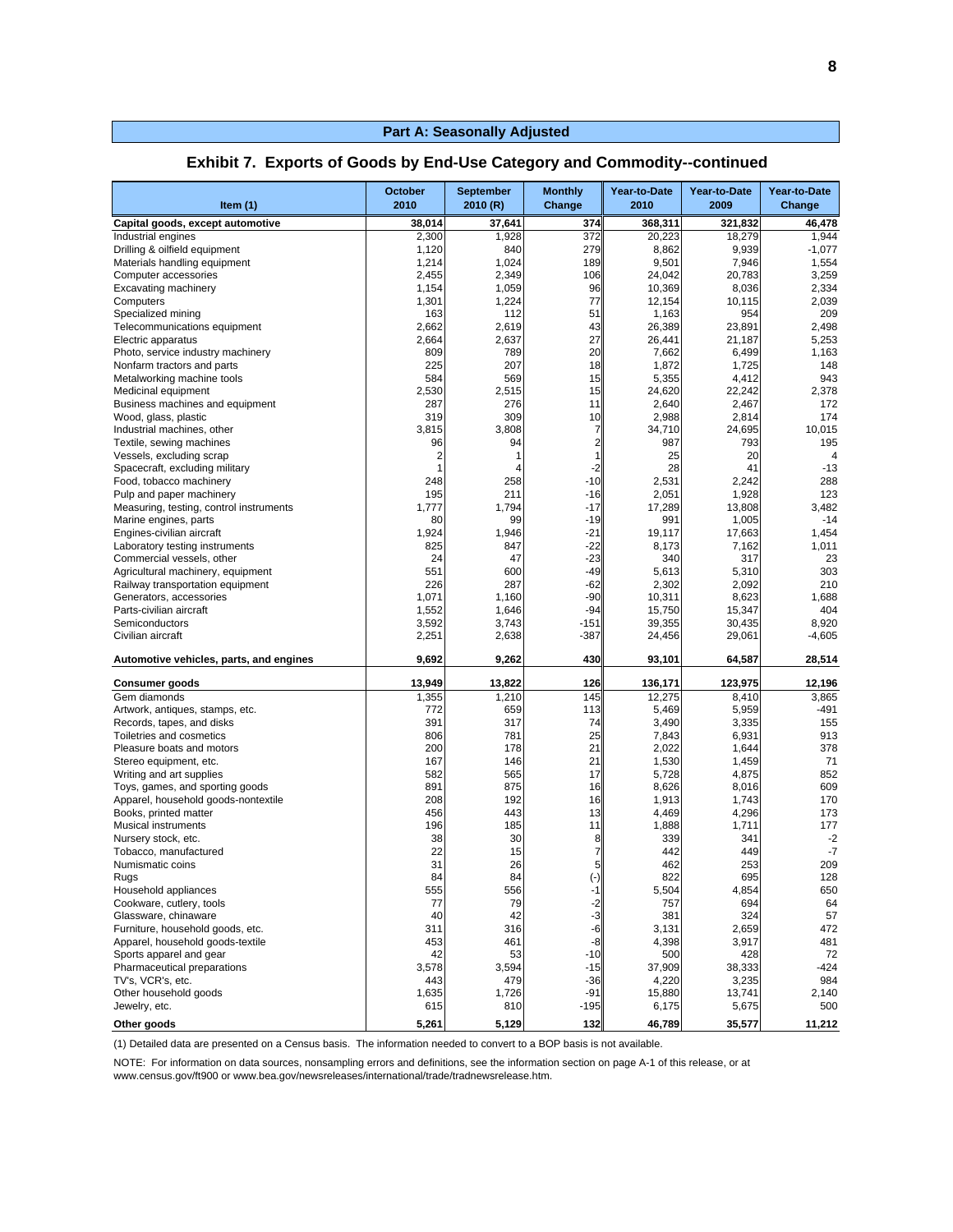## Part A: Seasonally Adjusted

### Exhibit 7. Exports of Goods by End-Use Category and Commodity--continued

| Item (1) | October 2010 | September 2010 (R) | Monthly Change | Year-to-Date 2010 | Year-to-Date 2009 | Year-to-Date Change |
|---|---|---|---|---|---|---|
| **Capital goods, except automotive** | **38,014** | **37,641** | **374** | **368,311** | **321,832** | **46,478** |
| Industrial engines | 2,300 | 1,928 | 372 | 20,223 | 18,279 | 1,944 |
| Drilling & oilfield equipment | 1,120 | 840 | 279 | 8,862 | 9,939 | -1,077 |
| Materials handling equipment | 1,214 | 1,024 | 189 | 9,501 | 7,946 | 1,554 |
| Computer accessories | 2,455 | 2,349 | 106 | 24,042 | 20,783 | 3,259 |
| Excavating machinery | 1,154 | 1,059 | 96 | 10,369 | 8,036 | 2,334 |
| Computers | 1,301 | 1,224 | 77 | 12,154 | 10,115 | 2,039 |
| Specialized mining | 163 | 112 | 51 | 1,163 | 954 | 209 |
| Telecommunications equipment | 2,662 | 2,619 | 43 | 26,389 | 23,891 | 2,498 |
| Electric apparatus | 2,664 | 2,637 | 27 | 26,441 | 21,187 | 5,253 |
| Photo, service industry machinery | 809 | 789 | 20 | 7,662 | 6,499 | 1,163 |
| Nonfarm tractors and parts | 225 | 207 | 18 | 1,872 | 1,725 | 148 |
| Metalworking machine tools | 584 | 569 | 15 | 5,355 | 4,412 | 943 |
| Medicinal equipment | 2,530 | 2,515 | 15 | 24,620 | 22,242 | 2,378 |
| Business machines and equipment | 287 | 276 | 11 | 2,640 | 2,467 | 172 |
| Wood, glass, plastic | 319 | 309 | 10 | 2,988 | 2,814 | 174 |
| Industrial machines, other | 3,815 | 3,808 | 7 | 34,710 | 24,695 | 10,015 |
| Textile, sewing machines | 96 | 94 | 2 | 987 | 793 | 195 |
| Vessels, excluding scrap | 2 | 1 | 1 | 25 | 20 | 4 |
| Spacecraft, excluding military | 1 | 4 | -2 | 28 | 41 | -13 |
| Food, tobacco machinery | 248 | 258 | -10 | 2,531 | 2,242 | 288 |
| Pulp and paper machinery | 195 | 211 | -16 | 2,051 | 1,928 | 123 |
| Measuring, testing, control instruments | 1,777 | 1,794 | -17 | 17,289 | 13,808 | 3,482 |
| Marine engines, parts | 80 | 99 | -19 | 991 | 1,005 | -14 |
| Engines-civilian aircraft | 1,924 | 1,946 | -21 | 19,117 | 17,663 | 1,454 |
| Laboratory testing instruments | 825 | 847 | -22 | 8,173 | 7,162 | 1,011 |
| Commercial vessels, other | 24 | 47 | -23 | 340 | 317 | 23 |
| Agricultural machinery, equipment | 551 | 600 | -49 | 5,613 | 5,310 | 303 |
| Railway transportation equipment | 226 | 287 | -62 | 2,302 | 2,092 | 210 |
| Generators, accessories | 1,071 | 1,160 | -90 | 10,311 | 8,623 | 1,688 |
| Parts-civilian aircraft | 1,552 | 1,646 | -94 | 15,750 | 15,347 | 404 |
| Semiconductors | 3,592 | 3,743 | -151 | 39,355 | 30,435 | 8,920 |
| Civilian aircraft | 2,251 | 2,638 | -387 | 24,456 | 29,061 | -4,605 |
| **Automotive vehicles, parts, and engines** | **9,692** | **9,262** | **430** | **93,101** | **64,587** | **28,514** |
| **Consumer goods** | **13,949** | **13,822** | **126** | **136,171** | **123,975** | **12,196** |
| Gem diamonds | 1,355 | 1,210 | 145 | 12,275 | 8,410 | 3,865 |
| Artwork, antiques, stamps, etc. | 772 | 659 | 113 | 5,469 | 5,959 | -491 |
| Records, tapes, and disks | 391 | 317 | 74 | 3,490 | 3,335 | 155 |
| Toiletries and cosmetics | 806 | 781 | 25 | 7,843 | 6,931 | 913 |
| Pleasure boats and motors | 200 | 178 | 21 | 2,022 | 1,644 | 378 |
| Stereo equipment, etc. | 167 | 146 | 21 | 1,530 | 1,459 | 71 |
| Writing and art supplies | 582 | 565 | 17 | 5,728 | 4,875 | 852 |
| Toys, games, and sporting goods | 891 | 875 | 16 | 8,626 | 8,016 | 609 |
| Apparel, household goods-nontextile | 208 | 192 | 16 | 1,913 | 1,743 | 170 |
| Books, printed matter | 456 | 443 | 13 | 4,469 | 4,296 | 173 |
| Musical instruments | 196 | 185 | 11 | 1,888 | 1,711 | 177 |
| Nursery stock, etc. | 38 | 30 | 8 | 339 | 341 | -2 |
| Tobacco, manufactured | 22 | 15 | 7 | 442 | 449 | -7 |
| Numismatic coins | 31 | 26 | 5 | 462 | 253 | 209 |
| Rugs | 84 | 84 | (-) | 822 | 695 | 128 |
| Household appliances | 555 | 556 | -1 | 5,504 | 4,854 | 650 |
| Cookware, cutlery, tools | 77 | 79 | -2 | 757 | 694 | 64 |
| Glassware, chinaware | 40 | 42 | -3 | 381 | 324 | 57 |
| Furniture, household goods, etc. | 311 | 316 | -6 | 3,131 | 2,659 | 472 |
| Apparel, household goods-textile | 453 | 461 | -8 | 4,398 | 3,917 | 481 |
| Sports apparel and gear | 42 | 53 | -10 | 500 | 428 | 72 |
| Pharmaceutical preparations | 3,578 | 3,594 | -15 | 37,909 | 38,333 | -424 |
| TV's, VCR's, etc. | 443 | 479 | -36 | 4,220 | 3,235 | 984 |
| Other household goods | 1,635 | 1,726 | -91 | 15,880 | 13,741 | 2,140 |
| Jewelry, etc. | 615 | 810 | -195 | 6,175 | 5,675 | 500 |
| **Other goods** | **5,261** | **5,129** | **132** | **46,789** | **35,577** | **11,212** |

(1) Detailed data are presented on a Census basis. The information needed to convert to a BOP basis is not available.

NOTE: For information on data sources, nonsampling errors and definitions, see the information section on page A-1 of this release, or at www.census.gov/ft900 or www.bea.gov/newsreleases/international/trade/tradnewsrelease.htm.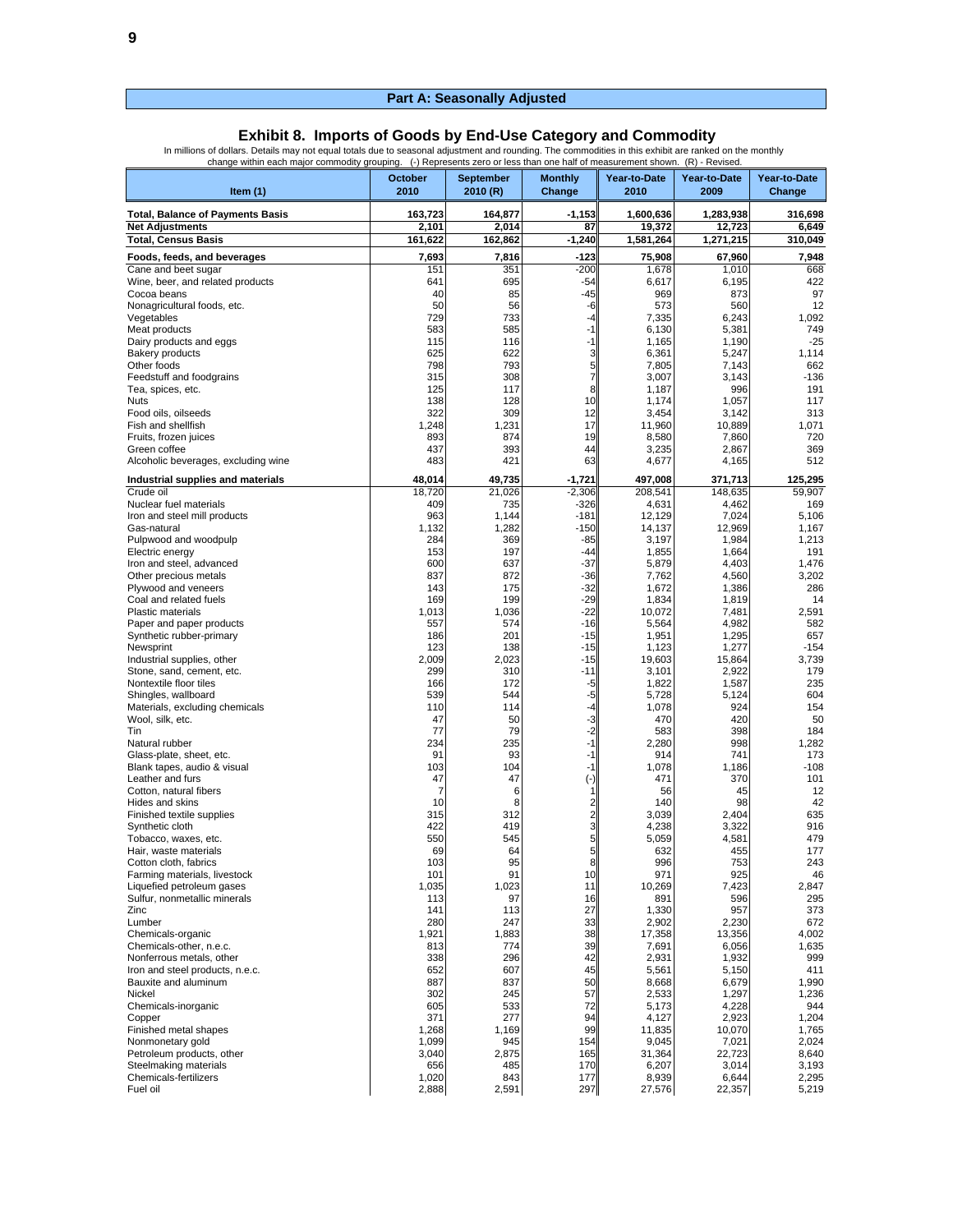## Part A: Seasonally Adjusted

### Exhibit 8. Imports of Goods by End-Use Category and Commodity

In millions of dollars. Details may not equal totals due to seasonal adjustment and rounding. The commodities in this exhibit are ranked on the monthly change within each major commodity grouping. (-) Represents zero or less than one half of measurement shown. (R) - Revised.

| Item (1) | October 2010 | September 2010 (R) | Monthly Change | Year-to-Date 2010 | Year-to-Date 2009 | Year-to-Date Change |
|---|---|---|---|---|---|---|
| **Total, Balance of Payments Basis** | **163,723** | **164,877** | **-1,153** | **1,600,636** | **1,283,938** | **316,698** |
| **Net Adjustments** | **2,101** | **2,014** | **87** | **19,372** | **12,723** | **6,649** |
| **Total, Census Basis** | **161,622** | **162,862** | **-1,240** | **1,581,264** | **1,271,215** | **310,049** |
| **Foods, feeds, and beverages** | **7,693** | **7,816** | **-123** | **75,908** | **67,960** | **7,948** |
| Cane and beet sugar | 151 | 351 | -200 | 1,678 | 1,010 | 668 |
| Wine, beer, and related products | 641 | 695 | -54 | 6,617 | 6,195 | 422 |
| Cocoa beans | 40 | 85 | -45 | 969 | 873 | 97 |
| Nonagricultural foods, etc. | 50 | 56 | -6 | 573 | 560 | 12 |
| Vegetables | 729 | 733 | -4 | 7,335 | 6,243 | 1,092 |
| Meat products | 583 | 585 | -1 | 6,130 | 5,381 | 749 |
| Dairy products and eggs | 115 | 116 | -1 | 1,165 | 1,190 | -25 |
| Bakery products | 625 | 622 | 3 | 6,361 | 5,247 | 1,114 |
| Other foods | 798 | 793 | 5 | 7,805 | 7,143 | 662 |
| Feedstuff and foodgrains | 315 | 308 | 7 | 3,007 | 3,143 | -136 |
| Tea, spices, etc. | 125 | 117 | 8 | 1,187 | 996 | 191 |
| Nuts | 138 | 128 | 10 | 1,174 | 1,057 | 117 |
| Food oils, oilseeds | 322 | 309 | 12 | 3,454 | 3,142 | 313 |
| Fish and shellfish | 1,248 | 1,231 | 17 | 11,960 | 10,889 | 1,071 |
| Fruits, frozen juices | 893 | 874 | 19 | 8,580 | 7,860 | 720 |
| Green coffee | 437 | 393 | 44 | 3,235 | 2,867 | 369 |
| Alcoholic beverages, excluding wine | 483 | 421 | 63 | 4,677 | 4,165 | 512 |
| **Industrial supplies and materials** | **48,014** | **49,735** | **-1,721** | **497,008** | **371,713** | **125,295** |
| Crude oil | 18,720 | 21,026 | -2,306 | 208,541 | 148,635 | 59,907 |
| Nuclear fuel materials | 409 | 735 | -326 | 4,631 | 4,462 | 169 |
| Iron and steel mill products | 963 | 1,144 | -181 | 12,129 | 7,024 | 5,106 |
| Gas-natural | 1,132 | 1,282 | -150 | 14,137 | 12,969 | 1,167 |
| Pulpwood and woodpulp | 284 | 369 | -85 | 3,197 | 1,984 | 1,213 |
| Electric energy | 153 | 197 | -44 | 1,855 | 1,664 | 191 |
| Iron and steel, advanced | 600 | 637 | -37 | 5,879 | 4,403 | 1,476 |
| Other precious metals | 837 | 872 | -36 | 7,762 | 4,560 | 3,202 |
| Plywood and veneers | 143 | 175 | -32 | 1,672 | 1,386 | 286 |
| Coal and related fuels | 169 | 199 | -29 | 1,834 | 1,819 | 14 |
| Plastic materials | 1,013 | 1,036 | -22 | 10,072 | 7,481 | 2,591 |
| Paper and paper products | 557 | 574 | -16 | 5,564 | 4,982 | 582 |
| Synthetic rubber-primary | 186 | 201 | -15 | 1,951 | 1,295 | 657 |
| Newsprint | 123 | 138 | -15 | 1,123 | 1,277 | -154 |
| Industrial supplies, other | 2,009 | 2,023 | -15 | 19,603 | 15,864 | 3,739 |
| Stone, sand, cement, etc. | 299 | 310 | -11 | 3,101 | 2,922 | 179 |
| Nontextile floor tiles | 166 | 172 | -5 | 1,822 | 1,587 | 235 |
| Shingles, wallboard | 539 | 544 | -5 | 5,728 | 5,124 | 604 |
| Materials, excluding chemicals | 110 | 114 | -4 | 1,078 | 924 | 154 |
| Wool, silk, etc. | 47 | 50 | -3 | 470 | 420 | 50 |
| Tin | 77 | 79 | -2 | 583 | 398 | 184 |
| Natural rubber | 234 | 235 | -1 | 2,280 | 998 | 1,282 |
| Glass-plate, sheet, etc. | 91 | 93 | -1 | 914 | 741 | 173 |
| Blank tapes, audio & visual | 103 | 104 | -1 | 1,078 | 1,186 | -108 |
| Leather and furs | 47 | 47 | (-) | 471 | 370 | 101 |
| Cotton, natural fibers | 7 | 6 | 1 | 56 | 45 | 12 |
| Hides and skins | 10 | 8 | 2 | 140 | 98 | 42 |
| Finished textile supplies | 315 | 312 | 2 | 3,039 | 2,404 | 635 |
| Synthetic cloth | 422 | 419 | 3 | 4,238 | 3,322 | 916 |
| Tobacco, waxes, etc. | 550 | 545 | 5 | 5,059 | 4,581 | 479 |
| Hair, waste materials | 69 | 64 | 5 | 632 | 455 | 177 |
| Cotton cloth, fabrics | 103 | 95 | 8 | 996 | 753 | 243 |
| Farming materials, livestock | 101 | 91 | 10 | 971 | 925 | 46 |
| Liquefied petroleum gases | 1,035 | 1,023 | 11 | 10,269 | 7,423 | 2,847 |
| Sulfur, nonmetallic minerals | 113 | 97 | 16 | 891 | 596 | 295 |
| Zinc | 141 | 113 | 27 | 1,330 | 957 | 373 |
| Lumber | 280 | 247 | 33 | 2,902 | 2,230 | 672 |
| Chemicals-organic | 1,921 | 1,883 | 38 | 17,358 | 13,356 | 4,002 |
| Chemicals-other, n.e.c. | 813 | 774 | 39 | 7,691 | 6,056 | 1,635 |
| Nonferrous metals, other | 338 | 296 | 42 | 2,931 | 1,932 | 999 |
| Iron and steel products, n.e.c. | 652 | 607 | 45 | 5,561 | 5,150 | 411 |
| Bauxite and aluminum | 887 | 837 | 50 | 8,668 | 6,679 | 1,990 |
| Nickel | 302 | 245 | 57 | 2,533 | 1,297 | 1,236 |
| Chemicals-inorganic | 605 | 533 | 72 | 5,173 | 4,228 | 944 |
| Copper | 371 | 277 | 94 | 4,127 | 2,923 | 1,204 |
| Finished metal shapes | 1,268 | 1,169 | 99 | 11,835 | 10,070 | 1,765 |
| Nonmonetary gold | 1,099 | 945 | 154 | 9,045 | 7,021 | 2,024 |
| Petroleum products, other | 3,040 | 2,875 | 165 | 31,364 | 22,723 | 8,640 |
| Steelmaking materials | 656 | 485 | 170 | 6,207 | 3,014 | 3,193 |
| Chemicals-fertilizers | 1,020 | 843 | 177 | 8,939 | 6,644 | 2,295 |
| Fuel oil | 2,888 | 2,591 | 297 | 27,576 | 22,357 | 5,219 |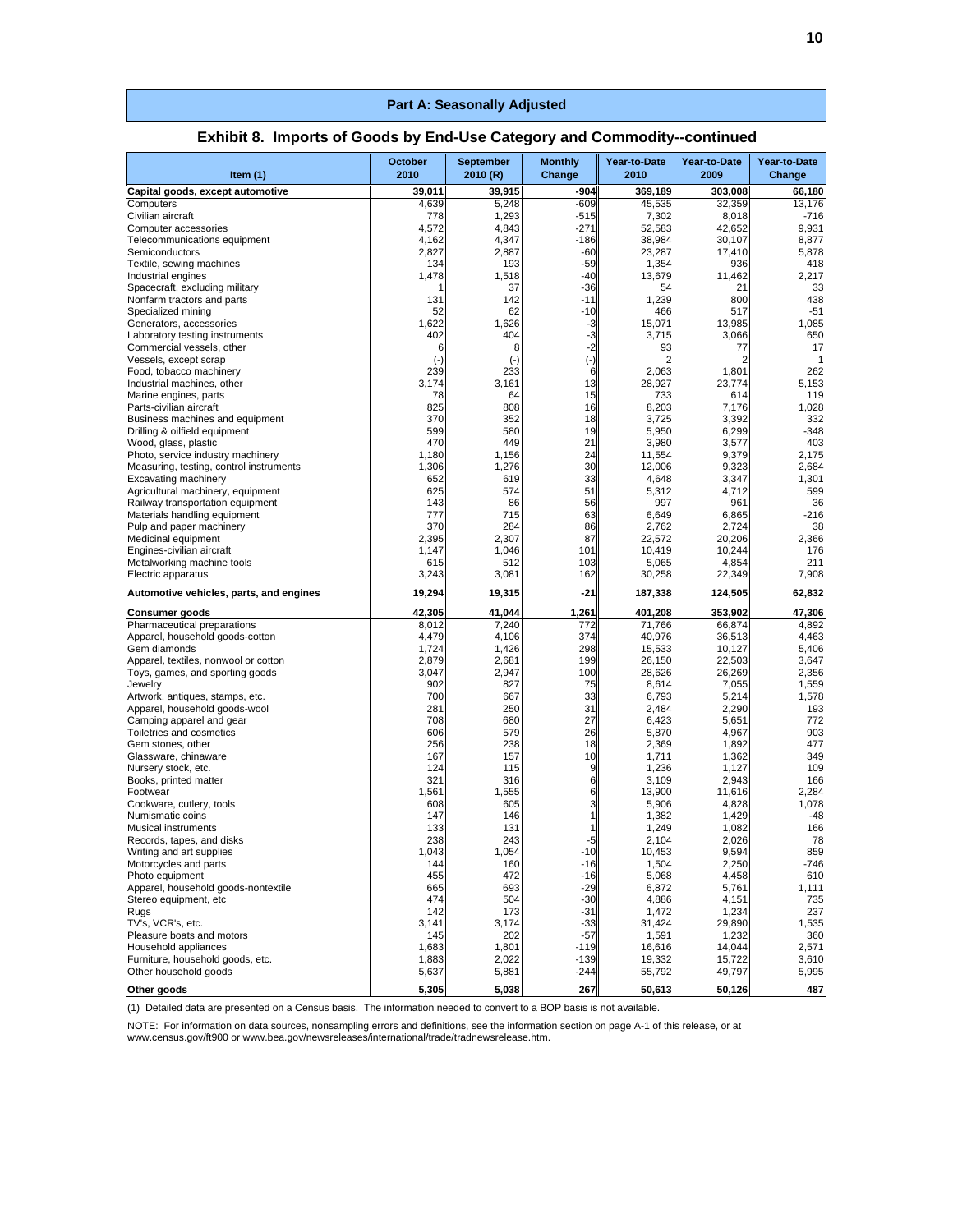**Part A: Seasonally Adjusted**

## Exhibit 8. Imports of Goods by End-Use Category and Commodity--continued

| Item (1) | October 2010 | September 2010 (R) | Monthly Change | Year-to-Date 2010 | Year-to-Date 2009 | Year-to-Date Change |
|---|---|---|---|---|---|---|
| **Capital goods, except automotive** | **39,011** | **39,915** | **-904** | **369,189** | **303,008** | **66,180** |
| Computers | 4,639 | 5,248 | -609 | 45,535 | 32,359 | 13,176 |
| Civilian aircraft | 778 | 1,293 | -515 | 7,302 | 8,018 | -716 |
| Computer accessories | 4,572 | 4,843 | -271 | 52,583 | 42,652 | 9,931 |
| Telecommunications equipment | 4,162 | 4,347 | -186 | 38,984 | 30,107 | 8,877 |
| Semiconductors | 2,827 | 2,887 | -60 | 23,287 | 17,410 | 5,878 |
| Textile, sewing machines | 134 | 193 | -59 | 1,354 | 936 | 418 |
| Industrial engines | 1,478 | 1,518 | -40 | 13,679 | 11,462 | 2,217 |
| Spacecraft, excluding military | 1 | 37 | -36 | 54 | 21 | 33 |
| Nonfarm tractors and parts | 131 | 142 | -11 | 1,239 | 800 | 438 |
| Specialized mining | 52 | 62 | -10 | 466 | 517 | -51 |
| Generators, accessories | 1,622 | 1,626 | -3 | 15,071 | 13,985 | 1,085 |
| Laboratory testing instruments | 402 | 404 | -3 | 3,715 | 3,066 | 650 |
| Commercial vessels, other | 6 | 8 | -2 | 93 | 77 | 17 |
| Vessels, except scrap | (-) | (-) | (-) | 2 | 2 | 1 |
| Food, tobacco machinery | 239 | 233 | 6 | 2,063 | 1,801 | 262 |
| Industrial machines, other | 3,174 | 3,161 | 13 | 28,927 | 23,774 | 5,153 |
| Marine engines, parts | 78 | 64 | 15 | 733 | 614 | 119 |
| Parts-civilian aircraft | 825 | 808 | 16 | 8,203 | 7,176 | 1,028 |
| Business machines and equipment | 370 | 352 | 18 | 3,725 | 3,392 | 332 |
| Drilling & oilfield equipment | 599 | 580 | 19 | 5,950 | 6,299 | -348 |
| Wood, glass, plastic | 470 | 449 | 21 | 3,980 | 3,577 | 403 |
| Photo, service industry machinery | 1,180 | 1,156 | 24 | 11,554 | 9,379 | 2,175 |
| Measuring, testing, control instruments | 1,306 | 1,276 | 30 | 12,006 | 9,323 | 2,684 |
| Excavating machinery | 652 | 619 | 33 | 4,648 | 3,347 | 1,301 |
| Agricultural machinery, equipment | 625 | 574 | 51 | 5,312 | 4,712 | 599 |
| Railway transportation equipment | 143 | 86 | 56 | 997 | 961 | 36 |
| Materials handling equipment | 777 | 715 | 63 | 6,649 | 6,865 | -216 |
| Pulp and paper machinery | 370 | 284 | 86 | 2,762 | 2,724 | 38 |
| Medicinal equipment | 2,395 | 2,307 | 87 | 22,572 | 20,206 | 2,366 |
| Engines-civilian aircraft | 1,147 | 1,046 | 101 | 10,419 | 10,244 | 176 |
| Metalworking machine tools | 615 | 512 | 103 | 5,065 | 4,854 | 211 |
| Electric apparatus | 3,243 | 3,081 | 162 | 30,258 | 22,349 | 7,908 |
| **Automotive vehicles, parts, and engines** | **19,294** | **19,315** | **-21** | **187,338** | **124,505** | **62,832** |
| **Consumer goods** | **42,305** | **41,044** | **1,261** | **401,208** | **353,902** | **47,306** |
| Pharmaceutical preparations | 8,012 | 7,240 | 772 | 71,766 | 66,874 | 4,892 |
| Apparel, household goods-cotton | 4,479 | 4,106 | 374 | 40,976 | 36,513 | 4,463 |
| Gem diamonds | 1,724 | 1,426 | 298 | 15,533 | 10,127 | 5,406 |
| Apparel, textiles, nonwool or cotton | 2,879 | 2,681 | 199 | 26,150 | 22,503 | 3,647 |
| Toys, games, and sporting goods | 3,047 | 2,947 | 100 | 28,626 | 26,269 | 2,356 |
| Jewelry | 902 | 827 | 75 | 8,614 | 7,055 | 1,559 |
| Artwork, antiques, stamps, etc. | 700 | 667 | 33 | 6,793 | 5,214 | 1,578 |
| Apparel, household goods-wool | 281 | 250 | 31 | 2,484 | 2,290 | 193 |
| Camping apparel and gear | 708 | 680 | 27 | 6,423 | 5,651 | 772 |
| Toiletries and cosmetics | 606 | 579 | 26 | 5,870 | 4,967 | 903 |
| Gem stones, other | 256 | 238 | 18 | 2,369 | 1,892 | 477 |
| Glassware, chinaware | 167 | 157 | 10 | 1,711 | 1,362 | 349 |
| Nursery stock, etc. | 124 | 115 | 9 | 1,236 | 1,127 | 109 |
| Books, printed matter | 321 | 316 | 6 | 3,109 | 2,943 | 166 |
| Footwear | 1,561 | 1,555 | 6 | 13,900 | 11,616 | 2,284 |
| Cookware, cutlery, tools | 608 | 605 | 3 | 5,906 | 4,828 | 1,078 |
| Numismatic coins | 147 | 146 | 1 | 1,382 | 1,429 | -48 |
| Musical instruments | 133 | 131 | 1 | 1,249 | 1,082 | 166 |
| Records, tapes, and disks | 238 | 243 | -5 | 2,104 | 2,026 | 78 |
| Writing and art supplies | 1,043 | 1,054 | -10 | 10,453 | 9,594 | 859 |
| Motorcycles and parts | 144 | 160 | -16 | 1,504 | 2,250 | -746 |
| Photo equipment | 455 | 472 | -16 | 5,068 | 4,458 | 610 |
| Apparel, household goods-nontextile | 665 | 693 | -29 | 6,872 | 5,761 | 1,111 |
| Stereo equipment, etc | 474 | 504 | -30 | 4,886 | 4,151 | 735 |
| Rugs | 142 | 173 | -31 | 1,472 | 1,234 | 237 |
| TV's, VCR's, etc. | 3,141 | 3,174 | -33 | 31,424 | 29,890 | 1,535 |
| Pleasure boats and motors | 145 | 202 | -57 | 1,591 | 1,232 | 360 |
| Household appliances | 1,683 | 1,801 | -119 | 16,616 | 14,044 | 2,571 |
| Furniture, household goods, etc. | 1,883 | 2,022 | -139 | 19,332 | 15,722 | 3,610 |
| Other household goods | 5,637 | 5,881 | -244 | 55,792 | 49,797 | 5,995 |
| **Other goods** | **5,305** | **5,038** | **267** | **50,613** | **50,126** | **487** |

(1) Detailed data are presented on a Census basis. The information needed to convert to a BOP basis is not available.

NOTE: For information on data sources, nonsampling errors and definitions, see the information section on page A-1 of this release, or at www.census.gov/ft900 or www.bea.gov/newsreleases/international/trade/tradnewsrelease.htm.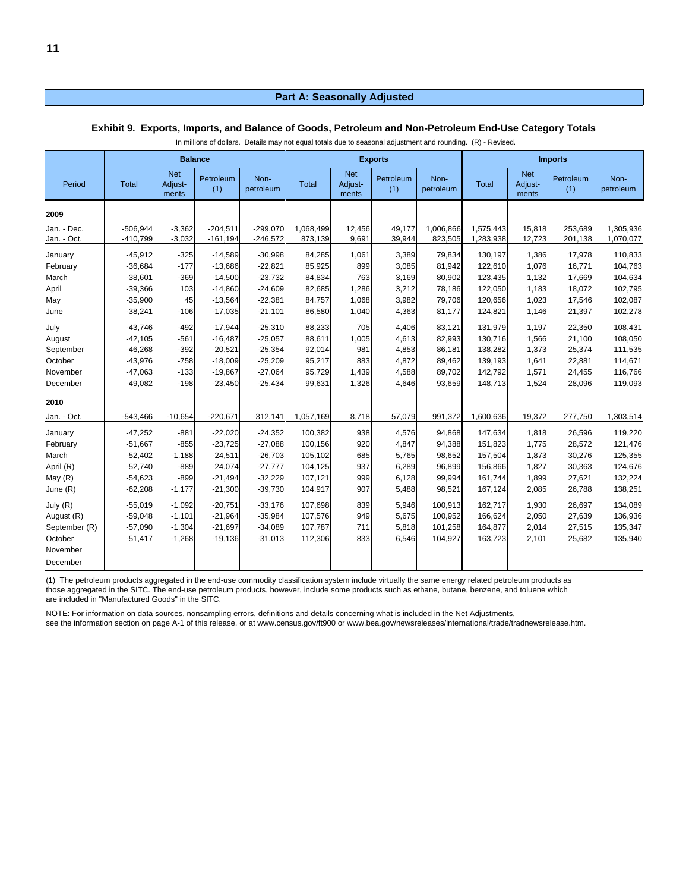## Part A: Seasonally Adjusted

### Exhibit 9. Exports, Imports, and Balance of Goods, Petroleum and Non-Petroleum End-Use Category Totals

In millions of dollars. Details may not equal totals due to seasonal adjustment and rounding. (R) - Revised.

| Period | Balance | | | | Exports | | | | Imports | | | |
|---|---|---|---|---|---|---|---|---|---|---|---|---|
| | Total | Net Adjust-ments | Petroleum (1) | Non-petroleum | Total | Net Adjust-ments | Petroleum (1) | Non-petroleum | Total | Net Adjust-ments | Petroleum (1) | Non-petroleum |
| **2009** | | | | | | | | | | | | |
| Jan. - Dec. | -506,944 | -3,362 | -204,511 | -299,070 | 1,068,499 | 12,456 | 49,177 | 1,006,866 | 1,575,443 | 15,818 | 253,689 | 1,305,936 |
| Jan. - Oct. | -410,799 | -3,032 | -161,194 | -246,572 | 873,139 | 9,691 | 39,944 | 823,505 | 1,283,938 | 12,723 | 201,138 | 1,070,077 |
| January | -45,912 | -325 | -14,589 | -30,998 | 84,285 | 1,061 | 3,389 | 79,834 | 130,197 | 1,386 | 17,978 | 110,833 |
| February | -36,684 | -177 | -13,686 | -22,821 | 85,925 | 899 | 3,085 | 81,942 | 122,610 | 1,076 | 16,771 | 104,763 |
| March | -38,601 | -369 | -14,500 | -23,732 | 84,834 | 763 | 3,169 | 80,902 | 123,435 | 1,132 | 17,669 | 104,634 |
| April | -39,366 | 103 | -14,860 | -24,609 | 82,685 | 1,286 | 3,212 | 78,186 | 122,050 | 1,183 | 18,072 | 102,795 |
| May | -35,900 | 45 | -13,564 | -22,381 | 84,757 | 1,068 | 3,982 | 79,706 | 120,656 | 1,023 | 17,546 | 102,087 |
| June | -38,241 | -106 | -17,035 | -21,101 | 86,580 | 1,040 | 4,363 | 81,177 | 124,821 | 1,146 | 21,397 | 102,278 |
| July | -43,746 | -492 | -17,944 | -25,310 | 88,233 | 705 | 4,406 | 83,121 | 131,979 | 1,197 | 22,350 | 108,431 |
| August | -42,105 | -561 | -16,487 | -25,057 | 88,611 | 1,005 | 4,613 | 82,993 | 130,716 | 1,566 | 21,100 | 108,050 |
| September | -46,268 | -392 | -20,521 | -25,354 | 92,014 | 981 | 4,853 | 86,181 | 138,282 | 1,373 | 25,374 | 111,535 |
| October | -43,976 | -758 | -18,009 | -25,209 | 95,217 | 883 | 4,872 | 89,462 | 139,193 | 1,641 | 22,881 | 114,671 |
| November | -47,063 | -133 | -19,867 | -27,064 | 95,729 | 1,439 | 4,588 | 89,702 | 142,792 | 1,571 | 24,455 | 116,766 |
| December | -49,082 | -198 | -23,450 | -25,434 | 99,631 | 1,326 | 4,646 | 93,659 | 148,713 | 1,524 | 28,096 | 119,093 |
| **2010** | | | | | | | | | | | | |
| Jan. - Oct. | -543,466 | -10,654 | -220,671 | -312,141 | 1,057,169 | 8,718 | 57,079 | 991,372 | 1,600,636 | 19,372 | 277,750 | 1,303,514 |
| January | -47,252 | -881 | -22,020 | -24,352 | 100,382 | 938 | 4,576 | 94,868 | 147,634 | 1,818 | 26,596 | 119,220 |
| February | -51,667 | -855 | -23,725 | -27,088 | 100,156 | 920 | 4,847 | 94,388 | 151,823 | 1,775 | 28,572 | 121,476 |
| March | -52,402 | -1,188 | -24,511 | -26,703 | 105,102 | 685 | 5,765 | 98,652 | 157,504 | 1,873 | 30,276 | 125,355 |
| April (R) | -52,740 | -889 | -24,074 | -27,777 | 104,125 | 937 | 6,289 | 96,899 | 156,866 | 1,827 | 30,363 | 124,676 |
| May (R) | -54,623 | -899 | -21,494 | -32,229 | 107,121 | 999 | 6,128 | 99,994 | 161,744 | 1,899 | 27,621 | 132,224 |
| June (R) | -62,208 | -1,177 | -21,300 | -39,730 | 104,917 | 907 | 5,488 | 98,521 | 167,124 | 2,085 | 26,788 | 138,251 |
| July (R) | -55,019 | -1,092 | -20,751 | -33,176 | 107,698 | 839 | 5,946 | 100,913 | 162,717 | 1,930 | 26,697 | 134,089 |
| August (R) | -59,048 | -1,101 | -21,964 | -35,984 | 107,576 | 949 | 5,675 | 100,952 | 166,624 | 2,050 | 27,639 | 136,936 |
| September (R) | -57,090 | -1,304 | -21,697 | -34,089 | 107,787 | 711 | 5,818 | 101,258 | 164,877 | 2,014 | 27,515 | 135,347 |
| October | -51,417 | -1,268 | -19,136 | -31,013 | 112,306 | 833 | 6,546 | 104,927 | 163,723 | 2,101 | 25,682 | 135,940 |
| November | | | | | | | | | | | | |
| December | | | | | | | | | | | | |

(1) The petroleum products aggregated in the end-use commodity classification system include virtually the same energy related petroleum products as those aggregated in the SITC. The end-use petroleum products, however, include some products such as ethane, butane, benzene, and toluene which are included in "Manufactured Goods" in the SITC.

NOTE: For information on data sources, nonsampling errors, definitions and details concerning what is included in the Net Adjustments, see the information section on page A-1 of this release, or at www.census.gov/ft900 or www.bea.gov/newsreleases/international/trade/tradnewsrelease.htm.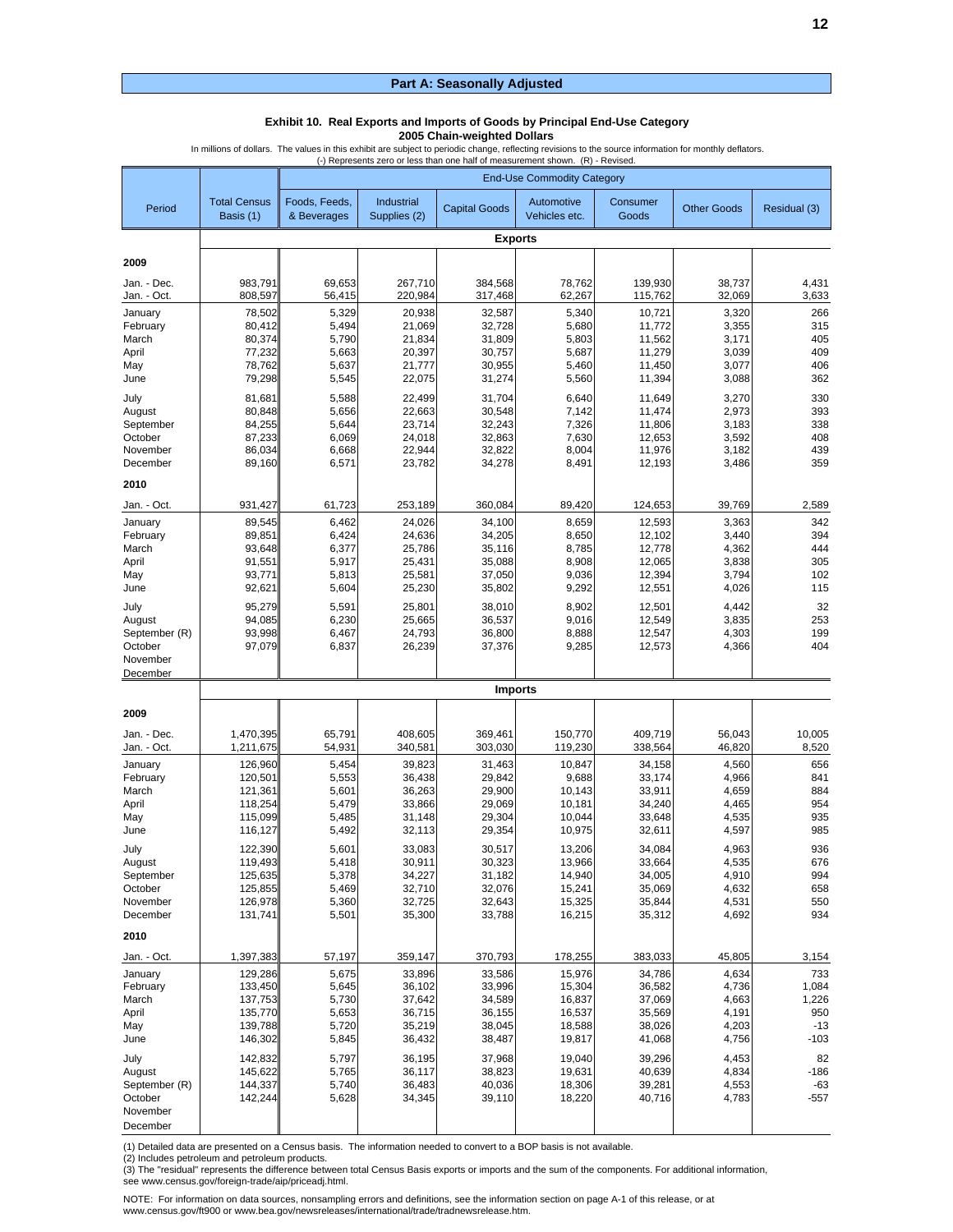## Part A: Seasonally Adjusted

### Exhibit 10. Real Exports and Imports of Goods by Principal End-Use Category
**2005 Chain-weighted Dollars**

In millions of dollars. The values in this exhibit are subject to periodic change, reflecting revisions to the source information for monthly deflators.
(-) Represents zero or less than one half of measurement shown. (R) - Revised.

| Period | Total Census Basis (1) | Foods, Feeds, & Beverages | Industrial Supplies (2) | Capital Goods | Automotive Vehicles etc. | Consumer Goods | Other Goods | Residual (3) |
|---|---|---|---|---|---|---|---|---|
| | | End-Use Commodity Category | | | | | | |
| **Exports** | | | | | | | | |
| **2009** | | | | | | | | |
| Jan. - Dec. | 983,791 | 69,653 | 267,710 | 384,568 | 78,762 | 139,930 | 38,737 | 4,431 |
| Jan. - Oct. | 808,597 | 56,415 | 220,984 | 317,468 | 62,267 | 115,762 | 32,069 | 3,633 |
| January | 78,502 | 5,329 | 20,938 | 32,587 | 5,340 | 10,721 | 3,320 | 266 |
| February | 80,412 | 5,494 | 21,069 | 32,728 | 5,680 | 11,772 | 3,355 | 315 |
| March | 80,374 | 5,790 | 21,834 | 31,809 | 5,803 | 11,562 | 3,171 | 405 |
| April | 77,232 | 5,663 | 20,397 | 30,757 | 5,687 | 11,279 | 3,039 | 409 |
| May | 78,762 | 5,637 | 21,777 | 30,955 | 5,460 | 11,450 | 3,077 | 406 |
| June | 79,298 | 5,545 | 22,075 | 31,274 | 5,560 | 11,394 | 3,088 | 362 |
| July | 81,681 | 5,588 | 22,499 | 31,704 | 6,640 | 11,649 | 3,270 | 330 |
| August | 80,848 | 5,656 | 22,663 | 30,548 | 7,142 | 11,474 | 2,973 | 393 |
| September | 84,255 | 5,644 | 23,714 | 32,243 | 7,326 | 11,806 | 3,183 | 338 |
| October | 87,233 | 6,069 | 24,018 | 32,863 | 7,630 | 12,653 | 3,592 | 408 |
| November | 86,034 | 6,668 | 22,944 | 32,822 | 8,004 | 11,976 | 3,182 | 439 |
| December | 89,160 | 6,571 | 23,782 | 34,278 | 8,491 | 12,193 | 3,486 | 359 |
| **2010** | | | | | | | | |
| Jan. - Oct. | 931,427 | 61,723 | 253,189 | 360,084 | 89,420 | 124,653 | 39,769 | 2,589 |
| January | 89,545 | 6,462 | 24,026 | 34,100 | 8,659 | 12,593 | 3,363 | 342 |
| February | 89,851 | 6,424 | 24,636 | 34,205 | 8,650 | 12,102 | 3,440 | 394 |
| March | 93,648 | 6,377 | 25,786 | 35,116 | 8,785 | 12,778 | 4,362 | 444 |
| April | 91,551 | 5,917 | 25,431 | 35,088 | 8,908 | 12,065 | 3,838 | 305 |
| May | 93,771 | 5,813 | 25,581 | 37,050 | 9,036 | 12,394 | 3,794 | 102 |
| June | 92,621 | 5,604 | 25,230 | 35,802 | 9,292 | 12,551 | 4,026 | 115 |
| July | 95,279 | 5,591 | 25,801 | 38,010 | 8,902 | 12,501 | 4,442 | 32 |
| August | 94,085 | 6,230 | 25,665 | 36,537 | 9,016 | 12,549 | 3,835 | 253 |
| September (R) | 93,998 | 6,467 | 24,793 | 36,800 | 8,888 | 12,547 | 4,303 | 199 |
| October | 97,079 | 6,837 | 26,239 | 37,376 | 9,285 | 12,573 | 4,366 | 404 |
| November | | | | | | | | |
| December | | | | | | | | |
| **Imports** | | | | | | | | |
| **2009** | | | | | | | | |
| Jan. - Dec. | 1,470,395 | 65,791 | 408,605 | 369,461 | 150,770 | 409,719 | 56,043 | 10,005 |
| Jan. - Oct. | 1,211,675 | 54,931 | 340,581 | 303,030 | 119,230 | 338,564 | 46,820 | 8,520 |
| January | 126,960 | 5,454 | 39,823 | 31,463 | 10,847 | 34,158 | 4,560 | 656 |
| February | 120,501 | 5,553 | 36,438 | 29,842 | 9,688 | 33,174 | 4,966 | 841 |
| March | 121,361 | 5,601 | 36,263 | 29,900 | 10,143 | 33,911 | 4,659 | 884 |
| April | 118,254 | 5,479 | 33,866 | 29,069 | 10,181 | 34,240 | 4,465 | 954 |
| May | 115,099 | 5,485 | 31,148 | 29,304 | 10,044 | 33,648 | 4,535 | 935 |
| June | 116,127 | 5,492 | 32,113 | 29,354 | 10,975 | 32,611 | 4,597 | 985 |
| July | 122,390 | 5,601 | 33,083 | 30,517 | 13,206 | 34,084 | 4,963 | 936 |
| August | 119,493 | 5,418 | 30,911 | 30,323 | 13,966 | 33,664 | 4,535 | 676 |
| September | 125,635 | 5,378 | 34,227 | 31,182 | 14,940 | 34,005 | 4,910 | 994 |
| October | 125,855 | 5,469 | 32,710 | 32,076 | 15,241 | 35,069 | 4,632 | 658 |
| November | 126,978 | 5,360 | 32,725 | 32,643 | 15,325 | 35,844 | 4,531 | 550 |
| December | 131,741 | 5,501 | 35,300 | 33,788 | 16,215 | 35,312 | 4,692 | 934 |
| **2010** | | | | | | | | |
| Jan. - Oct. | 1,397,383 | 57,197 | 359,147 | 370,793 | 178,255 | 383,033 | 45,805 | 3,154 |
| January | 129,286 | 5,675 | 33,896 | 33,586 | 15,976 | 34,786 | 4,634 | 733 |
| February | 133,450 | 5,645 | 36,102 | 33,996 | 15,304 | 36,582 | 4,736 | 1,084 |
| March | 137,753 | 5,730 | 37,642 | 34,589 | 16,837 | 37,069 | 4,663 | 1,226 |
| April | 135,770 | 5,653 | 36,715 | 36,155 | 16,537 | 35,569 | 4,191 | 950 |
| May | 139,788 | 5,720 | 35,219 | 38,045 | 18,588 | 38,026 | 4,203 | -13 |
| June | 146,302 | 5,845 | 36,432 | 38,487 | 19,817 | 41,068 | 4,756 | -103 |
| July | 142,832 | 5,797 | 36,195 | 37,968 | 19,040 | 39,296 | 4,453 | 82 |
| August | 145,622 | 5,765 | 36,117 | 38,823 | 19,631 | 40,639 | 4,834 | -186 |
| September (R) | 144,337 | 5,740 | 36,483 | 40,036 | 18,306 | 39,281 | 4,553 | -63 |
| October | 142,244 | 5,628 | 34,345 | 39,110 | 18,220 | 40,716 | 4,783 | -557 |
| November | | | | | | | | |
| December | | | | | | | | |

(1) Detailed data are presented on a Census basis. The information needed to convert to a BOP basis is not available.
(2) Includes petroleum and petroleum products.
(3) The "residual" represents the difference between total Census Basis exports or imports and the sum of the components. For additional information, see www.census.gov/foreign-trade/aip/priceadj.html.

NOTE: For information on data sources, nonsampling errors and definitions, see the information section on page A-1 of this release, or at www.census.gov/ft900 or www.bea.gov/newsreleases/international/trade/tradnewsrelease.htm.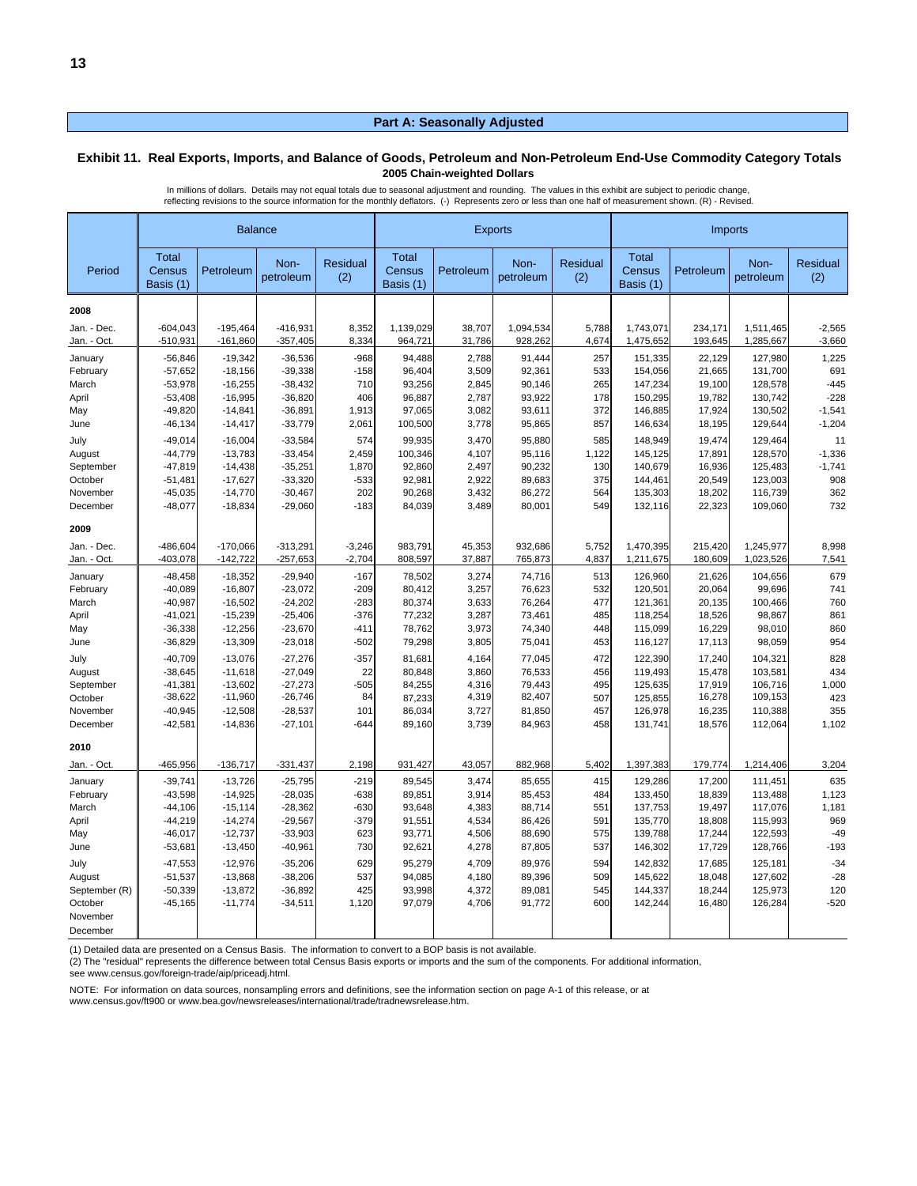## Part A: Seasonally Adjusted

### Exhibit 11. Real Exports, Imports, and Balance of Goods, Petroleum and Non-Petroleum End-Use Commodity Category Totals
**2005 Chain-weighted Dollars**

In millions of dollars. Details may not equal totals due to seasonal adjustment and rounding. The values in this exhibit are subject to periodic change, reflecting revisions to the source information for the monthly deflators. (-) Represents zero or less than one half of measurement shown. (R) - Revised.

| Period | Balance | | | | Exports | | | | Imports | | | |
|---|---|---|---|---|---|---|---|---|---|---|---|---|
| | Total Census Basis (1) | Petroleum | Non-petroleum | Residual (2) | Total Census Basis (1) | Petroleum | Non-petroleum | Residual (2) | Total Census Basis (1) | Petroleum | Non-petroleum | Residual (2) |
| **2008** | | | | | | | | | | | | |
| Jan. - Dec. | -604,043 | -195,464 | -416,931 | 8,352 | 1,139,029 | 38,707 | 1,094,534 | 5,788 | 1,743,071 | 234,171 | 1,511,465 | -2,565 |
| Jan. - Oct. | -510,931 | -161,860 | -357,405 | 8,334 | 964,721 | 31,786 | 928,262 | 4,674 | 1,475,652 | 193,645 | 1,285,667 | -3,660 |
| January | -56,846 | -19,342 | -36,536 | -968 | 94,488 | 2,788 | 91,444 | 257 | 151,335 | 22,129 | 127,980 | 1,225 |
| February | -57,652 | -18,156 | -39,338 | -158 | 96,404 | 3,509 | 92,361 | 533 | 154,056 | 21,665 | 131,700 | 691 |
| March | -53,978 | -16,255 | -38,432 | 710 | 93,256 | 2,845 | 90,146 | 265 | 147,234 | 19,100 | 128,578 | -445 |
| April | -53,408 | -16,995 | -36,820 | 406 | 96,887 | 2,787 | 93,922 | 178 | 150,295 | 19,782 | 130,742 | -228 |
| May | -49,820 | -14,841 | -36,891 | 1,913 | 97,065 | 3,082 | 93,611 | 372 | 146,885 | 17,924 | 130,502 | -1,541 |
| June | -46,134 | -14,417 | -33,779 | 2,061 | 100,500 | 3,778 | 95,865 | 857 | 146,634 | 18,195 | 129,644 | -1,204 |
| July | -49,014 | -16,004 | -33,584 | 574 | 99,935 | 3,470 | 95,880 | 585 | 148,949 | 19,474 | 129,464 | 11 |
| August | -44,779 | -13,783 | -33,454 | 2,459 | 100,346 | 4,107 | 95,116 | 1,122 | 145,125 | 17,891 | 128,570 | -1,336 |
| September | -47,819 | -14,438 | -35,251 | 1,870 | 92,860 | 2,497 | 90,232 | 130 | 140,679 | 16,936 | 125,483 | -1,741 |
| October | -51,481 | -17,627 | -33,320 | -533 | 92,981 | 2,922 | 89,683 | 375 | 144,461 | 20,549 | 123,003 | 908 |
| November | -45,035 | -14,770 | -30,467 | 202 | 90,268 | 3,432 | 86,272 | 564 | 135,303 | 18,202 | 116,739 | 362 |
| December | -48,077 | -18,834 | -29,060 | -183 | 84,039 | 3,489 | 80,001 | 549 | 132,116 | 22,323 | 109,060 | 732 |
| **2009** | | | | | | | | | | | | |
| Jan. - Dec. | -486,604 | -170,066 | -313,291 | -3,246 | 983,791 | 45,353 | 932,686 | 5,752 | 1,470,395 | 215,420 | 1,245,977 | 8,998 |
| Jan. - Oct. | -403,078 | -142,722 | -257,653 | -2,704 | 808,597 | 37,887 | 765,873 | 4,837 | 1,211,675 | 180,609 | 1,023,526 | 7,541 |
| January | -48,458 | -18,352 | -29,940 | -167 | 78,502 | 3,274 | 74,716 | 513 | 126,960 | 21,626 | 104,656 | 679 |
| February | -40,089 | -16,807 | -23,072 | -209 | 80,412 | 3,257 | 76,623 | 532 | 120,501 | 20,064 | 99,696 | 741 |
| March | -40,987 | -16,502 | -24,202 | -283 | 80,374 | 3,633 | 76,264 | 477 | 121,361 | 20,135 | 100,466 | 760 |
| April | -41,021 | -15,239 | -25,406 | -376 | 77,232 | 3,287 | 73,461 | 485 | 118,254 | 18,526 | 98,867 | 861 |
| May | -36,338 | -12,256 | -23,670 | -411 | 78,762 | 3,973 | 74,340 | 448 | 115,099 | 16,229 | 98,010 | 860 |
| June | -36,829 | -13,309 | -23,018 | -502 | 79,298 | 3,805 | 75,041 | 453 | 116,127 | 17,113 | 98,059 | 954 |
| July | -40,709 | -13,076 | -27,276 | -357 | 81,681 | 4,164 | 77,045 | 472 | 122,390 | 17,240 | 104,321 | 828 |
| August | -38,645 | -11,618 | -27,049 | 22 | 80,848 | 3,860 | 76,533 | 456 | 119,493 | 15,478 | 103,581 | 434 |
| September | -41,381 | -13,602 | -27,273 | -505 | 84,255 | 4,316 | 79,443 | 495 | 125,635 | 17,919 | 106,716 | 1,000 |
| October | -38,622 | -11,960 | -26,746 | 84 | 87,233 | 4,319 | 82,407 | 507 | 125,855 | 16,278 | 109,153 | 423 |
| November | -40,945 | -12,508 | -28,537 | 101 | 86,034 | 3,727 | 81,850 | 457 | 126,978 | 16,235 | 110,388 | 355 |
| December | -42,581 | -14,836 | -27,101 | -644 | 89,160 | 3,739 | 84,963 | 458 | 131,741 | 18,576 | 112,064 | 1,102 |
| **2010** | | | | | | | | | | | | |
| Jan. - Oct. | -465,956 | -136,717 | -331,437 | 2,198 | 931,427 | 43,057 | 882,968 | 5,402 | 1,397,383 | 179,774 | 1,214,406 | 3,204 |
| January | -39,741 | -13,726 | -25,795 | -219 | 89,545 | 3,474 | 85,655 | 415 | 129,286 | 17,200 | 111,451 | 635 |
| February | -43,598 | -14,925 | -28,035 | -638 | 89,851 | 3,914 | 85,453 | 484 | 133,450 | 18,839 | 113,488 | 1,123 |
| March | -44,106 | -15,114 | -28,362 | -630 | 93,648 | 4,383 | 88,714 | 551 | 137,753 | 19,497 | 117,076 | 1,181 |
| April | -44,219 | -14,274 | -29,567 | -379 | 91,551 | 4,534 | 86,426 | 591 | 135,770 | 18,808 | 115,993 | 969 |
| May | -46,017 | -12,737 | -33,903 | 623 | 93,771 | 4,506 | 88,690 | 575 | 139,788 | 17,244 | 122,593 | -49 |
| June | -53,681 | -13,450 | -40,961 | 730 | 92,621 | 4,278 | 87,805 | 537 | 146,302 | 17,729 | 128,766 | -193 |
| July | -47,553 | -12,976 | -35,206 | 629 | 95,279 | 4,709 | 89,976 | 594 | 142,832 | 17,685 | 125,181 | -34 |
| August | -51,537 | -13,868 | -38,206 | 537 | 94,085 | 4,180 | 89,396 | 509 | 145,622 | 18,048 | 127,602 | -28 |
| September (R) | -50,339 | -13,872 | -36,892 | 425 | 93,998 | 4,372 | 89,081 | 545 | 144,337 | 18,244 | 125,973 | 120 |
| October | -45,165 | -11,774 | -34,511 | 1,120 | 97,079 | 4,706 | 91,772 | 600 | 142,244 | 16,480 | 126,284 | -520 |
| November | | | | | | | | | | | | |
| December | | | | | | | | | | | | |

(1) Detailed data are presented on a Census Basis. The information to convert to a BOP basis is not available.
(2) The "residual" represents the difference between total Census Basis exports or imports and the sum of the components. For additional information, see www.census.gov/foreign-trade/aip/priceadj.html.

NOTE: For information on data sources, nonsampling errors and definitions, see the information section on page A-1 of this release, or at www.census.gov/ft900 or www.bea.gov/newsreleases/international/trade/tradnewsrelease.htm.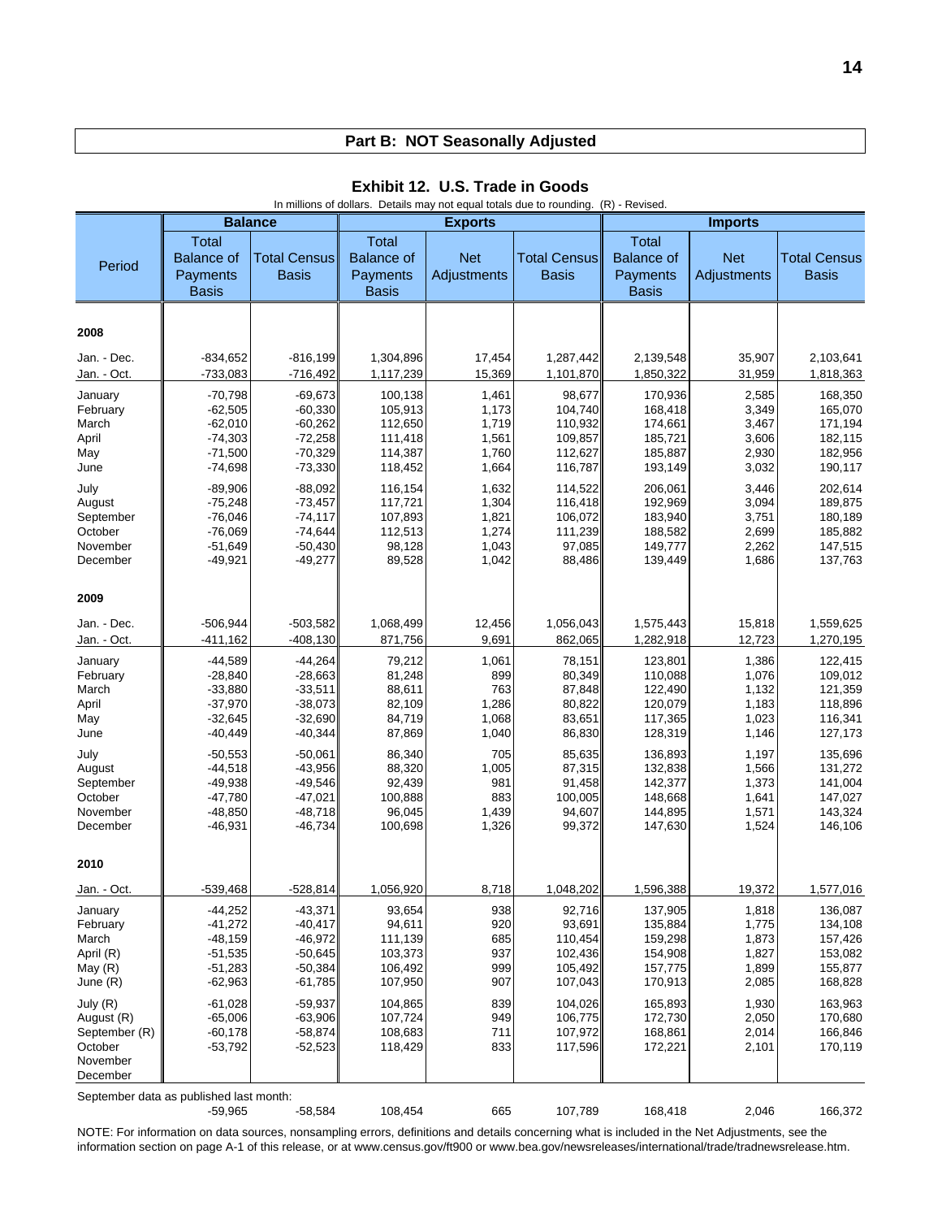## Part B: NOT Seasonally Adjusted

### Exhibit 12. U.S. Trade in Goods

In millions of dollars. Details may not equal totals due to rounding. (R) - Revised.

| Period | Balance | | Exports | | | Imports | | |
|---|---|---|---|---|---|---|---|---|
| | Total Balance of Payments Basis | Total Census Basis | Total Balance of Payments Basis | Net Adjustments | Total Census Basis | Total Balance of Payments Basis | Net Adjustments | Total Census Basis |
| **2008** | | | | | | | | |
| Jan. - Dec. | -834,652 | -816,199 | 1,304,896 | 17,454 | 1,287,442 | 2,139,548 | 35,907 | 2,103,641 |
| Jan. - Oct. | -733,083 | -716,492 | 1,117,239 | 15,369 | 1,101,870 | 1,850,322 | 31,959 | 1,818,363 |
| January | -70,798 | -69,673 | 100,138 | 1,461 | 98,677 | 170,936 | 2,585 | 168,350 |
| February | -62,505 | -60,330 | 105,913 | 1,173 | 104,740 | 168,418 | 3,349 | 165,070 |
| March | -62,010 | -60,262 | 112,650 | 1,719 | 110,932 | 174,661 | 3,467 | 171,194 |
| April | -74,303 | -72,258 | 111,418 | 1,561 | 109,857 | 185,721 | 3,606 | 182,115 |
| May | -71,500 | -70,329 | 114,387 | 1,760 | 112,627 | 185,887 | 2,930 | 182,956 |
| June | -74,698 | -73,330 | 118,452 | 1,664 | 116,787 | 193,149 | 3,032 | 190,117 |
| July | -89,906 | -88,092 | 116,154 | 1,632 | 114,522 | 206,061 | 3,446 | 202,614 |
| August | -75,248 | -73,457 | 117,721 | 1,304 | 116,418 | 192,969 | 3,094 | 189,875 |
| September | -76,046 | -74,117 | 107,893 | 1,821 | 106,072 | 183,940 | 3,751 | 180,189 |
| October | -76,069 | -74,644 | 112,513 | 1,274 | 111,239 | 188,582 | 2,699 | 185,882 |
| November | -51,649 | -50,430 | 98,128 | 1,043 | 97,085 | 149,777 | 2,262 | 147,515 |
| December | -49,921 | -49,277 | 89,528 | 1,042 | 88,486 | 139,449 | 1,686 | 137,763 |
| **2009** | | | | | | | | |
| Jan. - Dec. | -506,944 | -503,582 | 1,068,499 | 12,456 | 1,056,043 | 1,575,443 | 15,818 | 1,559,625 |
| Jan. - Oct. | -411,162 | -408,130 | 871,756 | 9,691 | 862,065 | 1,282,918 | 12,723 | 1,270,195 |
| January | -44,589 | -44,264 | 79,212 | 1,061 | 78,151 | 123,801 | 1,386 | 122,415 |
| February | -28,840 | -28,663 | 81,248 | 899 | 80,349 | 110,088 | 1,076 | 109,012 |
| March | -33,880 | -33,511 | 88,611 | 763 | 87,848 | 122,490 | 1,132 | 121,359 |
| April | -37,970 | -38,073 | 82,109 | 1,286 | 80,822 | 120,079 | 1,183 | 118,896 |
| May | -32,645 | -32,690 | 84,719 | 1,068 | 83,651 | 117,365 | 1,023 | 116,341 |
| June | -40,449 | -40,344 | 87,869 | 1,040 | 86,830 | 128,319 | 1,146 | 127,173 |
| July | -50,553 | -50,061 | 86,340 | 705 | 85,635 | 136,893 | 1,197 | 135,696 |
| August | -44,518 | -43,956 | 88,320 | 1,005 | 87,315 | 132,838 | 1,566 | 131,272 |
| September | -49,938 | -49,546 | 92,439 | 981 | 91,458 | 142,377 | 1,373 | 141,004 |
| October | -47,780 | -47,021 | 100,888 | 883 | 100,005 | 148,668 | 1,641 | 147,027 |
| November | -48,850 | -48,718 | 96,045 | 1,439 | 94,607 | 144,895 | 1,571 | 143,324 |
| December | -46,931 | -46,734 | 100,698 | 1,326 | 99,372 | 147,630 | 1,524 | 146,106 |
| **2010** | | | | | | | | |
| Jan. - Oct. | -539,468 | -528,814 | 1,056,920 | 8,718 | 1,048,202 | 1,596,388 | 19,372 | 1,577,016 |
| January | -44,252 | -43,371 | 93,654 | 938 | 92,716 | 137,905 | 1,818 | 136,087 |
| February | -41,272 | -40,417 | 94,611 | 920 | 93,691 | 135,884 | 1,775 | 134,108 |
| March | -48,159 | -46,972 | 111,139 | 685 | 110,454 | 159,298 | 1,873 | 157,426 |
| April (R) | -51,535 | -50,645 | 103,373 | 937 | 102,436 | 154,908 | 1,827 | 153,082 |
| May (R) | -51,283 | -50,384 | 106,492 | 999 | 105,492 | 157,775 | 1,899 | 155,877 |
| June (R) | -62,963 | -61,785 | 107,950 | 907 | 107,043 | 170,913 | 2,085 | 168,828 |
| July (R) | -61,028 | -59,937 | 104,865 | 839 | 104,026 | 165,893 | 1,930 | 163,963 |
| August (R) | -65,006 | -63,906 | 107,724 | 949 | 106,775 | 172,730 | 2,050 | 170,680 |
| September (R) | -60,178 | -58,874 | 108,683 | 711 | 107,972 | 168,861 | 2,014 | 166,846 |
| October | -53,792 | -52,523 | 118,429 | 833 | 117,596 | 172,221 | 2,101 | 170,119 |
| November | | | | | | | | |
| December | | | | | | | | |
| September data as published last month: | -59,965 | -58,584 | 108,454 | 665 | 107,789 | 168,418 | 2,046 | 166,372 |

NOTE: For information on data sources, nonsampling errors, definitions and details concerning what is included in the Net Adjustments, see the information section on page A-1 of this release, or at www.census.gov/ft900 or www.bea.gov/newsreleases/international/trade/tradnewsrelease.htm.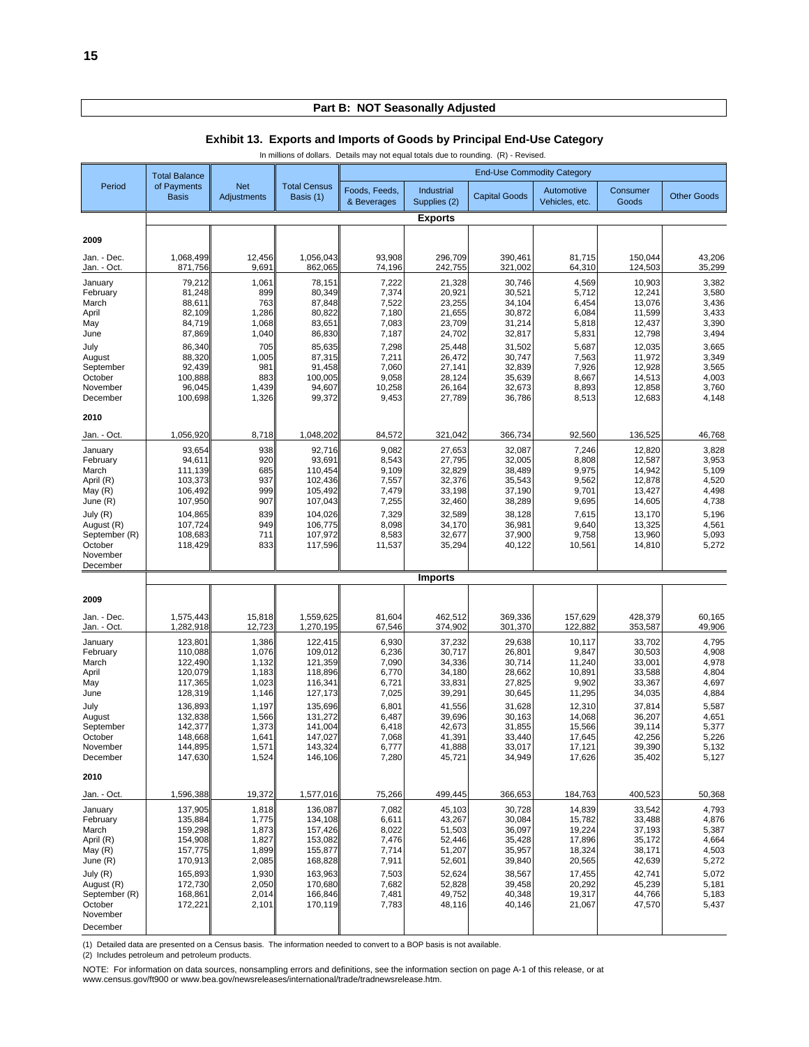## Part B: NOT Seasonally Adjusted

### Exhibit 13. Exports and Imports of Goods by Principal End-Use Category

In millions of dollars. Details may not equal totals due to rounding. (R) - Revised.

| Period | Total Balance of Payments Basis | Net Adjustments | Total Census Basis (1) | End-Use Commodity Category | | | | | |
|---|---|---|---|---|---|---|---|---|---|
| | | | | Foods, Feeds, & Beverages | Industrial Supplies (2) | Capital Goods | Automotive Vehicles, etc. | Consumer Goods | Other Goods |
| | **Exports** | | | | | | | | |
| **2009** | | | | | | | | | |
| Jan. - Dec. | 1,068,499 | 12,456 | 1,056,043 | 93,908 | 296,709 | 390,461 | 81,715 | 150,044 | 43,206 |
| Jan. - Oct. | 871,756 | 9,691 | 862,065 | 74,196 | 242,755 | 321,002 | 64,310 | 124,503 | 35,299 |
| January | 79,212 | 1,061 | 78,151 | 7,222 | 21,328 | 30,746 | 4,569 | 10,903 | 3,382 |
| February | 81,248 | 899 | 80,349 | 7,374 | 20,921 | 30,521 | 5,712 | 12,241 | 3,580 |
| March | 88,611 | 763 | 87,848 | 7,522 | 23,255 | 34,104 | 6,454 | 13,076 | 3,436 |
| April | 82,109 | 1,286 | 80,822 | 7,180 | 21,655 | 30,872 | 6,084 | 11,599 | 3,433 |
| May | 84,719 | 1,068 | 83,651 | 7,083 | 23,709 | 31,214 | 5,818 | 12,437 | 3,390 |
| June | 87,869 | 1,040 | 86,830 | 7,187 | 24,702 | 32,817 | 5,831 | 12,798 | 3,494 |
| July | 86,340 | 705 | 85,635 | 7,298 | 25,448 | 31,502 | 5,687 | 12,035 | 3,665 |
| August | 88,320 | 1,005 | 87,315 | 7,211 | 26,472 | 30,747 | 7,563 | 11,972 | 3,349 |
| September | 92,439 | 981 | 91,458 | 7,060 | 27,141 | 32,839 | 7,926 | 12,928 | 3,565 |
| October | 100,888 | 883 | 100,005 | 9,058 | 28,124 | 35,639 | 8,667 | 14,513 | 4,003 |
| November | 96,045 | 1,439 | 94,607 | 10,258 | 26,164 | 32,673 | 8,893 | 12,858 | 3,760 |
| December | 100,698 | 1,326 | 99,372 | 9,453 | 27,789 | 36,786 | 8,513 | 12,683 | 4,148 |
| **2010** | | | | | | | | | |
| Jan. - Oct. | 1,056,920 | 8,718 | 1,048,202 | 84,572 | 321,042 | 366,734 | 92,560 | 136,525 | 46,768 |
| January | 93,654 | 938 | 92,716 | 9,082 | 27,653 | 32,087 | 7,246 | 12,820 | 3,828 |
| February | 94,611 | 920 | 93,691 | 8,543 | 27,795 | 32,005 | 8,808 | 12,587 | 3,953 |
| March | 111,139 | 685 | 110,454 | 9,109 | 32,829 | 38,489 | 9,975 | 14,942 | 5,109 |
| April (R) | 103,373 | 937 | 102,436 | 7,557 | 32,376 | 35,543 | 9,562 | 12,878 | 4,520 |
| May (R) | 106,492 | 999 | 105,492 | 7,479 | 33,198 | 37,190 | 9,701 | 13,427 | 4,498 |
| June (R) | 107,950 | 907 | 107,043 | 7,255 | 32,460 | 38,289 | 9,695 | 14,605 | 4,738 |
| July (R) | 104,865 | 839 | 104,026 | 7,329 | 32,589 | 38,128 | 7,615 | 13,170 | 5,196 |
| August (R) | 107,724 | 949 | 106,775 | 8,098 | 34,170 | 36,981 | 9,640 | 13,325 | 4,561 |
| September (R) | 108,683 | 711 | 107,972 | 8,583 | 32,677 | 37,900 | 9,758 | 13,960 | 5,093 |
| October | 118,429 | 833 | 117,596 | 11,537 | 35,294 | 40,122 | 10,561 | 14,810 | 5,272 |
| November | | | | | | | | | |
| December | | | | | | | | | |
| | **Imports** | | | | | | | | |
| **2009** | | | | | | | | | |
| Jan. - Dec. | 1,575,443 | 15,818 | 1,559,625 | 81,604 | 462,512 | 369,336 | 157,629 | 428,379 | 60,165 |
| Jan. - Oct. | 1,282,918 | 12,723 | 1,270,195 | 67,546 | 374,902 | 301,370 | 122,882 | 353,587 | 49,906 |
| January | 123,801 | 1,386 | 122,415 | 6,930 | 37,232 | 29,638 | 10,117 | 33,702 | 4,795 |
| February | 110,088 | 1,076 | 109,012 | 6,236 | 30,717 | 26,801 | 9,847 | 30,503 | 4,908 |
| March | 122,490 | 1,132 | 121,359 | 7,090 | 34,336 | 30,714 | 11,240 | 33,001 | 4,978 |
| April | 120,079 | 1,183 | 118,896 | 6,770 | 34,180 | 28,662 | 10,891 | 33,588 | 4,804 |
| May | 117,365 | 1,023 | 116,341 | 6,721 | 33,831 | 27,825 | 9,902 | 33,367 | 4,697 |
| June | 128,319 | 1,146 | 127,173 | 7,025 | 39,291 | 30,645 | 11,295 | 34,035 | 4,884 |
| July | 136,893 | 1,197 | 135,696 | 6,801 | 41,556 | 31,628 | 12,310 | 37,814 | 5,587 |
| August | 132,838 | 1,566 | 131,272 | 6,487 | 39,696 | 30,163 | 14,068 | 36,207 | 4,651 |
| September | 142,377 | 1,373 | 141,004 | 6,418 | 42,673 | 31,855 | 15,566 | 39,114 | 5,377 |
| October | 148,668 | 1,641 | 147,027 | 7,068 | 41,391 | 33,440 | 17,645 | 42,256 | 5,226 |
| November | 144,895 | 1,571 | 143,324 | 6,777 | 41,888 | 33,017 | 17,121 | 39,390 | 5,132 |
| December | 147,630 | 1,524 | 146,106 | 7,280 | 45,721 | 34,949 | 17,626 | 35,402 | 5,127 |
| **2010** | | | | | | | | | |
| Jan. - Oct. | 1,596,388 | 19,372 | 1,577,016 | 75,266 | 499,445 | 366,653 | 184,763 | 400,523 | 50,368 |
| January | 137,905 | 1,818 | 136,087 | 7,082 | 45,103 | 30,728 | 14,839 | 33,542 | 4,793 |
| February | 135,884 | 1,775 | 134,108 | 6,611 | 43,267 | 30,084 | 15,782 | 33,488 | 4,876 |
| March | 159,298 | 1,873 | 157,426 | 8,022 | 51,503 | 36,097 | 19,224 | 37,193 | 5,387 |
| April (R) | 154,908 | 1,827 | 153,082 | 7,476 | 52,446 | 35,428 | 17,896 | 35,172 | 4,664 |
| May (R) | 157,775 | 1,899 | 155,877 | 7,714 | 51,207 | 35,957 | 18,324 | 38,171 | 4,503 |
| June (R) | 170,913 | 2,085 | 168,828 | 7,911 | 52,601 | 39,840 | 20,565 | 42,639 | 5,272 |
| July (R) | 165,893 | 1,930 | 163,963 | 7,503 | 52,624 | 38,567 | 17,455 | 42,741 | 5,072 |
| August (R) | 172,730 | 2,050 | 170,680 | 7,682 | 52,828 | 39,458 | 20,292 | 45,239 | 5,181 |
| September (R) | 168,861 | 2,014 | 166,846 | 7,481 | 49,752 | 40,348 | 19,317 | 44,766 | 5,183 |
| October | 172,221 | 2,101 | 170,119 | 7,783 | 48,116 | 40,146 | 21,067 | 47,570 | 5,437 |
| November | | | | | | | | | |
| December | | | | | | | | | |

(1) Detailed data are presented on a Census basis. The information needed to convert to a BOP basis is not available.
(2) Includes petroleum and petroleum products.

NOTE: For information on data sources, nonsampling errors and definitions, see the information section on page A-1 of this release, or at www.census.gov/ft900 or www.bea.gov/newsreleases/international/trade/tradnewsrelease.htm.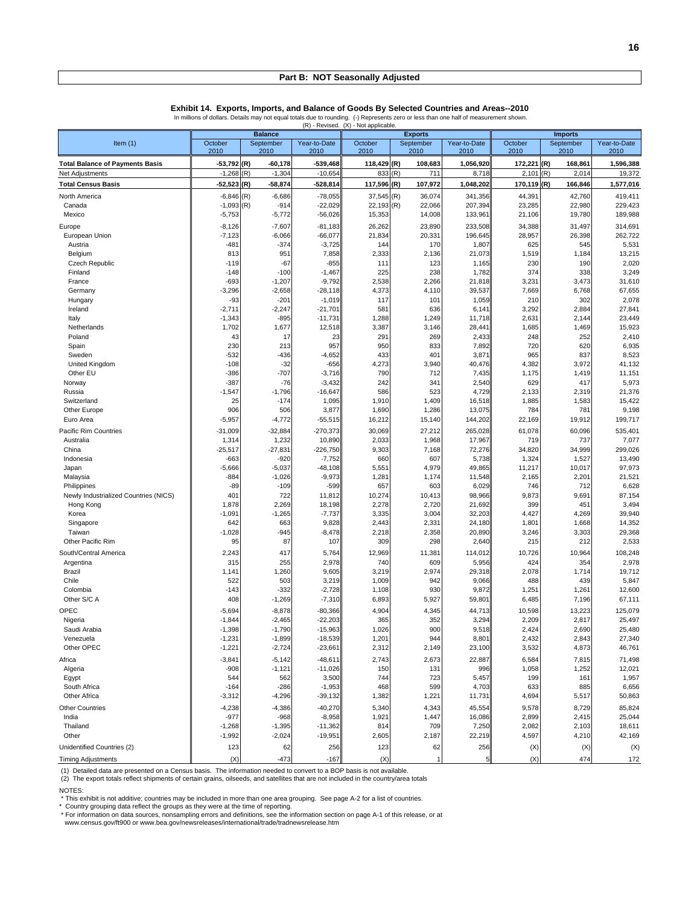## Part B: NOT Seasonally Adjusted

### Exhibit 14. Exports, Imports, and Balance of Goods By Selected Countries and Areas--2010

In millions of dollars. Details may not equal totals due to rounding. (-) Represents zero or less than one half of measurement shown.
(R) - Revised. (X) - Not applicable.

| Item (1) | Balance | | | Exports | | | Imports | | |
|---|---|---|---|---|---|---|---|---|---|
| | October 2010 | September 2010 | Year-to-Date 2010 | October 2010 | September 2010 | Year-to-Date 2010 | October 2010 | September 2010 | Year-to-Date 2010 |
| **Total Balance of Payments Basis** | **-53,792 (R)** | **-60,178** | **-539,468** | **118,429 (R)** | **108,683** | **1,056,920** | **172,221 (R)** | **168,861** | **1,596,388** |
| Net Adjustments | -1,268 (R) | -1,304 | -10,654 | 833 (R) | 711 | 8,718 | 2,101 (R) | 2,014 | 19,372 |
| **Total Census Basis** | **-52,523 (R)** | **-58,874** | **-528,814** | **117,596 (R)** | **107,972** | **1,048,202** | **170,119 (R)** | **166,846** | **1,577,016** |
| North America | -6,846 (R) | -6,686 | -78,055 | 37,545 (R) | 36,074 | 341,356 | 44,391 | 42,760 | 419,411 |
| Canada | -1,093 (R) | -914 | -22,029 | 22,193 (R) | 22,066 | 207,394 | 23,285 | 22,980 | 229,423 |
| Mexico | -5,753 | -5,772 | -56,026 | 15,353 | 14,008 | 133,961 | 21,106 | 19,780 | 189,988 |
| Europe | -8,126 | -7,607 | -81,183 | 26,262 | 23,890 | 233,508 | 34,388 | 31,497 | 314,691 |
| European Union | -7,123 | -6,066 | -66,077 | 21,834 | 20,331 | 196,645 | 28,957 | 26,398 | 262,722 |
| Austria | -481 | -374 | -3,725 | 144 | 170 | 1,807 | 625 | 545 | 5,531 |
| Belgium | 813 | 951 | 7,858 | 2,333 | 2,136 | 21,073 | 1,519 | 1,184 | 13,215 |
| Czech Republic | -119 | -67 | -855 | 111 | 123 | 1,165 | 230 | 190 | 2,020 |
| Finland | -148 | -100 | -1,467 | 225 | 238 | 1,782 | 374 | 338 | 3,249 |
| France | -693 | -1,207 | -9,792 | 2,538 | 2,266 | 21,818 | 3,231 | 3,473 | 31,610 |
| Germany | -3,296 | -2,658 | -28,118 | 4,373 | 4,110 | 39,537 | 7,669 | 6,768 | 67,655 |
| Hungary | -93 | -201 | -1,019 | 117 | 101 | 1,059 | 210 | 302 | 2,078 |
| Ireland | -2,711 | -2,247 | -21,701 | 581 | 636 | 6,141 | 3,292 | 2,884 | 27,841 |
| Italy | -1,343 | -895 | -11,731 | 1,288 | 1,249 | 11,718 | 2,631 | 2,144 | 23,449 |
| Netherlands | 1,702 | 1,677 | 12,518 | 3,387 | 3,146 | 28,441 | 1,685 | 1,469 | 15,923 |
| Poland | 43 | 17 | 23 | 291 | 269 | 2,433 | 248 | 252 | 2,410 |
| Spain | 230 | 213 | 957 | 950 | 833 | 7,892 | 720 | 620 | 6,935 |
| Sweden | -532 | -436 | -4,652 | 433 | 401 | 3,871 | 965 | 837 | 8,523 |
| United Kingdom | -108 | -32 | -656 | 4,273 | 3,940 | 40,476 | 4,382 | 3,972 | 41,132 |
| Other EU | -386 | -707 | -3,716 | 790 | 712 | 7,435 | 1,175 | 1,419 | 11,151 |
| Norway | -387 | -76 | -3,432 | 242 | 341 | 2,540 | 629 | 417 | 5,973 |
| Russia | -1,547 | -1,796 | -16,647 | 586 | 523 | 4,729 | 2,133 | 2,319 | 21,376 |
| Switzerland | 25 | -174 | 1,095 | 1,910 | 1,409 | 16,518 | 1,885 | 1,583 | 15,422 |
| Other Europe | 906 | 506 | 3,877 | 1,690 | 1,286 | 13,075 | 784 | 781 | 9,198 |
| Euro Area | -5,957 | -4,772 | -55,515 | 16,212 | 15,140 | 144,202 | 22,169 | 19,912 | 199,717 |
| Pacific Rim Countries | -31,009 | -32,884 | -270,373 | 30,069 | 27,212 | 265,028 | 61,078 | 60,096 | 535,401 |
| Australia | 1,314 | 1,232 | 10,890 | 2,033 | 1,968 | 17,967 | 719 | 737 | 7,077 |
| China | -25,517 | -27,831 | -226,750 | 9,303 | 7,168 | 72,276 | 34,820 | 34,999 | 299,026 |
| Indonesia | -663 | -920 | -7,752 | 660 | 607 | 5,738 | 1,324 | 1,527 | 13,490 |
| Japan | -5,666 | -5,037 | -48,108 | 5,551 | 4,979 | 49,865 | 11,217 | 10,017 | 97,973 |
| Malaysia | -884 | -1,026 | -9,973 | 1,281 | 1,174 | 11,548 | 2,165 | 2,201 | 21,521 |
| Philippines | -89 | -109 | -599 | 657 | 603 | 6,029 | 746 | 712 | 6,628 |
| Newly Industrialized Countries (NICS) | 401 | 722 | 11,812 | 10,274 | 10,413 | 98,966 | 9,873 | 9,691 | 87,154 |
| Hong Kong | 1,878 | 2,269 | 18,198 | 2,278 | 2,720 | 21,692 | 399 | 451 | 3,494 |
| Korea | -1,091 | -1,265 | -7,737 | 3,335 | 3,004 | 32,203 | 4,427 | 4,269 | 39,940 |
| Singapore | 642 | 663 | 9,828 | 2,443 | 2,331 | 24,180 | 1,801 | 1,668 | 14,352 |
| Taiwan | -1,028 | -945 | -8,478 | 2,218 | 2,358 | 20,890 | 3,246 | 3,303 | 29,368 |
| Other Pacific Rim | 95 | 87 | 107 | 309 | 298 | 2,640 | 215 | 212 | 2,533 |
| South/Central America | 2,243 | 417 | 5,764 | 12,969 | 11,381 | 114,012 | 10,726 | 10,964 | 108,248 |
| Argentina | 315 | 255 | 2,978 | 740 | 609 | 5,956 | 424 | 354 | 2,978 |
| Brazil | 1,141 | 1,260 | 9,605 | 3,219 | 2,974 | 29,318 | 2,078 | 1,714 | 19,712 |
| Chile | 522 | 503 | 3,219 | 1,009 | 942 | 9,066 | 488 | 439 | 5,847 |
| Colombia | -143 | -332 | -2,728 | 1,108 | 930 | 9,872 | 1,251 | 1,261 | 12,600 |
| Other S/C A | 408 | -1,269 | -7,310 | 6,893 | 5,927 | 59,801 | 6,485 | 7,196 | 67,111 |
| OPEC | -5,694 | -8,878 | -80,366 | 4,904 | 4,345 | 44,713 | 10,598 | 13,223 | 125,079 |
| Nigeria | -1,844 | -2,465 | -22,203 | 365 | 352 | 3,294 | 2,209 | 2,817 | 25,497 |
| Saudi Arabia | -1,398 | -1,790 | -15,963 | 1,026 | 900 | 9,518 | 2,424 | 2,690 | 25,480 |
| Venezuela | -1,231 | -1,899 | -18,539 | 1,201 | 944 | 8,801 | 2,432 | 2,843 | 27,340 |
| Other OPEC | -1,221 | -2,724 | -23,661 | 2,312 | 2,149 | 23,100 | 3,532 | 4,873 | 46,761 |
| Africa | -3,841 | -5,142 | -48,611 | 2,743 | 2,673 | 22,887 | 6,584 | 7,815 | 71,498 |
| Algeria | -908 | -1,121 | -11,026 | 150 | 131 | 996 | 1,058 | 1,252 | 12,021 |
| Egypt | 544 | 562 | 3,500 | 744 | 723 | 5,457 | 199 | 161 | 1,957 |
| South Africa | -164 | -286 | -1,953 | 468 | 599 | 4,703 | 633 | 885 | 6,656 |
| Other Africa | -3,312 | -4,296 | -39,132 | 1,382 | 1,221 | 11,731 | 4,694 | 5,517 | 50,863 |
| Other Countries | -4,238 | -4,386 | -40,270 | 5,340 | 4,343 | 45,554 | 9,578 | 8,729 | 85,824 |
| India | -977 | -968 | -8,958 | 1,921 | 1,447 | 16,086 | 2,899 | 2,415 | 25,044 |
| Thailand | -1,268 | -1,395 | -11,362 | 814 | 709 | 7,250 | 2,082 | 2,103 | 18,611 |
| Other | -1,992 | -2,024 | -19,951 | 2,605 | 2,187 | 22,219 | 4,597 | 4,210 | 42,169 |
| Unidentified Countries (2) | 123 | 62 | 256 | 123 | 62 | 256 | (X) | (X) | (X) |
| Timing Adjustments | (X) | -473 | -167 | (X) | 1 | 5 | (X) | 474 | 172 |

(1) Detailed data are presented on a Census basis. The information needed to convert to a BOP basis is not available.
(2) The export totals reflect shipments of certain grains, oilseeds, and satellites that are not included in the country/area totals

NOTES:
* This exhibit is not additive; countries may be included in more than one area grouping. See page A-2 for a list of countries.
* Country grouping data reflect the groups as they were at the time of reporting.
* For information on data sources, nonsampling errors and definitions, see the information section on page A-1 of this release, or at www.census.gov/ft900 or www.bea.gov/newsreleases/international/trade/tradnewsrelease.htm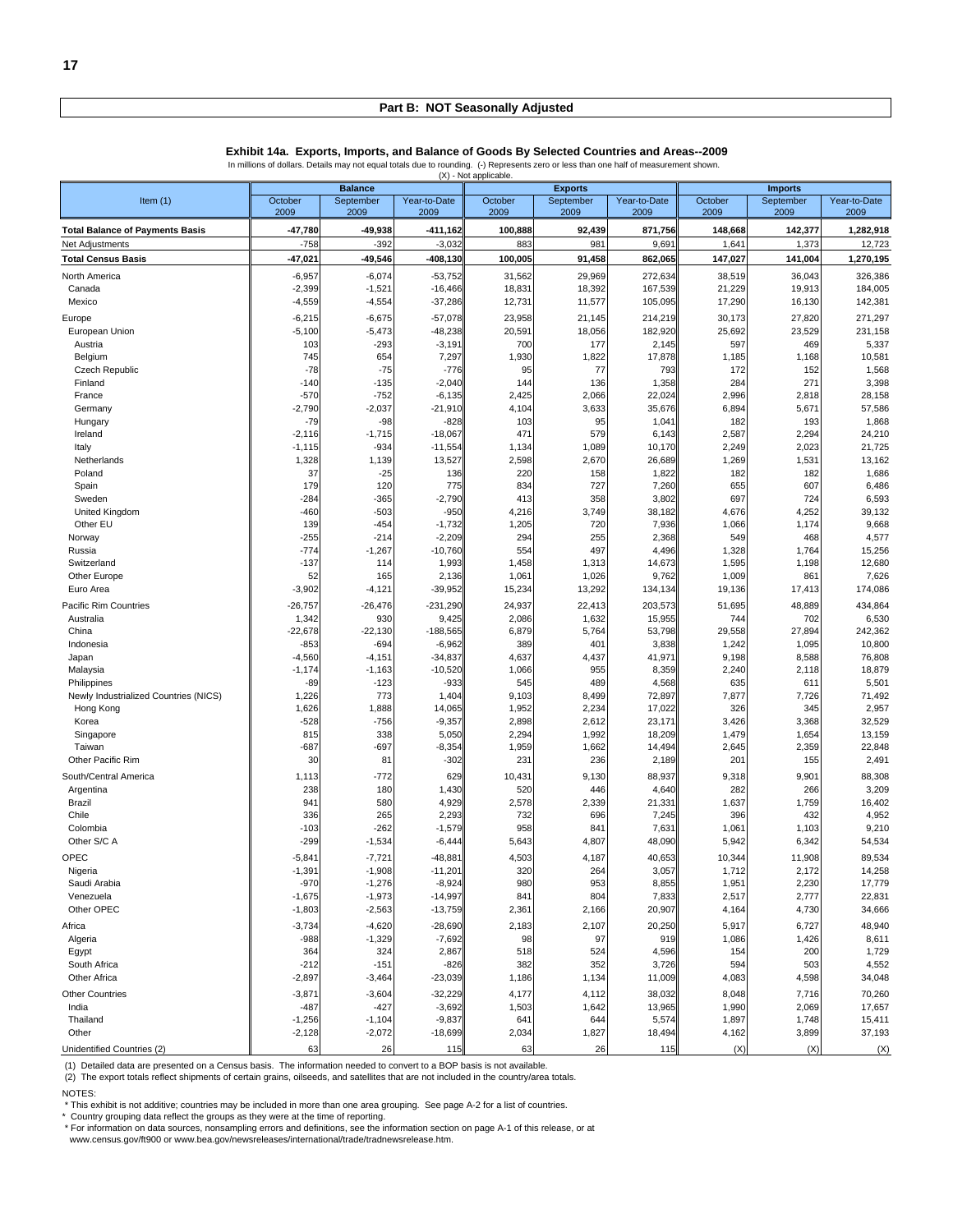## Part B: NOT Seasonally Adjusted

### Exhibit 14a. Exports, Imports, and Balance of Goods By Selected Countries and Areas--2009

In millions of dollars. Details may not equal totals due to rounding. (-) Represents zero or less than one half of measurement shown. (X) - Not applicable.

| Item (1) | Balance | | | Exports | | | Imports | | |
|---|---|---|---|---|---|---|---|---|---|
| | October 2009 | September 2009 | Year-to-Date 2009 | October 2009 | September 2009 | Year-to-Date 2009 | October 2009 | September 2009 | Year-to-Date 2009 |
| **Total Balance of Payments Basis** | **-47,780** | **-49,938** | **-411,162** | **100,888** | **92,439** | **871,756** | **148,668** | **142,377** | **1,282,918** |
| Net Adjustments | -758 | -392 | -3,032 | 883 | 981 | 9,691 | 1,641 | 1,373 | 12,723 |
| **Total Census Basis** | **-47,021** | **-49,546** | **-408,130** | **100,005** | **91,458** | **862,065** | **147,027** | **141,004** | **1,270,195** |
| North America | -6,957 | -6,074 | -53,752 | 31,562 | 29,969 | 272,634 | 38,519 | 36,043 | 326,386 |
| Canada | -2,399 | -1,521 | -16,466 | 18,831 | 18,392 | 167,539 | 21,229 | 19,913 | 184,005 |
| Mexico | -4,559 | -4,554 | -37,286 | 12,731 | 11,577 | 105,095 | 17,290 | 16,130 | 142,381 |
| Europe | -6,215 | -6,675 | -57,078 | 23,958 | 21,145 | 214,219 | 30,173 | 27,820 | 271,297 |
| European Union | -5,100 | -5,473 | -48,238 | 20,591 | 18,056 | 182,920 | 25,692 | 23,529 | 231,158 |
| Austria | 103 | -293 | -3,191 | 700 | 177 | 2,145 | 597 | 469 | 5,337 |
| Belgium | 745 | 654 | 7,297 | 1,930 | 1,822 | 17,878 | 1,185 | 1,168 | 10,581 |
| Czech Republic | -78 | -75 | -776 | 95 | 77 | 793 | 172 | 152 | 1,568 |
| Finland | -140 | -135 | -2,040 | 144 | 136 | 1,358 | 284 | 271 | 3,398 |
| France | -570 | -752 | -6,135 | 2,425 | 2,066 | 22,024 | 2,996 | 2,818 | 28,158 |
| Germany | -2,790 | -2,037 | -21,910 | 4,104 | 3,633 | 35,676 | 6,894 | 5,671 | 57,586 |
| Hungary | -79 | -98 | -828 | 103 | 95 | 1,041 | 182 | 193 | 1,868 |
| Ireland | -2,116 | -1,715 | -18,067 | 471 | 579 | 6,143 | 2,587 | 2,294 | 24,210 |
| Italy | -1,115 | -934 | -11,554 | 1,134 | 1,089 | 10,170 | 2,249 | 2,023 | 21,725 |
| Netherlands | 1,328 | 1,139 | 13,527 | 2,598 | 2,670 | 26,689 | 1,269 | 1,531 | 13,162 |
| Poland | 37 | -25 | 136 | 220 | 158 | 1,822 | 182 | 182 | 1,686 |
| Spain | 179 | 120 | 775 | 834 | 727 | 7,260 | 655 | 607 | 6,486 |
| Sweden | -284 | -365 | -2,790 | 413 | 358 | 3,802 | 697 | 724 | 6,593 |
| United Kingdom | -460 | -503 | -950 | 4,216 | 3,749 | 38,182 | 4,676 | 4,252 | 39,132 |
| Other EU | 139 | -454 | -1,732 | 1,205 | 720 | 7,936 | 1,066 | 1,174 | 9,668 |
| Norway | -255 | -214 | -2,209 | 294 | 255 | 2,368 | 549 | 468 | 4,577 |
| Russia | -774 | -1,267 | -10,760 | 554 | 497 | 4,496 | 1,328 | 1,764 | 15,256 |
| Switzerland | -137 | 114 | 1,993 | 1,458 | 1,313 | 14,673 | 1,595 | 1,198 | 12,680 |
| Other Europe | 52 | 165 | 2,136 | 1,061 | 1,026 | 9,762 | 1,009 | 861 | 7,626 |
| Euro Area | -3,902 | -4,121 | -39,952 | 15,234 | 13,292 | 134,134 | 19,136 | 17,413 | 174,086 |
| Pacific Rim Countries | -26,757 | -26,476 | -231,290 | 24,937 | 22,413 | 203,573 | 51,695 | 48,889 | 434,864 |
| Australia | 1,342 | 930 | 9,425 | 2,086 | 1,632 | 15,955 | 744 | 702 | 6,530 |
| China | -22,678 | -22,130 | -188,565 | 6,879 | 5,764 | 53,798 | 29,558 | 27,894 | 242,362 |
| Indonesia | -853 | -694 | -6,962 | 389 | 401 | 3,838 | 1,242 | 1,095 | 10,800 |
| Japan | -4,560 | -4,151 | -34,837 | 4,637 | 4,437 | 41,971 | 9,198 | 8,588 | 76,808 |
| Malaysia | -1,174 | -1,163 | -10,520 | 1,066 | 955 | 8,359 | 2,240 | 2,118 | 18,879 |
| Philippines | -89 | -123 | -933 | 545 | 489 | 4,568 | 635 | 611 | 5,501 |
| Newly Industrialized Countries (NICS) | 1,226 | 773 | 1,404 | 9,103 | 8,499 | 72,897 | 7,877 | 7,726 | 71,492 |
| Hong Kong | 1,626 | 1,888 | 14,065 | 1,952 | 2,234 | 17,022 | 326 | 345 | 2,957 |
| Korea | -528 | -756 | -9,357 | 2,898 | 2,612 | 23,171 | 3,426 | 3,368 | 32,529 |
| Singapore | 815 | 338 | 5,050 | 2,294 | 1,992 | 18,209 | 1,479 | 1,654 | 13,159 |
| Taiwan | -687 | -697 | -8,354 | 1,959 | 1,662 | 14,494 | 2,645 | 2,359 | 22,848 |
| Other Pacific Rim | 30 | 81 | -302 | 231 | 236 | 2,189 | 201 | 155 | 2,491 |
| South/Central America | 1,113 | -772 | 629 | 10,431 | 9,130 | 88,937 | 9,318 | 9,901 | 88,308 |
| Argentina | 238 | 180 | 1,430 | 520 | 446 | 4,640 | 282 | 266 | 3,209 |
| Brazil | 941 | 580 | 4,929 | 2,578 | 2,339 | 21,331 | 1,637 | 1,759 | 16,402 |
| Chile | 336 | 265 | 2,293 | 732 | 696 | 7,245 | 396 | 432 | 4,952 |
| Colombia | -103 | -262 | -1,579 | 958 | 841 | 7,631 | 1,061 | 1,103 | 9,210 |
| Other S/C A | -299 | -1,534 | -6,444 | 5,643 | 4,807 | 48,090 | 5,942 | 6,342 | 54,534 |
| OPEC | -5,841 | -7,721 | -48,881 | 4,503 | 4,187 | 40,653 | 10,344 | 11,908 | 89,534 |
| Nigeria | -1,391 | -1,908 | -11,201 | 320 | 264 | 3,057 | 1,712 | 2,172 | 14,258 |
| Saudi Arabia | -970 | -1,276 | -8,924 | 980 | 953 | 8,855 | 1,951 | 2,230 | 17,779 |
| Venezuela | -1,675 | -1,973 | -14,997 | 841 | 804 | 7,833 | 2,517 | 2,777 | 22,831 |
| Other OPEC | -1,803 | -2,563 | -13,759 | 2,361 | 2,166 | 20,907 | 4,164 | 4,730 | 34,666 |
| Africa | -3,734 | -4,620 | -28,690 | 2,183 | 2,107 | 20,250 | 5,917 | 6,727 | 48,940 |
| Algeria | -988 | -1,329 | -7,692 | 98 | 97 | 919 | 1,086 | 1,426 | 8,611 |
| Egypt | 364 | 324 | 2,867 | 518 | 524 | 4,596 | 154 | 200 | 1,729 |
| South Africa | -212 | -151 | -826 | 382 | 352 | 3,726 | 594 | 503 | 4,552 |
| Other Africa | -2,897 | -3,464 | -23,039 | 1,186 | 1,134 | 11,009 | 4,083 | 4,598 | 34,048 |
| Other Countries | -3,871 | -3,604 | -32,229 | 4,177 | 4,112 | 38,032 | 8,048 | 7,716 | 70,260 |
| India | -487 | -427 | -3,692 | 1,503 | 1,642 | 13,965 | 1,990 | 2,069 | 17,657 |
| Thailand | -1,256 | -1,104 | -9,837 | 641 | 644 | 5,574 | 1,897 | 1,748 | 15,411 |
| Other | -2,128 | -2,072 | -18,699 | 2,034 | 1,827 | 18,494 | 4,162 | 3,899 | 37,193 |
| Unidentified Countries (2) | 63 | 26 | 115 | 63 | 26 | 115 | (X) | (X) | (X) |

(1) Detailed data are presented on a Census basis. The information needed to convert to a BOP basis is not available.
(2) The export totals reflect shipments of certain grains, oilseeds, and satellites that are not included in the country/area totals.

NOTES:
* This exhibit is not additive; countries may be included in more than one area grouping. See page A-2 for a list of countries.
* Country grouping data reflect the groups as they were at the time of reporting.
* For information on data sources, nonsampling errors and definitions, see the information section on page A-1 of this release, or at www.census.gov/ft900 or www.bea.gov/newsreleases/international/trade/tradnewsrelease.htm.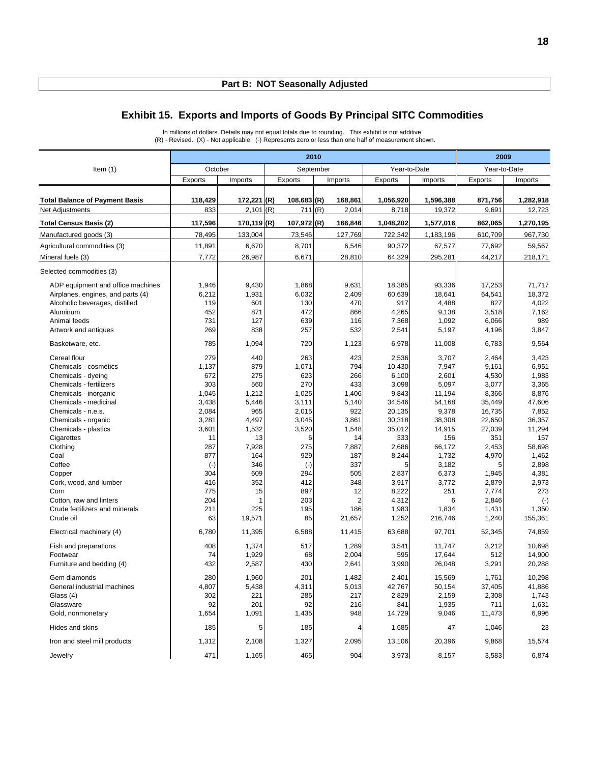## Part B: NOT Seasonally Adjusted

# Exhibit 15. Exports and Imports of Goods By Principal SITC Commodities

In millions of dollars. Details may not equal totals due to rounding. This exhibit is not additive.
(R) - Revised. (X) - Not applicable. (-) Represents zero or less than one half of measurement shown.

| Item (1) | 2010 | | | | | | 2009 | |
|---|---|---|---|---|---|---|---|---|
| | October | | September | | Year-to-Date | | Year-to-Date | |
| | Exports | Imports | Exports | Imports | Exports | Imports | Exports | Imports |
| **Total Balance of Payment Basis** | **118,429** | **172,221 (R)** | **108,683 (R)** | **168,861** | **1,056,920** | **1,596,388** | **871,756** | **1,282,918** |
| Net Adjustments | 833 | 2,101 (R) | 711 (R) | 2,014 | 8,718 | 19,372 | 9,691 | 12,723 |
| **Total Census Basis (2)** | **117,596** | **170,119 (R)** | **107,972 (R)** | **166,846** | **1,048,202** | **1,577,016** | **862,065** | **1,270,195** |
| Manufactured goods (3) | 78,495 | 133,004 | 73,546 | 127,769 | 722,342 | 1,183,196 | 610,709 | 967,730 |
| Agricultural commodities (3) | 11,891 | 6,670 | 8,701 | 6,546 | 90,372 | 67,577 | 77,692 | 59,567 |
| Mineral fuels (3) | 7,772 | 26,987 | 6,671 | 28,810 | 64,329 | 295,281 | 44,217 | 218,171 |
| Selected commodities (3) | | | | | | | | |
| ADP equipment and office machines | 1,946 | 9,430 | 1,868 | 9,631 | 18,385 | 93,336 | 17,253 | 71,717 |
| Airplanes, engines, and parts (4) | 6,212 | 1,931 | 6,032 | 2,409 | 60,639 | 18,641 | 64,541 | 18,372 |
| Alcoholic beverages, distilled | 119 | 601 | 130 | 470 | 917 | 4,488 | 827 | 4,022 |
| Aluminum | 452 | 871 | 472 | 866 | 4,265 | 9,138 | 3,518 | 7,162 |
| Animal feeds | 731 | 127 | 639 | 116 | 7,368 | 1,092 | 6,066 | 989 |
| Artwork and antiques | 269 | 838 | 257 | 532 | 2,541 | 5,197 | 4,196 | 3,847 |
| Basketware, etc. | 785 | 1,094 | 720 | 1,123 | 6,978 | 11,008 | 6,783 | 9,564 |
| Cereal flour | 279 | 440 | 263 | 423 | 2,536 | 3,707 | 2,464 | 3,423 |
| Chemicals - cosmetics | 1,137 | 879 | 1,071 | 794 | 10,430 | 7,947 | 9,161 | 6,951 |
| Chemicals - dyeing | 672 | 275 | 623 | 266 | 6,100 | 2,601 | 4,530 | 1,983 |
| Chemicals - fertilizers | 303 | 560 | 270 | 433 | 3,098 | 5,097 | 3,077 | 3,365 |
| Chemicals - inorganic | 1,045 | 1,212 | 1,025 | 1,406 | 9,843 | 11,194 | 8,366 | 8,876 |
| Chemicals - medicinal | 3,438 | 5,446 | 3,111 | 5,140 | 34,546 | 54,168 | 35,449 | 47,606 |
| Chemicals - n.e.s. | 2,084 | 965 | 2,015 | 922 | 20,135 | 9,378 | 16,735 | 7,852 |
| Chemicals - organic | 3,281 | 4,497 | 3,045 | 3,861 | 30,318 | 38,308 | 22,650 | 36,357 |
| Chemicals - plastics | 3,601 | 1,532 | 3,520 | 1,548 | 35,012 | 14,915 | 27,039 | 11,294 |
| Cigarettes | 11 | 13 | 6 | 14 | 333 | 156 | 351 | 157 |
| Clothing | 287 | 7,928 | 275 | 7,887 | 2,686 | 66,172 | 2,453 | 58,698 |
| Coal | 877 | 164 | 929 | 187 | 8,244 | 1,732 | 4,970 | 1,462 |
| Coffee | (-) | 346 | (-) | 337 | 5 | 3,182 | 5 | 2,898 |
| Copper | 304 | 609 | 294 | 505 | 2,837 | 6,373 | 1,945 | 4,381 |
| Cork, wood, and lumber | 416 | 352 | 412 | 348 | 3,917 | 3,772 | 2,879 | 2,973 |
| Corn | 775 | 15 | 897 | 12 | 8,222 | 251 | 7,774 | 273 |
| Cotton, raw and linters | 204 | 1 | 203 | 2 | 4,312 | 6 | 2,846 | (-) |
| Crude fertilizers and minerals | 211 | 225 | 195 | 186 | 1,983 | 1,834 | 1,431 | 1,350 |
| Crude oil | 63 | 19,571 | 85 | 21,657 | 1,252 | 216,746 | 1,240 | 155,361 |
| Electrical machinery (4) | 6,780 | 11,395 | 6,588 | 11,415 | 63,688 | 97,701 | 52,345 | 74,859 |
| Fish and preparations | 408 | 1,374 | 517 | 1,289 | 3,541 | 11,747 | 3,212 | 10,698 |
| Footwear | 74 | 1,929 | 68 | 2,004 | 595 | 17,644 | 512 | 14,900 |
| Furniture and bedding (4) | 432 | 2,587 | 430 | 2,641 | 3,990 | 26,048 | 3,291 | 20,288 |
| Gem diamonds | 280 | 1,960 | 201 | 1,482 | 2,401 | 15,569 | 1,761 | 10,298 |
| General industrial machines | 4,807 | 5,438 | 4,311 | 5,013 | 42,767 | 50,154 | 37,405 | 41,886 |
| Glass (4) | 302 | 221 | 285 | 217 | 2,829 | 2,159 | 2,308 | 1,743 |
| Glassware | 92 | 201 | 92 | 216 | 841 | 1,935 | 711 | 1,631 |
| Gold, nonmonetary | 1,654 | 1,091 | 1,435 | 948 | 14,729 | 9,046 | 11,473 | 6,996 |
| Hides and skins | 185 | 5 | 185 | 4 | 1,685 | 47 | 1,046 | 23 |
| Iron and steel mill products | 1,312 | 2,108 | 1,327 | 2,095 | 13,106 | 20,396 | 9,868 | 15,574 |
| Jewelry | 471 | 1,165 | 465 | 904 | 3,973 | 8,157 | 3,583 | 6,874 |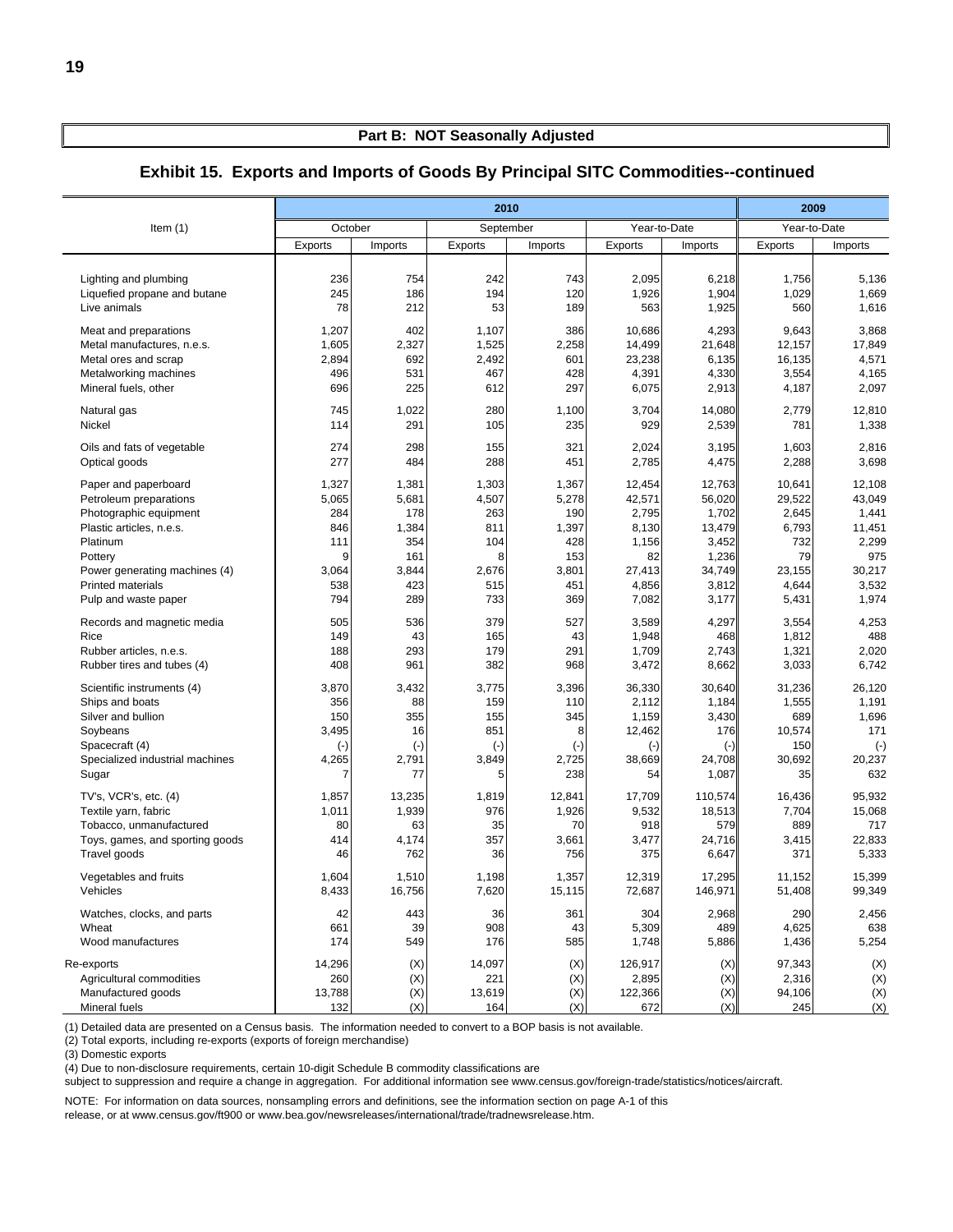## Part B: NOT Seasonally Adjusted

## Exhibit 15. Exports and Imports of Goods By Principal SITC Commodities--continued

| Item (1) | 2010 | | | | | | 2009 | |
|---|---|---|---|---|---|---|---|---|
| | October | | September | | Year-to-Date | | Year-to-Date | |
| | Exports | Imports | Exports | Imports | Exports | Imports | Exports | Imports |
| Lighting and plumbing | 236 | 754 | 242 | 743 | 2,095 | 6,218 | 1,756 | 5,136 |
| Liquefied propane and butane | 245 | 186 | 194 | 120 | 1,926 | 1,904 | 1,029 | 1,669 |
| Live animals | 78 | 212 | 53 | 189 | 563 | 1,925 | 560 | 1,616 |
| Meat and preparations | 1,207 | 402 | 1,107 | 386 | 10,686 | 4,293 | 9,643 | 3,868 |
| Metal manufactures, n.e.s. | 1,605 | 2,327 | 1,525 | 2,258 | 14,499 | 21,648 | 12,157 | 17,849 |
| Metal ores and scrap | 2,894 | 692 | 2,492 | 601 | 23,238 | 6,135 | 16,135 | 4,571 |
| Metalworking machines | 496 | 531 | 467 | 428 | 4,391 | 4,330 | 3,554 | 4,165 |
| Mineral fuels, other | 696 | 225 | 612 | 297 | 6,075 | 2,913 | 4,187 | 2,097 |
| Natural gas | 745 | 1,022 | 280 | 1,100 | 3,704 | 14,080 | 2,779 | 12,810 |
| Nickel | 114 | 291 | 105 | 235 | 929 | 2,539 | 781 | 1,338 |
| Oils and fats of vegetable | 274 | 298 | 155 | 321 | 2,024 | 3,195 | 1,603 | 2,816 |
| Optical goods | 277 | 484 | 288 | 451 | 2,785 | 4,475 | 2,288 | 3,698 |
| Paper and paperboard | 1,327 | 1,381 | 1,303 | 1,367 | 12,454 | 12,763 | 10,641 | 12,108 |
| Petroleum preparations | 5,065 | 5,681 | 4,507 | 5,278 | 42,571 | 56,020 | 29,522 | 43,049 |
| Photographic equipment | 284 | 178 | 263 | 190 | 2,795 | 1,702 | 2,645 | 1,441 |
| Plastic articles, n.e.s. | 846 | 1,384 | 811 | 1,397 | 8,130 | 13,479 | 6,793 | 11,451 |
| Platinum | 111 | 354 | 104 | 428 | 1,156 | 3,452 | 732 | 2,299 |
| Pottery | 9 | 161 | 8 | 153 | 82 | 1,236 | 79 | 975 |
| Power generating machines (4) | 3,064 | 3,844 | 2,676 | 3,801 | 27,413 | 34,749 | 23,155 | 30,217 |
| Printed materials | 538 | 423 | 515 | 451 | 4,856 | 3,812 | 4,644 | 3,532 |
| Pulp and waste paper | 794 | 289 | 733 | 369 | 7,082 | 3,177 | 5,431 | 1,974 |
| Records and magnetic media | 505 | 536 | 379 | 527 | 3,589 | 4,297 | 3,554 | 4,253 |
| Rice | 149 | 43 | 165 | 43 | 1,948 | 468 | 1,812 | 488 |
| Rubber articles, n.e.s. | 188 | 293 | 179 | 291 | 1,709 | 2,743 | 1,321 | 2,020 |
| Rubber tires and tubes (4) | 408 | 961 | 382 | 968 | 3,472 | 8,662 | 3,033 | 6,742 |
| Scientific instruments (4) | 3,870 | 3,432 | 3,775 | 3,396 | 36,330 | 30,640 | 31,236 | 26,120 |
| Ships and boats | 356 | 88 | 159 | 110 | 2,112 | 1,184 | 1,555 | 1,191 |
| Silver and bullion | 150 | 355 | 155 | 345 | 1,159 | 3,430 | 689 | 1,696 |
| Soybeans | 3,495 | 16 | 851 | 8 | 12,462 | 176 | 10,574 | 171 |
| Spacecraft (4) | (-) | (-) | (-) | (-) | (-) | (-) | 150 | (-) |
| Specialized industrial machines | 4,265 | 2,791 | 3,849 | 2,725 | 38,669 | 24,708 | 30,692 | 20,237 |
| Sugar | 7 | 77 | 5 | 238 | 54 | 1,087 | 35 | 632 |
| TV's, VCR's, etc. (4) | 1,857 | 13,235 | 1,819 | 12,841 | 17,709 | 110,574 | 16,436 | 95,932 |
| Textile yarn, fabric | 1,011 | 1,939 | 976 | 1,926 | 9,532 | 18,513 | 7,704 | 15,068 |
| Tobacco, unmanufactured | 80 | 63 | 35 | 70 | 918 | 579 | 889 | 717 |
| Toys, games, and sporting goods | 414 | 4,174 | 357 | 3,661 | 3,477 | 24,716 | 3,415 | 22,833 |
| Travel goods | 46 | 762 | 36 | 756 | 375 | 6,647 | 371 | 5,333 |
| Vegetables and fruits | 1,604 | 1,510 | 1,198 | 1,357 | 12,319 | 17,295 | 11,152 | 15,399 |
| Vehicles | 8,433 | 16,756 | 7,620 | 15,115 | 72,687 | 146,971 | 51,408 | 99,349 |
| Watches, clocks, and parts | 42 | 443 | 36 | 361 | 304 | 2,968 | 290 | 2,456 |
| Wheat | 661 | 39 | 908 | 43 | 5,309 | 489 | 4,625 | 638 |
| Wood manufactures | 174 | 549 | 176 | 585 | 1,748 | 5,886 | 1,436 | 5,254 |
| Re-exports | 14,296 | (X) | 14,097 | (X) | 126,917 | (X) | 97,343 | (X) |
| Agricultural commodities | 260 | (X) | 221 | (X) | 2,895 | (X) | 2,316 | (X) |
| Manufactured goods | 13,788 | (X) | 13,619 | (X) | 122,366 | (X) | 94,106 | (X) |
| Mineral fuels | 132 | (X) | 164 | (X) | 672 | (X) | 245 | (X) |

(1) Detailed data are presented on a Census basis. The information needed to convert to a BOP basis is not available.

(2) Total exports, including re-exports (exports of foreign merchandise)

(3) Domestic exports

(4) Due to non-disclosure requirements, certain 10-digit Schedule B commodity classifications are subject to suppression and require a change in aggregation. For additional information see www.census.gov/foreign-trade/statistics/notices/aircraft.

NOTE: For information on data sources, nonsampling errors and definitions, see the information section on page A-1 of this release, or at www.census.gov/ft900 or www.bea.gov/newsreleases/international/trade/tradnewsrelease.htm.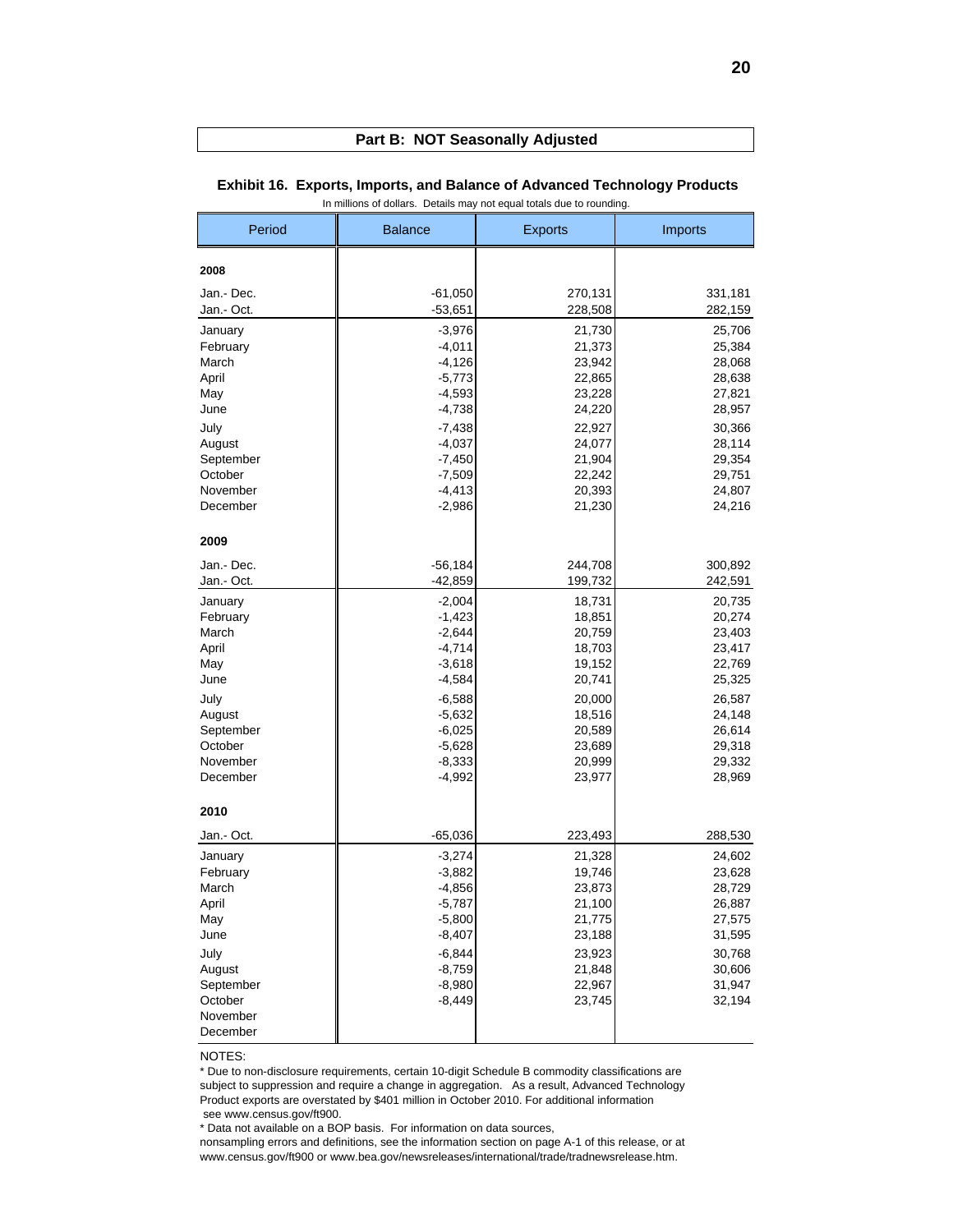## Part B: NOT Seasonally Adjusted

### Exhibit 16. Exports, Imports, and Balance of Advanced Technology Products

In millions of dollars. Details may not equal totals due to rounding.

| Period | Balance | Exports | Imports |
|---|---|---|---|
| **2008** | | | |
| Jan.- Dec. | -61,050 | 270,131 | 331,181 |
| Jan.- Oct. | -53,651 | 228,508 | 282,159 |
| January | -3,976 | 21,730 | 25,706 |
| February | -4,011 | 21,373 | 25,384 |
| March | -4,126 | 23,942 | 28,068 |
| April | -5,773 | 22,865 | 28,638 |
| May | -4,593 | 23,228 | 27,821 |
| June | -4,738 | 24,220 | 28,957 |
| July | -7,438 | 22,927 | 30,366 |
| August | -4,037 | 24,077 | 28,114 |
| September | -7,450 | 21,904 | 29,354 |
| October | -7,509 | 22,242 | 29,751 |
| November | -4,413 | 20,393 | 24,807 |
| December | -2,986 | 21,230 | 24,216 |
| **2009** | | | |
| Jan.- Dec. | -56,184 | 244,708 | 300,892 |
| Jan.- Oct. | -42,859 | 199,732 | 242,591 |
| January | -2,004 | 18,731 | 20,735 |
| February | -1,423 | 18,851 | 20,274 |
| March | -2,644 | 20,759 | 23,403 |
| April | -4,714 | 18,703 | 23,417 |
| May | -3,618 | 19,152 | 22,769 |
| June | -4,584 | 20,741 | 25,325 |
| July | -6,588 | 20,000 | 26,587 |
| August | -5,632 | 18,516 | 24,148 |
| September | -6,025 | 20,589 | 26,614 |
| October | -5,628 | 23,689 | 29,318 |
| November | -8,333 | 20,999 | 29,332 |
| December | -4,992 | 23,977 | 28,969 |
| **2010** | | | |
| Jan.- Oct. | -65,036 | 223,493 | 288,530 |
| January | -3,274 | 21,328 | 24,602 |
| February | -3,882 | 19,746 | 23,628 |
| March | -4,856 | 23,873 | 28,729 |
| April | -5,787 | 21,100 | 26,887 |
| May | -5,800 | 21,775 | 27,575 |
| June | -8,407 | 23,188 | 31,595 |
| July | -6,844 | 23,923 | 30,768 |
| August | -8,759 | 21,848 | 30,606 |
| September | -8,980 | 22,967 | 31,947 |
| October | -8,449 | 23,745 | 32,194 |
| November | | | |
| December | | | |

NOTES:

* Due to non-disclosure requirements, certain 10-digit Schedule B commodity classifications are subject to suppression and require a change in aggregation. As a result, Advanced Technology Product exports are overstated by $401 million in October 2010. For additional information see www.census.gov/ft900.

* Data not available on a BOP basis. For information on data sources, nonsampling errors and definitions, see the information section on page A-1 of this release, or at www.census.gov/ft900 or www.bea.gov/newsreleases/international/trade/tradnewsrelease.htm.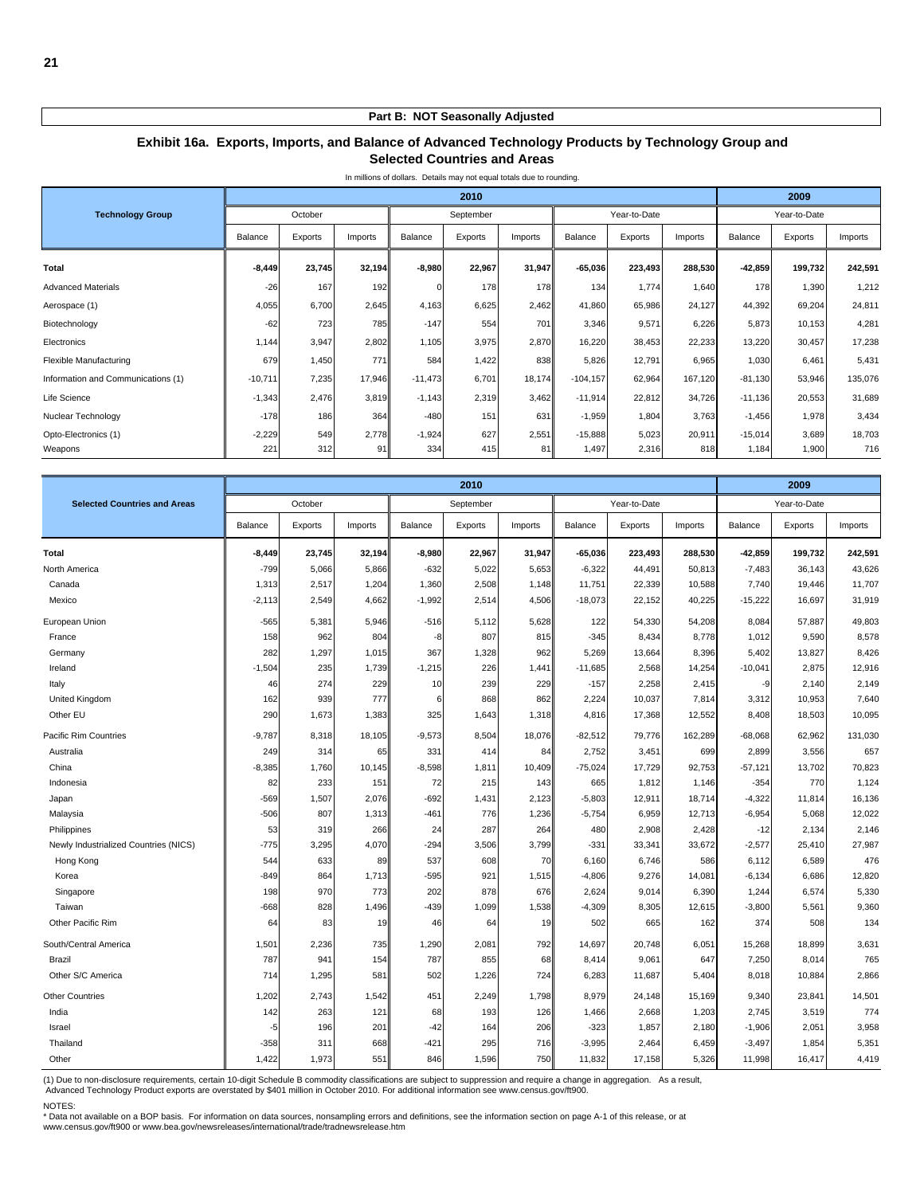**Part B: NOT Seasonally Adjusted**

## Exhibit 16a. Exports, Imports, and Balance of Advanced Technology Products by Technology Group and Selected Countries and Areas

In millions of dollars. Details may not equal totals due to rounding.

| Technology Group | 2010 | | | | | | | | | 2009 | | |
|---|---|---|---|---|---|---|---|---|---|---|---|---|
| | October | | | September | | | Year-to-Date | | | Year-to-Date | | |
| | Balance | Exports | Imports | Balance | Exports | Imports | Balance | Exports | Imports | Balance | Exports | Imports |
| **Total** | **-8,449** | **23,745** | **32,194** | **-8,980** | **22,967** | **31,947** | **-65,036** | **223,493** | **288,530** | **-42,859** | **199,732** | **242,591** |
| Advanced Materials | -26 | 167 | 192 | 0 | 178 | 178 | 134 | 1,774 | 1,640 | 178 | 1,390 | 1,212 |
| Aerospace (1) | 4,055 | 6,700 | 2,645 | 4,163 | 6,625 | 2,462 | 41,860 | 65,986 | 24,127 | 44,392 | 69,204 | 24,811 |
| Biotechnology | -62 | 723 | 785 | -147 | 554 | 701 | 3,346 | 9,571 | 6,226 | 5,873 | 10,153 | 4,281 |
| Electronics | 1,144 | 3,947 | 2,802 | 1,105 | 3,975 | 2,870 | 16,220 | 38,453 | 22,233 | 13,220 | 30,457 | 17,238 |
| Flexible Manufacturing | 679 | 1,450 | 771 | 584 | 1,422 | 838 | 5,826 | 12,791 | 6,965 | 1,030 | 6,461 | 5,431 |
| Information and Communications (1) | -10,711 | 7,235 | 17,946 | -11,473 | 6,701 | 18,174 | -104,157 | 62,964 | 167,120 | -81,130 | 53,946 | 135,076 |
| Life Science | -1,343 | 2,476 | 3,819 | -1,143 | 2,319 | 3,462 | -11,914 | 22,812 | 34,726 | -11,136 | 20,553 | 31,689 |
| Nuclear Technology | -178 | 186 | 364 | -480 | 151 | 631 | -1,959 | 1,804 | 3,763 | -1,456 | 1,978 | 3,434 |
| Opto-Electronics (1) | -2,229 | 549 | 2,778 | -1,924 | 627 | 2,551 | -15,888 | 5,023 | 20,911 | -15,014 | 3,689 | 18,703 |
| Weapons | 221 | 312 | 91 | 334 | 415 | 81 | 1,497 | 2,316 | 818 | 1,184 | 1,900 | 716 |

| Selected Countries and Areas | 2010 | | | | | | | | | 2009 | | |
|---|---|---|---|---|---|---|---|---|---|---|---|---|
| | October | | | September | | | Year-to-Date | | | Year-to-Date | | |
| | Balance | Exports | Imports | Balance | Exports | Imports | Balance | Exports | Imports | Balance | Exports | Imports |
| **Total** | **-8,449** | **23,745** | **32,194** | **-8,980** | **22,967** | **31,947** | **-65,036** | **223,493** | **288,530** | **-42,859** | **199,732** | **242,591** |
| North America | -799 | 5,066 | 5,866 | -632 | 5,022 | 5,653 | -6,322 | 44,491 | 50,813 | -7,483 | 36,143 | 43,626 |
| Canada | 1,313 | 2,517 | 1,204 | 1,360 | 2,508 | 1,148 | 11,751 | 22,339 | 10,588 | 7,740 | 19,446 | 11,707 |
| Mexico | -2,113 | 2,549 | 4,662 | -1,992 | 2,514 | 4,506 | -18,073 | 22,152 | 40,225 | -15,222 | 16,697 | 31,919 |
| European Union | -565 | 5,381 | 5,946 | -516 | 5,112 | 5,628 | 122 | 54,330 | 54,208 | 8,084 | 57,887 | 49,803 |
| France | 158 | 962 | 804 | -8 | 807 | 815 | -345 | 8,434 | 8,778 | 1,012 | 9,590 | 8,578 |
| Germany | 282 | 1,297 | 1,015 | 367 | 1,328 | 962 | 5,269 | 13,664 | 8,396 | 5,402 | 13,827 | 8,426 |
| Ireland | -1,504 | 235 | 1,739 | -1,215 | 226 | 1,441 | -11,685 | 2,568 | 14,254 | -10,041 | 2,875 | 12,916 |
| Italy | 46 | 274 | 229 | 10 | 239 | 229 | -157 | 2,258 | 2,415 | -9 | 2,140 | 2,149 |
| United Kingdom | 162 | 939 | 777 | 6 | 868 | 862 | 2,224 | 10,037 | 7,814 | 3,312 | 10,953 | 7,640 |
| Other EU | 290 | 1,673 | 1,383 | 325 | 1,643 | 1,318 | 4,816 | 17,368 | 12,552 | 8,408 | 18,503 | 10,095 |
| Pacific Rim Countries | -9,787 | 8,318 | 18,105 | -9,573 | 8,504 | 18,076 | -82,512 | 79,776 | 162,289 | -68,068 | 62,962 | 131,030 |
| Australia | 249 | 314 | 65 | 331 | 414 | 84 | 2,752 | 3,451 | 699 | 2,899 | 3,556 | 657 |
| China | -8,385 | 1,760 | 10,145 | -8,598 | 1,811 | 10,409 | -75,024 | 17,729 | 92,753 | -57,121 | 13,702 | 70,823 |
| Indonesia | 82 | 233 | 151 | 72 | 215 | 143 | 665 | 1,812 | 1,146 | -354 | 770 | 1,124 |
| Japan | -569 | 1,507 | 2,076 | -692 | 1,431 | 2,123 | -5,803 | 12,911 | 18,714 | -4,322 | 11,814 | 16,136 |
| Malaysia | -506 | 807 | 1,313 | -461 | 776 | 1,236 | -5,754 | 6,959 | 12,713 | -6,954 | 5,068 | 12,022 |
| Philippines | 53 | 319 | 266 | 24 | 287 | 264 | 480 | 2,908 | 2,428 | -12 | 2,134 | 2,146 |
| Newly Industrialized Countries (NICS) | -775 | 3,295 | 4,070 | -294 | 3,506 | 3,799 | -331 | 33,341 | 33,672 | -2,577 | 25,410 | 27,987 |
| Hong Kong | 544 | 633 | 89 | 537 | 608 | 70 | 6,160 | 6,746 | 586 | 6,112 | 6,589 | 476 |
| Korea | -849 | 864 | 1,713 | -595 | 921 | 1,515 | -4,806 | 9,276 | 14,081 | -6,134 | 6,686 | 12,820 |
| Singapore | 198 | 970 | 773 | 202 | 878 | 676 | 2,624 | 9,014 | 6,390 | 1,244 | 6,574 | 5,330 |
| Taiwan | -668 | 828 | 1,496 | -439 | 1,099 | 1,538 | -4,309 | 8,305 | 12,615 | -3,800 | 5,561 | 9,360 |
| Other Pacific Rim | 64 | 83 | 19 | 46 | 64 | 19 | 502 | 665 | 162 | 374 | 508 | 134 |
| South/Central America | 1,501 | 2,236 | 735 | 1,290 | 2,081 | 792 | 14,697 | 20,748 | 6,051 | 15,268 | 18,899 | 3,631 |
| Brazil | 787 | 941 | 154 | 787 | 855 | 68 | 8,414 | 9,061 | 647 | 7,250 | 8,014 | 765 |
| Other S/C America | 714 | 1,295 | 581 | 502 | 1,226 | 724 | 6,283 | 11,687 | 5,404 | 8,018 | 10,884 | 2,866 |
| Other Countries | 1,202 | 2,743 | 1,542 | 451 | 2,249 | 1,798 | 8,979 | 24,148 | 15,169 | 9,340 | 23,841 | 14,501 |
| India | 142 | 263 | 121 | 68 | 193 | 126 | 1,466 | 2,668 | 1,203 | 2,745 | 3,519 | 774 |
| Israel | -5 | 196 | 201 | -42 | 164 | 206 | -323 | 1,857 | 2,180 | -1,906 | 2,051 | 3,958 |
| Thailand | -358 | 311 | 668 | -421 | 295 | 716 | -3,995 | 2,464 | 6,459 | -3,497 | 1,854 | 5,351 |
| Other | 1,422 | 1,973 | 551 | 846 | 1,596 | 750 | 11,832 | 17,158 | 5,326 | 11,998 | 16,417 | 4,419 |

(1) Due to non-disclosure requirements, certain 10-digit Schedule B commodity classifications are subject to suppression and require a change in aggregation. As a result, Advanced Technology Product exports are overstated by $401 million in October 2010. For additional information see www.census.gov/ft900.

NOTES:
* Data not available on a BOP basis. For information on data sources, nonsampling errors and definitions, see the information section on page A-1 of this release, or at www.census.gov/ft900 or www.bea.gov/newsreleases/international/trade/tradnewsrelease.htm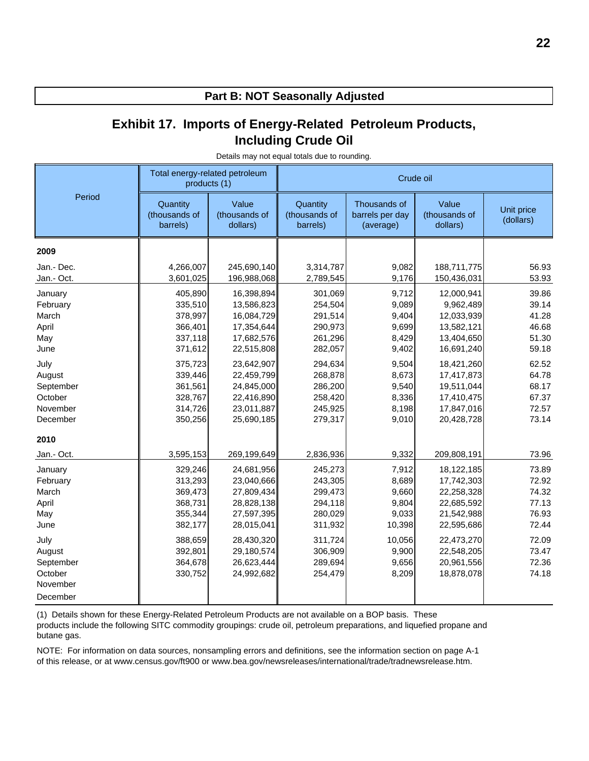## Part B: NOT Seasonally Adjusted

# Exhibit 17. Imports of Energy-Related Petroleum Products, Including Crude Oil

Details may not equal totals due to rounding.

| Period | Total energy-related petroleum products (1) | | Crude oil | | | |
|---|---|---|---|---|---|---|
| | Quantity (thousands of barrels) | Value (thousands of dollars) | Quantity (thousands of barrels) | Thousands of barrels per day (average) | Value (thousands of dollars) | Unit price (dollars) |
| **2009** | | | | | | |
| Jan.- Dec. | 4,266,007 | 245,690,140 | 3,314,787 | 9,082 | 188,711,775 | 56.93 |
| Jan.- Oct. | 3,601,025 | 196,988,068 | 2,789,545 | 9,176 | 150,436,031 | 53.93 |
| January | 405,890 | 16,398,894 | 301,069 | 9,712 | 12,000,941 | 39.86 |
| February | 335,510 | 13,586,823 | 254,504 | 9,089 | 9,962,489 | 39.14 |
| March | 378,997 | 16,084,729 | 291,514 | 9,404 | 12,033,939 | 41.28 |
| April | 366,401 | 17,354,644 | 290,973 | 9,699 | 13,582,121 | 46.68 |
| May | 337,118 | 17,682,576 | 261,296 | 8,429 | 13,404,650 | 51.30 |
| June | 371,612 | 22,515,808 | 282,057 | 9,402 | 16,691,240 | 59.18 |
| July | 375,723 | 23,642,907 | 294,634 | 9,504 | 18,421,260 | 62.52 |
| August | 339,446 | 22,459,799 | 268,878 | 8,673 | 17,417,873 | 64.78 |
| September | 361,561 | 24,845,000 | 286,200 | 9,540 | 19,511,044 | 68.17 |
| October | 328,767 | 22,416,890 | 258,420 | 8,336 | 17,410,475 | 67.37 |
| November | 314,726 | 23,011,887 | 245,925 | 8,198 | 17,847,016 | 72.57 |
| December | 350,256 | 25,690,185 | 279,317 | 9,010 | 20,428,728 | 73.14 |
| **2010** | | | | | | |
| Jan.- Oct. | 3,595,153 | 269,199,649 | 2,836,936 | 9,332 | 209,808,191 | 73.96 |
| January | 329,246 | 24,681,956 | 245,273 | 7,912 | 18,122,185 | 73.89 |
| February | 313,293 | 23,040,666 | 243,305 | 8,689 | 17,742,303 | 72.92 |
| March | 369,473 | 27,809,434 | 299,473 | 9,660 | 22,258,328 | 74.32 |
| April | 368,731 | 28,828,138 | 294,118 | 9,804 | 22,685,592 | 77.13 |
| May | 355,344 | 27,597,395 | 280,029 | 9,033 | 21,542,988 | 76.93 |
| June | 382,177 | 28,015,041 | 311,932 | 10,398 | 22,595,686 | 72.44 |
| July | 388,659 | 28,430,320 | 311,724 | 10,056 | 22,473,270 | 72.09 |
| August | 392,801 | 29,180,574 | 306,909 | 9,900 | 22,548,205 | 73.47 |
| September | 364,678 | 26,623,444 | 289,694 | 9,656 | 20,961,556 | 72.36 |
| October | 330,752 | 24,992,682 | 254,479 | 8,209 | 18,878,078 | 74.18 |
| November | | | | | | |
| December | | | | | | |

(1) Details shown for these Energy-Related Petroleum Products are not available on a BOP basis. These products include the following SITC commodity groupings: crude oil, petroleum preparations, and liquefied propane and butane gas.

NOTE: For information on data sources, nonsampling errors and definitions, see the information section on page A-1 of this release, or at www.census.gov/ft900 or www.bea.gov/newsreleases/international/trade/tradnewsrelease.htm.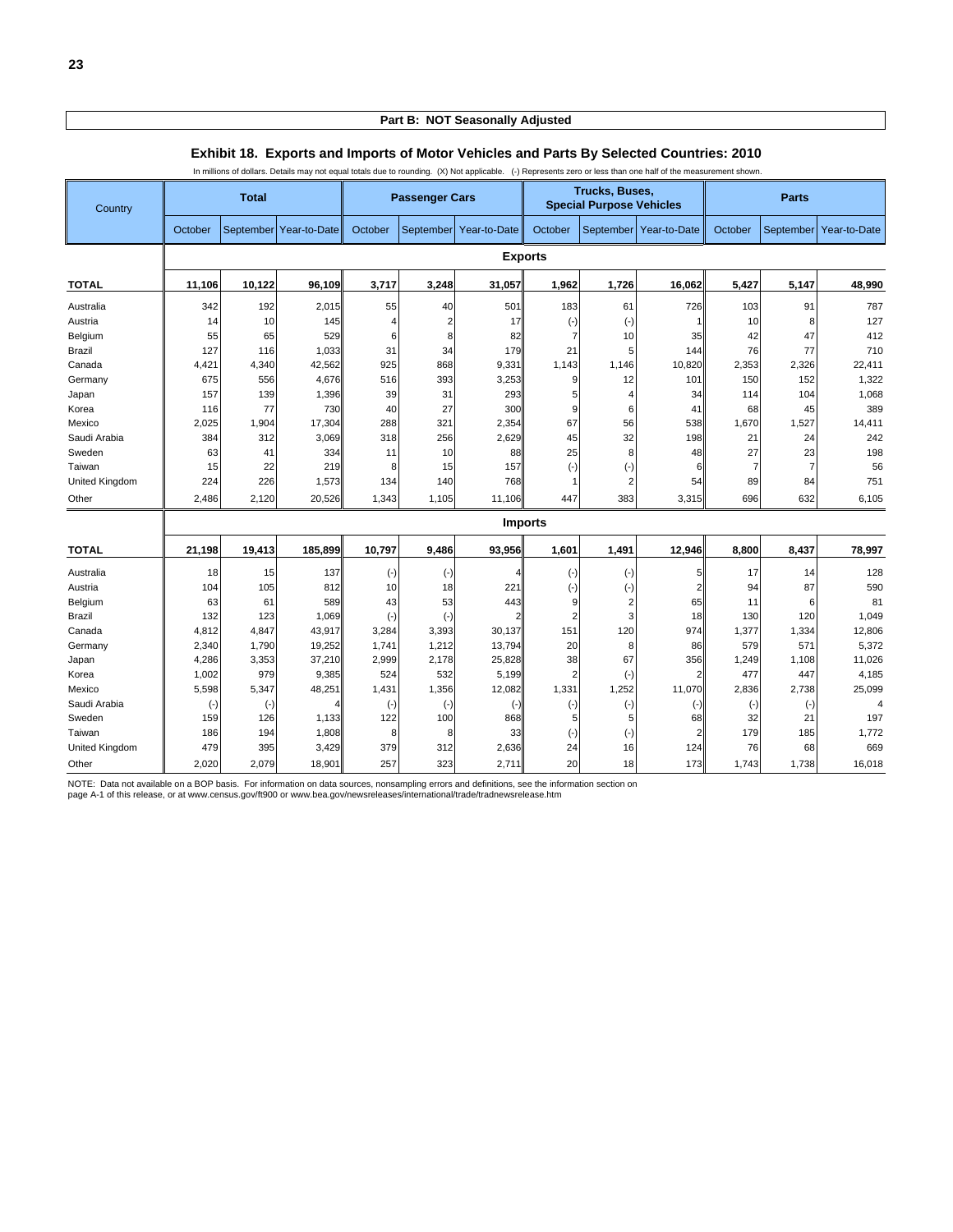**Part B: NOT Seasonally Adjusted**

## Exhibit 18. Exports and Imports of Motor Vehicles and Parts By Selected Countries: 2010

In millions of dollars. Details may not equal totals due to rounding. (X) Not applicable. (-) Represents zero or less than one half of the measurement shown.

| Country | Total | | | Passenger Cars | | | Trucks, Buses, Special Purpose Vehicles | | | Parts | | |
|---|---|---|---|---|---|---|---|---|---|---|---|---|
| | October | September | Year-to-Date | October | September | Year-to-Date | October | September | Year-to-Date | October | September | Year-to-Date |
| **Exports** | | | | | | | | | | | | |
| **TOTAL** | **11,106** | **10,122** | **96,109** | **3,717** | **3,248** | **31,057** | **1,962** | **1,726** | **16,062** | **5,427** | **5,147** | **48,990** |
| Australia | 342 | 192 | 2,015 | 55 | 40 | 501 | 183 | 61 | 726 | 103 | 91 | 787 |
| Austria | 14 | 10 | 145 | 4 | 2 | 17 | (-) | (-) | 1 | 10 | 8 | 127 |
| Belgium | 55 | 65 | 529 | 6 | 8 | 82 | 7 | 10 | 35 | 42 | 47 | 412 |
| Brazil | 127 | 116 | 1,033 | 31 | 34 | 179 | 21 | 5 | 144 | 76 | 77 | 710 |
| Canada | 4,421 | 4,340 | 42,562 | 925 | 868 | 9,331 | 1,143 | 1,146 | 10,820 | 2,353 | 2,326 | 22,411 |
| Germany | 675 | 556 | 4,676 | 516 | 393 | 3,253 | 9 | 12 | 101 | 150 | 152 | 1,322 |
| Japan | 157 | 139 | 1,396 | 39 | 31 | 293 | 5 | 4 | 34 | 114 | 104 | 1,068 |
| Korea | 116 | 77 | 730 | 40 | 27 | 300 | 9 | 6 | 41 | 68 | 45 | 389 |
| Mexico | 2,025 | 1,904 | 17,304 | 288 | 321 | 2,354 | 67 | 56 | 538 | 1,670 | 1,527 | 14,411 |
| Saudi Arabia | 384 | 312 | 3,069 | 318 | 256 | 2,629 | 45 | 32 | 198 | 21 | 24 | 242 |
| Sweden | 63 | 41 | 334 | 11 | 10 | 88 | 25 | 8 | 48 | 27 | 23 | 198 |
| Taiwan | 15 | 22 | 219 | 8 | 15 | 157 | (-) | (-) | 6 | 7 | 7 | 56 |
| United Kingdom | 224 | 226 | 1,573 | 134 | 140 | 768 | 1 | 2 | 54 | 89 | 84 | 751 |
| Other | 2,486 | 2,120 | 20,526 | 1,343 | 1,105 | 11,106 | 447 | 383 | 3,315 | 696 | 632 | 6,105 |
| **Imports** | | | | | | | | | | | | |
| **TOTAL** | **21,198** | **19,413** | **185,899** | **10,797** | **9,486** | **93,956** | **1,601** | **1,491** | **12,946** | **8,800** | **8,437** | **78,997** |
| Australia | 18 | 15 | 137 | (-) | (-) | 4 | (-) | (-) | 5 | 17 | 14 | 128 |
| Austria | 104 | 105 | 812 | 10 | 18 | 221 | (-) | (-) | 2 | 94 | 87 | 590 |
| Belgium | 63 | 61 | 589 | 43 | 53 | 443 | 9 | 2 | 65 | 11 | 6 | 81 |
| Brazil | 132 | 123 | 1,069 | (-) | (-) | 2 | 2 | 3 | 18 | 130 | 120 | 1,049 |
| Canada | 4,812 | 4,847 | 43,917 | 3,284 | 3,393 | 30,137 | 151 | 120 | 974 | 1,377 | 1,334 | 12,806 |
| Germany | 2,340 | 1,790 | 19,252 | 1,741 | 1,212 | 13,794 | 20 | 8 | 86 | 579 | 571 | 5,372 |
| Japan | 4,286 | 3,353 | 37,210 | 2,999 | 2,178 | 25,828 | 38 | 67 | 356 | 1,249 | 1,108 | 11,026 |
| Korea | 1,002 | 979 | 9,385 | 524 | 532 | 5,199 | 2 | (-) | 2 | 477 | 447 | 4,185 |
| Mexico | 5,598 | 5,347 | 48,251 | 1,431 | 1,356 | 12,082 | 1,331 | 1,252 | 11,070 | 2,836 | 2,738 | 25,099 |
| Saudi Arabia | (-) | (-) | 4 | (-) | (-) | (-) | (-) | (-) | (-) | (-) | (-) | 4 |
| Sweden | 159 | 126 | 1,133 | 122 | 100 | 868 | 5 | 5 | 68 | 32 | 21 | 197 |
| Taiwan | 186 | 194 | 1,808 | 8 | 8 | 33 | (-) | (-) | 2 | 179 | 185 | 1,772 |
| United Kingdom | 479 | 395 | 3,429 | 379 | 312 | 2,636 | 24 | 16 | 124 | 76 | 68 | 669 |
| Other | 2,020 | 2,079 | 18,901 | 257 | 323 | 2,711 | 20 | 18 | 173 | 1,743 | 1,738 | 16,018 |

NOTE: Data not available on a BOP basis. For information on data sources, nonsampling errors and definitions, see the information section on page A-1 of this release, or at www.census.gov/ft900 or www.bea.gov/newsreleases/international/trade/tradnewsrelease.htm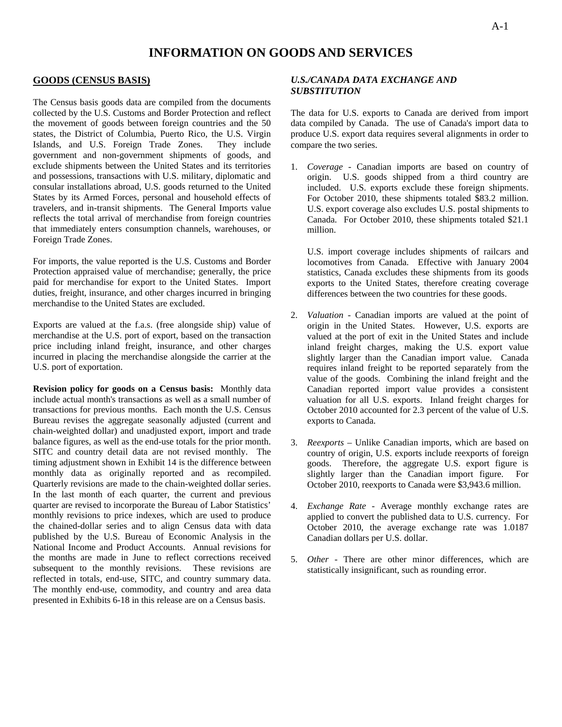# INFORMATION ON GOODS AND SERVICES

## GOODS (CENSUS BASIS)

The Census basis goods data are compiled from the documents collected by the U.S. Customs and Border Protection and reflect the movement of goods between foreign countries and the 50 states, the District of Columbia, Puerto Rico, the U.S. Virgin Islands, and U.S. Foreign Trade Zones. They include government and non-government shipments of goods, and exclude shipments between the United States and its territories and possessions, transactions with U.S. military, diplomatic and consular installations abroad, U.S. goods returned to the United States by its Armed Forces, personal and household effects of travelers, and in-transit shipments. The General Imports value reflects the total arrival of merchandise from foreign countries that immediately enters consumption channels, warehouses, or Foreign Trade Zones.

For imports, the value reported is the U.S. Customs and Border Protection appraised value of merchandise; generally, the price paid for merchandise for export to the United States. Import duties, freight, insurance, and other charges incurred in bringing merchandise to the United States are excluded.

Exports are valued at the f.a.s. (free alongside ship) value of merchandise at the U.S. port of export, based on the transaction price including inland freight, insurance, and other charges incurred in placing the merchandise alongside the carrier at the U.S. port of exportation.

**Revision policy for goods on a Census basis:** Monthly data include actual month's transactions as well as a small number of transactions for previous months. Each month the U.S. Census Bureau revises the aggregate seasonally adjusted (current and chain-weighted dollar) and unadjusted export, import and trade balance figures, as well as the end-use totals for the prior month. SITC and country detail data are not revised monthly. The timing adjustment shown in Exhibit 14 is the difference between monthly data as originally reported and as recompiled. Quarterly revisions are made to the chain-weighted dollar series. In the last month of each quarter, the current and previous quarter are revised to incorporate the Bureau of Labor Statistics' monthly revisions to price indexes, which are used to produce the chained-dollar series and to align Census data with data published by the U.S. Bureau of Economic Analysis in the National Income and Product Accounts. Annual revisions for the months are made in June to reflect corrections received subsequent to the monthly revisions. These revisions are reflected in totals, end-use, SITC, and country summary data. The monthly end-use, commodity, and country and area data presented in Exhibits 6-18 in this release are on a Census basis.

### *U.S./CANADA DATA EXCHANGE AND SUBSTITUTION*

The data for U.S. exports to Canada are derived from import data compiled by Canada. The use of Canada's import data to produce U.S. export data requires several alignments in order to compare the two series.

1. *Coverage* - Canadian imports are based on country of origin. U.S. goods shipped from a third country are included. U.S. exports exclude these foreign shipments. For October 2010, these shipments totaled $83.2 million. U.S. export coverage also excludes U.S. postal shipments to Canada. For October 2010, these shipments totaled $21.1 million.

   U.S. import coverage includes shipments of railcars and locomotives from Canada. Effective with January 2004 statistics, Canada excludes these shipments from its goods exports to the United States, therefore creating coverage differences between the two countries for these goods.

2. *Valuation* - Canadian imports are valued at the point of origin in the United States. However, U.S. exports are valued at the port of exit in the United States and include inland freight charges, making the U.S. export value slightly larger than the Canadian import value. Canada requires inland freight to be reported separately from the value of the goods. Combining the inland freight and the Canadian reported import value provides a consistent valuation for all U.S. exports. Inland freight charges for October 2010 accounted for 2.3 percent of the value of U.S. exports to Canada.

3. *Reexports* – Unlike Canadian imports, which are based on country of origin, U.S. exports include reexports of foreign goods. Therefore, the aggregate U.S. export figure is slightly larger than the Canadian import figure. For October 2010, reexports to Canada were $3,943.6 million.

4. *Exchange Rate* - Average monthly exchange rates are applied to convert the published data to U.S. currency. For October 2010, the average exchange rate was 1.0187 Canadian dollars per U.S. dollar.

5. *Other* - There are other minor differences, which are statistically insignificant, such as rounding error.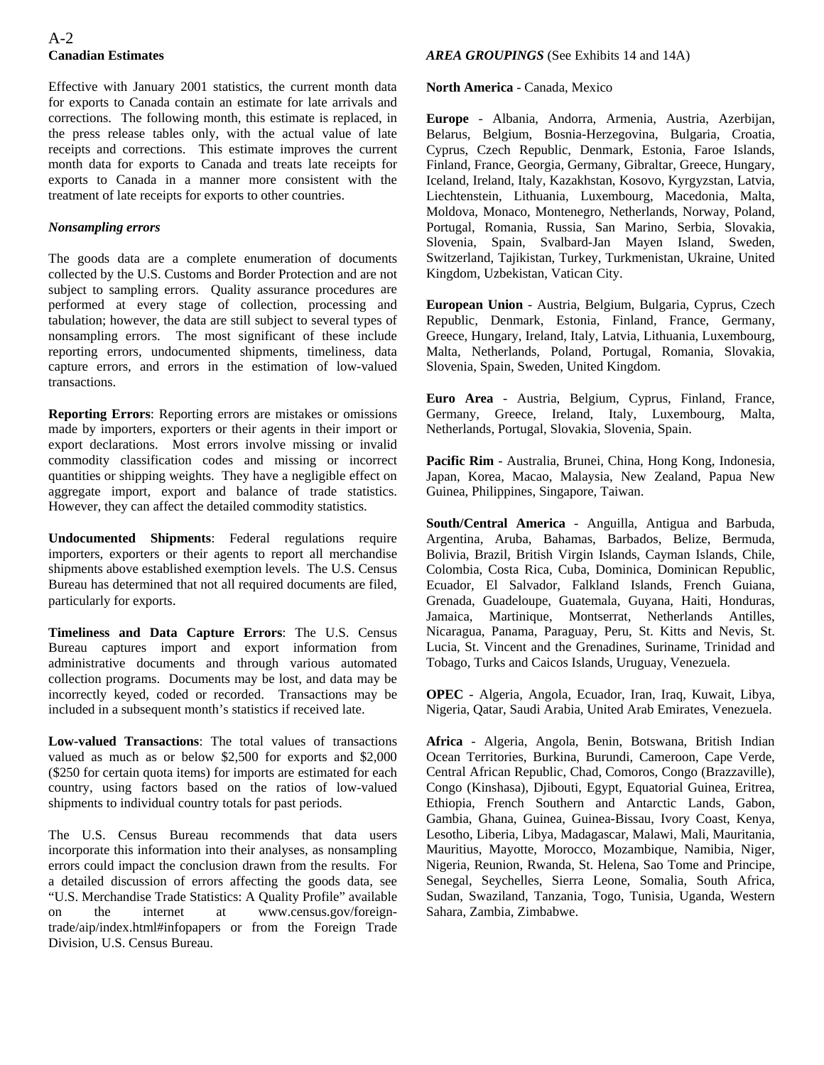### Canadian Estimates

Effective with January 2001 statistics, the current month data for exports to Canada contain an estimate for late arrivals and corrections. The following month, this estimate is replaced, in the press release tables only, with the actual value of late receipts and corrections. This estimate improves the current month data for exports to Canada and treats late receipts for exports to Canada in a manner more consistent with the treatment of late receipts for exports to other countries.

### *Nonsampling errors*

The goods data are a complete enumeration of documents collected by the U.S. Customs and Border Protection and are not subject to sampling errors. Quality assurance procedures are performed at every stage of collection, processing and tabulation; however, the data are still subject to several types of nonsampling errors. The most significant of these include reporting errors, undocumented shipments, timeliness, data capture errors, and errors in the estimation of low-valued transactions.

**Reporting Errors**: Reporting errors are mistakes or omissions made by importers, exporters or their agents in their import or export declarations. Most errors involve missing or invalid commodity classification codes and missing or incorrect quantities or shipping weights. They have a negligible effect on aggregate import, export and balance of trade statistics. However, they can affect the detailed commodity statistics.

**Undocumented Shipments**: Federal regulations require importers, exporters or their agents to report all merchandise shipments above established exemption levels. The U.S. Census Bureau has determined that not all required documents are filed, particularly for exports.

**Timeliness and Data Capture Errors**: The U.S. Census Bureau captures import and export information from administrative documents and through various automated collection programs. Documents may be lost, and data may be incorrectly keyed, coded or recorded. Transactions may be included in a subsequent month's statistics if received late.

**Low-valued Transactions**: The total values of transactions valued as much as or below $2,500 for exports and $2,000 ($250 for certain quota items) for imports are estimated for each country, using factors based on the ratios of low-valued shipments to individual country totals for past periods.

The U.S. Census Bureau recommends that data users incorporate this information into their analyses, as nonsampling errors could impact the conclusion drawn from the results. For a detailed discussion of errors affecting the goods data, see "U.S. Merchandise Trade Statistics: A Quality Profile" available on the internet at www.census.gov/foreign-trade/aip/index.html#infopapers or from the Foreign Trade Division, U.S. Census Bureau.

### *AREA GROUPINGS* (See Exhibits 14 and 14A)

**North America** - Canada, Mexico

**Europe** - Albania, Andorra, Armenia, Austria, Azerbijan, Belarus, Belgium, Bosnia-Herzegovina, Bulgaria, Croatia, Cyprus, Czech Republic, Denmark, Estonia, Faroe Islands, Finland, France, Georgia, Germany, Gibraltar, Greece, Hungary, Iceland, Ireland, Italy, Kazakhstan, Kosovo, Kyrgyzstan, Latvia, Liechtenstein, Lithuania, Luxembourg, Macedonia, Malta, Moldova, Monaco, Montenegro, Netherlands, Norway, Poland, Portugal, Romania, Russia, San Marino, Serbia, Slovakia, Slovenia, Spain, Svalbard-Jan Mayen Island, Sweden, Switzerland, Tajikistan, Turkey, Turkmenistan, Ukraine, United Kingdom, Uzbekistan, Vatican City.

**European Union** - Austria, Belgium, Bulgaria, Cyprus, Czech Republic, Denmark, Estonia, Finland, France, Germany, Greece, Hungary, Ireland, Italy, Latvia, Lithuania, Luxembourg, Malta, Netherlands, Poland, Portugal, Romania, Slovakia, Slovenia, Spain, Sweden, United Kingdom.

**Euro Area** - Austria, Belgium, Cyprus, Finland, France, Germany, Greece, Ireland, Italy, Luxembourg, Malta, Netherlands, Portugal, Slovakia, Slovenia, Spain.

**Pacific Rim** - Australia, Brunei, China, Hong Kong, Indonesia, Japan, Korea, Macao, Malaysia, New Zealand, Papua New Guinea, Philippines, Singapore, Taiwan.

**South/Central America** - Anguilla, Antigua and Barbuda, Argentina, Aruba, Bahamas, Barbados, Belize, Bermuda, Bolivia, Brazil, British Virgin Islands, Cayman Islands, Chile, Colombia, Costa Rica, Cuba, Dominica, Dominican Republic, Ecuador, El Salvador, Falkland Islands, French Guiana, Grenada, Guadeloupe, Guatemala, Guyana, Haiti, Honduras, Jamaica, Martinique, Montserrat, Netherlands Antilles, Nicaragua, Panama, Paraguay, Peru, St. Kitts and Nevis, St. Lucia, St. Vincent and the Grenadines, Suriname, Trinidad and Tobago, Turks and Caicos Islands, Uruguay, Venezuela.

**OPEC** - Algeria, Angola, Ecuador, Iran, Iraq, Kuwait, Libya, Nigeria, Qatar, Saudi Arabia, United Arab Emirates, Venezuela.

**Africa** - Algeria, Angola, Benin, Botswana, British Indian Ocean Territories, Burkina, Burundi, Cameroon, Cape Verde, Central African Republic, Chad, Comoros, Congo (Brazzaville), Congo (Kinshasa), Djibouti, Egypt, Equatorial Guinea, Eritrea, Ethiopia, French Southern and Antarctic Lands, Gabon, Gambia, Ghana, Guinea, Guinea-Bissau, Ivory Coast, Kenya, Lesotho, Liberia, Libya, Madagascar, Malawi, Mali, Mauritania, Mauritius, Mayotte, Morocco, Mozambique, Namibia, Niger, Nigeria, Reunion, Rwanda, St. Helena, Sao Tome and Principe, Senegal, Seychelles, Sierra Leone, Somalia, South Africa, Sudan, Swaziland, Tanzania, Togo, Tunisia, Uganda, Western Sahara, Zambia, Zimbabwe.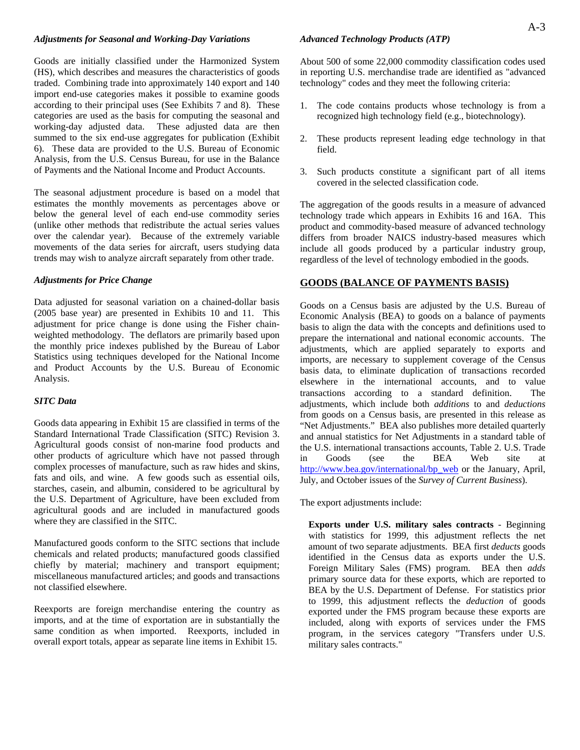### *Adjustments for Seasonal and Working-Day Variations*

Goods are initially classified under the Harmonized System (HS), which describes and measures the characteristics of goods traded. Combining trade into approximately 140 export and 140 import end-use categories makes it possible to examine goods according to their principal uses (See Exhibits 7 and 8). These categories are used as the basis for computing the seasonal and working-day adjusted data. These adjusted data are then summed to the six end-use aggregates for publication (Exhibit 6). These data are provided to the U.S. Bureau of Economic Analysis, from the U.S. Census Bureau, for use in the Balance of Payments and the National Income and Product Accounts.

The seasonal adjustment procedure is based on a model that estimates the monthly movements as percentages above or below the general level of each end-use commodity series (unlike other methods that redistribute the actual series values over the calendar year). Because of the extremely variable movements of the data series for aircraft, users studying data trends may wish to analyze aircraft separately from other trade.

### *Adjustments for Price Change*

Data adjusted for seasonal variation on a chained-dollar basis (2005 base year) are presented in Exhibits 10 and 11. This adjustment for price change is done using the Fisher chain-weighted methodology. The deflators are primarily based upon the monthly price indexes published by the Bureau of Labor Statistics using techniques developed for the National Income and Product Accounts by the U.S. Bureau of Economic Analysis.

### *SITC Data*

Goods data appearing in Exhibit 15 are classified in terms of the Standard International Trade Classification (SITC) Revision 3. Agricultural goods consist of non-marine food products and other products of agriculture which have not passed through complex processes of manufacture, such as raw hides and skins, fats and oils, and wine. A few goods such as essential oils, starches, casein, and albumin, considered to be agricultural by the U.S. Department of Agriculture, have been excluded from agricultural goods and are included in manufactured goods where they are classified in the SITC.

Manufactured goods conform to the SITC sections that include chemicals and related products; manufactured goods classified chiefly by material; machinery and transport equipment; miscellaneous manufactured articles; and goods and transactions not classified elsewhere.

Reexports are foreign merchandise entering the country as imports, and at the time of exportation are in substantially the same condition as when imported. Reexports, included in overall export totals, appear as separate line items in Exhibit 15.

### *Advanced Technology Products (ATP)*

About 500 of some 22,000 commodity classification codes used in reporting U.S. merchandise trade are identified as "advanced technology" codes and they meet the following criteria:

1. The code contains products whose technology is from a recognized high technology field (e.g., biotechnology).
2. These products represent leading edge technology in that field.
3. Such products constitute a significant part of all items covered in the selected classification code.

The aggregation of the goods results in a measure of advanced technology trade which appears in Exhibits 16 and 16A. This product and commodity-based measure of advanced technology differs from broader NAICS industry-based measures which include all goods produced by a particular industry group, regardless of the level of technology embodied in the goods.

## GOODS (BALANCE OF PAYMENTS BASIS)

Goods on a Census basis are adjusted by the U.S. Bureau of Economic Analysis (BEA) to goods on a balance of payments basis to align the data with the concepts and definitions used to prepare the international and national economic accounts. The adjustments, which are applied separately to exports and imports, are necessary to supplement coverage of the Census basis data, to eliminate duplication of transactions recorded elsewhere in the international accounts, and to value transactions according to a standard definition. The adjustments, which include both *additions* to and *deductions* from goods on a Census basis, are presented in this release as "Net Adjustments." BEA also publishes more detailed quarterly and annual statistics for Net Adjustments in a standard table of the U.S. international transactions accounts, Table 2. U.S. Trade in Goods (see the BEA Web site at http://www.bea.gov/international/bp_web or the January, April, July, and October issues of the *Survey of Current Business*).

The export adjustments include:

**Exports under U.S. military sales contracts** - Beginning with statistics for 1999, this adjustment reflects the net amount of two separate adjustments. BEA first *deducts* goods identified in the Census data as exports under the U.S. Foreign Military Sales (FMS) program. BEA then *adds* primary source data for these exports, which are reported to BEA by the U.S. Department of Defense. For statistics prior to 1999, this adjustment reflects the *deduction* of goods exported under the FMS program because these exports are included, along with exports of services under the FMS program, in the services category "Transfers under U.S. military sales contracts."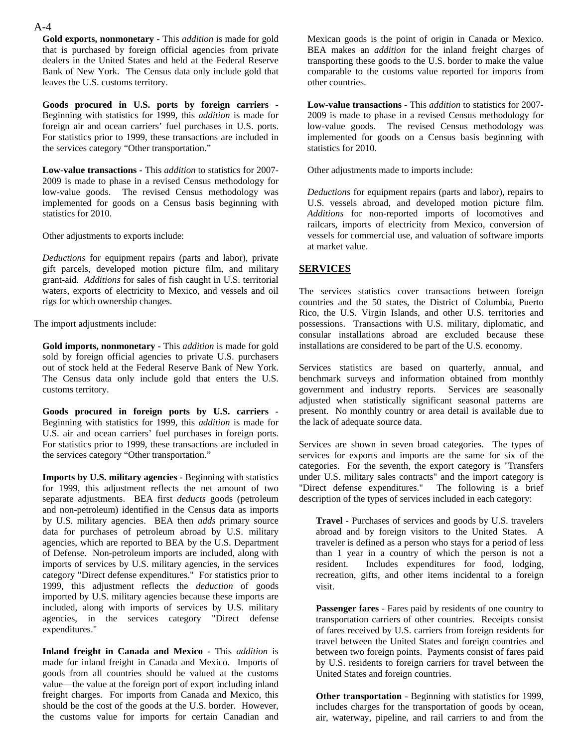**Gold exports, nonmonetary -** This *addition* is made for gold that is purchased by foreign official agencies from private dealers in the United States and held at the Federal Reserve Bank of New York. The Census data only include gold that leaves the U.S. customs territory.

**Goods procured in U.S. ports by foreign carriers** - Beginning with statistics for 1999, this *addition* is made for foreign air and ocean carriers' fuel purchases in U.S. ports. For statistics prior to 1999, these transactions are included in the services category "Other transportation."

**Low-value transactions -** This *addition* to statistics for 2007-2009 is made to phase in a revised Census methodology for low-value goods. The revised Census methodology was implemented for goods on a Census basis beginning with statistics for 2010.

Other adjustments to exports include:

*Deductions* for equipment repairs (parts and labor), private gift parcels, developed motion picture film, and military grant-aid. *Additions* for sales of fish caught in U.S. territorial waters, exports of electricity to Mexico, and vessels and oil rigs for which ownership changes.

The import adjustments include:

**Gold imports, nonmonetary -** This *addition* is made for gold sold by foreign official agencies to private U.S. purchasers out of stock held at the Federal Reserve Bank of New York. The Census data only include gold that enters the U.S. customs territory.

**Goods procured in foreign ports by U.S. carriers** - Beginning with statistics for 1999, this *addition* is made for U.S. air and ocean carriers' fuel purchases in foreign ports. For statistics prior to 1999, these transactions are included in the services category "Other transportation."

**Imports by U.S. military agencies -** Beginning with statistics for 1999, this adjustment reflects the net amount of two separate adjustments. BEA first *deducts* goods (petroleum and non-petroleum) identified in the Census data as imports by U.S. military agencies. BEA then *adds* primary source data for purchases of petroleum abroad by U.S. military agencies, which are reported to BEA by the U.S. Department of Defense. Non-petroleum imports are included, along with imports of services by U.S. military agencies, in the services category "Direct defense expenditures." For statistics prior to 1999, this adjustment reflects the *deduction* of goods imported by U.S. military agencies because these imports are included, along with imports of services by U.S. military agencies, in the services category "Direct defense expenditures."

**Inland freight in Canada and Mexico -** This *addition* is made for inland freight in Canada and Mexico. Imports of goods from all countries should be valued at the customs value—the value at the foreign port of export including inland freight charges. For imports from Canada and Mexico, this should be the cost of the goods at the U.S. border. However, the customs value for imports for certain Canadian and Mexican goods is the point of origin in Canada or Mexico. BEA makes an *addition* for the inland freight charges of transporting these goods to the U.S. border to make the value comparable to the customs value reported for imports from other countries.

**Low-value transactions -** This *addition* to statistics for 2007-2009 is made to phase in a revised Census methodology for low-value goods. The revised Census methodology was implemented for goods on a Census basis beginning with statistics for 2010.

Other adjustments made to imports include:

*Deductions* for equipment repairs (parts and labor), repairs to U.S. vessels abroad, and developed motion picture film. *Additions* for non-reported imports of locomotives and railcars, imports of electricity from Mexico, conversion of vessels for commercial use, and valuation of software imports at market value.

## SERVICES

The services statistics cover transactions between foreign countries and the 50 states, the District of Columbia, Puerto Rico, the U.S. Virgin Islands, and other U.S. territories and possessions. Transactions with U.S. military, diplomatic, and consular installations abroad are excluded because these installations are considered to be part of the U.S. economy.

Services statistics are based on quarterly, annual, and benchmark surveys and information obtained from monthly government and industry reports. Services are seasonally adjusted when statistically significant seasonal patterns are present. No monthly country or area detail is available due to the lack of adequate source data.

Services are shown in seven broad categories. The types of services for exports and imports are the same for six of the categories. For the seventh, the export category is "Transfers under U.S. military sales contracts" and the import category is "Direct defense expenditures." The following is a brief description of the types of services included in each category:

**Travel** - Purchases of services and goods by U.S. travelers abroad and by foreign visitors to the United States. A traveler is defined as a person who stays for a period of less than 1 year in a country of which the person is not a resident. Includes expenditures for food, lodging, recreation, gifts, and other items incidental to a foreign visit.

**Passenger fares** - Fares paid by residents of one country to transportation carriers of other countries. Receipts consist of fares received by U.S. carriers from foreign residents for travel between the United States and foreign countries and between two foreign points. Payments consist of fares paid by U.S. residents to foreign carriers for travel between the United States and foreign countries.

**Other transportation** - Beginning with statistics for 1999, includes charges for the transportation of goods by ocean, air, waterway, pipeline, and rail carriers to and from the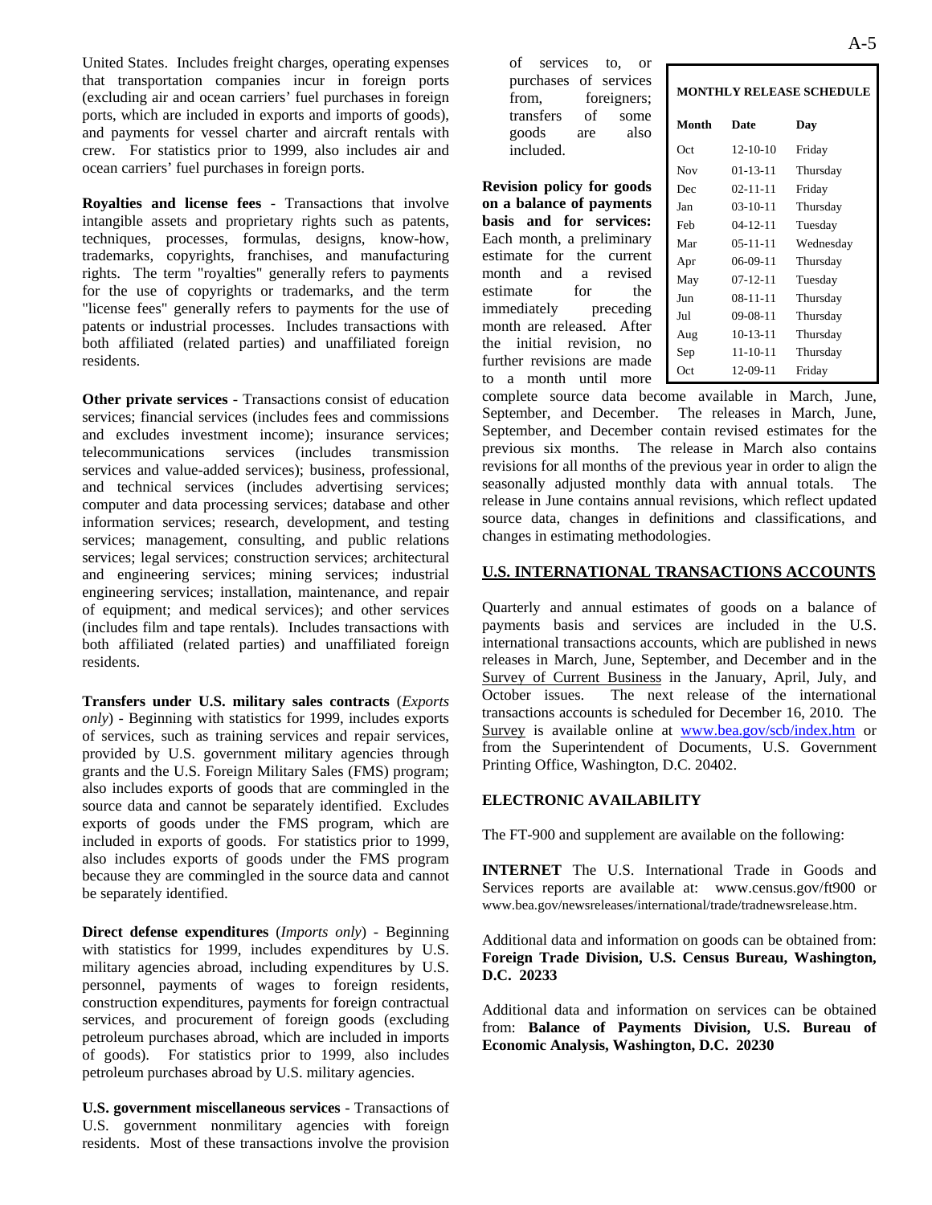United States. Includes freight charges, operating expenses that transportation companies incur in foreign ports (excluding air and ocean carriers' fuel purchases in foreign ports, which are included in exports and imports of goods), and payments for vessel charter and aircraft rentals with crew. For statistics prior to 1999, also includes air and ocean carriers' fuel purchases in foreign ports.

**Royalties and license fees** - Transactions that involve intangible assets and proprietary rights such as patents, techniques, processes, formulas, designs, know-how, trademarks, copyrights, franchises, and manufacturing rights. The term "royalties" generally refers to payments for the use of copyrights or trademarks, and the term "license fees" generally refers to payments for the use of patents or industrial processes. Includes transactions with both affiliated (related parties) and unaffiliated foreign residents.

**Other private services** - Transactions consist of education services; financial services (includes fees and commissions and excludes investment income); insurance services; telecommunications services (includes transmission services and value-added services); business, professional, and technical services (includes advertising services; computer and data processing services; database and other information services; research, development, and testing services; management, consulting, and public relations services; legal services; construction services; architectural and engineering services; mining services; industrial engineering services; installation, maintenance, and repair of equipment; and medical services); and other services (includes film and tape rentals). Includes transactions with both affiliated (related parties) and unaffiliated foreign residents.

**Transfers under U.S. military sales contracts** (*Exports only*) - Beginning with statistics for 1999, includes exports of services, such as training services and repair services, provided by U.S. government military agencies through grants and the U.S. Foreign Military Sales (FMS) program; also includes exports of goods that are commingled in the source data and cannot be separately identified. Excludes exports of goods under the FMS program, which are included in exports of goods. For statistics prior to 1999, also includes exports of goods under the FMS program because they are commingled in the source data and cannot be separately identified.

**Direct defense expenditures** (*Imports only*) - Beginning with statistics for 1999, includes expenditures by U.S. military agencies abroad, including expenditures by U.S. personnel, payments of wages to foreign residents, construction expenditures, payments for foreign contractual services, and procurement of foreign goods (excluding petroleum purchases abroad, which are included in imports of goods). For statistics prior to 1999, also includes petroleum purchases abroad by U.S. military agencies.

**U.S. government miscellaneous services** - Transactions of U.S. government nonmilitary agencies with foreign residents. Most of these transactions involve the provision of services to, or purchases of services from, foreigners; transfers of some goods are also included.

**Revision policy for goods on a balance of payments basis and for services:** Each month, a preliminary estimate for the current month and a revised estimate for the immediately preceding month are released. After the initial revision, no further revisions are made to a month until more complete source data become available in March, June, September, and December. The releases in March, June, September, and December contain revised estimates for the previous six months. The release in March also contains revisions for all months of the previous year in order to align the seasonally adjusted monthly data with annual totals. The release in June contains annual revisions, which reflect updated source data, changes in definitions and classifications, and changes in estimating methodologies.

**MONTHLY RELEASE SCHEDULE**

| Month | Date | Day |
|---|---|---|
| Oct | 12-10-10 | Friday |
| Nov | 01-13-11 | Thursday |
| Dec | 02-11-11 | Friday |
| Jan | 03-10-11 | Thursday |
| Feb | 04-12-11 | Tuesday |
| Mar | 05-11-11 | Wednesday |
| Apr | 06-09-11 | Thursday |
| May | 07-12-11 | Tuesday |
| Jun | 08-11-11 | Thursday |
| Jul | 09-08-11 | Thursday |
| Aug | 10-13-11 | Thursday |
| Sep | 11-10-11 | Thursday |
| Oct | 12-09-11 | Friday |

## U.S. INTERNATIONAL TRANSACTIONS ACCOUNTS

Quarterly and annual estimates of goods on a balance of payments basis and services are included in the U.S. international transactions accounts, which are published in news releases in March, June, September, and December and in the Survey of Current Business in the January, April, July, and October issues. The next release of the international transactions accounts is scheduled for December 16, 2010. The Survey is available online at www.bea.gov/scb/index.htm or from the Superintendent of Documents, U.S. Government Printing Office, Washington, D.C. 20402.

## ELECTRONIC AVAILABILITY

The FT-900 and supplement are available on the following:

**INTERNET** The U.S. International Trade in Goods and Services reports are available at: www.census.gov/ft900 or www.bea.gov/newsreleases/international/trade/tradnewsrelease.htm.

Additional data and information on goods can be obtained from: **Foreign Trade Division, U.S. Census Bureau, Washington, D.C. 20233**

Additional data and information on services can be obtained from: **Balance of Payments Division, U.S. Bureau of Economic Analysis, Washington, D.C. 20230**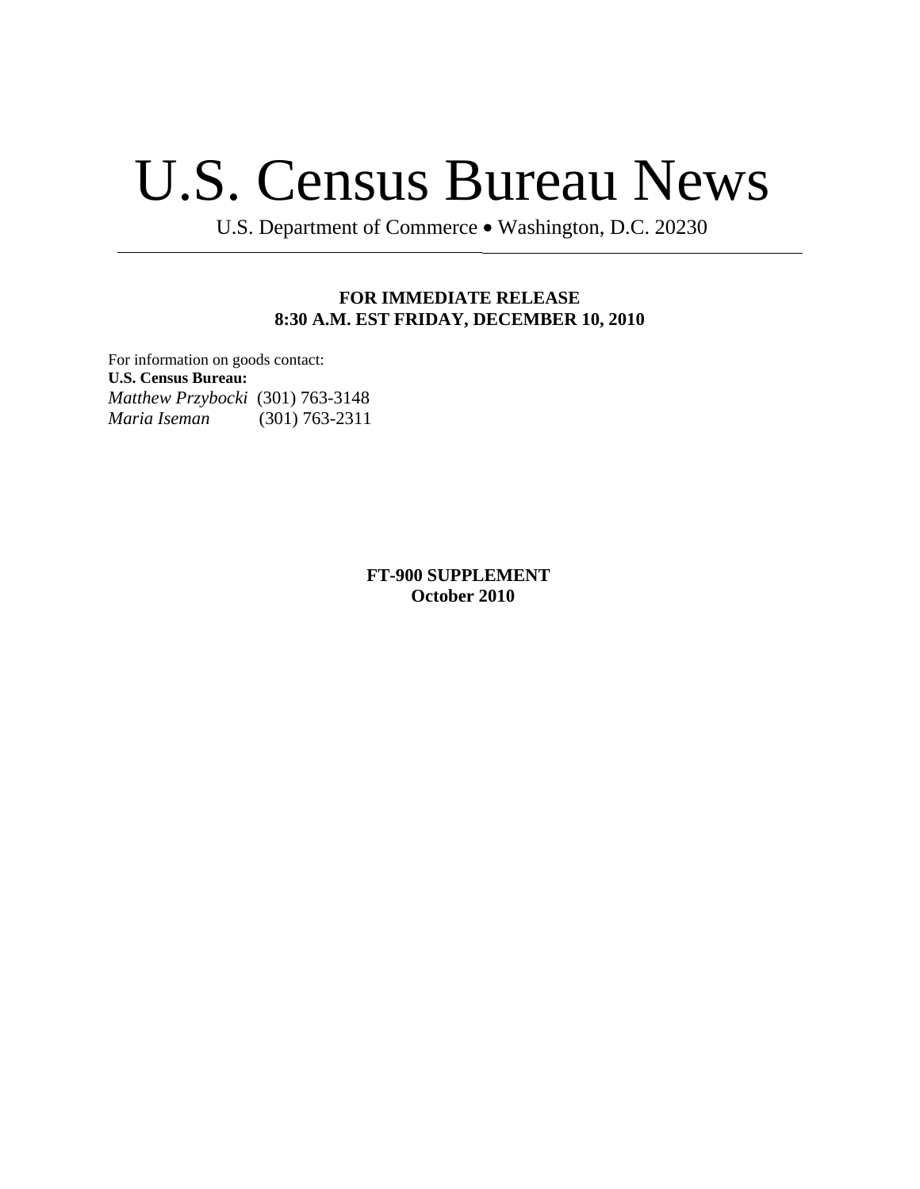# U.S. Census Bureau News

U.S. Department of Commerce • Washington, D.C. 20230

---

**FOR IMMEDIATE RELEASE**
**8:30 A.M. EST FRIDAY, DECEMBER 10, 2010**

For information on goods contact:
**U.S. Census Bureau:**
*Matthew Przybocki* (301) 763-3148
*Maria Iseman* (301) 763-2311

**FT-900 SUPPLEMENT**
**October 2010**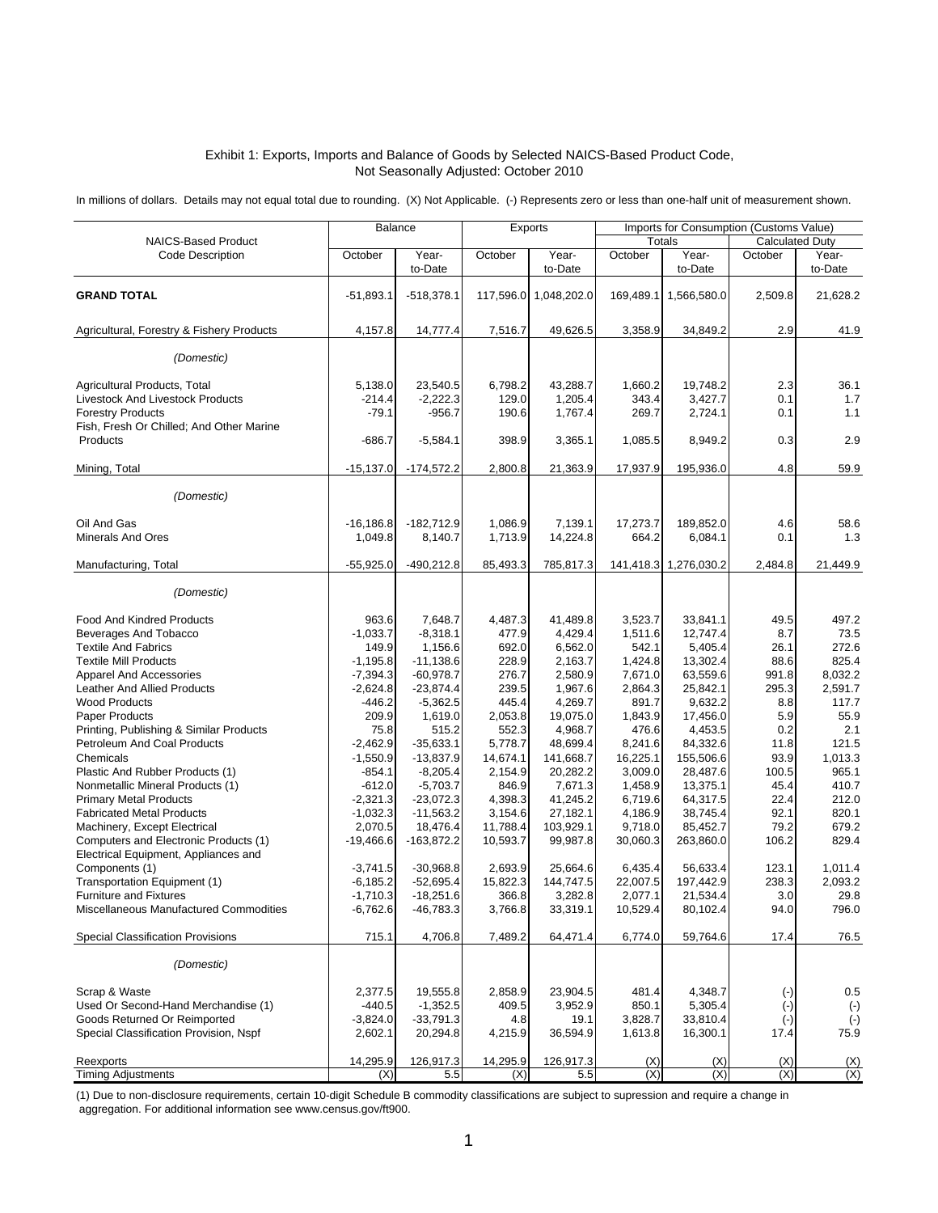Exhibit 1: Exports, Imports and Balance of Goods by Selected NAICS-Based Product Code,
Not Seasonally Adjusted: October 2010

In millions of dollars. Details may not equal total due to rounding. (X) Not Applicable. (-) Represents zero or less than one-half unit of measurement shown.

| NAICS-Based Product Code Description | Balance | | Exports | | Imports for Consumption (Customs Value) | | | |
|---|---|---|---|---|---|---|---|---|
| | | | | | Totals | | Calculated Duty | |
| | October | Year-to-Date | October | Year-to-Date | October | Year-to-Date | October | Year-to-Date |
| **GRAND TOTAL** | -51,893.1 | -518,378.1 | 117,596.0 | 1,048,202.0 | 169,489.1 | 1,566,580.0 | 2,509.8 | 21,628.2 |
| Agricultural, Forestry & Fishery Products | 4,157.8 | 14,777.4 | 7,516.7 | 49,626.5 | 3,358.9 | 34,849.2 | 2.9 | 41.9 |
| *(Domestic)* | | | | | | | | |
| Agricultural Products, Total | 5,138.0 | 23,540.5 | 6,798.2 | 43,288.7 | 1,660.2 | 19,748.2 | 2.3 | 36.1 |
| Livestock And Livestock Products | -214.4 | -2,222.3 | 129.0 | 1,205.4 | 343.4 | 3,427.7 | 0.1 | 1.7 |
| Forestry Products | -79.1 | -956.7 | 190.6 | 1,767.4 | 269.7 | 2,724.1 | 0.1 | 1.1 |
| Fish, Fresh Or Chilled; And Other Marine Products | -686.7 | -5,584.1 | 398.9 | 3,365.1 | 1,085.5 | 8,949.2 | 0.3 | 2.9 |
| Mining, Total | -15,137.0 | -174,572.2 | 2,800.8 | 21,363.9 | 17,937.9 | 195,936.0 | 4.8 | 59.9 |
| *(Domestic)* | | | | | | | | |
| Oil And Gas | -16,186.8 | -182,712.9 | 1,086.9 | 7,139.1 | 17,273.7 | 189,852.0 | 4.6 | 58.6 |
| Minerals And Ores | 1,049.8 | 8,140.7 | 1,713.9 | 14,224.8 | 664.2 | 6,084.1 | 0.1 | 1.3 |
| Manufacturing, Total | -55,925.0 | -490,212.8 | 85,493.3 | 785,817.3 | 141,418.3 | 1,276,030.2 | 2,484.8 | 21,449.9 |
| *(Domestic)* | | | | | | | | |
| Food And Kindred Products | 963.6 | 7,648.7 | 4,487.3 | 41,489.8 | 3,523.7 | 33,841.1 | 49.5 | 497.2 |
| Beverages And Tobacco | -1,033.7 | -8,318.1 | 477.9 | 4,429.4 | 1,511.6 | 12,747.4 | 8.7 | 73.5 |
| Textile And Fabrics | 149.9 | 1,156.6 | 692.0 | 6,562.0 | 542.1 | 5,405.4 | 26.1 | 272.6 |
| Textile Mill Products | -1,195.8 | -11,138.6 | 228.9 | 2,163.7 | 1,424.8 | 13,302.4 | 88.6 | 825.4 |
| Apparel And Accessories | -7,394.3 | -60,978.7 | 276.7 | 2,580.9 | 7,671.0 | 63,559.6 | 991.8 | 8,032.2 |
| Leather And Allied Products | -2,624.8 | -23,874.4 | 239.5 | 1,967.6 | 2,864.3 | 25,842.1 | 295.3 | 2,591.7 |
| Wood Products | -446.2 | -5,362.5 | 445.4 | 4,269.7 | 891.7 | 9,632.2 | 8.8 | 117.7 |
| Paper Products | 209.9 | 1,619.0 | 2,053.8 | 19,075.0 | 1,843.9 | 17,456.0 | 5.9 | 55.9 |
| Printing, Publishing & Similar Products | 75.8 | 515.2 | 552.3 | 4,968.7 | 476.6 | 4,453.5 | 0.2 | 2.1 |
| Petroleum And Coal Products | -2,462.9 | -35,633.1 | 5,778.7 | 48,699.4 | 8,241.6 | 84,332.6 | 11.8 | 121.5 |
| Chemicals | -1,550.9 | -13,837.9 | 14,674.1 | 141,668.7 | 16,225.1 | 155,506.6 | 93.9 | 1,013.3 |
| Plastic And Rubber Products (1) | -854.1 | -8,205.4 | 2,154.9 | 20,282.2 | 3,009.0 | 28,487.6 | 100.5 | 965.1 |
| Nonmetallic Mineral Products (1) | -612.0 | -5,703.7 | 846.9 | 7,671.3 | 1,458.9 | 13,375.1 | 45.4 | 410.7 |
| Primary Metal Products | -2,321.3 | -23,072.3 | 4,398.3 | 41,245.2 | 6,719.6 | 64,317.5 | 22.4 | 212.0 |
| Fabricated Metal Products | -1,032.3 | -11,563.2 | 3,154.6 | 27,182.1 | 4,186.9 | 38,745.4 | 92.1 | 820.1 |
| Machinery, Except Electrical | 2,070.5 | 18,476.4 | 11,788.4 | 103,929.1 | 9,718.0 | 85,452.7 | 79.2 | 679.2 |
| Computers and Electronic Products (1) | -19,466.6 | -163,872.2 | 10,593.7 | 99,987.8 | 30,060.3 | 263,860.0 | 106.2 | 829.4 |
| Electrical Equipment, Appliances and Components (1) | -3,741.5 | -30,968.8 | 2,693.9 | 25,664.6 | 6,435.4 | 56,633.4 | 123.1 | 1,011.4 |
| Transportation Equipment (1) | -6,185.2 | -52,695.4 | 15,822.3 | 144,747.5 | 22,007.5 | 197,442.9 | 238.3 | 2,093.2 |
| Furniture and Fixtures | -1,710.3 | -18,251.6 | 366.8 | 3,282.8 | 2,077.1 | 21,534.4 | 3.0 | 29.8 |
| Miscellaneous Manufactured Commodities | -6,762.6 | -46,783.3 | 3,766.8 | 33,319.1 | 10,529.4 | 80,102.4 | 94.0 | 796.0 |
| Special Classification Provisions | 715.1 | 4,706.8 | 7,489.2 | 64,471.4 | 6,774.0 | 59,764.6 | 17.4 | 76.5 |
| *(Domestic)* | | | | | | | | |
| Scrap & Waste | 2,377.5 | 19,555.8 | 2,858.9 | 23,904.5 | 481.4 | 4,348.7 | (-) | 0.5 |
| Used Or Second-Hand Merchandise (1) | -440.5 | -1,352.5 | 409.5 | 3,952.9 | 850.1 | 5,305.4 | (-) | (-) |
| Goods Returned Or Reimported | -3,824.0 | -33,791.3 | 4.8 | 19.1 | 3,828.7 | 33,810.4 | (-) | (-) |
| Special Classification Provision, Nspf | 2,602.1 | 20,294.8 | 4,215.9 | 36,594.9 | 1,613.8 | 16,300.1 | 17.4 | 75.9 |
| Reexports | 14,295.9 | 126,917.3 | 14,295.9 | 126,917.3 | (X) | (X) | (X) | (X) |
| Timing Adjustments | (X) | 5.5 | (X) | 5.5 | (X) | (X) | (X) | (X) |

(1) Due to non-disclosure requirements, certain 10-digit Schedule B commodity classifications are subject to supression and require a change in aggregation. For additional information see www.census.gov/ft900.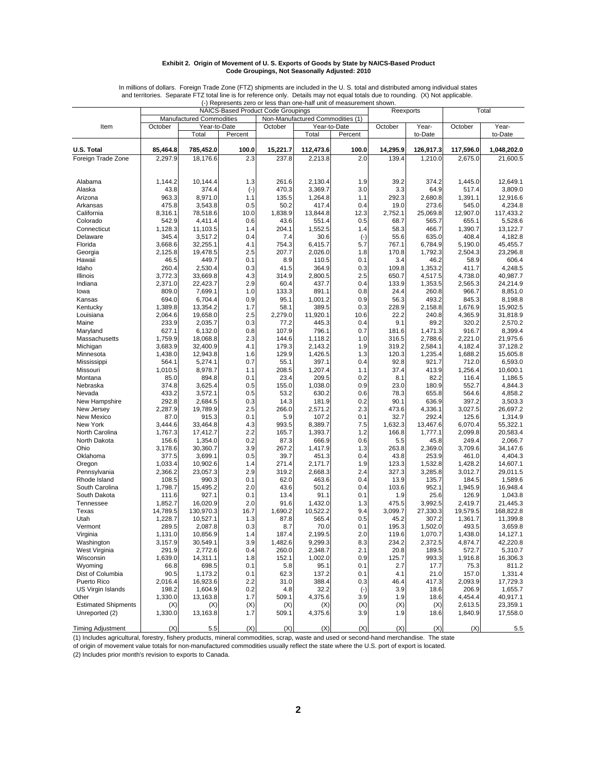**Exhibit 2. Origin of Movement of U. S. Exports of Goods by State by NAICS-Based Product Code Groupings, Not Seasonally Adjusted: 2010**

In millions of dollars. Foreign Trade Zone (FTZ) shipments are included in the U. S. total and distributed among individual states and territories. Separate FTZ total line is for reference only. Details may not equal totals due to rounding. (X) Not applicable. (-) Represents zero or less than one-half unit of measurement shown.

| Item | NAICS-Based Product Code Groupings | | | | | | Reexports | | Total | |
|---|---|---|---|---|---|---|---|---|---|---|
| | Manufactured Commodities | | | Non-Manufactured Commodities (1) | | | | | | |
| | October | Year-to-Date Total | Year-to-Date Percent | October | Year-to-Date Total | Year-to-Date Percent | October | Year-to-Date | October | Year-to-Date |
| **U.S. Total** | **85,464.8** | **785,452.0** | **100.0** | **15,221.7** | **112,473.6** | **100.0** | **14,295.9** | **126,917.3** | **117,596.0** | **1,048,202.0** |
| Foreign Trade Zone | 2,297.9 | 18,176.6 | 2.3 | 237.8 | 2,213.8 | 2.0 | 139.4 | 1,210.0 | 2,675.0 | 21,600.5 |
| Alabama | 1,144.2 | 10,144.4 | 1.3 | 261.6 | 2,130.4 | 1.9 | 39.2 | 374.2 | 1,445.0 | 12,649.1 |
| Alaska | 43.8 | 374.4 | (-) | 470.3 | 3,369.7 | 3.0 | 3.3 | 64.9 | 517.4 | 3,809.0 |
| Arizona | 963.3 | 8,971.0 | 1.1 | 135.5 | 1,264.8 | 1.1 | 292.3 | 2,680.8 | 1,391.1 | 12,916.6 |
| Arkansas | 475.8 | 3,543.8 | 0.5 | 50.2 | 417.4 | 0.4 | 19.0 | 273.6 | 545.0 | 4,234.8 |
| California | 8,316.1 | 78,518.6 | 10.0 | 1,838.9 | 13,844.8 | 12.3 | 2,752.1 | 25,069.8 | 12,907.0 | 117,433.2 |
| Colorado | 542.9 | 4,411.4 | 0.6 | 43.6 | 551.4 | 0.5 | 68.7 | 565.7 | 655.1 | 5,528.6 |
| Connecticut | 1,128.3 | 11,103.5 | 1.4 | 204.1 | 1,552.5 | 1.4 | 58.3 | 466.7 | 1,390.7 | 13,122.7 |
| Delaware | 345.4 | 3,517.2 | 0.4 | 7.4 | 30.6 | (-) | 55.6 | 635.0 | 408.4 | 4,182.8 |
| Florida | 3,668.6 | 32,255.1 | 4.1 | 754.3 | 6,415.7 | 5.7 | 767.1 | 6,784.9 | 5,190.0 | 45,455.7 |
| Georgia | 2,125.8 | 19,478.5 | 2.5 | 207.7 | 2,026.0 | 1.8 | 170.8 | 1,792.3 | 2,504.3 | 23,296.8 |
| Hawaii | 46.5 | 449.7 | 0.1 | 8.9 | 110.5 | 0.1 | 3.4 | 46.2 | 58.9 | 606.4 |
| Idaho | 260.4 | 2,530.4 | 0.3 | 41.5 | 364.9 | 0.3 | 109.8 | 1,353.2 | 411.7 | 4,248.5 |
| Illinois | 3,772.3 | 33,669.8 | 4.3 | 314.9 | 2,800.5 | 2.5 | 650.7 | 4,517.5 | 4,738.0 | 40,987.7 |
| Indiana | 2,371.0 | 22,423.7 | 2.9 | 60.4 | 437.7 | 0.4 | 133.9 | 1,353.5 | 2,565.3 | 24,214.9 |
| Iowa | 809.0 | 7,699.1 | 1.0 | 133.3 | 891.1 | 0.8 | 24.4 | 260.8 | 966.7 | 8,851.0 |
| Kansas | 694.0 | 6,704.4 | 0.9 | 95.1 | 1,001.2 | 0.9 | 56.3 | 493.2 | 845.3 | 8,198.8 |
| Kentucky | 1,389.8 | 13,354.2 | 1.7 | 58.1 | 389.5 | 0.3 | 228.9 | 2,158.8 | 1,676.9 | 15,902.5 |
| Louisiana | 2,064.6 | 19,658.0 | 2.5 | 2,279.0 | 11,920.1 | 10.6 | 22.2 | 240.8 | 4,365.9 | 31,818.9 |
| Maine | 233.9 | 2,035.7 | 0.3 | 77.2 | 445.3 | 0.4 | 9.1 | 89.2 | 320.2 | 2,570.2 |
| Maryland | 627.1 | 6,132.0 | 0.8 | 107.9 | 796.1 | 0.7 | 181.6 | 1,471.3 | 916.7 | 8,399.4 |
| Massachusetts | 1,759.9 | 18,068.8 | 2.3 | 144.6 | 1,118.2 | 1.0 | 316.5 | 2,788.6 | 2,221.0 | 21,975.6 |
| Michigan | 3,683.9 | 32,400.9 | 4.1 | 179.3 | 2,143.2 | 1.9 | 319.2 | 2,584.1 | 4,182.4 | 37,128.2 |
| Minnesota | 1,438.0 | 12,943.8 | 1.6 | 129.9 | 1,426.5 | 1.3 | 120.3 | 1,235.4 | 1,688.2 | 15,605.8 |
| Mississippi | 564.1 | 5,274.1 | 0.7 | 55.1 | 397.1 | 0.4 | 92.8 | 921.7 | 712.0 | 6,593.0 |
| Missouri | 1,010.5 | 8,978.7 | 1.1 | 208.5 | 1,207.4 | 1.1 | 37.4 | 413.9 | 1,256.4 | 10,600.1 |
| Montana | 85.0 | 894.8 | 0.1 | 23.4 | 209.5 | 0.2 | 8.1 | 82.2 | 116.4 | 1,186.5 |
| Nebraska | 374.8 | 3,625.4 | 0.5 | 155.0 | 1,038.0 | 0.9 | 23.0 | 180.9 | 552.7 | 4,844.3 |
| Nevada | 433.2 | 3,572.1 | 0.5 | 53.2 | 630.2 | 0.6 | 78.3 | 655.8 | 564.6 | 4,858.2 |
| New Hampshire | 292.8 | 2,684.5 | 0.3 | 14.3 | 181.9 | 0.2 | 90.1 | 636.9 | 397.2 | 3,503.3 |
| New Jersey | 2,287.9 | 19,789.9 | 2.5 | 266.0 | 2,571.2 | 2.3 | 473.6 | 4,336.1 | 3,027.5 | 26,697.2 |
| New Mexico | 87.0 | 915.3 | 0.1 | 5.9 | 107.2 | 0.1 | 32.7 | 292.4 | 125.6 | 1,314.9 |
| New York | 3,444.6 | 33,464.8 | 4.3 | 993.5 | 8,389.7 | 7.5 | 1,632.3 | 13,467.6 | 6,070.4 | 55,322.1 |
| North Carolina | 1,767.3 | 17,412.7 | 2.2 | 165.7 | 1,393.7 | 1.2 | 166.8 | 1,777.1 | 2,099.8 | 20,583.4 |
| North Dakota | 156.6 | 1,354.0 | 0.2 | 87.3 | 666.9 | 0.6 | 5.5 | 45.8 | 249.4 | 2,066.7 |
| Ohio | 3,178.6 | 30,360.7 | 3.9 | 267.2 | 1,417.9 | 1.3 | 263.8 | 2,369.0 | 3,709.6 | 34,147.6 |
| Oklahoma | 377.5 | 3,699.1 | 0.5 | 39.7 | 451.3 | 0.4 | 43.8 | 253.9 | 461.0 | 4,404.3 |
| Oregon | 1,033.4 | 10,902.6 | 1.4 | 271.4 | 2,171.7 | 1.9 | 123.3 | 1,532.8 | 1,428.2 | 14,607.1 |
| Pennsylvania | 2,366.2 | 23,057.3 | 2.9 | 319.2 | 2,668.3 | 2.4 | 327.3 | 3,285.8 | 3,012.7 | 29,011.5 |
| Rhode Island | 108.5 | 990.3 | 0.1 | 62.0 | 463.6 | 0.4 | 13.9 | 135.7 | 184.5 | 1,589.6 |
| South Carolina | 1,798.7 | 15,495.2 | 2.0 | 43.6 | 501.2 | 0.4 | 103.6 | 952.1 | 1,945.9 | 16,948.4 |
| South Dakota | 111.6 | 927.1 | 0.1 | 13.4 | 91.1 | 0.1 | 1.9 | 25.6 | 126.9 | 1,043.8 |
| Tennessee | 1,852.7 | 16,020.9 | 2.0 | 91.6 | 1,432.0 | 1.3 | 475.5 | 3,992.5 | 2,419.7 | 21,445.3 |
| Texas | 14,789.5 | 130,970.3 | 16.7 | 1,690.2 | 10,522.2 | 9.4 | 3,099.7 | 27,330.3 | 19,579.5 | 168,822.8 |
| Utah | 1,228.7 | 10,527.1 | 1.3 | 87.8 | 565.4 | 0.5 | 45.2 | 307.2 | 1,361.7 | 11,399.8 |
| Vermont | 289.5 | 2,087.8 | 0.3 | 8.7 | 70.0 | 0.1 | 195.3 | 1,502.0 | 493.5 | 3,659.8 |
| Virginia | 1,131.0 | 10,856.9 | 1.4 | 187.4 | 2,199.5 | 2.0 | 119.6 | 1,070.7 | 1,438.0 | 14,127.1 |
| Washington | 3,157.9 | 30,549.1 | 3.9 | 1,482.6 | 9,299.3 | 8.3 | 234.2 | 2,372.5 | 4,874.7 | 42,220.8 |
| West Virginia | 291.9 | 2,772.6 | 0.4 | 260.0 | 2,348.7 | 2.1 | 20.8 | 189.5 | 572.7 | 5,310.7 |
| Wisconsin | 1,639.0 | 14,311.1 | 1.8 | 152.1 | 1,002.0 | 0.9 | 125.7 | 993.3 | 1,916.8 | 16,306.3 |
| Wyoming | 66.8 | 698.5 | 0.1 | 5.8 | 95.1 | 0.1 | 2.7 | 17.7 | 75.3 | 811.2 |
| Dist of Columbia | 90.5 | 1,173.2 | 0.1 | 62.3 | 137.2 | 0.1 | 4.1 | 21.0 | 157.0 | 1,331.4 |
| Puerto Rico | 2,016.4 | 16,923.6 | 2.2 | 31.0 | 388.4 | 0.3 | 46.4 | 417.3 | 2,093.9 | 17,729.3 |
| US Virgin Islands | 198.2 | 1,604.9 | 0.2 | 4.8 | 32.2 | (-) | 3.9 | 18.6 | 206.9 | 1,655.7 |
| Other | 1,330.0 | 13,163.8 | 1.7 | 509.1 | 4,375.6 | 3.9 | 1.9 | 18.6 | 4,454.4 | 40,917.1 |
| Estimated Shipments | (X) | (X) | (X) | (X) | (X) | (X) | (X) | (X) | 2,613.5 | 23,359.1 |
| Unreported (2) | 1,330.0 | 13,163.8 | 1.7 | 509.1 | 4,375.6 | 3.9 | 1.9 | 18.6 | 1,840.9 | 17,558.0 |
| Timing Adjustment | (X) | 5.5 | (X) | (X) | (X) | (X) | (X) | (X) | (X) | 5.5 |

(1) Includes agricultural, forestry, fishery products, mineral commodities, scrap, waste and used or second-hand merchandise. The state of origin of movement value totals for non-manufactured commodities usually reflect the state where the U.S. port of export is located.

(2) Includes prior month's revision to exports to Canada.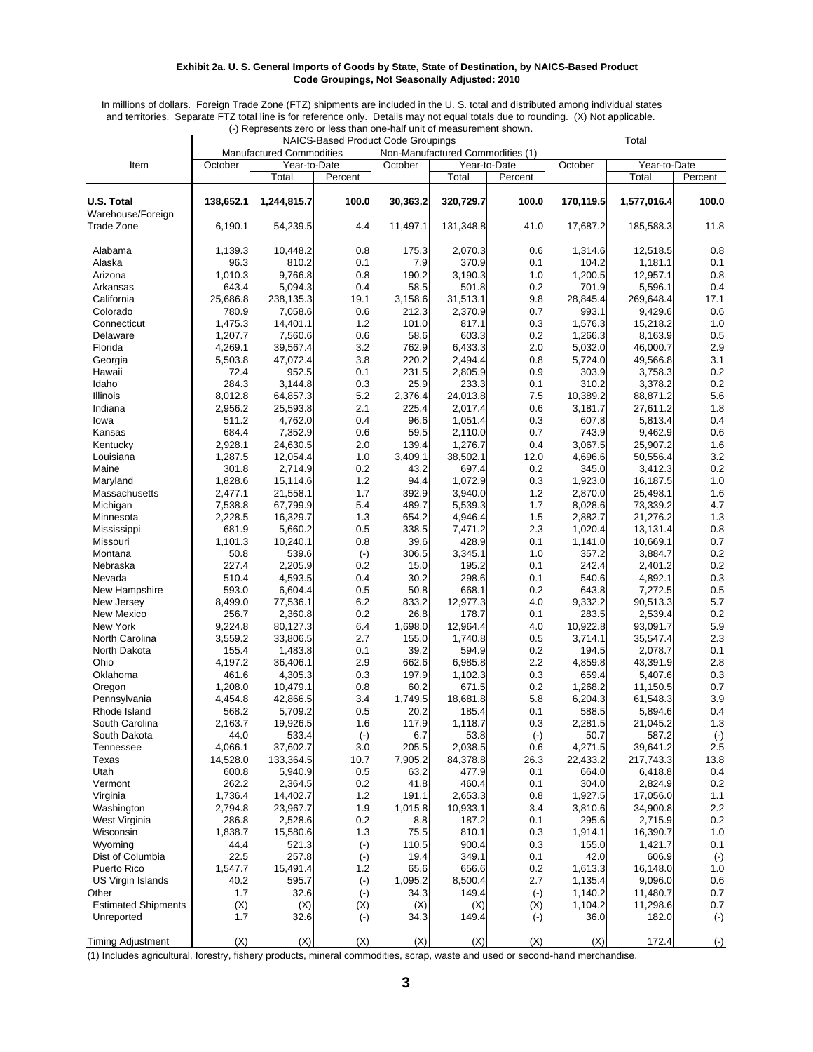**Exhibit 2a. U. S. General Imports of Goods by State, State of Destination, by NAICS-Based Product Code Groupings, Not Seasonally Adjusted: 2010**

In millions of dollars. Foreign Trade Zone (FTZ) shipments are included in the U. S. total and distributed among individual states and territories. Separate FTZ total line is for reference only. Details may not equal totals due to rounding. (X) Not applicable. (-) Represents zero or less than one-half unit of measurement shown.

| Item | NAICS-Based Product Code Groupings | | | | | | Total | | |
|---|---|---|---|---|---|---|---|---|---|
| | Manufactured Commodities | | | Non-Manufactured Commodities (1) | | | | | |
| | October | Year-to-Date | | October | Year-to-Date | | October | Year-to-Date | |
| | | Total | Percent | | Total | Percent | | Total | Percent |
| **U.S. Total** | **138,652.1** | **1,244,815.7** | **100.0** | **30,363.2** | **320,729.7** | **100.0** | **170,119.5** | **1,577,016.4** | **100.0** |
| Warehouse/Foreign Trade Zone | 6,190.1 | 54,239.5 | 4.4 | 11,497.1 | 131,348.8 | 41.0 | 17,687.2 | 185,588.3 | 11.8 |
| Alabama | 1,139.3 | 10,448.2 | 0.8 | 175.3 | 2,070.3 | 0.6 | 1,314.6 | 12,518.5 | 0.8 |
| Alaska | 96.3 | 810.2 | 0.1 | 7.9 | 370.9 | 0.1 | 104.2 | 1,181.1 | 0.1 |
| Arizona | 1,010.3 | 9,766.8 | 0.8 | 190.2 | 3,190.3 | 1.0 | 1,200.5 | 12,957.1 | 0.8 |
| Arkansas | 643.4 | 5,094.3 | 0.4 | 58.5 | 501.8 | 0.2 | 701.9 | 5,596.1 | 0.4 |
| California | 25,686.8 | 238,135.3 | 19.1 | 3,158.6 | 31,513.1 | 9.8 | 28,845.4 | 269,648.4 | 17.1 |
| Colorado | 780.9 | 7,058.6 | 0.6 | 212.3 | 2,370.9 | 0.7 | 993.1 | 9,429.6 | 0.6 |
| Connecticut | 1,475.3 | 14,401.1 | 1.2 | 101.0 | 817.1 | 0.3 | 1,576.3 | 15,218.2 | 1.0 |
| Delaware | 1,207.7 | 7,560.6 | 0.6 | 58.6 | 603.3 | 0.2 | 1,266.3 | 8,163.9 | 0.5 |
| Florida | 4,269.1 | 39,567.4 | 3.2 | 762.9 | 6,433.3 | 2.0 | 5,032.0 | 46,000.7 | 2.9 |
| Georgia | 5,503.8 | 47,072.4 | 3.8 | 220.2 | 2,494.4 | 0.8 | 5,724.0 | 49,566.8 | 3.1 |
| Hawaii | 72.4 | 952.5 | 0.1 | 231.5 | 2,805.9 | 0.9 | 303.9 | 3,758.3 | 0.2 |
| Idaho | 284.3 | 3,144.8 | 0.3 | 25.9 | 233.3 | 0.1 | 310.2 | 3,378.2 | 0.2 |
| Illinois | 8,012.8 | 64,857.3 | 5.2 | 2,376.4 | 24,013.8 | 7.5 | 10,389.2 | 88,871.2 | 5.6 |
| Indiana | 2,956.2 | 25,593.8 | 2.1 | 225.4 | 2,017.4 | 0.6 | 3,181.7 | 27,611.2 | 1.8 |
| Iowa | 511.2 | 4,762.0 | 0.4 | 96.6 | 1,051.4 | 0.3 | 607.8 | 5,813.4 | 0.4 |
| Kansas | 684.4 | 7,352.9 | 0.6 | 59.5 | 2,110.0 | 0.7 | 743.9 | 9,462.9 | 0.6 |
| Kentucky | 2,928.1 | 24,630.5 | 2.0 | 139.4 | 1,276.7 | 0.4 | 3,067.5 | 25,907.2 | 1.6 |
| Louisiana | 1,287.5 | 12,054.4 | 1.0 | 3,409.1 | 38,502.1 | 12.0 | 4,696.6 | 50,556.4 | 3.2 |
| Maine | 301.8 | 2,714.9 | 0.2 | 43.2 | 697.4 | 0.2 | 345.0 | 3,412.3 | 0.2 |
| Maryland | 1,828.6 | 15,114.6 | 1.2 | 94.4 | 1,072.9 | 0.3 | 1,923.0 | 16,187.5 | 1.0 |
| Massachusetts | 2,477.1 | 21,558.1 | 1.7 | 392.9 | 3,940.0 | 1.2 | 2,870.0 | 25,498.1 | 1.6 |
| Michigan | 7,538.8 | 67,799.9 | 5.4 | 489.7 | 5,539.3 | 1.7 | 8,028.6 | 73,339.2 | 4.7 |
| Minnesota | 2,228.5 | 16,329.7 | 1.3 | 654.2 | 4,946.4 | 1.5 | 2,882.7 | 21,276.2 | 1.3 |
| Mississippi | 681.9 | 5,660.2 | 0.5 | 338.5 | 7,471.2 | 2.3 | 1,020.4 | 13,131.4 | 0.8 |
| Missouri | 1,101.3 | 10,240.1 | 0.8 | 39.6 | 428.9 | 0.1 | 1,141.0 | 10,669.1 | 0.7 |
| Montana | 50.8 | 539.6 | (-) | 306.5 | 3,345.1 | 1.0 | 357.2 | 3,884.7 | 0.2 |
| Nebraska | 227.4 | 2,205.9 | 0.2 | 15.0 | 195.2 | 0.1 | 242.4 | 2,401.2 | 0.2 |
| Nevada | 510.4 | 4,593.5 | 0.4 | 30.2 | 298.6 | 0.1 | 540.6 | 4,892.1 | 0.3 |
| New Hampshire | 593.0 | 6,604.4 | 0.5 | 50.8 | 668.1 | 0.2 | 643.8 | 7,272.5 | 0.5 |
| New Jersey | 8,499.0 | 77,536.1 | 6.2 | 833.2 | 12,977.3 | 4.0 | 9,332.2 | 90,513.3 | 5.7 |
| New Mexico | 256.7 | 2,360.8 | 0.2 | 26.8 | 178.7 | 0.1 | 283.5 | 2,539.4 | 0.2 |
| New York | 9,224.8 | 80,127.3 | 6.4 | 1,698.0 | 12,964.4 | 4.0 | 10,922.8 | 93,091.7 | 5.9 |
| North Carolina | 3,559.2 | 33,806.5 | 2.7 | 155.0 | 1,740.8 | 0.5 | 3,714.1 | 35,547.4 | 2.3 |
| North Dakota | 155.4 | 1,483.8 | 0.1 | 39.2 | 594.9 | 0.2 | 194.5 | 2,078.7 | 0.1 |
| Ohio | 4,197.2 | 36,406.1 | 2.9 | 662.6 | 6,985.8 | 2.2 | 4,859.8 | 43,391.9 | 2.8 |
| Oklahoma | 461.6 | 4,305.3 | 0.3 | 197.9 | 1,102.3 | 0.3 | 659.4 | 5,407.6 | 0.3 |
| Oregon | 1,208.0 | 10,479.1 | 0.8 | 60.2 | 671.5 | 0.2 | 1,268.2 | 11,150.5 | 0.7 |
| Pennsylvania | 4,454.8 | 42,866.5 | 3.4 | 1,749.5 | 18,681.8 | 5.8 | 6,204.3 | 61,548.3 | 3.9 |
| Rhode Island | 568.2 | 5,709.2 | 0.5 | 20.2 | 185.4 | 0.1 | 588.5 | 5,894.6 | 0.4 |
| South Carolina | 2,163.7 | 19,926.5 | 1.6 | 117.9 | 1,118.7 | 0.3 | 2,281.5 | 21,045.2 | 1.3 |
| South Dakota | 44.0 | 533.4 | (-) | 6.7 | 53.8 | (-) | 50.7 | 587.2 | (-) |
| Tennessee | 4,066.1 | 37,602.7 | 3.0 | 205.5 | 2,038.5 | 0.6 | 4,271.5 | 39,641.2 | 2.5 |
| Texas | 14,528.0 | 133,364.5 | 10.7 | 7,905.2 | 84,378.8 | 26.3 | 22,433.2 | 217,743.3 | 13.8 |
| Utah | 600.8 | 5,940.9 | 0.5 | 63.2 | 477.9 | 0.1 | 664.0 | 6,418.8 | 0.4 |
| Vermont | 262.2 | 2,364.5 | 0.2 | 41.8 | 460.4 | 0.1 | 304.0 | 2,824.9 | 0.2 |
| Virginia | 1,736.4 | 14,402.7 | 1.2 | 191.1 | 2,653.3 | 0.8 | 1,927.5 | 17,056.0 | 1.1 |
| Washington | 2,794.8 | 23,967.7 | 1.9 | 1,015.8 | 10,933.1 | 3.4 | 3,810.6 | 34,900.8 | 2.2 |
| West Virginia | 286.8 | 2,528.6 | 0.2 | 8.8 | 187.2 | 0.1 | 295.6 | 2,715.9 | 0.2 |
| Wisconsin | 1,838.7 | 15,580.6 | 1.3 | 75.5 | 810.1 | 0.3 | 1,914.1 | 16,390.7 | 1.0 |
| Wyoming | 44.4 | 521.3 | (-) | 110.5 | 900.4 | 0.3 | 155.0 | 1,421.7 | 0.1 |
| Dist of Columbia | 22.5 | 257.8 | (-) | 19.4 | 349.1 | 0.1 | 42.0 | 606.9 | (-) |
| Puerto Rico | 1,547.7 | 15,491.4 | 1.2 | 65.6 | 656.6 | 0.2 | 1,613.3 | 16,148.0 | 1.0 |
| US Virgin Islands | 40.2 | 595.7 | (-) | 1,095.2 | 8,500.4 | 2.7 | 1,135.4 | 9,096.0 | 0.6 |
| Other | 1.7 | 32.6 | (-) | 34.3 | 149.4 | (-) | 1,140.2 | 11,480.7 | 0.7 |
| Estimated Shipments | (X) | (X) | (X) | (X) | (X) | (X) | 1,104.2 | 11,298.6 | 0.7 |
| Unreported | 1.7 | 32.6 | (-) | 34.3 | 149.4 | (-) | 36.0 | 182.0 | (-) |
| Timing Adjustment | (X) | (X) | (X) | (X) | (X) | (X) | (X) | 172.4 | (-) |

(1) Includes agricultural, forestry, fishery products, mineral commodities, scrap, waste and used or second-hand merchandise.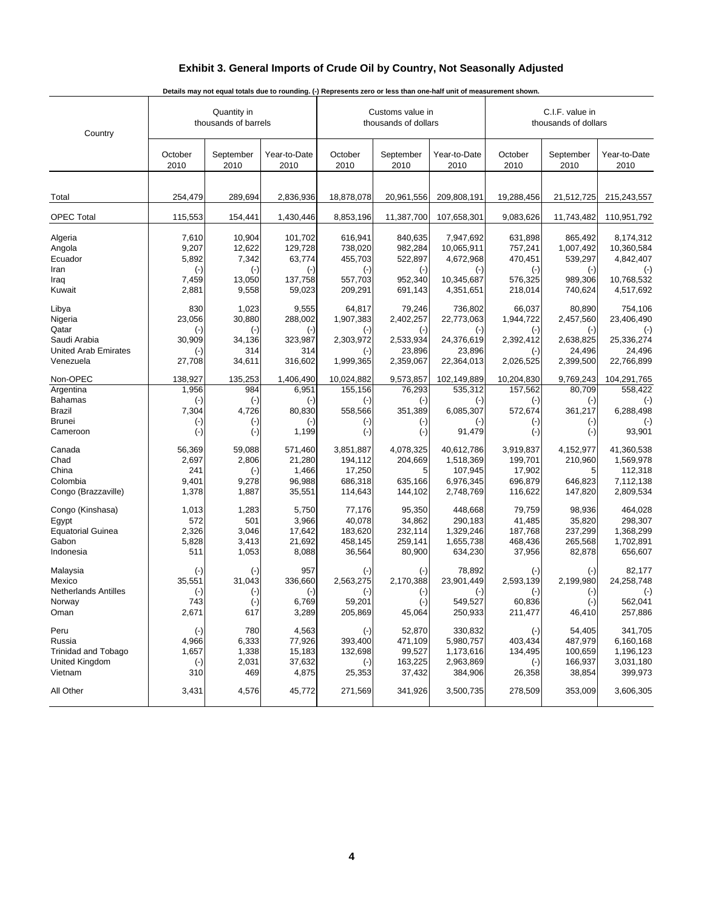# Exhibit 3. General Imports of Crude Oil by Country, Not Seasonally Adjusted

**Details may not equal totals due to rounding. (-) Represents zero or less than one-half unit of measurement shown.**

| Country | Quantity in thousands of barrels | | | Customs value in thousands of dollars | | | C.I.F. value in thousands of dollars | | |
|---|---|---|---|---|---|---|---|---|---|
| | October 2010 | September 2010 | Year-to-Date 2010 | October 2010 | September 2010 | Year-to-Date 2010 | October 2010 | September 2010 | Year-to-Date 2010 |
| Total | 254,479 | 289,694 | 2,836,936 | 18,878,078 | 20,961,556 | 209,808,191 | 19,288,456 | 21,512,725 | 215,243,557 |
| OPEC Total | 115,553 | 154,441 | 1,430,446 | 8,853,196 | 11,387,700 | 107,658,301 | 9,083,626 | 11,743,482 | 110,951,792 |
| Algeria | 7,610 | 10,904 | 101,702 | 616,941 | 840,635 | 7,947,692 | 631,898 | 865,492 | 8,174,312 |
| Angola | 9,207 | 12,622 | 129,728 | 738,020 | 982,284 | 10,065,911 | 757,241 | 1,007,492 | 10,360,584 |
| Ecuador | 5,892 | 7,342 | 63,774 | 455,703 | 522,897 | 4,672,968 | 470,451 | 539,297 | 4,842,407 |
| Iran | (-) | (-) | (-) | (-) | (-) | (-) | (-) | (-) | (-) |
| Iraq | 7,459 | 13,050 | 137,758 | 557,703 | 952,340 | 10,345,687 | 576,325 | 989,306 | 10,768,532 |
| Kuwait | 2,881 | 9,558 | 59,023 | 209,291 | 691,143 | 4,351,651 | 218,014 | 740,624 | 4,517,692 |
| Libya | 830 | 1,023 | 9,555 | 64,817 | 79,246 | 736,802 | 66,037 | 80,890 | 754,106 |
| Nigeria | 23,056 | 30,880 | 288,002 | 1,907,383 | 2,402,257 | 22,773,063 | 1,944,722 | 2,457,560 | 23,406,490 |
| Qatar | (-) | (-) | (-) | (-) | (-) | (-) | (-) | (-) | (-) |
| Saudi Arabia | 30,909 | 34,136 | 323,987 | 2,303,972 | 2,533,934 | 24,376,619 | 2,392,412 | 2,638,825 | 25,336,274 |
| United Arab Emirates | (-) | 314 | 314 | (-) | 23,896 | 23,896 | (-) | 24,496 | 24,496 |
| Venezuela | 27,708 | 34,611 | 316,602 | 1,999,365 | 2,359,067 | 22,364,013 | 2,026,525 | 2,399,500 | 22,766,899 |
| Non-OPEC | 138,927 | 135,253 | 1,406,490 | 10,024,882 | 9,573,857 | 102,149,889 | 10,204,830 | 9,769,243 | 104,291,765 |
| Argentina | 1,956 | 984 | 6,951 | 155,156 | 76,293 | 535,312 | 157,562 | 80,709 | 558,422 |
| Bahamas | (-) | (-) | (-) | (-) | (-) | (-) | (-) | (-) | (-) |
| Brazil | 7,304 | 4,726 | 80,830 | 558,566 | 351,389 | 6,085,307 | 572,674 | 361,217 | 6,288,498 |
| Brunei | (-) | (-) | (-) | (-) | (-) | (-) | (-) | (-) | (-) |
| Cameroon | (-) | (-) | 1,199 | (-) | (-) | 91,479 | (-) | (-) | 93,901 |
| Canada | 56,369 | 59,088 | 571,460 | 3,851,887 | 4,078,325 | 40,612,786 | 3,919,837 | 4,152,977 | 41,360,538 |
| Chad | 2,697 | 2,806 | 21,280 | 194,112 | 204,669 | 1,518,369 | 199,701 | 210,960 | 1,569,978 |
| China | 241 | (-) | 1,466 | 17,250 | 5 | 107,945 | 17,902 | 5 | 112,318 |
| Colombia | 9,401 | 9,278 | 96,988 | 686,318 | 635,166 | 6,976,345 | 696,879 | 646,823 | 7,112,138 |
| Congo (Brazzaville) | 1,378 | 1,887 | 35,551 | 114,643 | 144,102 | 2,748,769 | 116,622 | 147,820 | 2,809,534 |
| Congo (Kinshasa) | 1,013 | 1,283 | 5,750 | 77,176 | 95,350 | 448,668 | 79,759 | 98,936 | 464,028 |
| Egypt | 572 | 501 | 3,966 | 40,078 | 34,862 | 290,183 | 41,485 | 35,820 | 298,307 |
| Equatorial Guinea | 2,326 | 3,046 | 17,642 | 183,620 | 232,114 | 1,329,246 | 187,768 | 237,299 | 1,368,299 |
| Gabon | 5,828 | 3,413 | 21,692 | 458,145 | 259,141 | 1,655,738 | 468,436 | 265,568 | 1,702,891 |
| Indonesia | 511 | 1,053 | 8,088 | 36,564 | 80,900 | 634,230 | 37,956 | 82,878 | 656,607 |
| Malaysia | (-) | (-) | 957 | (-) | (-) | 78,892 | (-) | (-) | 82,177 |
| Mexico | 35,551 | 31,043 | 336,660 | 2,563,275 | 2,170,388 | 23,901,449 | 2,593,139 | 2,199,980 | 24,258,748 |
| Netherlands Antilles | (-) | (-) | (-) | (-) | (-) | (-) | (-) | (-) | (-) |
| Norway | 743 | (-) | 6,769 | 59,201 | (-) | 549,527 | 60,836 | (-) | 562,041 |
| Oman | 2,671 | 617 | 3,289 | 205,869 | 45,064 | 250,933 | 211,477 | 46,410 | 257,886 |
| Peru | (-) | 780 | 4,563 | (-) | 52,870 | 330,832 | (-) | 54,405 | 341,705 |
| Russia | 4,966 | 6,333 | 77,926 | 393,400 | 471,109 | 5,980,757 | 403,434 | 487,979 | 6,160,168 |
| Trinidad and Tobago | 1,657 | 1,338 | 15,183 | 132,698 | 99,527 | 1,173,616 | 134,495 | 100,659 | 1,196,123 |
| United Kingdom | (-) | 2,031 | 37,632 | (-) | 163,225 | 2,963,869 | (-) | 166,937 | 3,031,180 |
| Vietnam | 310 | 469 | 4,875 | 25,353 | 37,432 | 384,906 | 26,358 | 38,854 | 399,973 |
| All Other | 3,431 | 4,576 | 45,772 | 271,569 | 341,926 | 3,500,735 | 278,509 | 353,009 | 3,606,305 |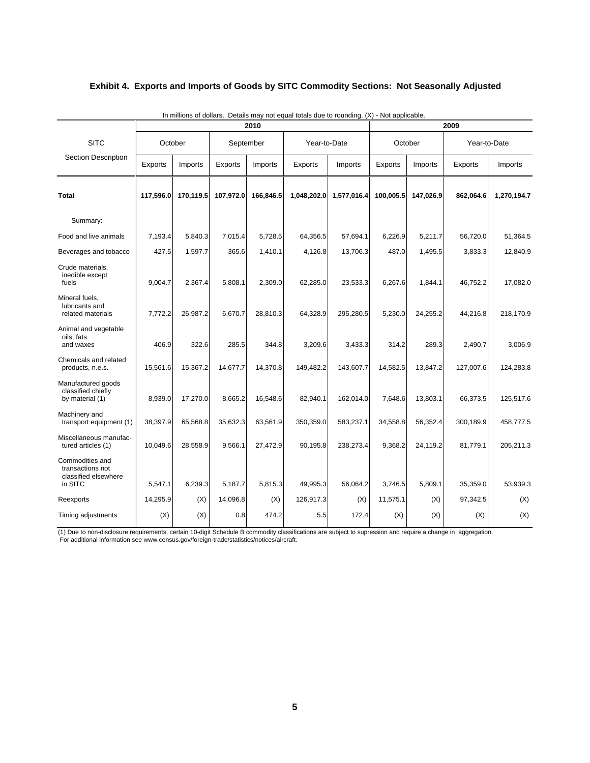## Exhibit 4. Exports and Imports of Goods by SITC Commodity Sections: Not Seasonally Adjusted

In millions of dollars. Details may not equal totals due to rounding. (X) - Not applicable.

| SITC Section Description | 2010 | | | | | | 2009 | | | |
|---|---|---|---|---|---|---|---|---|---|---|
| | October | | September | | Year-to-Date | | October | | Year-to-Date | |
| | Exports | Imports | Exports | Imports | Exports | Imports | Exports | Imports | Exports | Imports |
| **Total** | **117,596.0** | **170,119.5** | **107,972.0** | **166,846.5** | **1,048,202.0** | **1,577,016.4** | **100,005.5** | **147,026.9** | **862,064.6** | **1,270,194.7** |
| Summary: | | | | | | | | | | |
| Food and live animals | 7,193.4 | 5,840.3 | 7,015.4 | 5,728.5 | 64,356.5 | 57,694.1 | 6,226.9 | 5,211.7 | 56,720.0 | 51,364.5 |
| Beverages and tobacco | 427.5 | 1,597.7 | 365.6 | 1,410.1 | 4,126.8 | 13,706.3 | 487.0 | 1,495.5 | 3,833.3 | 12,840.9 |
| Crude materials, inedible except fuels | 9,004.7 | 2,367.4 | 5,808.1 | 2,309.0 | 62,285.0 | 23,533.3 | 6,267.6 | 1,844.1 | 46,752.2 | 17,082.0 |
| Mineral fuels, lubricants and related materials | 7,772.2 | 26,987.2 | 6,670.7 | 28,810.3 | 64,328.9 | 295,280.5 | 5,230.0 | 24,255.2 | 44,216.8 | 218,170.9 |
| Animal and vegetable oils, fats and waxes | 406.9 | 322.6 | 285.5 | 344.8 | 3,209.6 | 3,433.3 | 314.2 | 289.3 | 2,490.7 | 3,006.9 |
| Chemicals and related products, n.e.s. | 15,561.6 | 15,367.2 | 14,677.7 | 14,370.8 | 149,482.2 | 143,607.7 | 14,582.5 | 13,847.2 | 127,007.6 | 124,283.8 |
| Manufactured goods classified chiefly by material (1) | 8,939.0 | 17,270.0 | 8,665.2 | 16,548.6 | 82,940.1 | 162,014.0 | 7,648.6 | 13,803.1 | 66,373.5 | 125,517.6 |
| Machinery and transport equipment (1) | 38,397.9 | 65,568.8 | 35,632.3 | 63,561.9 | 350,359.0 | 583,237.1 | 34,558.8 | 56,352.4 | 300,189.9 | 458,777.5 |
| Miscellaneous manufactured articles (1) | 10,049.6 | 28,558.9 | 9,566.1 | 27,472.9 | 90,195.8 | 238,273.4 | 9,368.2 | 24,119.2 | 81,779.1 | 205,211.3 |
| Commodities and transactions not classified elsewhere in SITC | 5,547.1 | 6,239.3 | 5,187.7 | 5,815.3 | 49,995.3 | 56,064.2 | 3,746.5 | 5,809.1 | 35,359.0 | 53,939.3 |
| Reexports | 14,295.9 | (X) | 14,096.8 | (X) | 126,917.3 | (X) | 11,575.1 | (X) | 97,342.5 | (X) |
| Timing adjustments | (X) | (X) | 0.8 | 474.2 | 5.5 | 172.4 | (X) | (X) | (X) | (X) |

(1) Due to non-disclosure requirements, certain 10-digit Schedule B commodity classifications are subject to supression and require a change in aggregation. For additional information see www.census.gov/foreign-trade/statistics/notices/aircraft.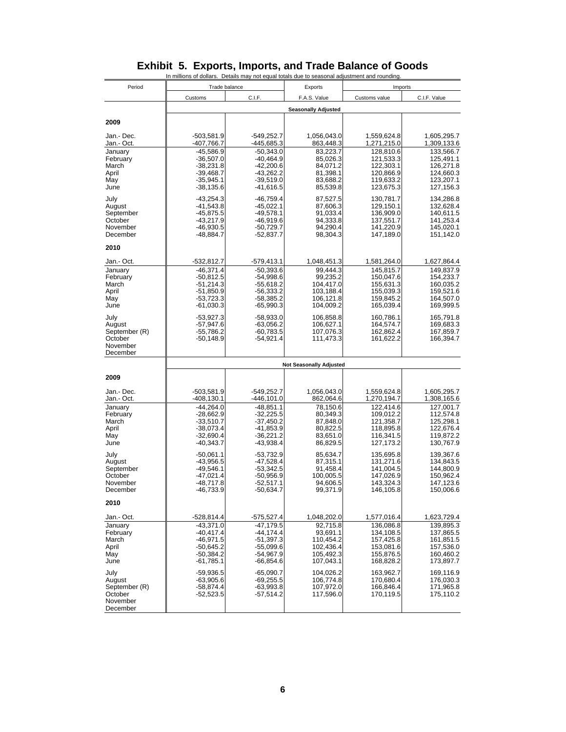# Exhibit 5. Exports, Imports, and Trade Balance of Goods

In millions of dollars. Details may not equal totals due to seasonal adjustment and rounding.

| Period | Trade balance | | Exports | Imports | |
|---|---|---|---|---|---|
| | Customs | C.I.F. | F.A.S. Value | Customs value | C.I.F. Value |
| | | | **Seasonally Adjusted** | | |
| **2009** | | | | | |
| Jan.- Dec. | -503,581.9 | -549,252.7 | 1,056,043.0 | 1,559,624.8 | 1,605,295.7 |
| Jan.- Oct. | -407,766.7 | -445,685.3 | 863,448.3 | 1,271,215.0 | 1,309,133.6 |
| January | -45,586.9 | -50,343.0 | 83,223.7 | 128,810.6 | 133,566.7 |
| February | -36,507.0 | -40,464.9 | 85,026.3 | 121,533.3 | 125,491.1 |
| March | -38,231.8 | -42,200.6 | 84,071.2 | 122,303.1 | 126,271.8 |
| April | -39,468.7 | -43,262.2 | 81,398.1 | 120,866.9 | 124,660.3 |
| May | -35,945.1 | -39,519.0 | 83,688.2 | 119,633.2 | 123,207.1 |
| June | -38,135.6 | -41,616.5 | 85,539.8 | 123,675.3 | 127,156.3 |
| July | -43,254.3 | -46,759.4 | 87,527.5 | 130,781.7 | 134,286.8 |
| August | -41,543.8 | -45,022.1 | 87,606.3 | 129,150.1 | 132,628.4 |
| September | -45,875.5 | -49,578.1 | 91,033.4 | 136,909.0 | 140,611.5 |
| October | -43,217.9 | -46,919.6 | 94,333.8 | 137,551.7 | 141,253.4 |
| November | -46,930.5 | -50,729.7 | 94,290.4 | 141,220.9 | 145,020.1 |
| December | -48,884.7 | -52,837.7 | 98,304.3 | 147,189.0 | 151,142.0 |
| **2010** | | | | | |
| Jan.- Oct. | -532,812.7 | -579,413.1 | 1,048,451.3 | 1,581,264.0 | 1,627,864.4 |
| January | -46,371.4 | -50,393.6 | 99,444.3 | 145,815.7 | 149,837.9 |
| February | -50,812.5 | -54,998.6 | 99,235.2 | 150,047.6 | 154,233.7 |
| March | -51,214.3 | -55,618.2 | 104,417.0 | 155,631.3 | 160,035.2 |
| April | -51,850.9 | -56,333.2 | 103,188.4 | 155,039.3 | 159,521.6 |
| May | -53,723.3 | -58,385.2 | 106,121.8 | 159,845.2 | 164,507.0 |
| June | -61,030.3 | -65,990.3 | 104,009.2 | 165,039.4 | 169,999.5 |
| July | -53,927.3 | -58,933.0 | 106,858.8 | 160,786.1 | 165,791.8 |
| August | -57,947.6 | -63,056.2 | 106,627.1 | 164,574.7 | 169,683.3 |
| September (R) | -55,786.2 | -60,783.5 | 107,076.3 | 162,862.4 | 167,859.7 |
| October | -50,148.9 | -54,921.4 | 111,473.3 | 161,622.2 | 166,394.7 |
| November | | | | | |
| December | | | | | |
| | | | **Not Seasonally Adjusted** | | |
| **2009** | | | | | |
| Jan.- Dec. | -503,581.9 | -549,252.7 | 1,056,043.0 | 1,559,624.8 | 1,605,295.7 |
| Jan.- Oct. | -408,130.1 | -446,101.0 | 862,064.6 | 1,270,194.7 | 1,308,165.6 |
| January | -44,264.0 | -48,851.1 | 78,150.6 | 122,414.6 | 127,001.7 |
| February | -28,662.9 | -32,225.5 | 80,349.3 | 109,012.2 | 112,574.8 |
| March | -33,510.7 | -37,450.2 | 87,848.0 | 121,358.7 | 125,298.1 |
| April | -38,073.4 | -41,853.9 | 80,822.5 | 118,895.8 | 122,676.4 |
| May | -32,690.4 | -36,221.2 | 83,651.0 | 116,341.5 | 119,872.2 |
| June | -40,343.7 | -43,938.4 | 86,829.5 | 127,173.2 | 130,767.9 |
| July | -50,061.1 | -53,732.9 | 85,634.7 | 135,695.8 | 139,367.6 |
| August | -43,956.5 | -47,528.4 | 87,315.1 | 131,271.6 | 134,843.5 |
| September | -49,546.1 | -53,342.5 | 91,458.4 | 141,004.5 | 144,800.9 |
| October | -47,021.4 | -50,956.9 | 100,005.5 | 147,026.9 | 150,962.4 |
| November | -48,717.8 | -52,517.1 | 94,606.5 | 143,324.3 | 147,123.6 |
| December | -46,733.9 | -50,634.7 | 99,371.9 | 146,105.8 | 150,006.6 |
| **2010** | | | | | |
| Jan.- Oct. | -528,814.4 | -575,527.4 | 1,048,202.0 | 1,577,016.4 | 1,623,729.4 |
| January | -43,371.0 | -47,179.5 | 92,715.8 | 136,086.8 | 139,895.3 |
| February | -40,417.4 | -44,174.4 | 93,691.1 | 134,108.5 | 137,865.5 |
| March | -46,971.5 | -51,397.3 | 110,454.2 | 157,425.8 | 161,851.5 |
| April | -50,645.2 | -55,099.6 | 102,436.4 | 153,081.6 | 157,536.0 |
| May | -50,384.2 | -54,967.9 | 105,492.3 | 155,876.5 | 160,460.2 |
| June | -61,785.1 | -66,854.6 | 107,043.1 | 168,828.2 | 173,897.7 |
| July | -59,936.5 | -65,090.7 | 104,026.2 | 163,962.7 | 169,116.9 |
| August | -63,905.6 | -69,255.5 | 106,774.8 | 170,680.4 | 176,030.3 |
| September (R) | -58,874.4 | -63,993.8 | 107,972.0 | 166,846.4 | 171,965.8 |
| October | -52,523.5 | -57,514.2 | 117,596.0 | 170,119.5 | 175,110.2 |
| November | | | | | |
| December | | | | | |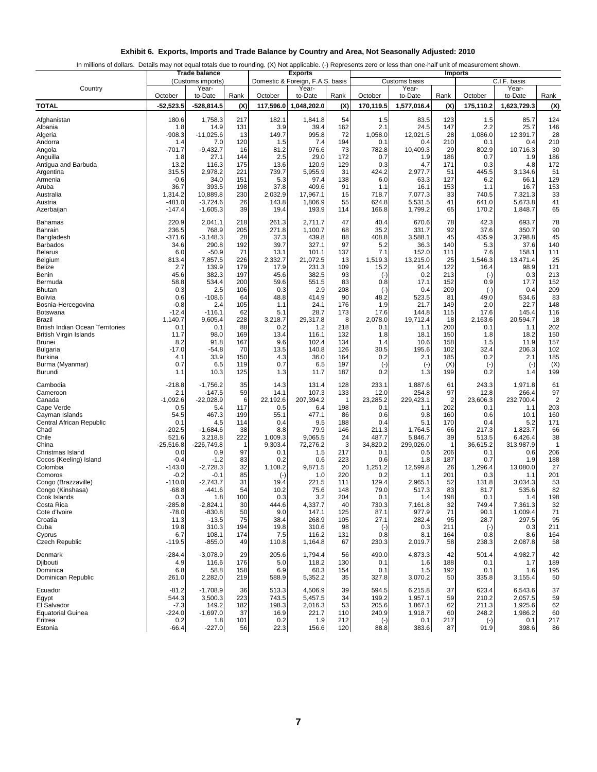## Exhibit 6. Exports, Imports and Trade Balance by Country and Area, Not Seasonally Adjusted: 2010

In millions of dollars. Details may not equal totals due to rounding. (X) Not applicable. (-) Represents zero or less than one-half unit of measurement shown.

| Country | Trade balance (Customs imports) | | | Exports Domestic & Foreign, F.A.S. basis | | | Imports Customs basis | | | Imports C.I.F. basis | | |
|---|---|---|---|---|---|---|---|---|---|---|---|---|
| | October | Year-to-Date | Rank | October | Year-to-Date | Rank | October | Year-to-Date | Rank | October | Year-to-Date | Rank |
| **TOTAL** | -52,523.5 | -528,814.5 | (X) | 117,596.0 | 1,048,202.0 | (X) | 170,119.5 | 1,577,016.4 | (X) | 175,110.2 | 1,623,729.3 | (X) |
| Afghanistan | 180.6 | 1,758.3 | 217 | 182.1 | 1,841.8 | 54 | 1.5 | 83.5 | 123 | 1.5 | 85.7 | 124 |
| Albania | 1.8 | 14.9 | 131 | 3.9 | 39.4 | 162 | 2.1 | 24.5 | 147 | 2.2 | 25.7 | 146 |
| Algeria | -908.3 | -11,025.6 | 13 | 149.7 | 995.8 | 72 | 1,058.0 | 12,021.5 | 28 | 1,086.0 | 12,391.7 | 28 |
| Andorra | 1.4 | 7.0 | 120 | 1.5 | 7.4 | 194 | 0.1 | 0.4 | 210 | 0.1 | 0.4 | 210 |
| Angola | -701.7 | -9,432.7 | 16 | 81.2 | 976.6 | 73 | 782.8 | 10,409.3 | 29 | 802.9 | 10,716.3 | 30 |
| Anguilla | 1.8 | 27.1 | 144 | 2.5 | 29.0 | 172 | 0.7 | 1.9 | 186 | 0.7 | 1.9 | 186 |
| Antigua and Barbuda | 13.2 | 116.3 | 175 | 13.6 | 120.9 | 129 | 0.3 | 4.7 | 171 | 0.3 | 4.8 | 172 |
| Argentina | 315.5 | 2,978.2 | 221 | 739.7 | 5,955.9 | 31 | 424.2 | 2,977.7 | 51 | 445.5 | 3,134.6 | 51 |
| Armenia | -0.6 | 34.0 | 151 | 5.3 | 97.4 | 138 | 6.0 | 63.3 | 127 | 6.2 | 66.1 | 129 |
| Aruba | 36.7 | 393.5 | 198 | 37.8 | 409.6 | 91 | 1.1 | 16.1 | 153 | 1.1 | 16.7 | 153 |
| Australia | 1,314.2 | 10,889.8 | 230 | 2,032.9 | 17,967.1 | 15 | 718.7 | 7,077.3 | 33 | 740.5 | 7,321.3 | 33 |
| Austria | -481.0 | -3,724.6 | 26 | 143.8 | 1,806.9 | 55 | 624.8 | 5,531.5 | 41 | 641.0 | 5,673.8 | 41 |
| Azerbaijan | -147.4 | -1,605.3 | 39 | 19.4 | 193.9 | 114 | 166.8 | 1,799.2 | 65 | 170.2 | 1,848.7 | 65 |
| Bahamas | 220.9 | 2,041.1 | 218 | 261.3 | 2,711.7 | 47 | 40.4 | 670.6 | 78 | 42.3 | 693.7 | 78 |
| Bahrain | 236.5 | 768.9 | 205 | 271.8 | 1,100.7 | 68 | 35.2 | 331.7 | 92 | 37.6 | 350.7 | 90 |
| Bangladesh | -371.6 | -3,148.3 | 28 | 37.3 | 439.8 | 88 | 408.8 | 3,588.1 | 45 | 435.9 | 3,798.8 | 45 |
| Barbados | 34.6 | 290.8 | 192 | 39.7 | 327.1 | 97 | 5.2 | 36.3 | 140 | 5.3 | 37.6 | 140 |
| Belarus | 6.0 | -50.9 | 71 | 13.1 | 101.1 | 137 | 7.1 | 152.0 | 111 | 7.6 | 158.1 | 111 |
| Belgium | 813.4 | 7,857.5 | 226 | 2,332.7 | 21,072.5 | 13 | 1,519.3 | 13,215.0 | 25 | 1,546.3 | 13,471.4 | 25 |
| Belize | 2.7 | 139.9 | 179 | 17.9 | 231.3 | 109 | 15.2 | 91.4 | 122 | 16.4 | 98.9 | 121 |
| Benin | 45.6 | 382.3 | 197 | 45.6 | 382.5 | 93 | (-) | 0.2 | 213 | (-) | 0.3 | 213 |
| Bermuda | 58.8 | 534.4 | 200 | 59.6 | 551.5 | 83 | 0.8 | 17.1 | 152 | 0.9 | 17.7 | 152 |
| Bhutan | 0.3 | 2.5 | 106 | 0.3 | 2.9 | 208 | (-) | 0.4 | 209 | (-) | 0.4 | 209 |
| Bolivia | 0.6 | -108.6 | 64 | 48.8 | 414.9 | 90 | 48.2 | 523.5 | 81 | 49.0 | 534.6 | 83 |
| Bosnia-Hercegovina | -0.8 | 2.4 | 105 | 1.1 | 24.1 | 176 | 1.9 | 21.7 | 149 | 2.0 | 22.7 | 148 |
| Botswana | -12.4 | -116.1 | 62 | 5.1 | 28.7 | 173 | 17.6 | 144.8 | 115 | 17.6 | 145.4 | 116 |
| Brazil | 1,140.7 | 9,605.4 | 228 | 3,218.7 | 29,317.8 | 8 | 2,078.0 | 19,712.4 | 18 | 2,163.6 | 20,594.7 | 18 |
| British Indian Ocean Territories | 0.1 | 0.1 | 88 | 0.2 | 1.2 | 218 | 0.1 | 1.1 | 200 | 0.1 | 1.1 | 202 |
| British Virgin Islands | 11.7 | 98.0 | 169 | 13.4 | 116.1 | 132 | 1.8 | 18.1 | 150 | 1.8 | 18.2 | 150 |
| Brunei | 8.2 | 91.8 | 167 | 9.6 | 102.4 | 134 | 1.4 | 10.6 | 158 | 1.5 | 11.9 | 157 |
| Bulgaria | -17.0 | -54.8 | 70 | 13.5 | 140.8 | 126 | 30.5 | 195.6 | 102 | 32.4 | 206.3 | 102 |
| Burkina | 4.1 | 33.9 | 150 | 4.3 | 36.0 | 164 | 0.2 | 2.1 | 185 | 0.2 | 2.1 | 185 |
| Burma (Myanmar) | 0.7 | 6.5 | 119 | 0.7 | 6.5 | 197 | (-) | (-) | (X) | (-) | (-) | (X) |
| Burundi | 1.1 | 10.3 | 125 | 1.3 | 11.7 | 187 | 0.2 | 1.3 | 199 | 0.2 | 1.4 | 199 |
| Cambodia | -218.8 | -1,756.2 | 35 | 14.3 | 131.4 | 128 | 233.1 | 1,887.6 | 61 | 243.3 | 1,971.8 | 61 |
| Cameroon | 2.1 | -147.5 | 59 | 14.1 | 107.3 | 133 | 12.0 | 254.8 | 97 | 12.8 | 266.4 | 97 |
| Canada | -1,092.6 | -22,028.9 | 6 | 22,192.6 | 207,394.2 | 1 | 23,285.2 | 229,423.1 | 2 | 23,606.3 | 232,700.4 | 2 |
| Cape Verde | 0.5 | 5.4 | 117 | 0.5 | 6.4 | 198 | 0.1 | 1.1 | 202 | 0.1 | 1.1 | 203 |
| Cayman Islands | 54.5 | 467.3 | 199 | 55.1 | 477.1 | 86 | 0.6 | 9.8 | 160 | 0.6 | 10.1 | 160 |
| Central African Republic | 0.1 | 4.5 | 114 | 0.4 | 9.5 | 188 | 0.4 | 5.1 | 170 | 0.4 | 5.2 | 171 |
| Chad | -202.5 | -1,684.6 | 38 | 8.8 | 79.9 | 146 | 211.3 | 1,764.5 | 66 | 217.3 | 1,823.7 | 66 |
| Chile | 521.6 | 3,218.8 | 222 | 1,009.3 | 9,065.5 | 24 | 487.7 | 5,846.7 | 39 | 513.5 | 6,426.4 | 38 |
| China | -25,516.8 | -226,749.8 | 1 | 9,303.4 | 72,276.2 | 3 | 34,820.2 | 299,026.0 | 1 | 36,615.2 | 313,987.9 | 1 |
| Christmas Island | 0.0 | 0.9 | 97 | 0.1 | 1.5 | 217 | 0.1 | 0.5 | 206 | 0.1 | 0.6 | 206 |
| Cocos (Keeling) Island | -0.4 | -1.2 | 83 | 0.2 | 0.6 | 223 | 0.6 | 1.8 | 187 | 0.7 | 1.9 | 188 |
| Colombia | -143.0 | -2,728.3 | 32 | 1,108.2 | 9,871.5 | 20 | 1,251.2 | 12,599.8 | 26 | 1,296.4 | 13,080.0 | 27 |
| Comoros | -0.2 | -0.1 | 85 | (-) | 1.0 | 220 | 0.2 | 1.1 | 201 | 0.3 | 1.1 | 201 |
| Congo (Brazzaville) | -110.0 | -2,743.7 | 31 | 19.4 | 221.5 | 111 | 129.4 | 2,965.1 | 52 | 131.8 | 3,034.3 | 53 |
| Congo (Kinshasa) | -68.8 | -441.6 | 54 | 10.2 | 75.6 | 148 | 79.0 | 517.3 | 83 | 81.7 | 535.6 | 82 |
| Cook Islands | 0.3 | 1.8 | 100 | 0.3 | 3.2 | 204 | 0.1 | 1.4 | 198 | 0.1 | 1.4 | 198 |
| Costa Rica | -285.8 | -2,824.1 | 30 | 444.6 | 4,337.7 | 40 | 730.3 | 7,161.8 | 32 | 749.4 | 7,361.3 | 32 |
| Cote d'Ivoire | -78.0 | -830.8 | 50 | 9.0 | 147.1 | 125 | 87.1 | 977.9 | 71 | 90.1 | 1,009.4 | 71 |
| Croatia | 11.3 | -13.5 | 75 | 38.4 | 268.9 | 105 | 27.1 | 282.4 | 95 | 28.7 | 297.5 | 95 |
| Cuba | 19.8 | 310.3 | 194 | 19.8 | 310.6 | 98 | (-) | 0.3 | 211 | (-) | 0.3 | 211 |
| Cyprus | 6.7 | 108.1 | 174 | 7.5 | 116.2 | 131 | 0.8 | 8.1 | 164 | 0.8 | 8.6 | 164 |
| Czech Republic | -119.5 | -855.0 | 49 | 110.8 | 1,164.8 | 67 | 230.3 | 2,019.7 | 58 | 238.3 | 2,087.8 | 58 |
| Denmark | -284.4 | -3,078.9 | 29 | 205.6 | 1,794.4 | 56 | 490.0 | 4,873.3 | 42 | 501.4 | 4,982.7 | 42 |
| Djibouti | 4.9 | 116.6 | 176 | 5.0 | 118.2 | 130 | 0.1 | 1.6 | 188 | 0.1 | 1.7 | 189 |
| Dominica | 6.8 | 58.8 | 158 | 6.9 | 60.3 | 154 | 0.1 | 1.5 | 192 | 0.1 | 1.6 | 195 |
| Dominican Republic | 261.0 | 2,282.0 | 219 | 588.9 | 5,352.2 | 35 | 327.8 | 3,070.2 | 50 | 335.8 | 3,155.4 | 50 |
| Ecuador | -81.2 | -1,708.9 | 36 | 513.3 | 4,506.9 | 39 | 594.5 | 6,215.8 | 37 | 623.4 | 6,543.6 | 37 |
| Egypt | 544.3 | 3,500.3 | 223 | 743.5 | 5,457.5 | 34 | 199.2 | 1,957.1 | 59 | 210.2 | 2,057.5 | 59 |
| El Salvador | -7.3 | 149.2 | 182 | 198.3 | 2,016.3 | 53 | 205.6 | 1,867.1 | 62 | 211.3 | 1,925.6 | 62 |
| Equatorial Guinea | -224.0 | -1,697.0 | 37 | 16.9 | 221.7 | 110 | 240.9 | 1,918.7 | 60 | 248.2 | 1,986.2 | 60 |
| Eritrea | 0.2 | 1.8 | 101 | 0.2 | 1.9 | 212 | (-) | 0.1 | 217 | (-) | 0.1 | 217 |
| Estonia | -66.4 | -227.0 | 56 | 22.3 | 156.6 | 120 | 88.8 | 383.6 | 87 | 91.9 | 398.6 | 86 |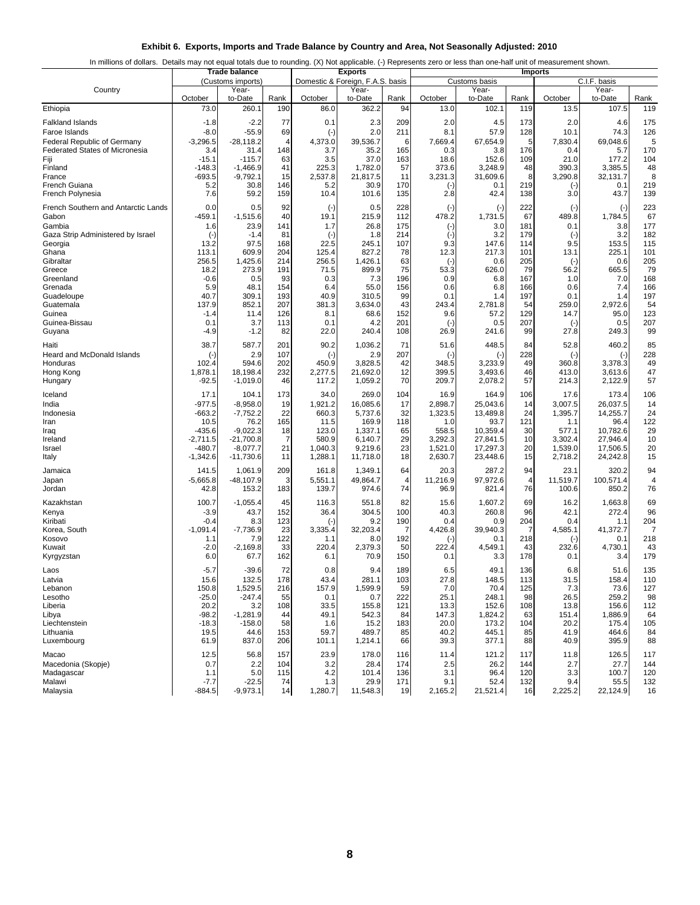### Exhibit 6. Exports, Imports and Trade Balance by Country and Area, Not Seasonally Adjusted: 2010

In millions of dollars. Details may not equal totals due to rounding. (X) Not applicable. (-) Represents zero or less than one-half unit of measurement shown.

| Country | Trade balance (Customs imports) | | | Exports (Domestic & Foreign, F.A.S. basis) | | | Imports (Customs basis) | | | Imports (C.I.F. basis) | | |
|---|---|---|---|---|---|---|---|---|---|---|---|---|
| | October | Year-to-Date | Rank | October | Year-to-Date | Rank | October | Year-to-Date | Rank | October | Year-to-Date | Rank |
| Ethiopia | 73.0 | 260.1 | 190 | 86.0 | 362.2 | 94 | 13.0 | 102.1 | 119 | 13.5 | 107.5 | 119 |
| Falkland Islands | -1.8 | -2.2 | 77 | 0.1 | 2.3 | 209 | 2.0 | 4.5 | 173 | 2.0 | 4.6 | 175 |
| Faroe Islands | -8.0 | -55.9 | 69 | (-) | 2.0 | 211 | 8.1 | 57.9 | 128 | 10.1 | 74.3 | 126 |
| Federal Republic of Germany | -3,296.5 | -28,118.2 | 4 | 4,373.0 | 39,536.7 | 6 | 7,669.4 | 67,654.9 | 5 | 7,830.4 | 69,048.6 | 5 |
| Federated States of Micronesia | 3.4 | 31.4 | 148 | 3.7 | 35.2 | 165 | 0.3 | 3.8 | 176 | 0.4 | 5.7 | 170 |
| Fiji | -15.1 | -115.7 | 63 | 3.5 | 37.0 | 163 | 18.6 | 152.6 | 109 | 21.0 | 177.2 | 104 |
| Finland | -148.3 | -1,466.9 | 41 | 225.3 | 1,782.0 | 57 | 373.6 | 3,248.9 | 48 | 390.3 | 3,385.5 | 48 |
| France | -693.5 | -9,792.1 | 15 | 2,537.8 | 21,817.5 | 11 | 3,231.3 | 31,609.6 | 8 | 3,290.8 | 32,131.7 | 8 |
| French Guiana | 5.2 | 30.8 | 146 | 5.2 | 30.9 | 170 | (-) | 0.1 | 219 | (-) | 0.1 | 219 |
| French Polynesia | 7.6 | 59.2 | 159 | 10.4 | 101.6 | 135 | 2.8 | 42.4 | 138 | 3.0 | 43.7 | 139 |
| French Southern and Antarctic Lands | 0.0 | 0.5 | 92 | (-) | 0.5 | 228 | (-) | (-) | 222 | (-) | (-) | 223 |
| Gabon | -459.1 | -1,515.6 | 40 | 19.1 | 215.9 | 112 | 478.2 | 1,731.5 | 67 | 489.8 | 1,784.5 | 67 |
| Gambia | 1.6 | 23.9 | 141 | 1.7 | 26.8 | 175 | (-) | 3.0 | 181 | 0.1 | 3.8 | 177 |
| Gaza Strip Administered by Israel | (-) | -1.4 | 81 | (-) | 1.8 | 214 | (-) | 3.2 | 179 | (-) | 3.2 | 182 |
| Georgia | 13.2 | 97.5 | 168 | 22.5 | 245.1 | 107 | 9.3 | 147.6 | 114 | 9.5 | 153.5 | 115 |
| Ghana | 113.1 | 609.9 | 204 | 125.4 | 827.2 | 78 | 12.3 | 217.3 | 101 | 13.1 | 225.1 | 101 |
| Gibraltar | 256.5 | 1,425.6 | 214 | 256.5 | 1,426.1 | 63 | (-) | 0.6 | 205 | (-) | 0.6 | 205 |
| Greece | 18.2 | 273.9 | 191 | 71.5 | 899.9 | 75 | 53.3 | 626.0 | 79 | 56.2 | 665.5 | 79 |
| Greenland | -0.6 | 0.5 | 93 | 0.3 | 7.3 | 196 | 0.9 | 6.8 | 167 | 1.0 | 7.0 | 168 |
| Grenada | 5.9 | 48.1 | 154 | 6.4 | 55.0 | 156 | 0.6 | 6.8 | 166 | 0.6 | 7.4 | 166 |
| Guadeloupe | 40.7 | 309.1 | 193 | 40.9 | 310.5 | 99 | 0.1 | 1.4 | 197 | 0.1 | 1.4 | 197 |
| Guatemala | 137.9 | 852.1 | 207 | 381.3 | 3,634.0 | 43 | 243.4 | 2,781.8 | 54 | 259.0 | 2,972.6 | 54 |
| Guinea | -1.4 | 11.4 | 126 | 8.1 | 68.6 | 152 | 9.6 | 57.2 | 129 | 14.7 | 95.0 | 123 |
| Guinea-Bissau | 0.1 | 3.7 | 113 | 0.1 | 4.2 | 201 | (-) | 0.5 | 207 | (-) | 0.5 | 207 |
| Guyana | -4.9 | -1.2 | 82 | 22.0 | 240.4 | 108 | 26.9 | 241.6 | 99 | 27.8 | 249.3 | 99 |
| Haiti | 38.7 | 587.7 | 201 | 90.2 | 1,036.2 | 71 | 51.6 | 448.5 | 84 | 52.8 | 460.2 | 85 |
| Heard and McDonald Islands | (-) | 2.9 | 107 | (-) | 2.9 | 207 | (-) | (-) | 228 | (-) | (-) | 228 |
| Honduras | 102.4 | 594.6 | 202 | 450.9 | 3,828.5 | 42 | 348.5 | 3,233.9 | 49 | 360.8 | 3,378.3 | 49 |
| Hong Kong | 1,878.1 | 18,198.4 | 232 | 2,277.5 | 21,692.0 | 12 | 399.5 | 3,493.6 | 46 | 413.0 | 3,613.6 | 47 |
| Hungary | -92.5 | -1,019.0 | 46 | 117.2 | 1,059.2 | 70 | 209.7 | 2,078.2 | 57 | 214.3 | 2,122.9 | 57 |
| Iceland | 17.1 | 104.1 | 173 | 34.0 | 269.0 | 104 | 16.9 | 164.9 | 106 | 17.6 | 173.4 | 106 |
| India | -977.5 | -8,958.0 | 19 | 1,921.2 | 16,085.6 | 17 | 2,898.7 | 25,043.6 | 14 | 3,007.5 | 26,037.5 | 14 |
| Indonesia | -663.2 | -7,752.2 | 22 | 660.3 | 5,737.6 | 32 | 1,323.5 | 13,489.8 | 24 | 1,395.7 | 14,255.7 | 24 |
| Iran | 10.5 | 76.2 | 165 | 11.5 | 169.9 | 118 | 1.0 | 93.7 | 121 | 1.1 | 96.4 | 122 |
| Iraq | -435.6 | -9,022.3 | 18 | 123.0 | 1,337.1 | 65 | 558.5 | 10,359.4 | 30 | 577.1 | 10,782.6 | 29 |
| Ireland | -2,711.5 | -21,700.8 | 7 | 580.9 | 6,140.7 | 29 | 3,292.3 | 27,841.5 | 10 | 3,302.4 | 27,946.4 | 10 |
| Israel | -480.7 | -8,077.7 | 21 | 1,040.3 | 9,219.6 | 23 | 1,521.0 | 17,297.3 | 20 | 1,539.0 | 17,506.5 | 20 |
| Italy | -1,342.6 | -11,730.6 | 11 | 1,288.1 | 11,718.0 | 18 | 2,630.7 | 23,448.6 | 15 | 2,718.2 | 24,242.8 | 15 |
| Jamaica | 141.5 | 1,061.9 | 209 | 161.8 | 1,349.1 | 64 | 20.3 | 287.2 | 94 | 23.1 | 320.2 | 94 |
| Japan | -5,665.8 | -48,107.9 | 3 | 5,551.1 | 49,864.7 | 4 | 11,216.9 | 97,972.6 | 4 | 11,519.7 | 100,571.4 | 4 |
| Jordan | 42.8 | 153.2 | 183 | 139.7 | 974.6 | 74 | 96.9 | 821.4 | 76 | 100.6 | 850.2 | 76 |
| Kazakhstan | 100.7 | -1,055.4 | 45 | 116.3 | 551.8 | 82 | 15.6 | 1,607.2 | 69 | 16.2 | 1,663.8 | 69 |
| Kenya | -3.9 | 43.7 | 152 | 36.4 | 304.5 | 100 | 40.3 | 260.8 | 96 | 42.1 | 272.4 | 96 |
| Kiribati | -0.4 | 8.3 | 123 | (-) | 9.2 | 190 | 0.4 | 0.9 | 204 | 0.4 | 1.1 | 204 |
| Korea, South | -1,091.4 | -7,736.9 | 23 | 3,335.4 | 32,203.4 | 7 | 4,426.8 | 39,940.3 | 7 | 4,585.1 | 41,372.7 | 7 |
| Kosovo | 1.1 | 7.9 | 122 | 1.1 | 8.0 | 192 | (-) | 0.1 | 218 | (-) | 0.1 | 218 |
| Kuwait | -2.0 | -2,169.8 | 33 | 220.4 | 2,379.3 | 50 | 222.4 | 4,549.1 | 43 | 232.6 | 4,730.1 | 43 |
| Kyrgyzstan | 6.0 | 67.7 | 162 | 6.1 | 70.9 | 150 | 0.1 | 3.3 | 178 | 0.1 | 3.4 | 179 |
| Laos | -5.7 | -39.6 | 72 | 0.8 | 9.4 | 189 | 6.5 | 49.1 | 136 | 6.8 | 51.6 | 135 |
| Latvia | 15.6 | 132.5 | 178 | 43.4 | 281.1 | 103 | 27.8 | 148.5 | 113 | 31.5 | 158.4 | 110 |
| Lebanon | 150.8 | 1,529.5 | 216 | 157.9 | 1,599.9 | 59 | 7.0 | 70.4 | 125 | 7.3 | 73.6 | 127 |
| Lesotho | -25.0 | -247.4 | 55 | 0.1 | 0.7 | 222 | 25.1 | 248.1 | 98 | 26.5 | 259.2 | 98 |
| Liberia | 20.2 | 3.2 | 108 | 33.5 | 155.8 | 121 | 13.3 | 152.6 | 108 | 13.8 | 156.6 | 112 |
| Libya | -98.2 | -1,281.9 | 44 | 49.1 | 542.3 | 84 | 147.3 | 1,824.2 | 63 | 151.4 | 1,886.9 | 64 |
| Liechtenstein | -18.3 | -158.0 | 58 | 1.6 | 15.2 | 183 | 20.0 | 173.2 | 104 | 20.2 | 175.4 | 105 |
| Lithuania | 19.5 | 44.6 | 153 | 59.7 | 489.7 | 85 | 40.2 | 445.1 | 85 | 41.9 | 464.6 | 84 |
| Luxembourg | 61.9 | 837.0 | 206 | 101.1 | 1,214.1 | 66 | 39.3 | 377.1 | 88 | 40.9 | 395.9 | 88 |
| Macao | 12.5 | 56.8 | 157 | 23.9 | 178.0 | 116 | 11.4 | 121.2 | 117 | 11.8 | 126.5 | 117 |
| Macedonia (Skopje) | 0.7 | 2.2 | 104 | 3.2 | 28.4 | 174 | 2.5 | 26.2 | 144 | 2.7 | 27.7 | 144 |
| Madagascar | 1.1 | 5.0 | 115 | 4.2 | 101.4 | 136 | 3.1 | 96.4 | 120 | 3.3 | 100.7 | 120 |
| Malawi | -7.7 | -22.5 | 74 | 1.3 | 29.9 | 171 | 9.1 | 52.4 | 132 | 9.4 | 55.5 | 132 |
| Malaysia | -884.5 | -9,973.1 | 14 | 1,280.7 | 11,548.3 | 19 | 2,165.2 | 21,521.4 | 16 | 2,225.2 | 22,124.9 | 16 |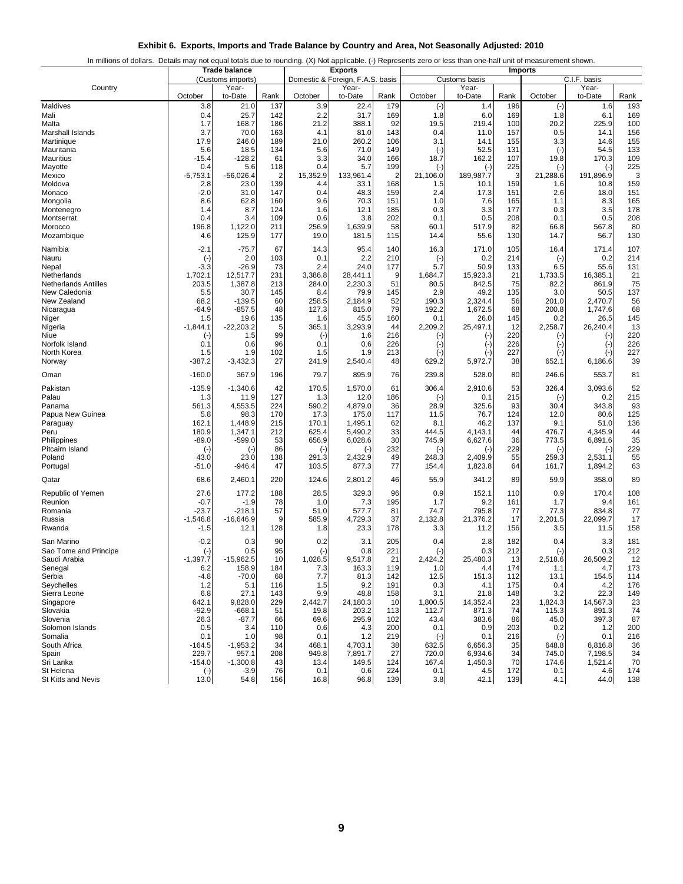## Exhibit 6. Exports, Imports and Trade Balance by Country and Area, Not Seasonally Adjusted: 2010

In millions of dollars. Details may not equal totals due to rounding. (X) Not applicable. (-) Represents zero or less than one-half unit of measurement shown.

| Country | Trade balance | | | Exports | | | Imports | | | | | |
|---|---|---|---|---|---|---|---|---|---|---|---|---|
| | (Customs imports) | | | Domestic & Foreign, F.A.S. basis | | | Customs basis | | | C.I.F. basis | | |
| | October | Year-to-Date | Rank | October | Year-to-Date | Rank | October | Year-to-Date | Rank | October | Year-to-Date | Rank |
| Maldives | 3.8 | 21.0 | 137 | 3.9 | 22.4 | 179 | (-) | 1.4 | 196 | (-) | 1.6 | 193 |
| Mali | 0.4 | 25.7 | 142 | 2.2 | 31.7 | 169 | 1.8 | 6.0 | 169 | 1.8 | 6.1 | 169 |
| Malta | 1.7 | 168.7 | 186 | 21.2 | 388.1 | 92 | 19.5 | 219.4 | 100 | 20.2 | 225.9 | 100 |
| Marshall Islands | 3.7 | 70.0 | 163 | 4.1 | 81.0 | 143 | 0.4 | 11.0 | 157 | 0.5 | 14.1 | 156 |
| Martinique | 17.9 | 246.0 | 189 | 21.0 | 260.2 | 106 | 3.1 | 14.1 | 155 | 3.3 | 14.6 | 155 |
| Mauritania | 5.6 | 18.5 | 134 | 5.6 | 71.0 | 149 | (-) | 52.5 | 131 | (-) | 54.5 | 133 |
| Mauritius | -15.4 | -128.2 | 61 | 3.3 | 34.0 | 166 | 18.7 | 162.2 | 107 | 19.8 | 170.3 | 109 |
| Mayotte | 0.4 | 5.6 | 118 | 0.4 | 5.7 | 199 | (-) | (-) | 225 | (-) | (-) | 225 |
| Mexico | -5,753.1 | -56,026.4 | 2 | 15,352.9 | 133,961.4 | 2 | 21,106.0 | 189,987.7 | 3 | 21,288.6 | 191,896.9 | 3 |
| Moldova | 2.8 | 23.0 | 139 | 4.4 | 33.1 | 168 | 1.5 | 10.1 | 159 | 1.6 | 10.8 | 159 |
| Monaco | -2.0 | 31.0 | 147 | 0.4 | 48.3 | 159 | 2.4 | 17.3 | 151 | 2.6 | 18.0 | 151 |
| Mongolia | 8.6 | 62.8 | 160 | 9.6 | 70.3 | 151 | 1.0 | 7.6 | 165 | 1.1 | 8.3 | 165 |
| Montenegro | 1.4 | 8.7 | 124 | 1.6 | 12.1 | 185 | 0.3 | 3.3 | 177 | 0.3 | 3.5 | 178 |
| Montserrat | 0.4 | 3.4 | 109 | 0.6 | 3.8 | 202 | 0.1 | 0.5 | 208 | 0.1 | 0.5 | 208 |
| Morocco | 196.8 | 1,122.0 | 211 | 256.9 | 1,639.9 | 58 | 60.1 | 517.9 | 82 | 66.8 | 567.8 | 80 |
| Mozambique | 4.6 | 125.9 | 177 | 19.0 | 181.5 | 115 | 14.4 | 55.6 | 130 | 14.7 | 56.7 | 130 |
| Namibia | -2.1 | -75.7 | 67 | 14.3 | 95.4 | 140 | 16.3 | 171.0 | 105 | 16.4 | 171.4 | 107 |
| Nauru | (-) | 2.0 | 103 | 0.1 | 2.2 | 210 | (-) | 0.2 | 214 | (-) | 0.2 | 214 |
| Nepal | -3.3 | -26.9 | 73 | 2.4 | 24.0 | 177 | 5.7 | 50.9 | 133 | 6.5 | 55.6 | 131 |
| Netherlands | 1,702.1 | 12,517.7 | 231 | 3,386.8 | 28,441.1 | 9 | 1,684.7 | 15,923.3 | 21 | 1,733.5 | 16,385.1 | 21 |
| Netherlands Antilles | 203.5 | 1,387.8 | 213 | 284.0 | 2,230.3 | 51 | 80.5 | 842.5 | 75 | 82.2 | 861.9 | 75 |
| New Caledonia | 5.5 | 30.7 | 145 | 8.4 | 79.9 | 145 | 2.9 | 49.2 | 135 | 3.0 | 50.5 | 137 |
| New Zealand | 68.2 | -139.5 | 60 | 258.5 | 2,184.9 | 52 | 190.3 | 2,324.4 | 56 | 201.0 | 2,470.7 | 56 |
| Nicaragua | -64.9 | -857.5 | 48 | 127.3 | 815.0 | 79 | 192.2 | 1,672.5 | 68 | 200.8 | 1,747.6 | 68 |
| Niger | 1.5 | 19.6 | 135 | 1.6 | 45.5 | 160 | 0.1 | 26.0 | 145 | 0.2 | 26.5 | 145 |
| Nigeria | -1,844.1 | -22,203.2 | 5 | 365.1 | 3,293.9 | 44 | 2,209.2 | 25,497.1 | 12 | 2,258.7 | 26,240.4 | 13 |
| Niue | (-) | 1.5 | 99 | (-) | 1.6 | 216 | (-) | (-) | 220 | (-) | (-) | 220 |
| Norfolk Island | 0.1 | 0.6 | 96 | 0.1 | 0.6 | 226 | (-) | (-) | 226 | (-) | (-) | 226 |
| North Korea | 1.5 | 1.9 | 102 | 1.5 | 1.9 | 213 | (-) | (-) | 227 | (-) | (-) | 227 |
| Norway | -387.2 | -3,432.3 | 27 | 241.9 | 2,540.4 | 48 | 629.2 | 5,972.7 | 38 | 652.1 | 6,186.6 | 39 |
| Oman | -160.0 | 367.9 | 196 | 79.7 | 895.9 | 76 | 239.8 | 528.0 | 80 | 246.6 | 553.7 | 81 |
| Pakistan | -135.9 | -1,340.6 | 42 | 170.5 | 1,570.0 | 61 | 306.4 | 2,910.6 | 53 | 326.4 | 3,093.6 | 52 |
| Palau | 1.3 | 11.9 | 127 | 1.3 | 12.0 | 186 | (-) | 0.1 | 215 | (-) | 0.2 | 215 |
| Panama | 561.3 | 4,553.5 | 224 | 590.2 | 4,879.0 | 36 | 28.9 | 325.6 | 93 | 30.4 | 343.8 | 93 |
| Papua New Guinea | 5.8 | 98.3 | 170 | 17.3 | 175.0 | 117 | 11.5 | 76.7 | 124 | 12.0 | 80.6 | 125 |
| Paraguay | 162.1 | 1,448.9 | 215 | 170.1 | 1,495.1 | 62 | 8.1 | 46.2 | 137 | 9.1 | 51.0 | 136 |
| Peru | 180.9 | 1,347.1 | 212 | 625.4 | 5,490.2 | 33 | 444.5 | 4,143.1 | 44 | 476.7 | 4,345.9 | 44 |
| Philippines | -89.0 | -599.0 | 53 | 656.9 | 6,028.6 | 30 | 745.9 | 6,627.6 | 36 | 773.5 | 6,891.6 | 35 |
| Pitcairn Island | (-) | (-) | 86 | (-) | (-) | 232 | (-) | (-) | 229 | (-) | (-) | 229 |
| Poland | 43.0 | 23.0 | 138 | 291.3 | 2,432.9 | 49 | 248.3 | 2,409.9 | 55 | 259.3 | 2,531.1 | 55 |
| Portugal | -51.0 | -946.4 | 47 | 103.5 | 877.3 | 77 | 154.4 | 1,823.8 | 64 | 161.7 | 1,894.2 | 63 |
| Qatar | 68.6 | 2,460.1 | 220 | 124.6 | 2,801.2 | 46 | 55.9 | 341.2 | 89 | 59.9 | 358.0 | 89 |
| Republic of Yemen | 27.6 | 177.2 | 188 | 28.5 | 329.3 | 96 | 0.9 | 152.1 | 110 | 0.9 | 170.4 | 108 |
| Reunion | -0.7 | -1.9 | 78 | 1.0 | 7.3 | 195 | 1.7 | 9.2 | 161 | 1.7 | 9.4 | 161 |
| Romania | -23.7 | -218.1 | 57 | 51.0 | 577.7 | 81 | 74.7 | 795.8 | 77 | 77.3 | 834.8 | 77 |
| Russia | -1,546.8 | -16,646.9 | 9 | 585.9 | 4,729.3 | 37 | 2,132.8 | 21,376.2 | 17 | 2,201.5 | 22,099.7 | 17 |
| Rwanda | -1.5 | 12.1 | 128 | 1.8 | 23.3 | 178 | 3.3 | 11.2 | 156 | 3.5 | 11.5 | 158 |
| San Marino | -0.2 | 0.3 | 90 | 0.2 | 3.1 | 205 | 0.4 | 2.8 | 182 | 0.4 | 3.3 | 181 |
| Sao Tome and Principe | (-) | 0.5 | 95 | (-) | 0.8 | 221 | (-) | 0.3 | 212 | (-) | 0.3 | 212 |
| Saudi Arabia | -1,397.7 | -15,962.5 | 10 | 1,026.5 | 9,517.8 | 21 | 2,424.2 | 25,480.3 | 13 | 2,518.6 | 26,509.2 | 12 |
| Senegal | 6.2 | 158.9 | 184 | 7.3 | 163.3 | 119 | 1.0 | 4.4 | 174 | 1.1 | 4.7 | 173 |
| Serbia | -4.8 | -70.0 | 68 | 7.7 | 81.3 | 142 | 12.5 | 151.3 | 112 | 13.1 | 154.5 | 114 |
| Seychelles | 1.2 | 5.1 | 116 | 1.5 | 9.2 | 191 | 0.3 | 4.1 | 175 | 0.4 | 4.2 | 176 |
| Sierra Leone | 6.8 | 27.1 | 143 | 9.9 | 48.8 | 158 | 3.1 | 21.8 | 148 | 3.2 | 22.3 | 149 |
| Singapore | 642.1 | 9,828.0 | 229 | 2,442.7 | 24,180.3 | 10 | 1,800.5 | 14,352.4 | 23 | 1,824.3 | 14,567.3 | 23 |
| Slovakia | -92.9 | -668.1 | 51 | 19.8 | 203.2 | 113 | 112.7 | 871.3 | 74 | 115.3 | 891.3 | 74 |
| Slovenia | 26.3 | -87.7 | 66 | 69.6 | 295.9 | 102 | 43.4 | 383.6 | 86 | 45.0 | 397.3 | 87 |
| Solomon Islands | 0.5 | 3.4 | 110 | 0.6 | 4.3 | 200 | 0.1 | 0.9 | 203 | 0.2 | 1.2 | 200 |
| Somalia | 0.1 | 1.0 | 98 | 0.1 | 1.2 | 219 | (-) | 0.1 | 216 | (-) | 0.1 | 216 |
| South Africa | -164.5 | -1,953.2 | 34 | 468.1 | 4,703.1 | 38 | 632.5 | 6,656.3 | 35 | 648.8 | 6,816.8 | 36 |
| Spain | 229.7 | 957.1 | 208 | 949.8 | 7,891.7 | 27 | 720.0 | 6,934.6 | 34 | 745.0 | 7,198.5 | 34 |
| Sri Lanka | -154.0 | -1,300.8 | 43 | 13.4 | 149.5 | 124 | 167.4 | 1,450.3 | 70 | 174.6 | 1,521.4 | 70 |
| St Helena | (-) | -3.9 | 76 | 0.1 | 0.6 | 224 | 0.1 | 4.5 | 172 | 0.1 | 4.6 | 174 |
| St Kitts and Nevis | 13.0 | 54.8 | 156 | 16.8 | 96.8 | 139 | 3.8 | 42.1 | 139 | 4.1 | 44.0 | 138 |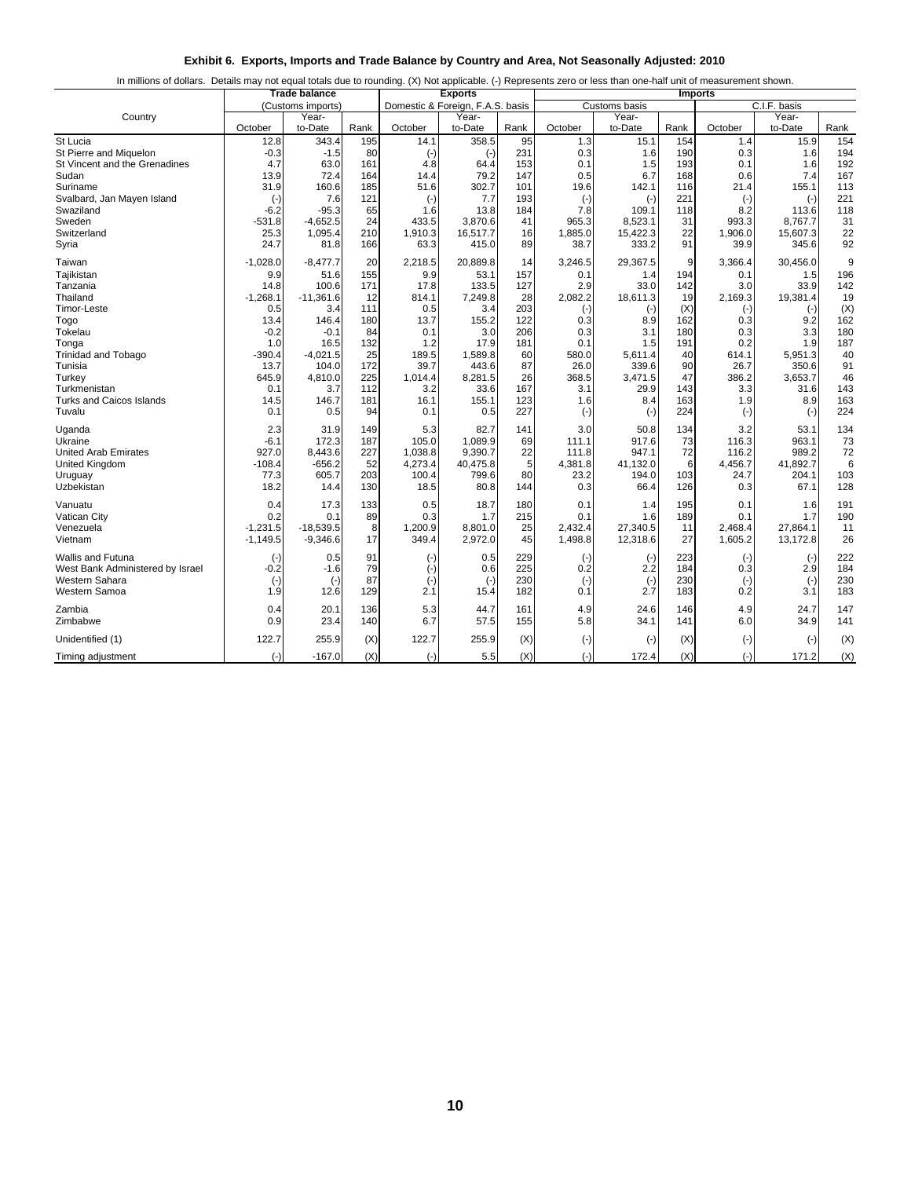## Exhibit 6. Exports, Imports and Trade Balance by Country and Area, Not Seasonally Adjusted: 2010

In millions of dollars. Details may not equal totals due to rounding. (X) Not applicable. (-) Represents zero or less than one-half unit of measurement shown.

| Country | Trade balance (Customs imports) | | | Exports (Domestic & Foreign, F.A.S. basis) | | | Imports (Customs basis) | | | Imports (C.I.F. basis) | | |
|---|---|---|---|---|---|---|---|---|---|---|---|---|
| | October | Year-to-Date | Rank | October | Year-to-Date | Rank | October | Year-to-Date | Rank | October | Year-to-Date | Rank |
| St Lucia | 12.8 | 343.4 | 195 | 14.1 | 358.5 | 95 | 1.3 | 15.1 | 154 | 1.4 | 15.9 | 154 |
| St Pierre and Miquelon | -0.3 | -1.5 | 80 | (-) | (-) | 231 | 0.3 | 1.6 | 190 | 0.3 | 1.6 | 194 |
| St Vincent and the Grenadines | 4.7 | 63.0 | 161 | 4.8 | 64.4 | 153 | 0.1 | 1.5 | 193 | 0.1 | 1.6 | 192 |
| Sudan | 13.9 | 72.4 | 164 | 14.4 | 79.2 | 147 | 0.5 | 6.7 | 168 | 0.6 | 7.4 | 167 |
| Suriname | 31.9 | 160.6 | 185 | 51.6 | 302.7 | 101 | 19.6 | 142.1 | 116 | 21.4 | 155.1 | 113 |
| Svalbard, Jan Mayen Island | (-) | 7.6 | 121 | (-) | 7.7 | 193 | (-) | (-) | 221 | (-) | (-) | 221 |
| Swaziland | -6.2 | -95.3 | 65 | 1.6 | 13.8 | 184 | 7.8 | 109.1 | 118 | 8.2 | 113.6 | 118 |
| Sweden | -531.8 | -4,652.5 | 24 | 433.5 | 3,870.6 | 41 | 965.3 | 8,523.1 | 31 | 993.3 | 8,767.7 | 31 |
| Switzerland | 25.3 | 1,095.4 | 210 | 1,910.3 | 16,517.7 | 16 | 1,885.0 | 15,422.3 | 22 | 1,906.0 | 15,607.3 | 22 |
| Syria | 24.7 | 81.8 | 166 | 63.3 | 415.0 | 89 | 38.7 | 333.2 | 91 | 39.9 | 345.6 | 92 |
| Taiwan | -1,028.0 | -8,477.7 | 20 | 2,218.5 | 20,889.8 | 14 | 3,246.5 | 29,367.5 | 9 | 3,366.4 | 30,456.0 | 9 |
| Tajikistan | 9.9 | 51.6 | 155 | 9.9 | 53.1 | 157 | 0.1 | 1.4 | 194 | 0.1 | 1.5 | 196 |
| Tanzania | 14.8 | 100.6 | 171 | 17.8 | 133.5 | 127 | 2.9 | 33.0 | 142 | 3.0 | 33.9 | 142 |
| Thailand | -1,268.1 | -11,361.6 | 12 | 814.1 | 7,249.8 | 28 | 2,082.2 | 18,611.3 | 19 | 2,169.3 | 19,381.4 | 19 |
| Timor-Leste | 0.5 | 3.4 | 111 | 0.5 | 3.4 | 203 | (-) | (-) | (X) | (-) | (-) | (X) |
| Togo | 13.4 | 146.4 | 180 | 13.7 | 155.2 | 122 | 0.3 | 8.9 | 162 | 0.3 | 9.2 | 162 |
| Tokelau | -0.2 | -0.1 | 84 | 0.1 | 3.0 | 206 | 0.3 | 3.1 | 180 | 0.3 | 3.3 | 180 |
| Tonga | 1.0 | 16.5 | 132 | 1.2 | 17.9 | 181 | 0.1 | 1.5 | 191 | 0.2 | 1.9 | 187 |
| Trinidad and Tobago | -390.4 | -4,021.5 | 25 | 189.5 | 1,589.8 | 60 | 580.0 | 5,611.4 | 40 | 614.1 | 5,951.3 | 40 |
| Tunisia | 13.7 | 104.0 | 172 | 39.7 | 443.6 | 87 | 26.0 | 339.6 | 90 | 26.7 | 350.6 | 91 |
| Turkey | 645.9 | 4,810.0 | 225 | 1,014.4 | 8,281.5 | 26 | 368.5 | 3,471.5 | 47 | 386.2 | 3,653.7 | 46 |
| Turkmenistan | 0.1 | 3.7 | 112 | 3.2 | 33.6 | 167 | 3.1 | 29.9 | 143 | 3.3 | 31.6 | 143 |
| Turks and Caicos Islands | 14.5 | 146.7 | 181 | 16.1 | 155.1 | 123 | 1.6 | 8.4 | 163 | 1.9 | 8.9 | 163 |
| Tuvalu | 0.1 | 0.5 | 94 | 0.1 | 0.5 | 227 | (-) | (-) | 224 | (-) | (-) | 224 |
| Uganda | 2.3 | 31.9 | 149 | 5.3 | 82.7 | 141 | 3.0 | 50.8 | 134 | 3.2 | 53.1 | 134 |
| Ukraine | -6.1 | 172.3 | 187 | 105.0 | 1,089.9 | 69 | 111.1 | 917.6 | 73 | 116.3 | 963.1 | 73 |
| United Arab Emirates | 927.0 | 8,443.6 | 227 | 1,038.8 | 9,390.7 | 22 | 111.8 | 947.1 | 72 | 116.2 | 989.2 | 72 |
| United Kingdom | -108.4 | -656.2 | 52 | 4,273.4 | 40,475.8 | 5 | 4,381.8 | 41,132.0 | 6 | 4,456.7 | 41,892.7 | 6 |
| Uruguay | 77.3 | 605.7 | 203 | 100.4 | 799.6 | 80 | 23.2 | 194.0 | 103 | 24.7 | 204.1 | 103 |
| Uzbekistan | 18.2 | 14.4 | 130 | 18.5 | 80.8 | 144 | 0.3 | 66.4 | 126 | 0.3 | 67.1 | 128 |
| Vanuatu | 0.4 | 17.3 | 133 | 0.5 | 18.7 | 180 | 0.1 | 1.4 | 195 | 0.1 | 1.6 | 191 |
| Vatican City | 0.2 | 0.1 | 89 | 0.3 | 1.7 | 215 | 0.1 | 1.6 | 189 | 0.1 | 1.7 | 190 |
| Venezuela | -1,231.5 | -18,539.5 | 8 | 1,200.9 | 8,801.0 | 25 | 2,432.4 | 27,340.5 | 11 | 2,468.4 | 27,864.1 | 11 |
| Vietnam | -1,149.5 | -9,346.6 | 17 | 349.4 | 2,972.0 | 45 | 1,498.8 | 12,318.6 | 27 | 1,605.2 | 13,172.8 | 26 |
| Wallis and Futuna | (-) | 0.5 | 91 | (-) | 0.5 | 229 | (-) | (-) | 223 | (-) | (-) | 222 |
| West Bank Administered by Israel | -0.2 | -1.6 | 79 | (-) | 0.6 | 225 | 0.2 | 2.2 | 184 | 0.3 | 2.9 | 184 |
| Western Sahara | (-) | (-) | 87 | (-) | (-) | 230 | (-) | (-) | 230 | (-) | (-) | 230 |
| Western Samoa | 1.9 | 12.6 | 129 | 2.1 | 15.4 | 182 | 0.1 | 2.7 | 183 | 0.2 | 3.1 | 183 |
| Zambia | 0.4 | 20.1 | 136 | 5.3 | 44.7 | 161 | 4.9 | 24.6 | 146 | 4.9 | 24.7 | 147 |
| Zimbabwe | 0.9 | 23.4 | 140 | 6.7 | 57.5 | 155 | 5.8 | 34.1 | 141 | 6.0 | 34.9 | 141 |
| Unidentified (1) | 122.7 | 255.9 | (X) | 122.7 | 255.9 | (X) | (-) | (-) | (X) | (-) | (-) | (X) |
| Timing adjustment | (-) | -167.0 | (X) | (-) | 5.5 | (X) | (-) | 172.4 | (X) | (-) | 171.2 | (X) |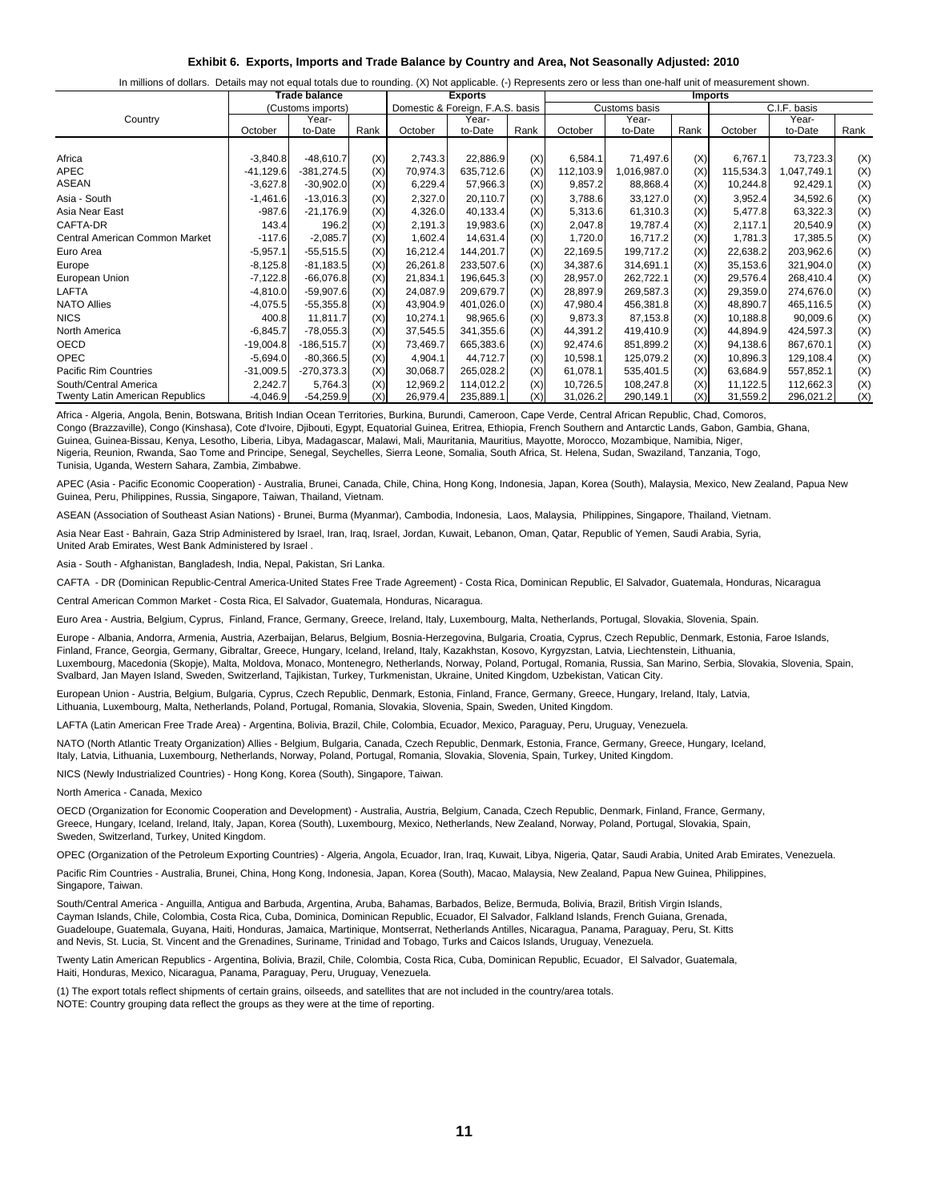### Exhibit 6. Exports, Imports and Trade Balance by Country and Area, Not Seasonally Adjusted: 2010

In millions of dollars. Details may not equal totals due to rounding. (X) Not applicable. (-) Represents zero or less than one-half unit of measurement shown.

| Country | Trade balance (Customs imports) | | | Exports (Domestic & Foreign, F.A.S. basis) | | | Imports (Customs basis) | | | Imports (C.I.F. basis) | | |
|---|---|---|---|---|---|---|---|---|---|---|---|---|
| | October | Year-to-Date | Rank | October | Year-to-Date | Rank | October | Year-to-Date | Rank | October | Year-to-Date | Rank |
| Africa | -3,840.8 | -48,610.7 | (X) | 2,743.3 | 22,886.9 | (X) | 6,584.1 | 71,497.6 | (X) | 6,767.1 | 73,723.3 | (X) |
| APEC | -41,129.6 | -381,274.5 | (X) | 70,974.3 | 635,712.6 | (X) | 112,103.9 | 1,016,987.0 | (X) | 115,534.3 | 1,047,749.1 | (X) |
| ASEAN | -3,627.8 | -30,902.0 | (X) | 6,229.4 | 57,966.3 | (X) | 9,857.2 | 88,868.4 | (X) | 10,244.8 | 92,429.1 | (X) |
| Asia - South | -1,461.6 | -13,016.3 | (X) | 2,327.0 | 20,110.7 | (X) | 3,788.6 | 33,127.0 | (X) | 3,952.4 | 34,592.6 | (X) |
| Asia Near East | -987.6 | -21,176.9 | (X) | 4,326.0 | 40,133.4 | (X) | 5,313.6 | 61,310.3 | (X) | 5,477.8 | 63,322.3 | (X) |
| CAFTA-DR | 143.4 | 196.2 | (X) | 2,191.3 | 19,983.6 | (X) | 2,047.8 | 19,787.4 | (X) | 2,117.1 | 20,540.9 | (X) |
| Central American Common Market | -117.6 | -2,085.7 | (X) | 1,602.4 | 14,631.4 | (X) | 1,720.0 | 16,717.2 | (X) | 1,781.3 | 17,385.5 | (X) |
| Euro Area | -5,957.1 | -55,515.5 | (X) | 16,212.4 | 144,201.7 | (X) | 22,169.5 | 199,717.2 | (X) | 22,638.2 | 203,962.6 | (X) |
| Europe | -8,125.8 | -81,183.5 | (X) | 26,261.8 | 233,507.6 | (X) | 34,387.6 | 314,691.1 | (X) | 35,153.6 | 321,904.0 | (X) |
| European Union | -7,122.8 | -66,076.8 | (X) | 21,834.1 | 196,645.3 | (X) | 28,957.0 | 262,722.1 | (X) | 29,576.4 | 268,410.4 | (X) |
| LAFTA | -4,810.0 | -59,907.6 | (X) | 24,087.9 | 209,679.7 | (X) | 28,897.9 | 269,587.3 | (X) | 29,359.0 | 274,676.0 | (X) |
| NATO Allies | -4,075.5 | -55,355.8 | (X) | 43,904.9 | 401,026.0 | (X) | 47,980.4 | 456,381.8 | (X) | 48,890.7 | 465,116.5 | (X) |
| NICS | 400.8 | 11,811.7 | (X) | 10,274.1 | 98,965.6 | (X) | 9,873.3 | 87,153.8 | (X) | 10,188.8 | 90,009.6 | (X) |
| North America | -6,845.7 | -78,055.3 | (X) | 37,545.5 | 341,355.6 | (X) | 44,391.2 | 419,410.9 | (X) | 44,894.9 | 424,597.3 | (X) |
| OECD | -19,004.8 | -186,515.7 | (X) | 73,469.7 | 665,383.6 | (X) | 92,474.6 | 851,899.2 | (X) | 94,138.6 | 867,670.1 | (X) |
| OPEC | -5,694.0 | -80,366.5 | (X) | 4,904.1 | 44,712.7 | (X) | 10,598.1 | 125,079.2 | (X) | 10,896.3 | 129,108.4 | (X) |
| Pacific Rim Countries | -31,009.5 | -270,373.3 | (X) | 30,068.7 | 265,028.2 | (X) | 61,078.1 | 535,401.5 | (X) | 63,684.9 | 557,852.1 | (X) |
| South/Central America | 2,242.7 | 5,764.3 | (X) | 12,969.2 | 114,012.2 | (X) | 10,726.5 | 108,247.8 | (X) | 11,122.5 | 112,662.3 | (X) |
| Twenty Latin American Republics | -4,046.9 | -54,259.9 | (X) | 26,979.4 | 235,889.1 | (X) | 31,026.2 | 290,149.1 | (X) | 31,559.2 | 296,021.2 | (X) |

Africa - Algeria, Angola, Benin, Botswana, British Indian Ocean Territories, Burkina, Burundi, Cameroon, Cape Verde, Central African Republic, Chad, Comoros, Congo (Brazzaville), Congo (Kinshasa), Cote d'Ivoire, Djibouti, Egypt, Equatorial Guinea, Eritrea, Ethiopia, French Southern and Antarctic Lands, Gabon, Gambia, Ghana, Guinea, Guinea-Bissau, Kenya, Lesotho, Liberia, Libya, Madagascar, Malawi, Mali, Mauritania, Mauritius, Mayotte, Morocco, Mozambique, Namibia, Niger, Nigeria, Reunion, Rwanda, Sao Tome and Principe, Senegal, Seychelles, Sierra Leone, Somalia, South Africa, St. Helena, Sudan, Swaziland, Tanzania, Togo, Tunisia, Uganda, Western Sahara, Zambia, Zimbabwe.

APEC (Asia - Pacific Economic Cooperation) - Australia, Brunei, Canada, Chile, China, Hong Kong, Indonesia, Japan, Korea (South), Malaysia, Mexico, New Zealand, Papua New Guinea, Peru, Philippines, Russia, Singapore, Taiwan, Thailand, Vietnam.

ASEAN (Association of Southeast Asian Nations) - Brunei, Burma (Myanmar), Cambodia, Indonesia, Laos, Malaysia, Philippines, Singapore, Thailand, Vietnam.

Asia Near East - Bahrain, Gaza Strip Administered by Israel, Iran, Iraq, Israel, Jordan, Kuwait, Lebanon, Oman, Qatar, Republic of Yemen, Saudi Arabia, Syria, United Arab Emirates, West Bank Administered by Israel .

Asia - South - Afghanistan, Bangladesh, India, Nepal, Pakistan, Sri Lanka.

CAFTA - DR (Dominican Republic-Central America-United States Free Trade Agreement) - Costa Rica, Dominican Republic, El Salvador, Guatemala, Honduras, Nicaragua

Central American Common Market - Costa Rica, El Salvador, Guatemala, Honduras, Nicaragua.

Euro Area - Austria, Belgium, Cyprus, Finland, France, Germany, Greece, Ireland, Italy, Luxembourg, Malta, Netherlands, Portugal, Slovakia, Slovenia, Spain.

Europe - Albania, Andorra, Armenia, Austria, Azerbaijan, Belarus, Belgium, Bosnia-Herzegovina, Bulgaria, Croatia, Cyprus, Czech Republic, Denmark, Estonia, Faroe Islands, Finland, France, Georgia, Germany, Gibraltar, Greece, Hungary, Iceland, Ireland, Italy, Kazakhstan, Kosovo, Kyrgyzstan, Latvia, Liechtenstein, Lithuania, Luxembourg, Macedonia (Skopje), Malta, Moldova, Monaco, Montenegro, Netherlands, Norway, Poland, Portugal, Romania, Russia, San Marino, Serbia, Slovakia, Slovenia, Spain, Svalbard, Jan Mayen Island, Sweden, Switzerland, Tajikistan, Turkey, Turkmenistan, Ukraine, United Kingdom, Uzbekistan, Vatican City.

European Union - Austria, Belgium, Bulgaria, Cyprus, Czech Republic, Denmark, Estonia, Finland, France, Germany, Greece, Hungary, Ireland, Italy, Latvia, Lithuania, Luxembourg, Malta, Netherlands, Poland, Portugal, Romania, Slovakia, Slovenia, Spain, Sweden, United Kingdom.

LAFTA (Latin American Free Trade Area) - Argentina, Bolivia, Brazil, Chile, Colombia, Ecuador, Mexico, Paraguay, Peru, Uruguay, Venezuela.

NATO (North Atlantic Treaty Organization) Allies - Belgium, Bulgaria, Canada, Czech Republic, Denmark, Estonia, France, Germany, Greece, Hungary, Iceland, Italy, Latvia, Lithuania, Luxembourg, Netherlands, Norway, Poland, Portugal, Romania, Slovakia, Slovenia, Spain, Turkey, United Kingdom.

NICS (Newly Industrialized Countries) - Hong Kong, Korea (South), Singapore, Taiwan.

North America - Canada, Mexico

OECD (Organization for Economic Cooperation and Development) - Australia, Austria, Belgium, Canada, Czech Republic, Denmark, Finland, France, Germany, Greece, Hungary, Iceland, Ireland, Italy, Japan, Korea (South), Luxembourg, Mexico, Netherlands, New Zealand, Norway, Poland, Portugal, Slovakia, Spain, Sweden, Switzerland, Turkey, United Kingdom.

OPEC (Organization of the Petroleum Exporting Countries) - Algeria, Angola, Ecuador, Iran, Iraq, Kuwait, Libya, Nigeria, Qatar, Saudi Arabia, United Arab Emirates, Venezuela.

Pacific Rim Countries - Australia, Brunei, China, Hong Kong, Indonesia, Japan, Korea (South), Macao, Malaysia, New Zealand, Papua New Guinea, Philippines, Singapore, Taiwan.

South/Central America - Anguilla, Antigua and Barbuda, Argentina, Aruba, Bahamas, Barbados, Belize, Bermuda, Bolivia, Brazil, British Virgin Islands, Cayman Islands, Chile, Colombia, Costa Rica, Cuba, Dominica, Dominican Republic, Ecuador, El Salvador, Falkland Islands, French Guiana, Grenada, Guadeloupe, Guatemala, Guyana, Haiti, Honduras, Jamaica, Martinique, Montserrat, Netherlands Antilles, Nicaragua, Panama, Paraguay, Peru, St. Kitts and Nevis, St. Lucia, St. Vincent and the Grenadines, Suriname, Trinidad and Tobago, Turks and Caicos Islands, Uruguay, Venezuela.

Twenty Latin American Republics - Argentina, Bolivia, Brazil, Chile, Colombia, Costa Rica, Cuba, Dominican Republic, Ecuador, El Salvador, Guatemala, Haiti, Honduras, Mexico, Nicaragua, Panama, Paraguay, Peru, Uruguay, Venezuela.

(1) The export totals reflect shipments of certain grains, oilseeds, and satellites that are not included in the country/area totals.
NOTE: Country grouping data reflect the groups as they were at the time of reporting.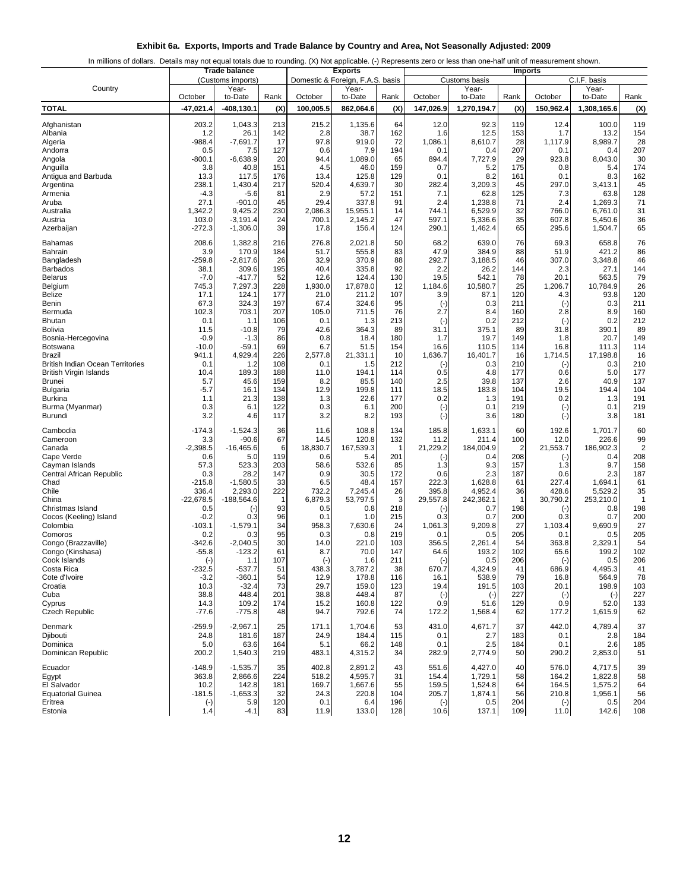# Exhibit 6a. Exports, Imports and Trade Balance by Country and Area, Not Seasonally Adjusted: 2009

In millions of dollars. Details may not equal totals due to rounding. (X) Not applicable. (-) Represents zero or less than one-half unit of measurement shown.

| Country | Trade balance (Customs imports) | | | Exports (Domestic & Foreign, F.A.S. basis) | | | Imports (Customs basis) | | | Imports (C.I.F. basis) | | |
|---|---|---|---|---|---|---|---|---|---|---|---|---|
| | October | Year-to-Date | Rank | October | Year-to-Date | Rank | October | Year-to-Date | Rank | October | Year-to-Date | Rank |
| **TOTAL** | -47,021.4 | -408,130.1 | (X) | 100,005.5 | 862,064.6 | (X) | 147,026.9 | 1,270,194.7 | (X) | 150,962.4 | 1,308,165.6 | (X) |
| Afghanistan | 203.2 | 1,043.3 | 213 | 215.2 | 1,135.6 | 64 | 12.0 | 92.3 | 119 | 12.4 | 100.0 | 119 |
| Albania | 1.2 | 26.1 | 142 | 2.8 | 38.7 | 162 | 1.6 | 12.5 | 153 | 1.7 | 13.2 | 154 |
| Algeria | -988.4 | -7,691.7 | 17 | 97.8 | 919.0 | 72 | 1,086.1 | 8,610.7 | 28 | 1,117.9 | 8,989.7 | 28 |
| Andorra | 0.5 | 7.5 | 127 | 0.6 | 7.9 | 194 | 0.1 | 0.4 | 207 | 0.1 | 0.4 | 207 |
| Angola | -800.1 | -6,638.9 | 20 | 94.4 | 1,089.0 | 65 | 894.4 | 7,727.9 | 29 | 923.8 | 8,043.0 | 30 |
| Anguilla | 3.8 | 40.8 | 151 | 4.5 | 46.0 | 159 | 0.7 | 5.2 | 175 | 0.8 | 5.4 | 174 |
| Antigua and Barbuda | 13.3 | 117.5 | 176 | 13.4 | 125.8 | 129 | 0.1 | 8.2 | 161 | 0.1 | 8.3 | 162 |
| Argentina | 238.1 | 1,430.4 | 217 | 520.4 | 4,639.7 | 30 | 282.4 | 3,209.3 | 45 | 297.0 | 3,413.1 | 45 |
| Armenia | -4.3 | -5.6 | 81 | 2.9 | 57.2 | 151 | 7.1 | 62.8 | 125 | 7.3 | 63.8 | 128 |
| Aruba | 27.1 | -901.0 | 45 | 29.4 | 337.8 | 91 | 2.4 | 1,238.8 | 71 | 2.4 | 1,269.3 | 71 |
| Australia | 1,342.2 | 9,425.2 | 230 | 2,086.3 | 15,955.1 | 14 | 744.1 | 6,529.9 | 32 | 766.0 | 6,761.0 | 31 |
| Austria | 103.0 | -3,191.4 | 24 | 700.1 | 2,145.2 | 47 | 597.1 | 5,336.6 | 35 | 607.8 | 5,450.6 | 36 |
| Azerbaijan | -272.3 | -1,306.0 | 39 | 17.8 | 156.4 | 124 | 290.1 | 1,462.4 | 65 | 295.6 | 1,504.7 | 65 |
| Bahamas | 208.6 | 1,382.8 | 216 | 276.8 | 2,021.8 | 50 | 68.2 | 639.0 | 76 | 69.3 | 658.8 | 76 |
| Bahrain | 3.9 | 170.9 | 184 | 51.7 | 555.8 | 83 | 47.9 | 384.9 | 88 | 51.9 | 421.2 | 86 |
| Bangladesh | -259.8 | -2,817.6 | 26 | 32.9 | 370.9 | 88 | 292.7 | 3,188.5 | 46 | 307.0 | 3,348.8 | 46 |
| Barbados | 38.1 | 309.6 | 195 | 40.4 | 335.8 | 92 | 2.2 | 26.2 | 144 | 2.3 | 27.1 | 144 |
| Belarus | -7.0 | -417.7 | 52 | 12.6 | 124.4 | 130 | 19.5 | 542.1 | 78 | 20.1 | 563.5 | 79 |
| Belgium | 745.3 | 7,297.3 | 228 | 1,930.0 | 17,878.0 | 12 | 1,184.6 | 10,580.7 | 25 | 1,206.7 | 10,784.9 | 26 |
| Belize | 17.1 | 124.1 | 177 | 21.0 | 211.2 | 107 | 3.9 | 87.1 | 120 | 4.3 | 93.8 | 120 |
| Benin | 67.3 | 324.3 | 197 | 67.4 | 324.6 | 95 | (-) | 0.3 | 211 | (-) | 0.3 | 211 |
| Bermuda | 102.3 | 703.1 | 207 | 105.0 | 711.5 | 76 | 2.7 | 8.4 | 160 | 2.8 | 8.9 | 160 |
| Bhutan | 0.1 | 1.1 | 106 | 0.1 | 1.3 | 213 | (-) | 0.2 | 212 | (-) | 0.2 | 212 |
| Bolivia | 11.5 | -10.8 | 79 | 42.6 | 364.3 | 89 | 31.1 | 375.1 | 89 | 31.8 | 390.1 | 89 |
| Bosnia-Hercegovina | -0.9 | -1.3 | 86 | 0.8 | 18.4 | 180 | 1.7 | 19.7 | 149 | 1.8 | 20.7 | 149 |
| Botswana | -10.0 | -59.1 | 69 | 6.7 | 51.5 | 154 | 16.6 | 110.5 | 114 | 16.8 | 111.3 | 114 |
| Brazil | 941.1 | 4,929.4 | 226 | 2,577.8 | 21,331.1 | 10 | 1,636.7 | 16,401.7 | 16 | 1,714.5 | 17,198.8 | 16 |
| British Indian Ocean Territories | 0.1 | 1.2 | 108 | 0.1 | 1.5 | 212 | (-) | 0.3 | 210 | (-) | 0.3 | 210 |
| British Virgin Islands | 10.4 | 189.3 | 188 | 11.0 | 194.1 | 114 | 0.5 | 4.8 | 177 | 0.6 | 5.0 | 177 |
| Brunei | 5.7 | 45.6 | 159 | 8.2 | 85.5 | 140 | 2.5 | 39.8 | 137 | 2.6 | 40.9 | 137 |
| Bulgaria | -5.7 | 16.1 | 134 | 12.9 | 199.8 | 111 | 18.5 | 183.8 | 104 | 19.5 | 194.4 | 104 |
| Burkina | 1.1 | 21.3 | 138 | 1.3 | 22.6 | 177 | 0.2 | 1.3 | 191 | 0.2 | 1.3 | 191 |
| Burma (Myanmar) | 0.3 | 6.1 | 122 | 0.3 | 6.1 | 200 | (-) | 0.1 | 219 | (-) | 0.1 | 219 |
| Burundi | 3.2 | 4.6 | 117 | 3.2 | 8.2 | 193 | (-) | 3.6 | 180 | (-) | 3.8 | 181 |
| Cambodia | -174.3 | -1,524.3 | 36 | 11.6 | 108.8 | 134 | 185.8 | 1,633.1 | 60 | 192.6 | 1,701.7 | 60 |
| Cameroon | 3.3 | -90.6 | 67 | 14.5 | 120.8 | 132 | 11.2 | 211.4 | 100 | 12.0 | 226.6 | 99 |
| Canada | -2,398.5 | -16,465.6 | 6 | 18,830.7 | 167,539.3 | 1 | 21,229.2 | 184,004.9 | 2 | 21,553.7 | 186,902.3 | 2 |
| Cape Verde | 0.6 | 5.0 | 119 | 0.6 | 5.4 | 201 | (-) | 0.4 | 208 | (-) | 0.4 | 208 |
| Cayman Islands | 57.3 | 523.3 | 203 | 58.6 | 532.6 | 85 | 1.3 | 9.3 | 157 | 1.3 | 9.7 | 158 |
| Central African Republic | 0.3 | 28.2 | 147 | 0.9 | 30.5 | 172 | 0.6 | 2.3 | 187 | 0.6 | 2.3 | 187 |
| Chad | -215.8 | -1,580.5 | 33 | 6.5 | 48.4 | 157 | 222.3 | 1,628.8 | 61 | 227.4 | 1,694.1 | 61 |
| Chile | 336.4 | 2,293.0 | 222 | 732.2 | 7,245.4 | 26 | 395.8 | 4,952.4 | 36 | 428.6 | 5,529.2 | 35 |
| China | -22,678.5 | -188,564.6 | 1 | 6,879.3 | 53,797.5 | 3 | 29,557.8 | 242,362.1 | 1 | 30,790.2 | 253,210.0 | 1 |
| Christmas Island | 0.5 | (-) | 93 | 0.5 | 0.8 | 218 | (-) | 0.7 | 198 | (-) | 0.8 | 198 |
| Cocos (Keeling) Island | -0.2 | 0.3 | 96 | 0.1 | 1.0 | 215 | 0.3 | 0.7 | 200 | 0.3 | 0.7 | 200 |
| Colombia | -103.1 | -1,579.1 | 34 | 958.3 | 7,630.6 | 24 | 1,061.3 | 9,209.8 | 27 | 1,103.4 | 9,690.9 | 27 |
| Comoros | 0.2 | 0.3 | 95 | 0.3 | 0.8 | 219 | 0.1 | 0.5 | 205 | 0.1 | 0.5 | 205 |
| Congo (Brazzaville) | -342.6 | -2,040.5 | 30 | 14.0 | 221.0 | 103 | 356.5 | 2,261.4 | 54 | 363.8 | 2,329.1 | 54 |
| Congo (Kinshasa) | -55.8 | -123.2 | 61 | 8.7 | 70.0 | 147 | 64.6 | 193.2 | 102 | 65.6 | 199.2 | 102 |
| Cook Islands | (-) | 1.1 | 107 | (-) | 1.6 | 211 | (-) | 0.5 | 206 | (-) | 0.5 | 206 |
| Costa Rica | -232.5 | -537.7 | 51 | 438.3 | 3,787.2 | 38 | 670.7 | 4,324.9 | 41 | 686.9 | 4,495.3 | 41 |
| Cote d'Ivoire | -3.2 | -360.1 | 54 | 12.9 | 178.8 | 116 | 16.1 | 538.9 | 79 | 16.8 | 564.9 | 78 |
| Croatia | 10.3 | -32.4 | 73 | 29.7 | 159.0 | 123 | 19.4 | 191.5 | 103 | 20.1 | 198.9 | 103 |
| Cuba | 38.8 | 448.4 | 201 | 38.8 | 448.4 | 87 | (-) | (-) | 227 | (-) | (-) | 227 |
| Cyprus | 14.3 | 109.2 | 174 | 15.2 | 160.8 | 122 | 0.9 | 51.6 | 129 | 0.9 | 52.0 | 133 |
| Czech Republic | -77.6 | -775.8 | 48 | 94.7 | 792.6 | 74 | 172.2 | 1,568.4 | 62 | 177.2 | 1,615.9 | 62 |
| Denmark | -259.9 | -2,967.1 | 25 | 171.1 | 1,704.6 | 53 | 431.0 | 4,671.7 | 37 | 442.0 | 4,789.4 | 37 |
| Djibouti | 24.8 | 181.6 | 187 | 24.9 | 184.4 | 115 | 0.1 | 2.7 | 183 | 0.1 | 2.8 | 184 |
| Dominica | 5.0 | 63.6 | 164 | 5.1 | 66.2 | 148 | 0.1 | 2.5 | 184 | 0.1 | 2.6 | 185 |
| Dominican Republic | 200.2 | 1,540.3 | 219 | 483.1 | 4,315.2 | 34 | 282.9 | 2,774.9 | 50 | 290.2 | 2,853.0 | 51 |
| Ecuador | -148.9 | -1,535.7 | 35 | 402.8 | 2,891.2 | 43 | 551.6 | 4,427.0 | 40 | 576.0 | 4,717.5 | 39 |
| Egypt | 363.8 | 2,866.6 | 224 | 518.2 | 4,595.7 | 31 | 154.4 | 1,729.1 | 58 | 164.2 | 1,822.8 | 58 |
| El Salvador | 10.2 | 142.8 | 181 | 169.7 | 1,667.6 | 55 | 159.5 | 1,524.8 | 64 | 164.5 | 1,575.2 | 64 |
| Equatorial Guinea | -181.5 | -1,653.3 | 32 | 24.3 | 220.8 | 104 | 205.7 | 1,874.1 | 56 | 210.8 | 1,956.1 | 56 |
| Eritrea | (-) | 5.9 | 120 | 0.1 | 6.4 | 196 | (-) | 0.5 | 204 | (-) | 0.5 | 204 |
| Estonia | 1.4 | -4.1 | 83 | 11.9 | 133.0 | 128 | 10.6 | 137.1 | 109 | 11.0 | 142.6 | 108 |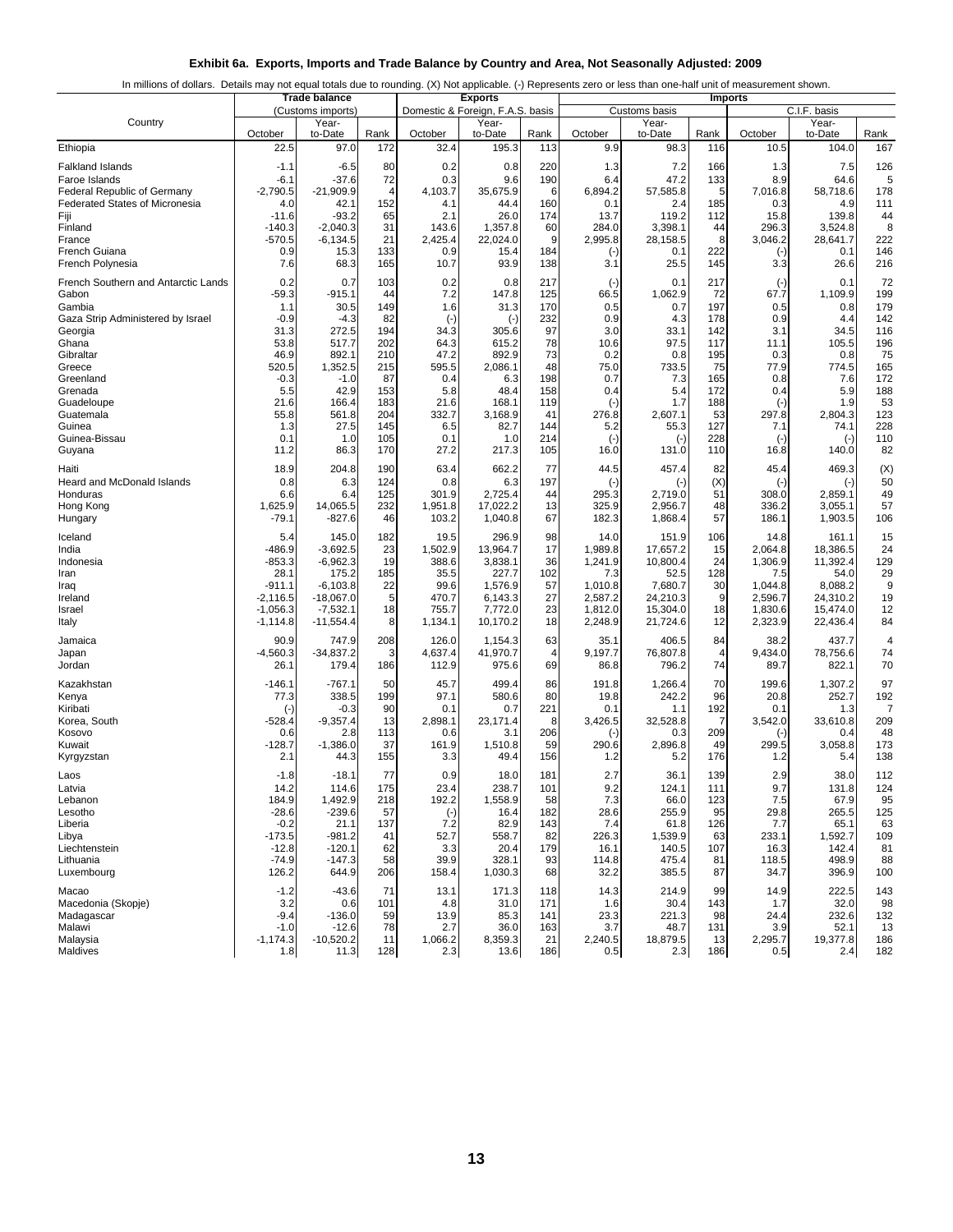# Exhibit 6a. Exports, Imports and Trade Balance by Country and Area, Not Seasonally Adjusted: 2009

In millions of dollars. Details may not equal totals due to rounding. (X) Not applicable. (-) Represents zero or less than one-half unit of measurement shown.

| Country | Trade balance (Customs imports) | | | Exports (Domestic & Foreign, F.A.S. basis) | | | Imports (Customs basis) | | | Imports (C.I.F. basis) | | |
|---|---|---|---|---|---|---|---|---|---|---|---|---|
| | October | Year-to-Date | Rank | October | Year-to-Date | Rank | October | Year-to-Date | Rank | October | Year-to-Date | Rank |
| Ethiopia | 22.5 | 97.0 | 172 | 32.4 | 195.3 | 113 | 9.9 | 98.3 | 116 | 10.5 | 104.0 | 167 |
| Falkland Islands | -1.1 | -6.5 | 80 | 0.2 | 0.8 | 220 | 1.3 | 7.2 | 166 | 1.3 | 7.5 | 126 |
| Faroe Islands | -6.1 | -37.6 | 72 | 0.3 | 9.6 | 190 | 6.4 | 47.2 | 133 | 8.9 | 64.6 | 5 |
| Federal Republic of Germany | -2,790.5 | -21,909.9 | 4 | 4,103.7 | 35,675.9 | 6 | 6,894.2 | 57,585.8 | 5 | 7,016.8 | 58,718.6 | 178 |
| Federated States of Micronesia | 4.0 | 42.1 | 152 | 4.1 | 44.4 | 160 | 0.1 | 2.4 | 185 | 0.3 | 4.9 | 111 |
| Fiji | -11.6 | -93.2 | 65 | 2.1 | 26.0 | 174 | 13.7 | 119.2 | 112 | 15.8 | 139.8 | 44 |
| Finland | -140.3 | -2,040.3 | 31 | 143.6 | 1,357.8 | 60 | 284.0 | 3,398.1 | 44 | 296.3 | 3,524.8 | 8 |
| France | -570.5 | -6,134.5 | 21 | 2,425.4 | 22,024.0 | 9 | 2,995.8 | 28,158.5 | 8 | 3,046.2 | 28,641.7 | 222 |
| French Guiana | 0.9 | 15.3 | 133 | 0.9 | 15.4 | 184 | (-) | 0.1 | 222 | (-) | 0.1 | 146 |
| French Polynesia | 7.6 | 68.3 | 165 | 10.7 | 93.9 | 138 | 3.1 | 25.5 | 145 | 3.3 | 26.6 | 216 |
| French Southern and Antarctic Lands | 0.2 | 0.7 | 103 | 0.2 | 0.8 | 217 | (-) | 0.1 | 217 | (-) | 0.1 | 72 |
| Gabon | -59.3 | -915.1 | 44 | 7.2 | 147.8 | 125 | 66.5 | 1,062.9 | 72 | 67.7 | 1,109.9 | 199 |
| Gambia | 1.1 | 30.5 | 149 | 1.6 | 31.3 | 170 | 0.5 | 0.7 | 197 | 0.5 | 0.8 | 179 |
| Gaza Strip Administered by Israel | -0.9 | -4.3 | 82 | (-) | (-) | 232 | 0.9 | 4.3 | 178 | 0.9 | 4.4 | 142 |
| Georgia | 31.3 | 272.5 | 194 | 34.3 | 305.6 | 97 | 3.0 | 33.1 | 142 | 3.1 | 34.5 | 116 |
| Ghana | 53.8 | 517.7 | 202 | 64.3 | 615.2 | 78 | 10.6 | 97.5 | 117 | 11.1 | 105.5 | 196 |
| Gibraltar | 46.9 | 892.1 | 210 | 47.2 | 892.9 | 73 | 0.2 | 0.8 | 195 | 0.3 | 0.8 | 75 |
| Greece | 520.5 | 1,352.5 | 215 | 595.5 | 2,086.1 | 48 | 75.0 | 733.5 | 75 | 77.9 | 774.5 | 165 |
| Greenland | -0.3 | -1.0 | 87 | 0.4 | 6.3 | 198 | 0.7 | 7.3 | 165 | 0.8 | 7.6 | 172 |
| Grenada | 5.5 | 42.9 | 153 | 5.8 | 48.4 | 158 | 0.4 | 5.4 | 172 | 0.4 | 5.9 | 188 |
| Guadeloupe | 21.6 | 166.4 | 183 | 21.6 | 168.1 | 119 | (-) | 1.7 | 188 | (-) | 1.9 | 53 |
| Guatemala | 55.8 | 561.8 | 204 | 332.7 | 3,168.9 | 41 | 276.8 | 2,607.1 | 53 | 297.8 | 2,804.3 | 123 |
| Guinea | 1.3 | 27.5 | 145 | 6.5 | 82.7 | 144 | 5.2 | 55.3 | 127 | 7.1 | 74.1 | 228 |
| Guinea-Bissau | 0.1 | 1.0 | 105 | 0.1 | 1.0 | 214 | (-) | (-) | 228 | (-) | (-) | 110 |
| Guyana | 11.2 | 86.3 | 170 | 27.2 | 217.3 | 105 | 16.0 | 131.0 | 110 | 16.8 | 140.0 | 82 |
| Haiti | 18.9 | 204.8 | 190 | 63.4 | 662.2 | 77 | 44.5 | 457.4 | 82 | 45.4 | 469.3 | (X) |
| Heard and McDonald Islands | 0.8 | 6.3 | 124 | 0.8 | 6.3 | 197 | (-) | (-) | (X) | (-) | (-) | 50 |
| Honduras | 6.6 | 6.4 | 125 | 301.9 | 2,725.4 | 44 | 295.3 | 2,719.0 | 51 | 308.0 | 2,859.1 | 49 |
| Hong Kong | 1,625.9 | 14,065.5 | 232 | 1,951.8 | 17,022.2 | 13 | 325.9 | 2,956.7 | 48 | 336.2 | 3,055.1 | 57 |
| Hungary | -79.1 | -827.6 | 46 | 103.2 | 1,040.8 | 67 | 182.3 | 1,868.4 | 57 | 186.1 | 1,903.5 | 106 |
| Iceland | 5.4 | 145.0 | 182 | 19.5 | 296.9 | 98 | 14.0 | 151.9 | 106 | 14.8 | 161.1 | 15 |
| India | -486.9 | -3,692.5 | 23 | 1,502.9 | 13,964.7 | 17 | 1,989.8 | 17,657.2 | 15 | 2,064.8 | 18,386.5 | 24 |
| Indonesia | -853.3 | -6,962.3 | 19 | 388.6 | 3,838.1 | 36 | 1,241.9 | 10,800.4 | 24 | 1,306.9 | 11,392.4 | 129 |
| Iran | 28.1 | 175.2 | 185 | 35.5 | 227.7 | 102 | 7.3 | 52.5 | 128 | 7.5 | 54.0 | 29 |
| Iraq | -911.1 | -6,103.8 | 22 | 99.6 | 1,576.9 | 57 | 1,010.8 | 7,680.7 | 30 | 1,044.8 | 8,088.2 | 9 |
| Ireland | -2,116.5 | -18,067.0 | 5 | 470.7 | 6,143.3 | 27 | 2,587.2 | 24,210.3 | 9 | 2,596.7 | 24,310.2 | 19 |
| Israel | -1,056.3 | -7,532.1 | 18 | 755.7 | 7,772.0 | 23 | 1,812.0 | 15,304.0 | 18 | 1,830.6 | 15,474.0 | 12 |
| Italy | -1,114.8 | -11,554.4 | 8 | 1,134.1 | 10,170.2 | 18 | 2,248.9 | 21,724.6 | 12 | 2,323.9 | 22,436.4 | 84 |
| Jamaica | 90.9 | 747.9 | 208 | 126.0 | 1,154.3 | 63 | 35.1 | 406.5 | 84 | 38.2 | 437.7 | 4 |
| Japan | -4,560.3 | -34,837.2 | 3 | 4,637.4 | 41,970.7 | 4 | 9,197.7 | 76,807.8 | 4 | 9,434.0 | 78,756.6 | 74 |
| Jordan | 26.1 | 179.4 | 186 | 112.9 | 975.6 | 69 | 86.8 | 796.2 | 74 | 89.7 | 822.1 | 70 |
| Kazakhstan | -146.1 | -767.1 | 50 | 45.7 | 499.4 | 86 | 191.8 | 1,266.4 | 70 | 199.6 | 1,307.2 | 97 |
| Kenya | 77.3 | 338.5 | 199 | 97.1 | 580.6 | 80 | 19.8 | 242.2 | 96 | 20.8 | 252.7 | 192 |
| Kiribati | (-) | -0.3 | 90 | 0.1 | 0.7 | 221 | 0.1 | 1.1 | 192 | 0.1 | 1.3 | 7 |
| Korea, South | -528.4 | -9,357.4 | 13 | 2,898.1 | 23,171.4 | 8 | 3,426.5 | 32,528.8 | 7 | 3,542.0 | 33,610.8 | 209 |
| Kosovo | 0.6 | 2.8 | 113 | 0.6 | 3.1 | 206 | (-) | 0.3 | 209 | (-) | 0.4 | 48 |
| Kuwait | -128.7 | -1,386.0 | 37 | 161.9 | 1,510.8 | 59 | 290.6 | 2,896.8 | 49 | 299.5 | 3,058.8 | 173 |
| Kyrgyzstan | 2.1 | 44.3 | 155 | 3.3 | 49.4 | 156 | 1.2 | 5.2 | 176 | 1.2 | 5.4 | 138 |
| Laos | -1.8 | -18.1 | 77 | 0.9 | 18.0 | 181 | 2.7 | 36.1 | 139 | 2.9 | 38.0 | 112 |
| Latvia | 14.2 | 114.6 | 175 | 23.4 | 238.7 | 101 | 9.2 | 124.1 | 111 | 9.7 | 131.8 | 124 |
| Lebanon | 184.9 | 1,492.9 | 218 | 192.2 | 1,558.9 | 58 | 7.3 | 66.0 | 123 | 7.5 | 67.9 | 95 |
| Lesotho | -28.6 | -239.6 | 57 | (-) | 16.4 | 182 | 28.6 | 255.9 | 95 | 29.8 | 265.5 | 125 |
| Liberia | -0.2 | 21.1 | 137 | 7.2 | 82.9 | 143 | 7.4 | 61.8 | 126 | 7.7 | 65.1 | 63 |
| Libya | -173.5 | -981.2 | 41 | 52.7 | 558.7 | 82 | 226.3 | 1,539.9 | 63 | 233.1 | 1,592.7 | 109 |
| Liechtenstein | -12.8 | -120.1 | 62 | 3.3 | 20.4 | 179 | 16.1 | 140.5 | 107 | 16.3 | 142.4 | 81 |
| Lithuania | -74.9 | -147.3 | 58 | 39.9 | 328.1 | 93 | 114.8 | 475.4 | 81 | 118.5 | 498.9 | 88 |
| Luxembourg | 126.2 | 644.9 | 206 | 158.4 | 1,030.3 | 68 | 32.2 | 385.5 | 87 | 34.7 | 396.9 | 100 |
| Macao | -1.2 | -43.6 | 71 | 13.1 | 171.3 | 118 | 14.3 | 214.9 | 99 | 14.9 | 222.5 | 143 |
| Macedonia (Skopje) | 3.2 | 0.6 | 101 | 4.8 | 31.0 | 171 | 1.6 | 30.4 | 143 | 1.7 | 32.0 | 98 |
| Madagascar | -9.4 | -136.0 | 59 | 13.9 | 85.3 | 141 | 23.3 | 221.3 | 98 | 24.4 | 232.6 | 132 |
| Malawi | -1.0 | -12.6 | 78 | 2.7 | 36.0 | 163 | 3.7 | 48.7 | 131 | 3.9 | 52.1 | 13 |
| Malaysia | -1,174.3 | -10,520.2 | 11 | 1,066.2 | 8,359.3 | 21 | 2,240.5 | 18,879.5 | 13 | 2,295.7 | 19,377.8 | 186 |
| Maldives | 1.8 | 11.3 | 128 | 2.3 | 13.6 | 186 | 0.5 | 2.3 | 186 | 0.5 | 2.4 | 182 |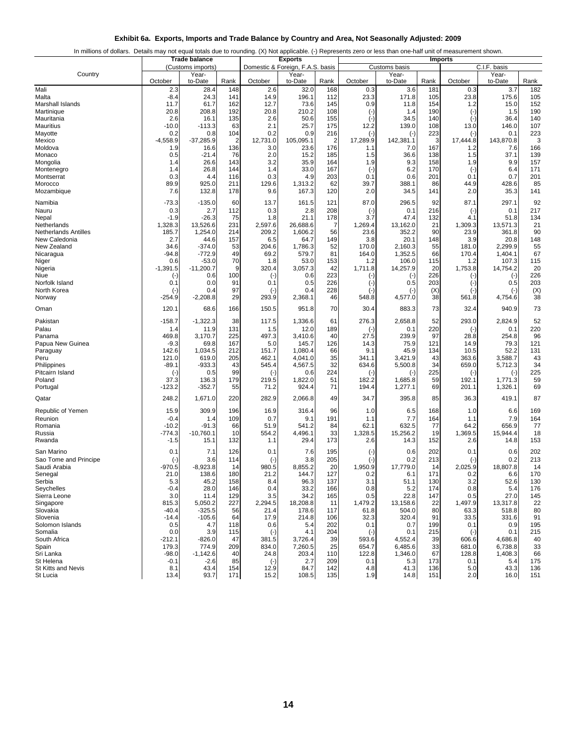### Exhibit 6a. Exports, Imports and Trade Balance by Country and Area, Not Seasonally Adjusted: 2009

In millions of dollars. Details may not equal totals due to rounding. (X) Not applicable. (-) Represents zero or less than one-half unit of measurement shown.

| Country | Trade balance (Customs imports) | | | Exports (Domestic & Foreign, F.A.S. basis) | | | Imports (Customs basis) | | | Imports (C.I.F. basis) | | |
|---|---|---|---|---|---|---|---|---|---|---|---|---|
| | October | Year-to-Date | Rank | October | Year-to-Date | Rank | October | Year-to-Date | Rank | October | Year-to-Date | Rank |
| Mali | 2.3 | 28.4 | 148 | 2.6 | 32.0 | 168 | 0.3 | 3.6 | 181 | 0.3 | 3.7 | 182 |
| Malta | -8.4 | 24.3 | 141 | 14.9 | 196.1 | 112 | 23.3 | 171.8 | 105 | 23.8 | 175.6 | 105 |
| Marshall Islands | 11.7 | 61.7 | 162 | 12.7 | 73.6 | 145 | 0.9 | 11.8 | 154 | 1.2 | 15.0 | 152 |
| Martinique | 20.8 | 208.8 | 192 | 20.8 | 210.2 | 108 | (-) | 1.4 | 190 | (-) | 1.5 | 190 |
| Mauritania | 2.6 | 16.1 | 135 | 2.6 | 50.6 | 155 | (-) | 34.5 | 140 | (-) | 36.4 | 140 |
| Mauritius | -10.0 | -113.3 | 63 | 2.1 | 25.7 | 175 | 12.2 | 139.0 | 108 | 13.0 | 146.0 | 107 |
| Mayotte | 0.2 | 0.8 | 104 | 0.2 | 0.9 | 216 | (-) | (-) | 223 | (-) | 0.1 | 223 |
| Mexico | -4,558.9 | -37,285.9 | 2 | 12,731.0 | 105,095.1 | 2 | 17,289.9 | 142,381.1 | 3 | 17,444.8 | 143,870.8 | 3 |
| Moldova | 1.9 | 16.6 | 136 | 3.0 | 23.6 | 176 | 1.1 | 7.0 | 167 | 1.2 | 7.6 | 166 |
| Monaco | 0.5 | -21.4 | 76 | 2.0 | 15.2 | 185 | 1.5 | 36.6 | 138 | 1.5 | 37.1 | 139 |
| Mongolia | 1.4 | 26.6 | 143 | 3.2 | 35.9 | 164 | 1.9 | 9.3 | 158 | 1.9 | 9.9 | 157 |
| Montenegro | 1.4 | 26.8 | 144 | 1.4 | 33.0 | 167 | (-) | 6.2 | 170 | (-) | 6.4 | 171 |
| Montserrat | 0.3 | 4.4 | 116 | 0.3 | 4.9 | 203 | 0.1 | 0.6 | 201 | 0.1 | 0.7 | 201 |
| Morocco | 89.9 | 925.0 | 211 | 129.6 | 1,313.2 | 62 | 39.7 | 388.1 | 86 | 44.9 | 428.6 | 85 |
| Mozambique | 7.6 | 132.8 | 178 | 9.6 | 167.3 | 120 | 2.0 | 34.5 | 141 | 2.0 | 35.3 | 141 |
| Namibia | -73.3 | -135.0 | 60 | 13.7 | 161.5 | 121 | 87.0 | 296.5 | 92 | 87.1 | 297.1 | 92 |
| Nauru | 0.3 | 2.7 | 112 | 0.3 | 2.8 | 208 | (-) | 0.1 | 216 | (-) | 0.1 | 217 |
| Nepal | -1.9 | -26.3 | 75 | 1.8 | 21.1 | 178 | 3.7 | 47.4 | 132 | 4.1 | 51.8 | 134 |
| Netherlands | 1,328.3 | 13,526.6 | 231 | 2,597.6 | 26,688.6 | 7 | 1,269.4 | 13,162.0 | 21 | 1,309.3 | 13,571.3 | 21 |
| Netherlands Antilles | 185.7 | 1,254.0 | 214 | 209.2 | 1,606.2 | 56 | 23.6 | 352.2 | 90 | 23.9 | 361.8 | 90 |
| New Caledonia | 2.7 | 44.6 | 157 | 6.5 | 64.7 | 149 | 3.8 | 20.1 | 148 | 3.9 | 20.8 | 148 |
| New Zealand | 34.6 | -374.0 | 53 | 204.6 | 1,786.3 | 52 | 170.0 | 2,160.3 | 55 | 181.0 | 2,299.9 | 55 |
| Nicaragua | -94.8 | -772.9 | 49 | 69.2 | 579.7 | 81 | 164.0 | 1,352.5 | 66 | 170.4 | 1,404.1 | 67 |
| Niger | 0.6 | -53.0 | 70 | 1.8 | 53.0 | 153 | 1.2 | 106.0 | 115 | 1.2 | 107.3 | 115 |
| Nigeria | -1,391.5 | -11,200.7 | 9 | 320.4 | 3,057.3 | 42 | 1,711.8 | 14,257.9 | 20 | 1,753.8 | 14,754.2 | 20 |
| Niue | (-) | 0.6 | 100 | (-) | 0.6 | 223 | (-) | (-) | 226 | (-) | (-) | 226 |
| Norfolk Island | 0.1 | 0.0 | 91 | 0.1 | 0.5 | 226 | (-) | 0.5 | 203 | (-) | 0.5 | 203 |
| North Korea | (-) | 0.4 | 97 | (-) | 0.4 | 228 | (-) | (-) | (X) | (-) | (-) | (X) |
| Norway | -254.9 | -2,208.8 | 29 | 293.9 | 2,368.1 | 46 | 548.8 | 4,577.0 | 38 | 561.8 | 4,754.6 | 38 |
| Oman | 120.1 | 68.6 | 166 | 150.5 | 951.8 | 70 | 30.4 | 883.3 | 73 | 32.4 | 940.9 | 73 |
| Pakistan | -158.7 | -1,322.3 | 38 | 117.5 | 1,336.6 | 61 | 276.3 | 2,658.8 | 52 | 293.0 | 2,824.9 | 52 |
| Palau | 1.4 | 11.9 | 131 | 1.5 | 12.0 | 189 | (-) | 0.1 | 220 | (-) | 0.1 | 220 |
| Panama | 469.8 | 3,170.7 | 225 | 497.3 | 3,410.6 | 40 | 27.5 | 239.9 | 97 | 28.8 | 254.8 | 96 |
| Papua New Guinea | -9.3 | 69.8 | 167 | 5.0 | 145.7 | 126 | 14.3 | 75.9 | 121 | 14.9 | 79.3 | 121 |
| Paraguay | 142.6 | 1,034.5 | 212 | 151.7 | 1,080.4 | 66 | 9.1 | 45.9 | 134 | 10.5 | 52.2 | 131 |
| Peru | 121.0 | 619.0 | 205 | 462.1 | 4,041.0 | 35 | 341.1 | 3,421.9 | 43 | 363.6 | 3,588.7 | 43 |
| Philippines | -89.1 | -933.3 | 43 | 545.4 | 4,567.5 | 32 | 634.6 | 5,500.8 | 34 | 659.0 | 5,712.3 | 34 |
| Pitcairn Island | (-) | 0.5 | 99 | (-) | 0.6 | 224 | (-) | (-) | 225 | (-) | (-) | 225 |
| Poland | 37.3 | 136.3 | 179 | 219.5 | 1,822.0 | 51 | 182.2 | 1,685.8 | 59 | 192.1 | 1,771.3 | 59 |
| Portugal | -123.2 | -352.7 | 55 | 71.2 | 924.4 | 71 | 194.4 | 1,277.1 | 69 | 201.1 | 1,326.1 | 69 |
| Qatar | 248.2 | 1,671.0 | 220 | 282.9 | 2,066.8 | 49 | 34.7 | 395.8 | 85 | 36.3 | 419.1 | 87 |
| Republic of Yemen | 15.9 | 309.9 | 196 | 16.9 | 316.4 | 96 | 1.0 | 6.5 | 168 | 1.0 | 6.6 | 169 |
| Reunion | -0.4 | 1.4 | 109 | 0.7 | 9.1 | 191 | 1.1 | 7.7 | 164 | 1.1 | 7.9 | 164 |
| Romania | -10.2 | -91.3 | 66 | 51.9 | 541.2 | 84 | 62.1 | 632.5 | 77 | 64.2 | 656.9 | 77 |
| Russia | -774.3 | -10,760.1 | 10 | 554.2 | 4,496.1 | 33 | 1,328.5 | 15,256.2 | 19 | 1,369.5 | 15,944.4 | 18 |
| Rwanda | -1.5 | 15.1 | 132 | 1.1 | 29.4 | 173 | 2.6 | 14.3 | 152 | 2.6 | 14.8 | 153 |
| San Marino | 0.1 | 7.1 | 126 | 0.1 | 7.6 | 195 | (-) | 0.6 | 202 | 0.1 | 0.6 | 202 |
| Sao Tome and Principe | (-) | 3.6 | 114 | (-) | 3.8 | 205 | (-) | 0.2 | 213 | (-) | 0.2 | 213 |
| Saudi Arabia | -970.5 | -8,923.8 | 14 | 980.5 | 8,855.2 | 20 | 1,950.9 | 17,779.0 | 14 | 2,025.9 | 18,807.8 | 14 |
| Senegal | 21.0 | 138.6 | 180 | 21.2 | 144.7 | 127 | 0.2 | 6.1 | 171 | 0.2 | 6.6 | 170 |
| Serbia | 5.3 | 45.2 | 158 | 8.4 | 96.3 | 137 | 3.1 | 51.1 | 130 | 3.2 | 52.6 | 130 |
| Seychelles | -0.4 | 28.0 | 146 | 0.4 | 33.2 | 166 | 0.8 | 5.2 | 174 | 0.8 | 5.4 | 176 |
| Sierra Leone | 3.0 | 11.4 | 129 | 3.5 | 34.2 | 165 | 0.5 | 22.8 | 147 | 0.5 | 27.0 | 145 |
| Singapore | 815.3 | 5,050.2 | 227 | 2,294.5 | 18,208.8 | 11 | 1,479.2 | 13,158.6 | 22 | 1,497.9 | 13,317.8 | 22 |
| Slovakia | -40.4 | -325.5 | 56 | 21.4 | 178.6 | 117 | 61.8 | 504.0 | 80 | 63.3 | 518.8 | 80 |
| Slovenia | -14.4 | -105.6 | 64 | 17.9 | 214.8 | 106 | 32.3 | 320.4 | 91 | 33.5 | 331.6 | 91 |
| Solomon Islands | 0.5 | 4.7 | 118 | 0.6 | 5.4 | 202 | 0.1 | 0.7 | 199 | 0.1 | 0.9 | 195 |
| Somalia | 0.0 | 3.9 | 115 | (-) | 4.1 | 204 | (-) | 0.1 | 215 | (-) | 0.1 | 215 |
| South Africa | -212.1 | -826.0 | 47 | 381.5 | 3,726.4 | 39 | 593.6 | 4,552.4 | 39 | 606.6 | 4,686.8 | 40 |
| Spain | 179.3 | 774.9 | 209 | 834.0 | 7,260.5 | 25 | 654.7 | 6,485.6 | 33 | 681.0 | 6,738.8 | 33 |
| Sri Lanka | -98.0 | -1,142.6 | 40 | 24.8 | 203.4 | 110 | 122.8 | 1,346.0 | 67 | 128.8 | 1,408.3 | 66 |
| St Helena | -0.1 | -2.6 | 85 | (-) | 2.7 | 209 | 0.1 | 5.3 | 173 | 0.1 | 5.4 | 175 |
| St Kitts and Nevis | 8.1 | 43.4 | 154 | 12.9 | 84.7 | 142 | 4.8 | 41.3 | 136 | 5.0 | 43.3 | 136 |
| St Lucia | 13.4 | 93.7 | 171 | 15.2 | 108.5 | 135 | 1.9 | 14.8 | 151 | 2.0 | 16.0 | 151 |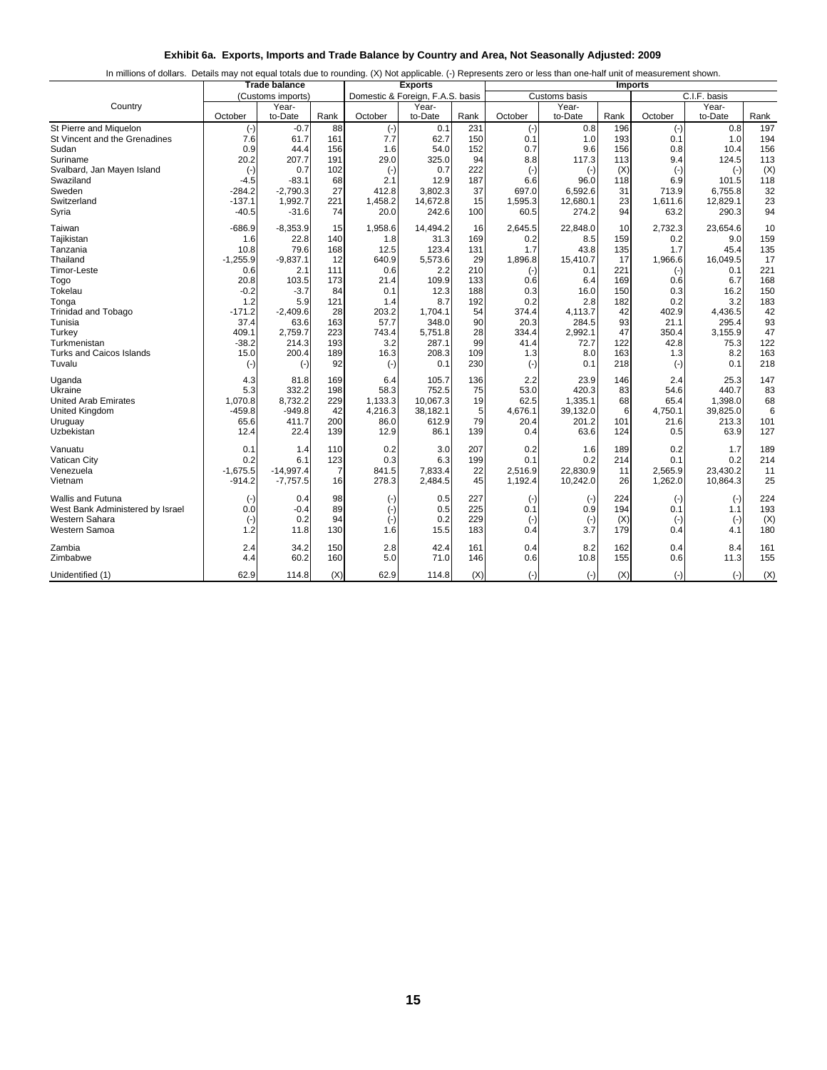# Exhibit 6a. Exports, Imports and Trade Balance by Country and Area, Not Seasonally Adjusted: 2009

In millions of dollars. Details may not equal totals due to rounding. (X) Not applicable. (-) Represents zero or less than one-half unit of measurement shown.

| Country | Trade balance (Customs imports) | | | Exports (Domestic & Foreign, F.A.S. basis) | | | Imports (Customs basis) | | | Imports (C.I.F. basis) | | |
|---|---|---|---|---|---|---|---|---|---|---|---|---|
| | October | Year-to-Date | Rank | October | Year-to-Date | Rank | October | Year-to-Date | Rank | October | Year-to-Date | Rank |
| St Pierre and Miquelon | (-) | -0.7 | 88 | (-) | 0.1 | 231 | (-) | 0.8 | 196 | (-) | 0.8 | 197 |
| St Vincent and the Grenadines | 7.6 | 61.7 | 161 | 7.7 | 62.7 | 150 | 0.1 | 1.0 | 193 | 0.1 | 1.0 | 194 |
| Sudan | 0.9 | 44.4 | 156 | 1.6 | 54.0 | 152 | 0.7 | 9.6 | 156 | 0.8 | 10.4 | 156 |
| Suriname | 20.2 | 207.7 | 191 | 29.0 | 325.0 | 94 | 8.8 | 117.3 | 113 | 9.4 | 124.5 | 113 |
| Svalbard, Jan Mayen Island | (-) | 0.7 | 102 | (-) | 0.7 | 222 | (-) | (-) | (X) | (-) | (-) | (X) |
| Swaziland | -4.5 | -83.1 | 68 | 2.1 | 12.9 | 187 | 6.6 | 96.0 | 118 | 6.9 | 101.5 | 118 |
| Sweden | -284.2 | -2,790.3 | 27 | 412.8 | 3,802.3 | 37 | 697.0 | 6,592.6 | 31 | 713.9 | 6,755.8 | 32 |
| Switzerland | -137.1 | 1,992.7 | 221 | 1,458.2 | 14,672.8 | 15 | 1,595.3 | 12,680.1 | 23 | 1,611.6 | 12,829.1 | 23 |
| Syria | -40.5 | -31.6 | 74 | 20.0 | 242.6 | 100 | 60.5 | 274.2 | 94 | 63.2 | 290.3 | 94 |
| Taiwan | -686.9 | -8,353.9 | 15 | 1,958.6 | 14,494.2 | 16 | 2,645.5 | 22,848.0 | 10 | 2,732.3 | 23,654.6 | 10 |
| Tajikistan | 1.6 | 22.8 | 140 | 1.8 | 31.3 | 169 | 0.2 | 8.5 | 159 | 0.2 | 9.0 | 159 |
| Tanzania | 10.8 | 79.6 | 168 | 12.5 | 123.4 | 131 | 1.7 | 43.8 | 135 | 1.7 | 45.4 | 135 |
| Thailand | -1,255.9 | -9,837.1 | 12 | 640.9 | 5,573.6 | 29 | 1,896.8 | 15,410.7 | 17 | 1,966.6 | 16,049.5 | 17 |
| Timor-Leste | 0.6 | 2.1 | 111 | 0.6 | 2.2 | 210 | (-) | 0.1 | 221 | (-) | 0.1 | 221 |
| Togo | 20.8 | 103.5 | 173 | 21.4 | 109.9 | 133 | 0.6 | 6.4 | 169 | 0.6 | 6.7 | 168 |
| Tokelau | -0.2 | -3.7 | 84 | 0.1 | 12.3 | 188 | 0.3 | 16.0 | 150 | 0.3 | 16.2 | 150 |
| Tonga | 1.2 | 5.9 | 121 | 1.4 | 8.7 | 192 | 0.2 | 2.8 | 182 | 0.2 | 3.2 | 183 |
| Trinidad and Tobago | -171.2 | -2,409.6 | 28 | 203.2 | 1,704.1 | 54 | 374.4 | 4,113.7 | 42 | 402.9 | 4,436.5 | 42 |
| Tunisia | 37.4 | 63.6 | 163 | 57.7 | 348.0 | 90 | 20.3 | 284.5 | 93 | 21.1 | 295.4 | 93 |
| Turkey | 409.1 | 2,759.7 | 223 | 743.4 | 5,751.8 | 28 | 334.4 | 2,992.1 | 47 | 350.4 | 3,155.9 | 47 |
| Turkmenistan | -38.2 | 214.3 | 193 | 3.2 | 287.1 | 99 | 41.4 | 72.7 | 122 | 42.8 | 75.3 | 122 |
| Turks and Caicos Islands | 15.0 | 200.4 | 189 | 16.3 | 208.3 | 109 | 1.3 | 8.0 | 163 | 1.3 | 8.2 | 163 |
| Tuvalu | (-) | (-) | 92 | (-) | 0.1 | 230 | (-) | 0.1 | 218 | (-) | 0.1 | 218 |
| Uganda | 4.3 | 81.8 | 169 | 6.4 | 105.7 | 136 | 2.2 | 23.9 | 146 | 2.4 | 25.3 | 147 |
| Ukraine | 5.3 | 332.2 | 198 | 58.3 | 752.5 | 75 | 53.0 | 420.3 | 83 | 54.6 | 440.7 | 83 |
| United Arab Emirates | 1,070.8 | 8,732.2 | 229 | 1,133.3 | 10,067.3 | 19 | 62.5 | 1,335.1 | 68 | 65.4 | 1,398.0 | 68 |
| United Kingdom | -459.8 | -949.8 | 42 | 4,216.3 | 38,182.1 | 5 | 4,676.1 | 39,132.0 | 6 | 4,750.1 | 39,825.0 | 6 |
| Uruguay | 65.6 | 411.7 | 200 | 86.0 | 612.9 | 79 | 20.4 | 201.2 | 101 | 21.6 | 213.3 | 101 |
| Uzbekistan | 12.4 | 22.4 | 139 | 12.9 | 86.1 | 139 | 0.4 | 63.6 | 124 | 0.5 | 63.9 | 127 |
| Vanuatu | 0.1 | 1.4 | 110 | 0.2 | 3.0 | 207 | 0.2 | 1.6 | 189 | 0.2 | 1.7 | 189 |
| Vatican City | 0.2 | 6.1 | 123 | 0.3 | 6.3 | 199 | 0.1 | 0.2 | 214 | 0.1 | 0.2 | 214 |
| Venezuela | -1,675.5 | -14,997.4 | 7 | 841.5 | 7,833.4 | 22 | 2,516.9 | 22,830.9 | 11 | 2,565.9 | 23,430.2 | 11 |
| Vietnam | -914.2 | -7,757.5 | 16 | 278.3 | 2,484.5 | 45 | 1,192.4 | 10,242.0 | 26 | 1,262.0 | 10,864.3 | 25 |
| Wallis and Futuna | (-) | 0.4 | 98 | (-) | 0.5 | 227 | (-) | (-) | 224 | (-) | (-) | 224 |
| West Bank Administered by Israel | 0.0 | -0.4 | 89 | (-) | 0.5 | 225 | 0.1 | 0.9 | 194 | 0.1 | 1.1 | 193 |
| Western Sahara | (-) | 0.2 | 94 | (-) | 0.2 | 229 | (-) | (-) | (X) | (-) | (-) | (X) |
| Western Samoa | 1.2 | 11.8 | 130 | 1.6 | 15.5 | 183 | 0.4 | 3.7 | 179 | 0.4 | 4.1 | 180 |
| Zambia | 2.4 | 34.2 | 150 | 2.8 | 42.4 | 161 | 0.4 | 8.2 | 162 | 0.4 | 8.4 | 161 |
| Zimbabwe | 4.4 | 60.2 | 160 | 5.0 | 71.0 | 146 | 0.6 | 10.8 | 155 | 0.6 | 11.3 | 155 |
| Unidentified (1) | 62.9 | 114.8 | (X) | 62.9 | 114.8 | (X) | (-) | (-) | (X) | (-) | (-) | (X) |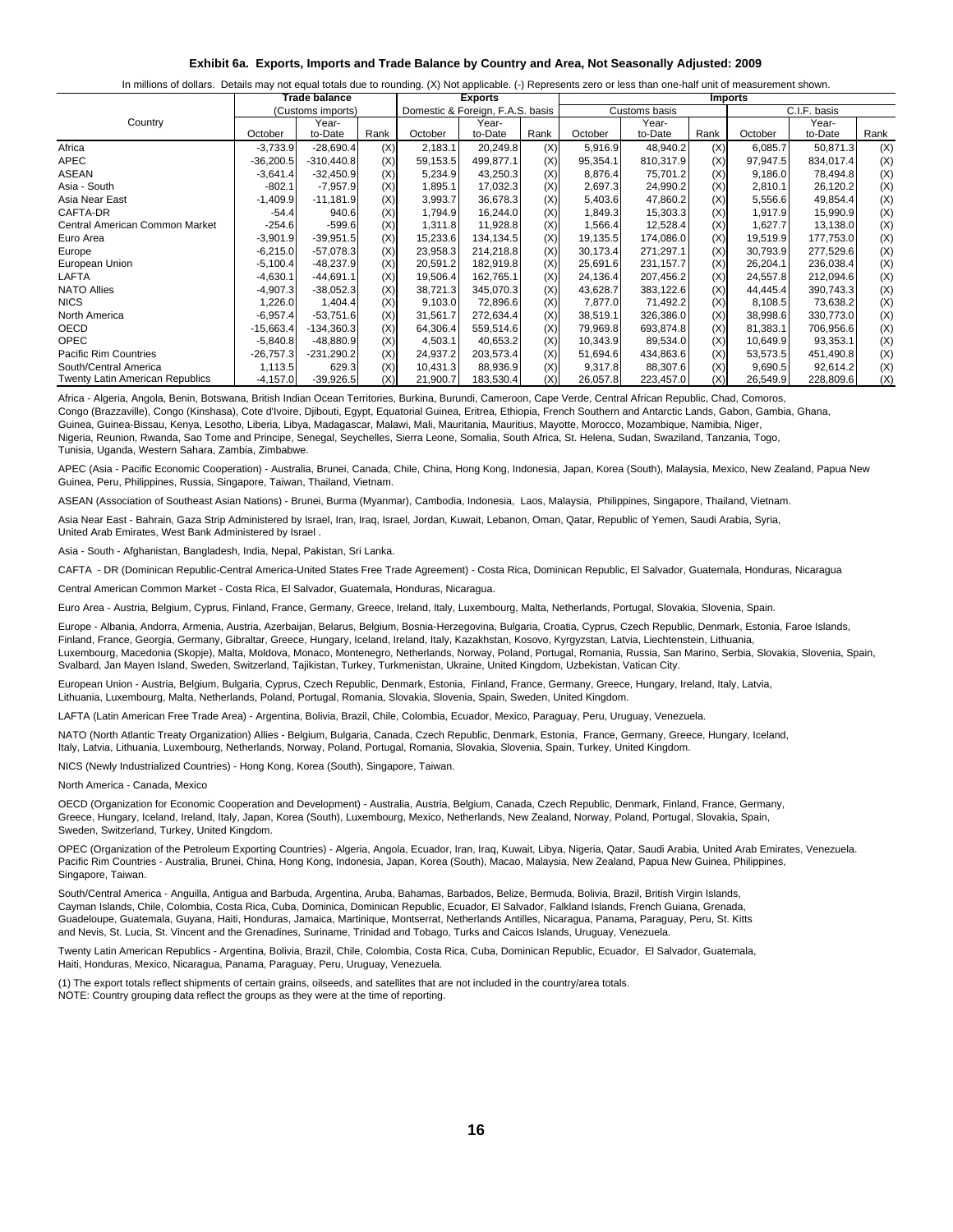# Exhibit 6a. Exports, Imports and Trade Balance by Country and Area, Not Seasonally Adjusted: 2009

In millions of dollars. Details may not equal totals due to rounding. (X) Not applicable. (-) Represents zero or less than one-half unit of measurement shown.

| Country | Trade balance (Customs imports) | | | Exports (Domestic & Foreign, F.A.S. basis) | | | Imports (Customs basis) | | | Imports (C.I.F. basis) | | |
|---|---|---|---|---|---|---|---|---|---|---|---|---|
| | October | Year-to-Date | Rank | October | Year-to-Date | Rank | October | Year-to-Date | Rank | October | Year-to-Date | Rank |
| Africa | -3,733.9 | -28,690.4 | (X) | 2,183.1 | 20,249.8 | (X) | 5,916.9 | 48,940.2 | (X) | 6,085.7 | 50,871.3 | (X) |
| APEC | -36,200.5 | -310,440.8 | (X) | 59,153.5 | 499,877.1 | (X) | 95,354.1 | 810,317.9 | (X) | 97,947.5 | 834,017.4 | (X) |
| ASEAN | -3,641.4 | -32,450.9 | (X) | 5,234.9 | 43,250.3 | (X) | 8,876.4 | 75,701.2 | (X) | 9,186.0 | 78,494.8 | (X) |
| Asia - South | -802.1 | -7,957.9 | (X) | 1,895.1 | 17,032.3 | (X) | 2,697.3 | 24,990.2 | (X) | 2,810.1 | 26,120.2 | (X) |
| Asia Near East | -1,409.9 | -11,181.9 | (X) | 3,993.7 | 36,678.3 | (X) | 5,403.6 | 47,860.2 | (X) | 5,556.6 | 49,854.4 | (X) |
| CAFTA-DR | -54.4 | 940.6 | (X) | 1,794.9 | 16,244.0 | (X) | 1,849.3 | 15,303.3 | (X) | 1,917.9 | 15,990.9 | (X) |
| Central American Common Market | -254.6 | -599.6 | (X) | 1,311.8 | 11,928.8 | (X) | 1,566.4 | 12,528.4 | (X) | 1,627.7 | 13,138.0 | (X) |
| Euro Area | -3,901.9 | -39,951.5 | (X) | 15,233.6 | 134,134.5 | (X) | 19,135.5 | 174,086.0 | (X) | 19,519.9 | 177,753.0 | (X) |
| Europe | -6,215.0 | -57,078.3 | (X) | 23,958.3 | 214,218.8 | (X) | 30,173.4 | 271,297.1 | (X) | 30,793.9 | 277,529.6 | (X) |
| European Union | -5,100.4 | -48,237.9 | (X) | 20,591.2 | 182,919.8 | (X) | 25,691.6 | 231,157.7 | (X) | 26,204.1 | 236,038.4 | (X) |
| LAFTA | -4,630.1 | -44,691.1 | (X) | 19,506.4 | 162,765.1 | (X) | 24,136.4 | 207,456.2 | (X) | 24,557.8 | 212,094.6 | (X) |
| NATO Allies | -4,907.3 | -38,052.3 | (X) | 38,721.3 | 345,070.3 | (X) | 43,628.7 | 383,122.6 | (X) | 44,445.4 | 390,743.3 | (X) |
| NICS | 1,226.0 | 1,404.4 | (X) | 9,103.0 | 72,896.6 | (X) | 7,877.0 | 71,492.2 | (X) | 8,108.5 | 73,638.2 | (X) |
| North America | -6,957.4 | -53,751.6 | (X) | 31,561.7 | 272,634.4 | (X) | 38,519.1 | 326,386.0 | (X) | 38,998.6 | 330,773.0 | (X) |
| OECD | -15,663.4 | -134,360.3 | (X) | 64,306.4 | 559,514.6 | (X) | 79,969.8 | 693,874.8 | (X) | 81,383.1 | 706,956.6 | (X) |
| OPEC | -5,840.8 | -48,880.9 | (X) | 4,503.1 | 40,653.2 | (X) | 10,343.9 | 89,534.0 | (X) | 10,649.9 | 93,353.1 | (X) |
| Pacific Rim Countries | -26,757.3 | -231,290.2 | (X) | 24,937.2 | 203,573.4 | (X) | 51,694.6 | 434,863.6 | (X) | 53,573.5 | 451,490.8 | (X) |
| South/Central America | 1,113.5 | 629.3 | (X) | 10,431.3 | 88,936.9 | (X) | 9,317.8 | 88,307.6 | (X) | 9,690.5 | 92,614.2 | (X) |
| Twenty Latin American Republics | -4,157.0 | -39,926.5 | (X) | 21,900.7 | 183,530.4 | (X) | 26,057.8 | 223,457.0 | (X) | 26,549.9 | 228,809.6 | (X) |

Africa - Algeria, Angola, Benin, Botswana, British Indian Ocean Territories, Burkina, Burundi, Cameroon, Cape Verde, Central African Republic, Chad, Comoros, Congo (Brazzaville), Congo (Kinshasa), Cote d'Ivoire, Djibouti, Egypt, Equatorial Guinea, Eritrea, Ethiopia, French Southern and Antarctic Lands, Gabon, Gambia, Ghana, Guinea, Guinea-Bissau, Kenya, Lesotho, Liberia, Libya, Madagascar, Malawi, Mali, Mauritania, Mauritius, Mayotte, Morocco, Mozambique, Namibia, Niger, Nigeria, Reunion, Rwanda, Sao Tome and Principe, Senegal, Seychelles, Sierra Leone, Somalia, South Africa, St. Helena, Sudan, Swaziland, Tanzania, Togo, Tunisia, Uganda, Western Sahara, Zambia, Zimbabwe.

APEC (Asia - Pacific Economic Cooperation) - Australia, Brunei, Canada, Chile, China, Hong Kong, Indonesia, Japan, Korea (South), Malaysia, Mexico, New Zealand, Papua New Guinea, Peru, Philippines, Russia, Singapore, Taiwan, Thailand, Vietnam.

ASEAN (Association of Southeast Asian Nations) - Brunei, Burma (Myanmar), Cambodia, Indonesia, Laos, Malaysia, Philippines, Singapore, Thailand, Vietnam.

Asia Near East - Bahrain, Gaza Strip Administered by Israel, Iran, Iraq, Israel, Jordan, Kuwait, Lebanon, Oman, Qatar, Republic of Yemen, Saudi Arabia, Syria, United Arab Emirates, West Bank Administered by Israel .

Asia - South - Afghanistan, Bangladesh, India, Nepal, Pakistan, Sri Lanka.

CAFTA - DR (Dominican Republic-Central America-United States Free Trade Agreement) - Costa Rica, Dominican Republic, El Salvador, Guatemala, Honduras, Nicaragua

Central American Common Market - Costa Rica, El Salvador, Guatemala, Honduras, Nicaragua.

Euro Area - Austria, Belgium, Cyprus, Finland, France, Germany, Greece, Ireland, Italy, Luxembourg, Malta, Netherlands, Portugal, Slovakia, Slovenia, Spain.

Europe - Albania, Andorra, Armenia, Austria, Azerbaijan, Belarus, Belgium, Bosnia-Herzegovina, Bulgaria, Croatia, Cyprus, Czech Republic, Denmark, Estonia, Faroe Islands, Finland, France, Georgia, Germany, Gibraltar, Greece, Hungary, Iceland, Ireland, Italy, Kazakhstan, Kosovo, Kyrgyzstan, Latvia, Liechtenstein, Lithuania, Luxembourg, Macedonia (Skopje), Malta, Moldova, Monaco, Montenegro, Netherlands, Norway, Poland, Portugal, Romania, Russia, San Marino, Serbia, Slovakia, Slovenia, Spain, Svalbard, Jan Mayen Island, Sweden, Switzerland, Tajikistan, Turkey, Turkmenistan, Ukraine, United Kingdom, Uzbekistan, Vatican City.

European Union - Austria, Belgium, Bulgaria, Cyprus, Czech Republic, Denmark, Estonia, Finland, France, Germany, Greece, Hungary, Ireland, Italy, Latvia, Lithuania, Luxembourg, Malta, Netherlands, Poland, Portugal, Romania, Slovakia, Slovenia, Spain, Sweden, United Kingdom.

LAFTA (Latin American Free Trade Area) - Argentina, Bolivia, Brazil, Chile, Colombia, Ecuador, Mexico, Paraguay, Peru, Uruguay, Venezuela.

NATO (North Atlantic Treaty Organization) Allies - Belgium, Bulgaria, Canada, Czech Republic, Denmark, Estonia, France, Germany, Greece, Hungary, Iceland, Italy, Latvia, Lithuania, Luxembourg, Netherlands, Norway, Poland, Portugal, Romania, Slovakia, Slovenia, Spain, Turkey, United Kingdom.

NICS (Newly Industrialized Countries) - Hong Kong, Korea (South), Singapore, Taiwan.

North America - Canada, Mexico

OECD (Organization for Economic Cooperation and Development) - Australia, Austria, Belgium, Canada, Czech Republic, Denmark, Finland, France, Germany, Greece, Hungary, Iceland, Ireland, Italy, Japan, Korea (South), Luxembourg, Mexico, Netherlands, New Zealand, Norway, Poland, Portugal, Slovakia, Spain, Sweden, Switzerland, Turkey, United Kingdom.

OPEC (Organization of the Petroleum Exporting Countries) - Algeria, Angola, Ecuador, Iran, Iraq, Kuwait, Libya, Nigeria, Qatar, Saudi Arabia, United Arab Emirates, Venezuela.

Pacific Rim Countries - Australia, Brunei, China, Hong Kong, Indonesia, Japan, Korea (South), Macao, Malaysia, New Zealand, Papua New Guinea, Philippines, Singapore, Taiwan.

South/Central America - Anguilla, Antigua and Barbuda, Argentina, Aruba, Bahamas, Barbados, Belize, Bermuda, Bolivia, Brazil, British Virgin Islands, Cayman Islands, Chile, Colombia, Costa Rica, Cuba, Dominica, Dominican Republic, Ecuador, El Salvador, Falkland Islands, French Guiana, Grenada, Guadeloupe, Guatemala, Guyana, Haiti, Honduras, Jamaica, Martinique, Montserrat, Netherlands Antilles, Nicaragua, Panama, Paraguay, Peru, St. Kitts and Nevis, St. Lucia, St. Vincent and the Grenadines, Suriname, Trinidad and Tobago, Turks and Caicos Islands, Uruguay, Venezuela.

Twenty Latin American Republics - Argentina, Bolivia, Brazil, Chile, Colombia, Costa Rica, Cuba, Dominican Republic, Ecuador, El Salvador, Guatemala, Haiti, Honduras, Mexico, Nicaragua, Panama, Paraguay, Peru, Uruguay, Venezuela.

(1) The export totals reflect shipments of certain grains, oilseeds, and satellites that are not included in the country/area totals.

NOTE: Country grouping data reflect the groups as they were at the time of reporting.